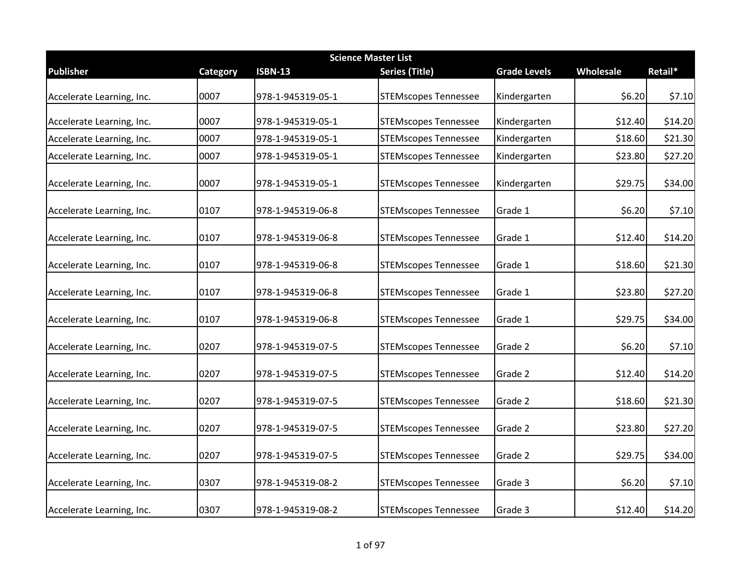## Science Master List

| Publisher | Category | ISBN-13 | Series (Title) | Grade Levels | Wholesale | Retail* |
|---|---|---|---|---|---|---|
| Accelerate Learning, Inc. | 0007 | 978-1-945319-05-1 | STEMscopes Tennessee | Kindergarten | $6.20 | $7.10 |
| Accelerate Learning, Inc. | 0007 | 978-1-945319-05-1 | STEMscopes Tennessee | Kindergarten | $12.40 | $14.20 |
| Accelerate Learning, Inc. | 0007 | 978-1-945319-05-1 | STEMscopes Tennessee | Kindergarten | $18.60 | $21.30 |
| Accelerate Learning, Inc. | 0007 | 978-1-945319-05-1 | STEMscopes Tennessee | Kindergarten | $23.80 | $27.20 |
| Accelerate Learning, Inc. | 0007 | 978-1-945319-05-1 | STEMscopes Tennessee | Kindergarten | $29.75 | $34.00 |
| Accelerate Learning, Inc. | 0107 | 978-1-945319-06-8 | STEMscopes Tennessee | Grade 1 | $6.20 | $7.10 |
| Accelerate Learning, Inc. | 0107 | 978-1-945319-06-8 | STEMscopes Tennessee | Grade 1 | $12.40 | $14.20 |
| Accelerate Learning, Inc. | 0107 | 978-1-945319-06-8 | STEMscopes Tennessee | Grade 1 | $18.60 | $21.30 |
| Accelerate Learning, Inc. | 0107 | 978-1-945319-06-8 | STEMscopes Tennessee | Grade 1 | $23.80 | $27.20 |
| Accelerate Learning, Inc. | 0107 | 978-1-945319-06-8 | STEMscopes Tennessee | Grade 1 | $29.75 | $34.00 |
| Accelerate Learning, Inc. | 0207 | 978-1-945319-07-5 | STEMscopes Tennessee | Grade 2 | $6.20 | $7.10 |
| Accelerate Learning, Inc. | 0207 | 978-1-945319-07-5 | STEMscopes Tennessee | Grade 2 | $12.40 | $14.20 |
| Accelerate Learning, Inc. | 0207 | 978-1-945319-07-5 | STEMscopes Tennessee | Grade 2 | $18.60 | $21.30 |
| Accelerate Learning, Inc. | 0207 | 978-1-945319-07-5 | STEMscopes Tennessee | Grade 2 | $23.80 | $27.20 |
| Accelerate Learning, Inc. | 0207 | 978-1-945319-07-5 | STEMscopes Tennessee | Grade 2 | $29.75 | $34.00 |
| Accelerate Learning, Inc. | 0307 | 978-1-945319-08-2 | STEMscopes Tennessee | Grade 3 | $6.20 | $7.10 |
| Accelerate Learning, Inc. | 0307 | 978-1-945319-08-2 | STEMscopes Tennessee | Grade 3 | $12.40 | $14.20 |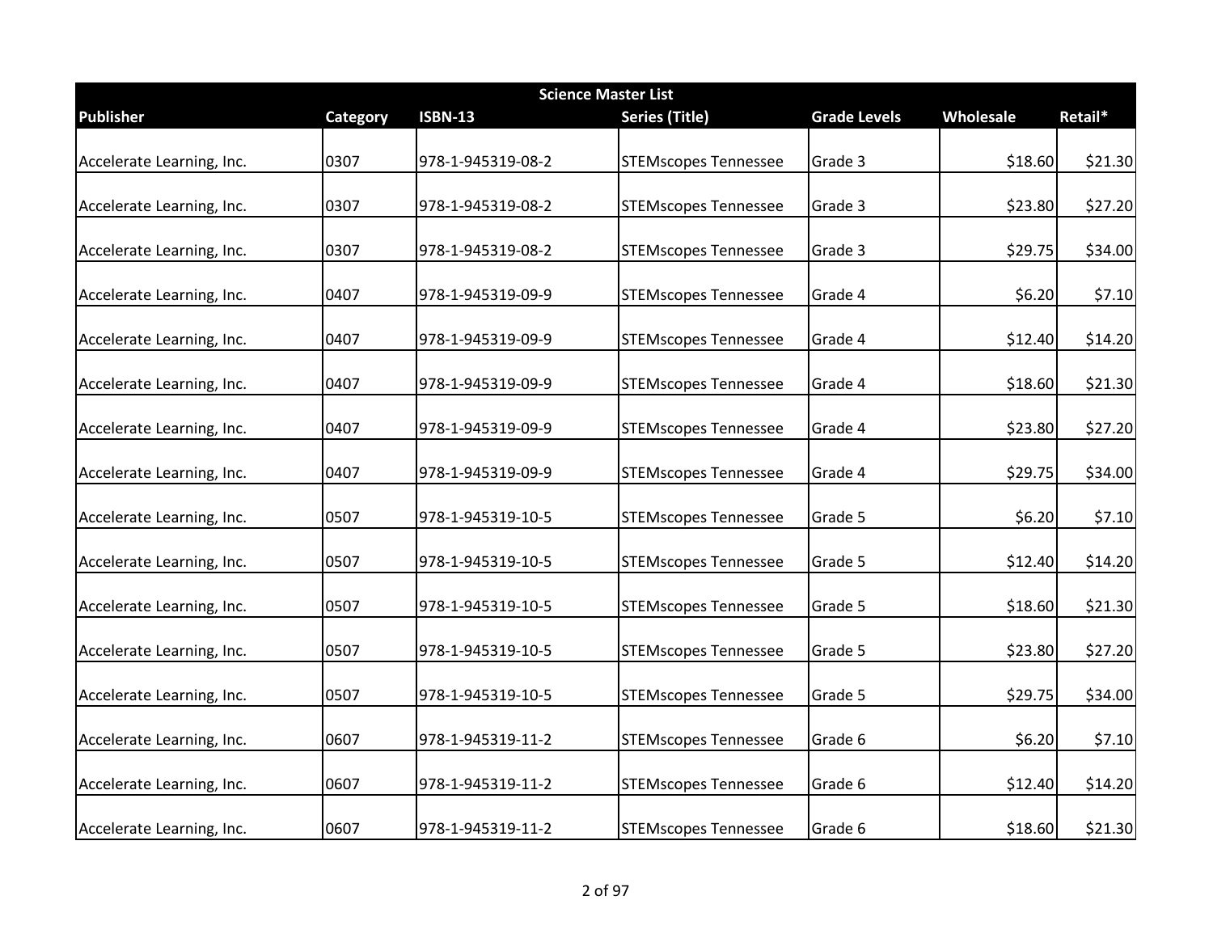| Science Master List | | | | | | |
|---|---|---|---|---|---|---|
| Publisher | Category | ISBN-13 | Series (Title) | Grade Levels | Wholesale | Retail* |
| Accelerate Learning, Inc. | 0307 | 978-1-945319-08-2 | STEMscopes Tennessee | Grade 3 | $18.60 | $21.30 |
| Accelerate Learning, Inc. | 0307 | 978-1-945319-08-2 | STEMscopes Tennessee | Grade 3 | $23.80 | $27.20 |
| Accelerate Learning, Inc. | 0307 | 978-1-945319-08-2 | STEMscopes Tennessee | Grade 3 | $29.75 | $34.00 |
| Accelerate Learning, Inc. | 0407 | 978-1-945319-09-9 | STEMscopes Tennessee | Grade 4 | $6.20 | $7.10 |
| Accelerate Learning, Inc. | 0407 | 978-1-945319-09-9 | STEMscopes Tennessee | Grade 4 | $12.40 | $14.20 |
| Accelerate Learning, Inc. | 0407 | 978-1-945319-09-9 | STEMscopes Tennessee | Grade 4 | $18.60 | $21.30 |
| Accelerate Learning, Inc. | 0407 | 978-1-945319-09-9 | STEMscopes Tennessee | Grade 4 | $23.80 | $27.20 |
| Accelerate Learning, Inc. | 0407 | 978-1-945319-09-9 | STEMscopes Tennessee | Grade 4 | $29.75 | $34.00 |
| Accelerate Learning, Inc. | 0507 | 978-1-945319-10-5 | STEMscopes Tennessee | Grade 5 | $6.20 | $7.10 |
| Accelerate Learning, Inc. | 0507 | 978-1-945319-10-5 | STEMscopes Tennessee | Grade 5 | $12.40 | $14.20 |
| Accelerate Learning, Inc. | 0507 | 978-1-945319-10-5 | STEMscopes Tennessee | Grade 5 | $18.60 | $21.30 |
| Accelerate Learning, Inc. | 0507 | 978-1-945319-10-5 | STEMscopes Tennessee | Grade 5 | $23.80 | $27.20 |
| Accelerate Learning, Inc. | 0507 | 978-1-945319-10-5 | STEMscopes Tennessee | Grade 5 | $29.75 | $34.00 |
| Accelerate Learning, Inc. | 0607 | 978-1-945319-11-2 | STEMscopes Tennessee | Grade 6 | $6.20 | $7.10 |
| Accelerate Learning, Inc. | 0607 | 978-1-945319-11-2 | STEMscopes Tennessee | Grade 6 | $12.40 | $14.20 |
| Accelerate Learning, Inc. | 0607 | 978-1-945319-11-2 | STEMscopes Tennessee | Grade 6 | $18.60 | $21.30 |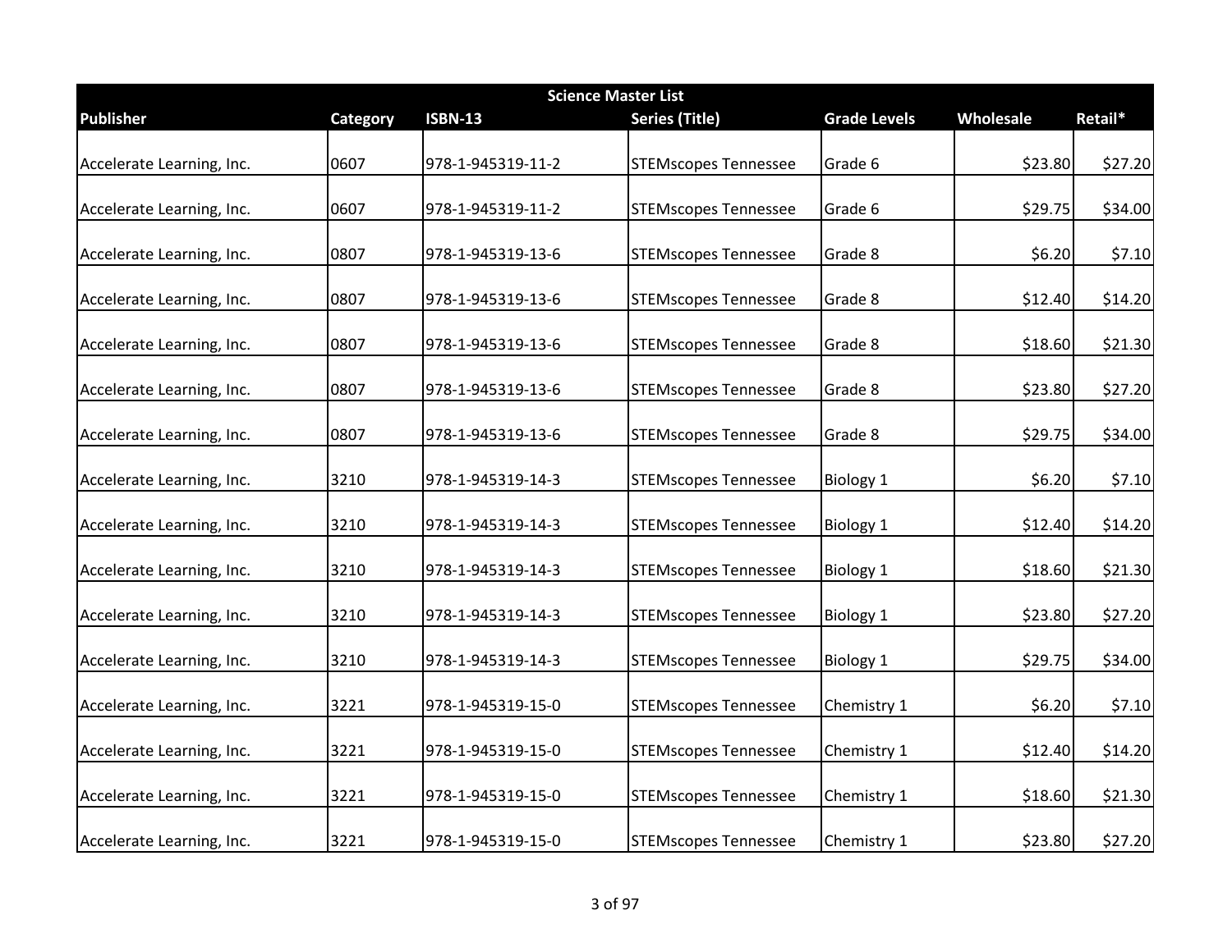| Science Master List | | | | | | |
|---|---|---|---|---|---|---|
| **Publisher** | **Category** | **ISBN-13** | **Series (Title)** | **Grade Levels** | **Wholesale** | **Retail*** |
| Accelerate Learning, Inc. | 0607 | 978-1-945319-11-2 | STEMscopes Tennessee | Grade 6 | $23.80 | $27.20 |
| Accelerate Learning, Inc. | 0607 | 978-1-945319-11-2 | STEMscopes Tennessee | Grade 6 | $29.75 | $34.00 |
| Accelerate Learning, Inc. | 0807 | 978-1-945319-13-6 | STEMscopes Tennessee | Grade 8 | $6.20 | $7.10 |
| Accelerate Learning, Inc. | 0807 | 978-1-945319-13-6 | STEMscopes Tennessee | Grade 8 | $12.40 | $14.20 |
| Accelerate Learning, Inc. | 0807 | 978-1-945319-13-6 | STEMscopes Tennessee | Grade 8 | $18.60 | $21.30 |
| Accelerate Learning, Inc. | 0807 | 978-1-945319-13-6 | STEMscopes Tennessee | Grade 8 | $23.80 | $27.20 |
| Accelerate Learning, Inc. | 0807 | 978-1-945319-13-6 | STEMscopes Tennessee | Grade 8 | $29.75 | $34.00 |
| Accelerate Learning, Inc. | 3210 | 978-1-945319-14-3 | STEMscopes Tennessee | Biology 1 | $6.20 | $7.10 |
| Accelerate Learning, Inc. | 3210 | 978-1-945319-14-3 | STEMscopes Tennessee | Biology 1 | $12.40 | $14.20 |
| Accelerate Learning, Inc. | 3210 | 978-1-945319-14-3 | STEMscopes Tennessee | Biology 1 | $18.60 | $21.30 |
| Accelerate Learning, Inc. | 3210 | 978-1-945319-14-3 | STEMscopes Tennessee | Biology 1 | $23.80 | $27.20 |
| Accelerate Learning, Inc. | 3210 | 978-1-945319-14-3 | STEMscopes Tennessee | Biology 1 | $29.75 | $34.00 |
| Accelerate Learning, Inc. | 3221 | 978-1-945319-15-0 | STEMscopes Tennessee | Chemistry 1 | $6.20 | $7.10 |
| Accelerate Learning, Inc. | 3221 | 978-1-945319-15-0 | STEMscopes Tennessee | Chemistry 1 | $12.40 | $14.20 |
| Accelerate Learning, Inc. | 3221 | 978-1-945319-15-0 | STEMscopes Tennessee | Chemistry 1 | $18.60 | $21.30 |
| Accelerate Learning, Inc. | 3221 | 978-1-945319-15-0 | STEMscopes Tennessee | Chemistry 1 | $23.80 | $27.20 |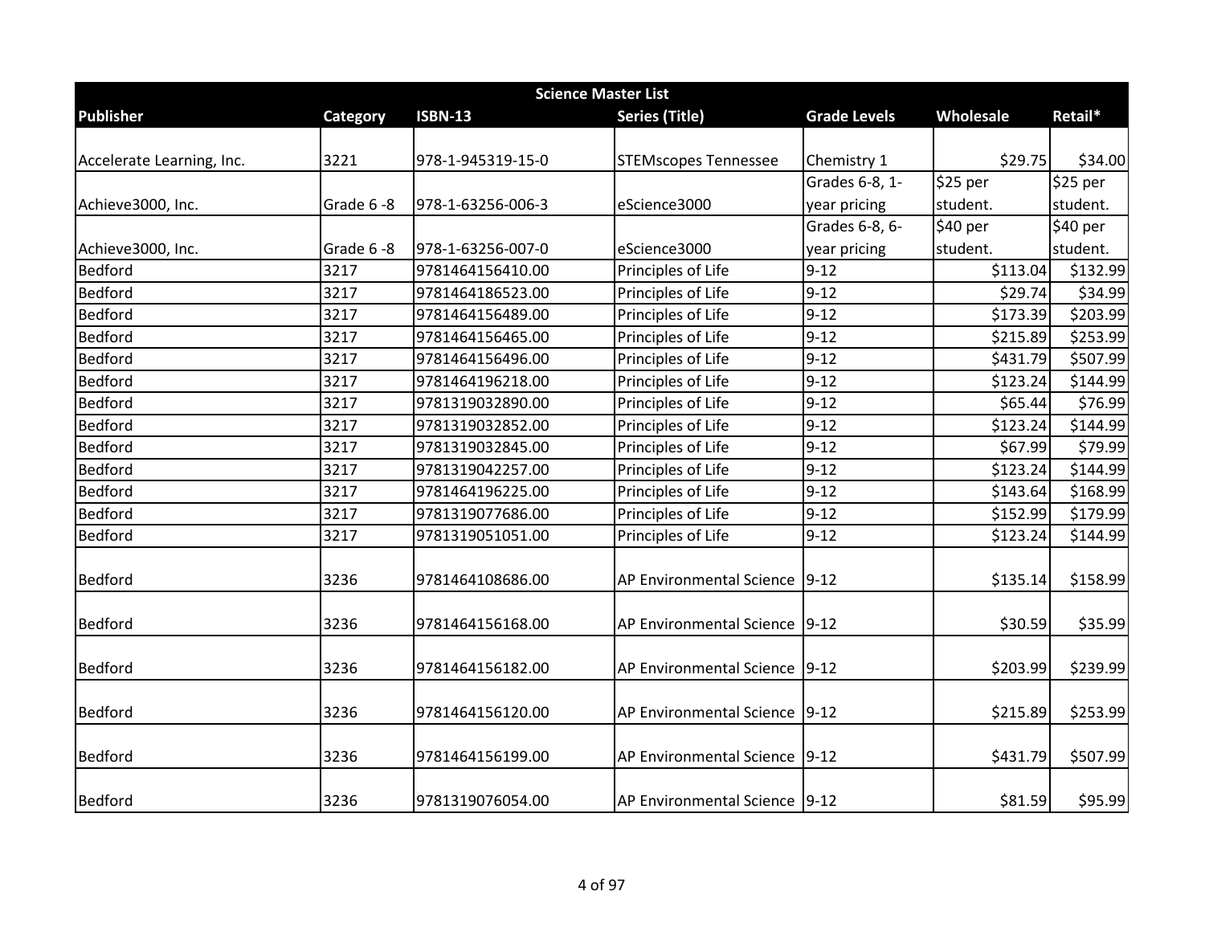| Science Master List | | | | | | |
|---|---|---|---|---|---|---|
| **Publisher** | **Category** | **ISBN-13** | **Series (Title)** | **Grade Levels** | **Wholesale** | **Retail*** |
| Accelerate Learning, Inc. | 3221 | 978-1-945319-15-0 | STEMscopes Tennessee | Chemistry 1 | $29.75 | $34.00 |
| Achieve3000, Inc. | Grade 6 -8 | 978-1-63256-006-3 | eScience3000 | Grades 6-8, 1-year pricing | $25 per student. | $25 per student. |
| Achieve3000, Inc. | Grade 6 -8 | 978-1-63256-007-0 | eScience3000 | Grades 6-8, 6-year pricing | $40 per student. | $40 per student. |
| Bedford | 3217 | 9781464156410.00 | Principles of Life | 9-12 | $113.04 | $132.99 |
| Bedford | 3217 | 9781464186523.00 | Principles of Life | 9-12 | $29.74 | $34.99 |
| Bedford | 3217 | 9781464156489.00 | Principles of Life | 9-12 | $173.39 | $203.99 |
| Bedford | 3217 | 9781464156465.00 | Principles of Life | 9-12 | $215.89 | $253.99 |
| Bedford | 3217 | 9781464156496.00 | Principles of Life | 9-12 | $431.79 | $507.99 |
| Bedford | 3217 | 9781464196218.00 | Principles of Life | 9-12 | $123.24 | $144.99 |
| Bedford | 3217 | 9781319032890.00 | Principles of Life | 9-12 | $65.44 | $76.99 |
| Bedford | 3217 | 9781319032852.00 | Principles of Life | 9-12 | $123.24 | $144.99 |
| Bedford | 3217 | 9781319032845.00 | Principles of Life | 9-12 | $67.99 | $79.99 |
| Bedford | 3217 | 9781319042257.00 | Principles of Life | 9-12 | $123.24 | $144.99 |
| Bedford | 3217 | 9781464196225.00 | Principles of Life | 9-12 | $143.64 | $168.99 |
| Bedford | 3217 | 9781319077686.00 | Principles of Life | 9-12 | $152.99 | $179.99 |
| Bedford | 3217 | 9781319051051.00 | Principles of Life | 9-12 | $123.24 | $144.99 |
| Bedford | 3236 | 9781464108686.00 | AP Environmental Science | 9-12 | $135.14 | $158.99 |
| Bedford | 3236 | 9781464156168.00 | AP Environmental Science | 9-12 | $30.59 | $35.99 |
| Bedford | 3236 | 9781464156182.00 | AP Environmental Science | 9-12 | $203.99 | $239.99 |
| Bedford | 3236 | 9781464156120.00 | AP Environmental Science | 9-12 | $215.89 | $253.99 |
| Bedford | 3236 | 9781464156199.00 | AP Environmental Science | 9-12 | $431.79 | $507.99 |
| Bedford | 3236 | 9781319076054.00 | AP Environmental Science | 9-12 | $81.59 | $95.99 |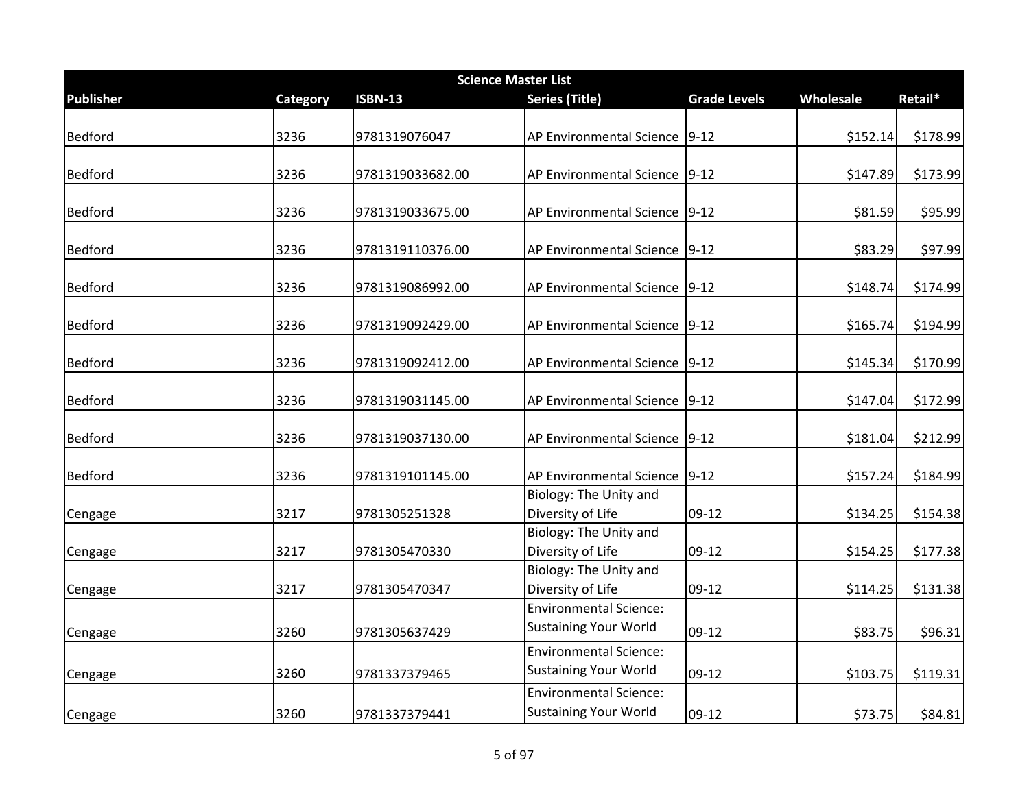| Science Master List | | | | | | |
|---|---|---|---|---|---|---|
| **Publisher** | **Category** | **ISBN-13** | **Series (Title)** | **Grade Levels** | **Wholesale** | **Retail*** |
| Bedford | 3236 | 9781319076047 | AP Environmental Science | 9-12 | $152.14 | $178.99 |
| Bedford | 3236 | 9781319033682.00 | AP Environmental Science | 9-12 | $147.89 | $173.99 |
| Bedford | 3236 | 9781319033675.00 | AP Environmental Science | 9-12 | $81.59 | $95.99 |
| Bedford | 3236 | 9781319110376.00 | AP Environmental Science | 9-12 | $83.29 | $97.99 |
| Bedford | 3236 | 9781319086992.00 | AP Environmental Science | 9-12 | $148.74 | $174.99 |
| Bedford | 3236 | 9781319092429.00 | AP Environmental Science | 9-12 | $165.74 | $194.99 |
| Bedford | 3236 | 9781319092412.00 | AP Environmental Science | 9-12 | $145.34 | $170.99 |
| Bedford | 3236 | 9781319031145.00 | AP Environmental Science | 9-12 | $147.04 | $172.99 |
| Bedford | 3236 | 9781319037130.00 | AP Environmental Science | 9-12 | $181.04 | $212.99 |
| Bedford | 3236 | 9781319101145.00 | AP Environmental Science | 9-12 | $157.24 | $184.99 |
| Cengage | 3217 | 9781305251328 | Biology: The Unity and Diversity of Life | 09-12 | $134.25 | $154.38 |
| Cengage | 3217 | 9781305470330 | Biology: The Unity and Diversity of Life | 09-12 | $154.25 | $177.38 |
| Cengage | 3217 | 9781305470347 | Biology: The Unity and Diversity of Life | 09-12 | $114.25 | $131.38 |
| Cengage | 3260 | 9781305637429 | Environmental Science: Sustaining Your World | 09-12 | $83.75 | $96.31 |
| Cengage | 3260 | 9781337379465 | Environmental Science: Sustaining Your World | 09-12 | $103.75 | $119.31 |
| Cengage | 3260 | 9781337379441 | Environmental Science: Sustaining Your World | 09-12 | $73.75 | $84.81 |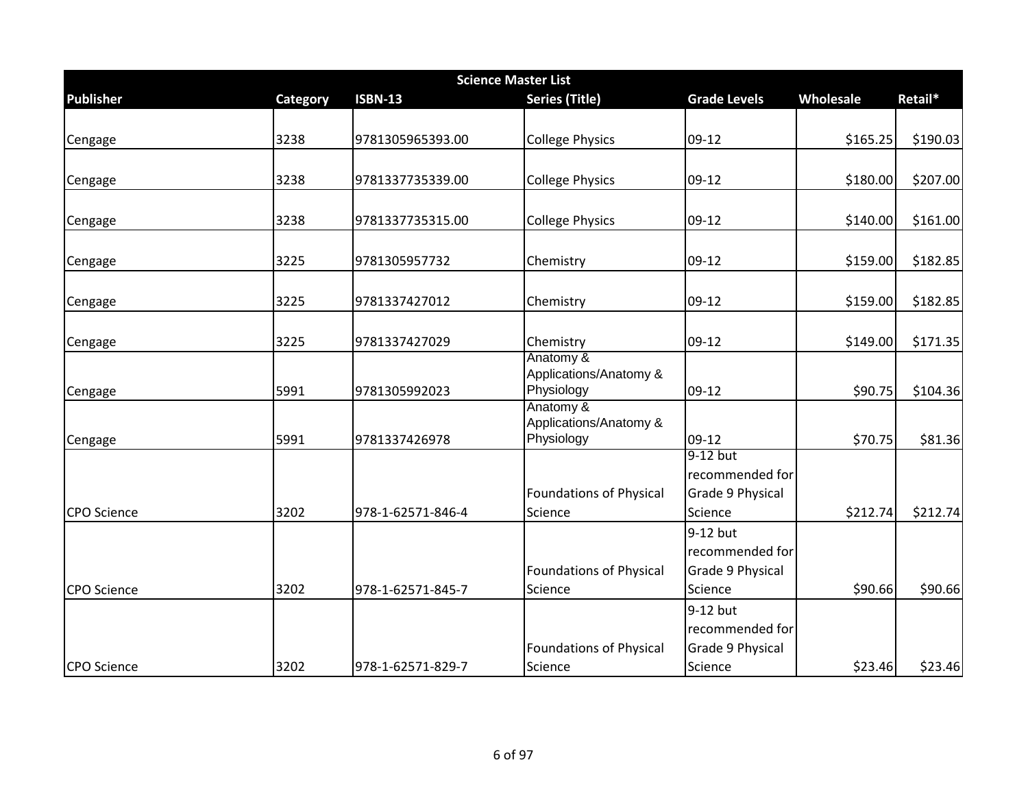| Science Master List | | | | | | |
|---|---|---|---|---|---|---|
| **Publisher** | **Category** | **ISBN-13** | **Series (Title)** | **Grade Levels** | **Wholesale** | **Retail*** |
| Cengage | 3238 | 9781305965393.00 | College Physics | 09-12 | $165.25 | $190.03 |
| Cengage | 3238 | 9781337735339.00 | College Physics | 09-12 | $180.00 | $207.00 |
| Cengage | 3238 | 9781337735315.00 | College Physics | 09-12 | $140.00 | $161.00 |
| Cengage | 3225 | 9781305957732 | Chemistry | 09-12 | $159.00 | $182.85 |
| Cengage | 3225 | 9781337427012 | Chemistry | 09-12 | $159.00 | $182.85 |
| Cengage | 3225 | 9781337427029 | Chemistry | 09-12 | $149.00 | $171.35 |
| Cengage | 5991 | 9781305992023 | Anatomy & Applications/Anatomy & Physiology | 09-12 | $90.75 | $104.36 |
| Cengage | 5991 | 9781337426978 | Anatomy & Applications/Anatomy & Physiology | 09-12 | $70.75 | $81.36 |
| CPO Science | 3202 | 978-1-62571-846-4 | Foundations of Physical Science | 9-12 but recommended for Grade 9 Physical Science | $212.74 | $212.74 |
| CPO Science | 3202 | 978-1-62571-845-7 | Foundations of Physical Science | 9-12 but recommended for Grade 9 Physical Science | $90.66 | $90.66 |
| CPO Science | 3202 | 978-1-62571-829-7 | Foundations of Physical Science | 9-12 but recommended for Grade 9 Physical Science | $23.46 | $23.46 |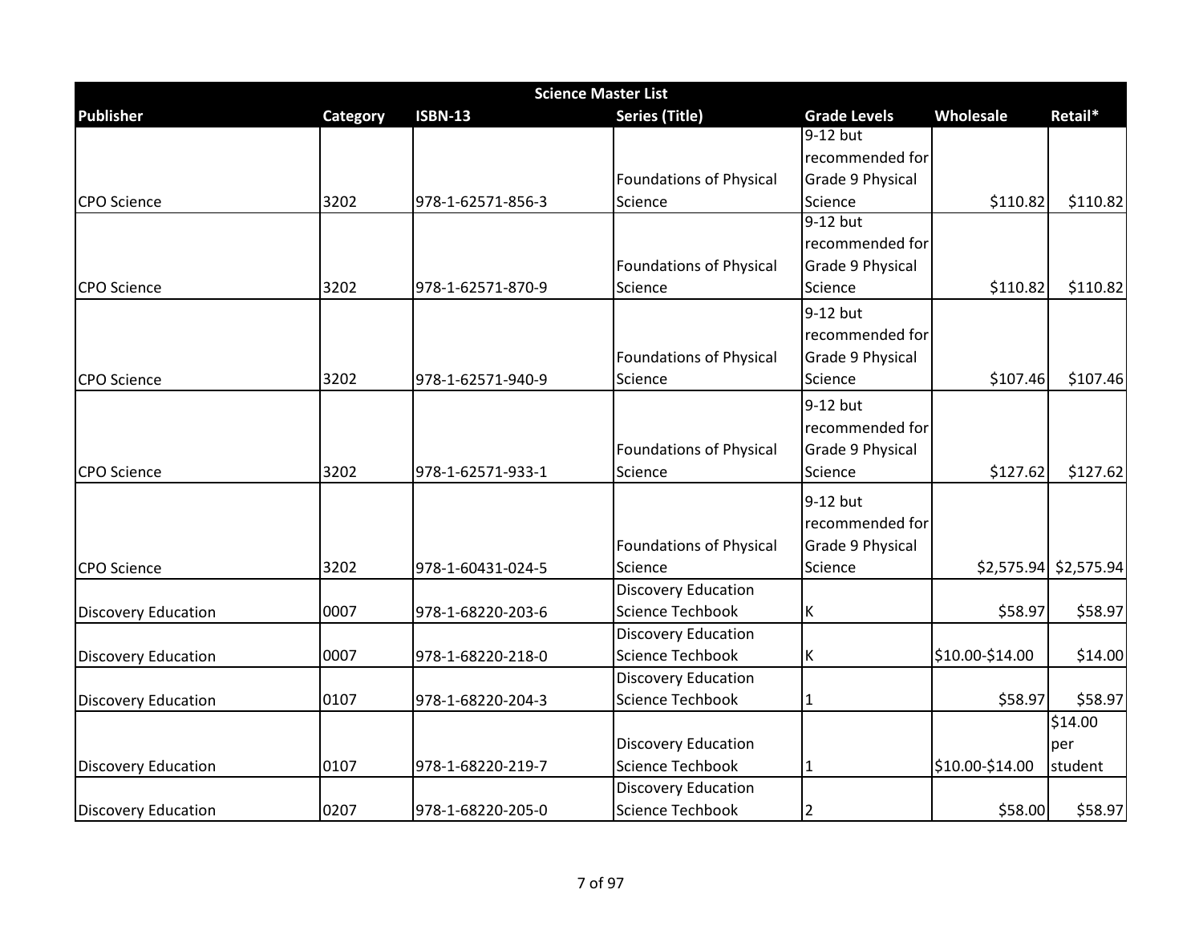| Science Master List | | | | | | |
|---|---|---|---|---|---|---|
| **Publisher** | **Category** | **ISBN-13** | **Series (Title)** | **Grade Levels** | **Wholesale** | **Retail*** |
| CPO Science | 3202 | 978-1-62571-856-3 | Foundations of Physical Science | 9-12 but recommended for Grade 9 Physical Science | $110.82 | $110.82 |
| CPO Science | 3202 | 978-1-62571-870-9 | Foundations of Physical Science | 9-12 but recommended for Grade 9 Physical Science | $110.82 | $110.82 |
| CPO Science | 3202 | 978-1-62571-940-9 | Foundations of Physical Science | 9-12 but recommended for Grade 9 Physical Science | $107.46 | $107.46 |
| CPO Science | 3202 | 978-1-62571-933-1 | Foundations of Physical Science | 9-12 but recommended for Grade 9 Physical Science | $127.62 | $127.62 |
| CPO Science | 3202 | 978-1-60431-024-5 | Foundations of Physical Science | 9-12 but recommended for Grade 9 Physical Science | $2,575.94 | $2,575.94 |
| Discovery Education | 0007 | 978-1-68220-203-6 | Discovery Education Science Techbook | K | $58.97 | $58.97 |
| Discovery Education | 0007 | 978-1-68220-218-0 | Discovery Education Science Techbook | K | $10.00-$14.00 | $14.00 |
| Discovery Education | 0107 | 978-1-68220-204-3 | Discovery Education Science Techbook | 1 | $58.97 | $58.97 |
| Discovery Education | 0107 | 978-1-68220-219-7 | Discovery Education Science Techbook | 1 | $10.00-$14.00 | $14.00 per student |
| Discovery Education | 0207 | 978-1-68220-205-0 | Discovery Education Science Techbook | 2 | $58.00 | $58.97 |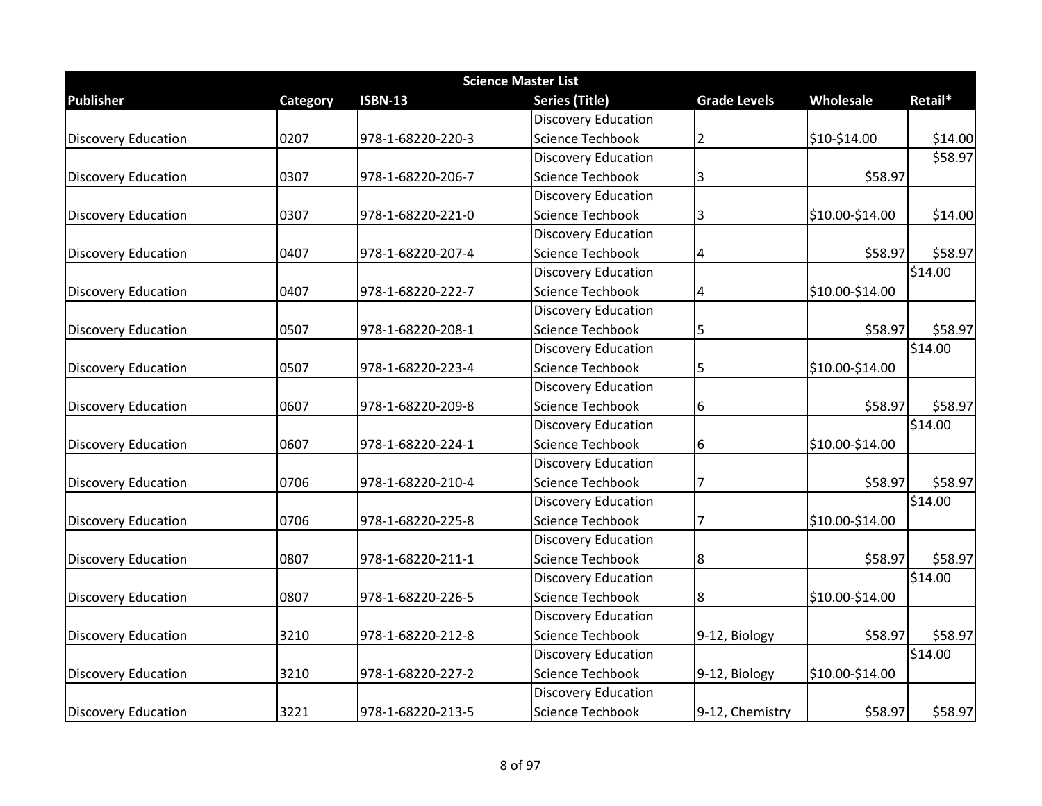| Science Master List | | | | | | |
|---|---|---|---|---|---|---|
| **Publisher** | **Category** | **ISBN-13** | **Series (Title)** | **Grade Levels** | **Wholesale** | **Retail*** |
| Discovery Education | 0207 | 978-1-68220-220-3 | Discovery Education Science Techbook | 2 | $10-$14.00 | $14.00 |
| Discovery Education | 0307 | 978-1-68220-206-7 | Discovery Education Science Techbook | 3 | $58.97 | $58.97 |
| Discovery Education | 0307 | 978-1-68220-221-0 | Discovery Education Science Techbook | 3 | $10.00-$14.00 | $14.00 |
| Discovery Education | 0407 | 978-1-68220-207-4 | Discovery Education Science Techbook | 4 | $58.97 | $58.97 |
| Discovery Education | 0407 | 978-1-68220-222-7 | Discovery Education Science Techbook | 4 | $10.00-$14.00 | $14.00 |
| Discovery Education | 0507 | 978-1-68220-208-1 | Discovery Education Science Techbook | 5 | $58.97 | $58.97 |
| Discovery Education | 0507 | 978-1-68220-223-4 | Discovery Education Science Techbook | 5 | $10.00-$14.00 | $14.00 |
| Discovery Education | 0607 | 978-1-68220-209-8 | Discovery Education Science Techbook | 6 | $58.97 | $58.97 |
| Discovery Education | 0607 | 978-1-68220-224-1 | Discovery Education Science Techbook | 6 | $10.00-$14.00 | $14.00 |
| Discovery Education | 0706 | 978-1-68220-210-4 | Discovery Education Science Techbook | 7 | $58.97 | $58.97 |
| Discovery Education | 0706 | 978-1-68220-225-8 | Discovery Education Science Techbook | 7 | $10.00-$14.00 | $14.00 |
| Discovery Education | 0807 | 978-1-68220-211-1 | Discovery Education Science Techbook | 8 | $58.97 | $58.97 |
| Discovery Education | 0807 | 978-1-68220-226-5 | Discovery Education Science Techbook | 8 | $10.00-$14.00 | $14.00 |
| Discovery Education | 3210 | 978-1-68220-212-8 | Discovery Education Science Techbook | 9-12, Biology | $58.97 | $58.97 |
| Discovery Education | 3210 | 978-1-68220-227-2 | Discovery Education Science Techbook | 9-12, Biology | $10.00-$14.00 | $14.00 |
| Discovery Education | 3221 | 978-1-68220-213-5 | Discovery Education Science Techbook | 9-12, Chemistry | $58.97 | $58.97 |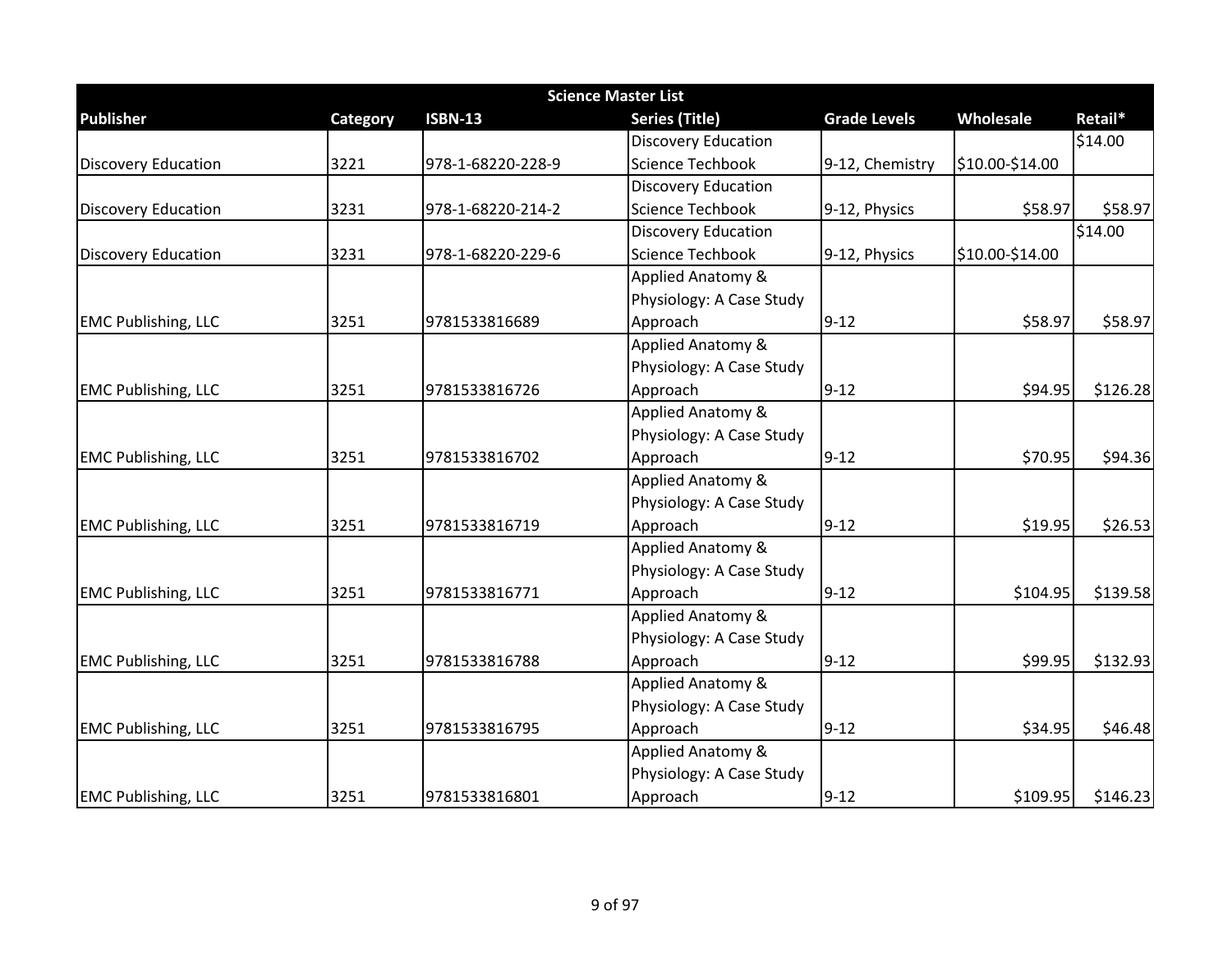| Science Master List | | | | | | |
|---|---|---|---|---|---|---|
| **Publisher** | **Category** | **ISBN-13** | **Series (Title)** | **Grade Levels** | **Wholesale** | **Retail*** |
| Discovery Education | 3221 | 978-1-68220-228-9 | Discovery Education Science Techbook | 9-12, Chemistry | $10.00-$14.00 | $14.00 |
| Discovery Education | 3231 | 978-1-68220-214-2 | Discovery Education Science Techbook | 9-12, Physics | $58.97 | $58.97 |
| Discovery Education | 3231 | 978-1-68220-229-6 | Discovery Education Science Techbook | 9-12, Physics | $10.00-$14.00 | $14.00 |
| EMC Publishing, LLC | 3251 | 9781533816689 | Applied Anatomy & Physiology: A Case Study Approach | 9-12 | $58.97 | $58.97 |
| EMC Publishing, LLC | 3251 | 9781533816726 | Applied Anatomy & Physiology: A Case Study Approach | 9-12 | $94.95 | $126.28 |
| EMC Publishing, LLC | 3251 | 9781533816702 | Applied Anatomy & Physiology: A Case Study Approach | 9-12 | $70.95 | $94.36 |
| EMC Publishing, LLC | 3251 | 9781533816719 | Applied Anatomy & Physiology: A Case Study Approach | 9-12 | $19.95 | $26.53 |
| EMC Publishing, LLC | 3251 | 9781533816771 | Applied Anatomy & Physiology: A Case Study Approach | 9-12 | $104.95 | $139.58 |
| EMC Publishing, LLC | 3251 | 9781533816788 | Applied Anatomy & Physiology: A Case Study Approach | 9-12 | $99.95 | $132.93 |
| EMC Publishing, LLC | 3251 | 9781533816795 | Applied Anatomy & Physiology: A Case Study Approach | 9-12 | $34.95 | $46.48 |
| EMC Publishing, LLC | 3251 | 9781533816801 | Applied Anatomy & Physiology: A Case Study Approach | 9-12 | $109.95 | $146.23 |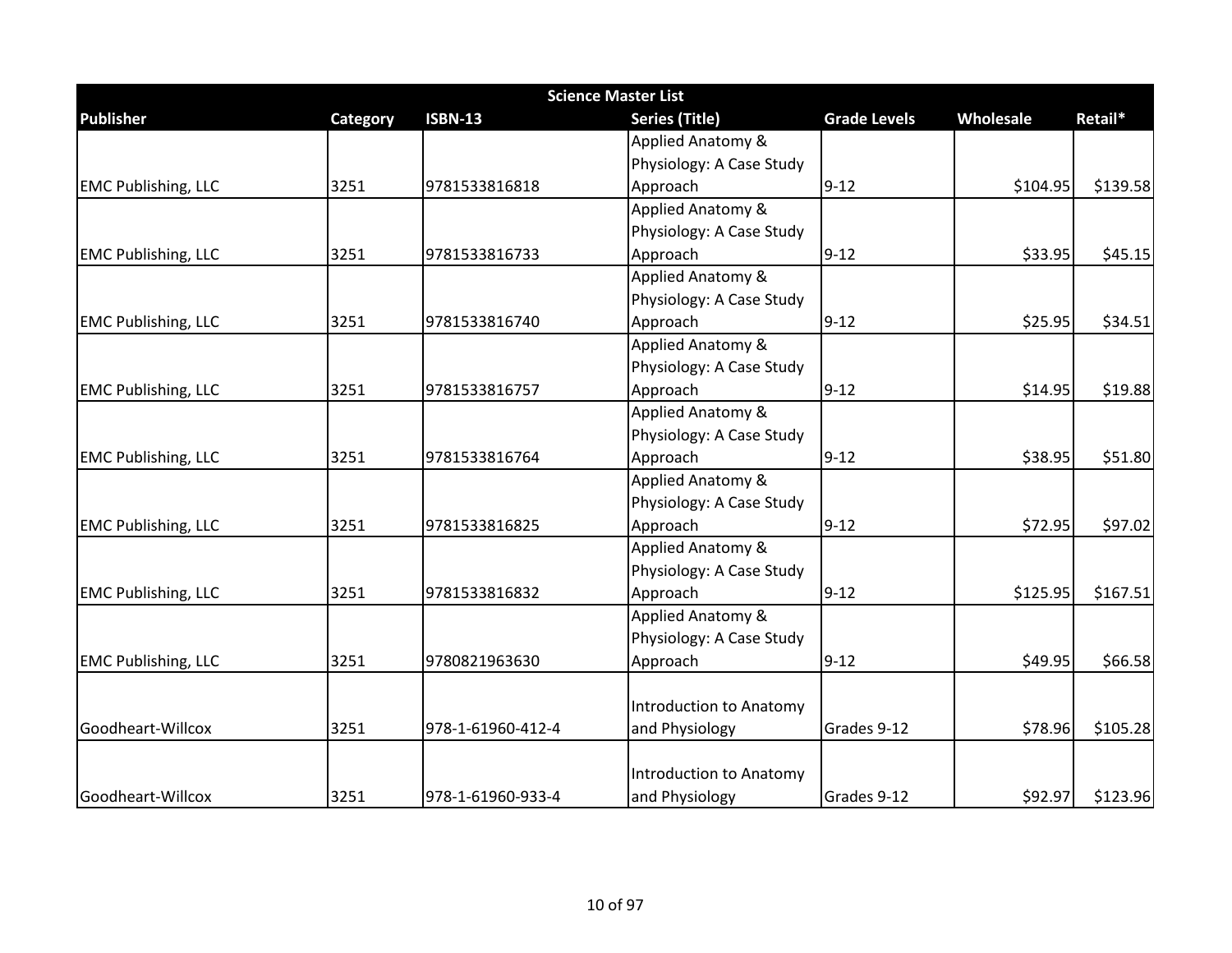| Science Master List | | | | | | |
|---|---|---|---|---|---|---|
| **Publisher** | **Category** | **ISBN-13** | **Series (Title)** | **Grade Levels** | **Wholesale** | **Retail*** |
| EMC Publishing, LLC | 3251 | 9781533816818 | Applied Anatomy & Physiology: A Case Study Approach | 9-12 | $104.95 | $139.58 |
| EMC Publishing, LLC | 3251 | 9781533816733 | Applied Anatomy & Physiology: A Case Study Approach | 9-12 | $33.95 | $45.15 |
| EMC Publishing, LLC | 3251 | 9781533816740 | Applied Anatomy & Physiology: A Case Study Approach | 9-12 | $25.95 | $34.51 |
| EMC Publishing, LLC | 3251 | 9781533816757 | Applied Anatomy & Physiology: A Case Study Approach | 9-12 | $14.95 | $19.88 |
| EMC Publishing, LLC | 3251 | 9781533816764 | Applied Anatomy & Physiology: A Case Study Approach | 9-12 | $38.95 | $51.80 |
| EMC Publishing, LLC | 3251 | 9781533816825 | Applied Anatomy & Physiology: A Case Study Approach | 9-12 | $72.95 | $97.02 |
| EMC Publishing, LLC | 3251 | 9781533816832 | Applied Anatomy & Physiology: A Case Study Approach | 9-12 | $125.95 | $167.51 |
| EMC Publishing, LLC | 3251 | 9780821963630 | Applied Anatomy & Physiology: A Case Study Approach | 9-12 | $49.95 | $66.58 |
| Goodheart-Willcox | 3251 | 978-1-61960-412-4 | Introduction to Anatomy and Physiology | Grades 9-12 | $78.96 | $105.28 |
| Goodheart-Willcox | 3251 | 978-1-61960-933-4 | Introduction to Anatomy and Physiology | Grades 9-12 | $92.97 | $123.96 |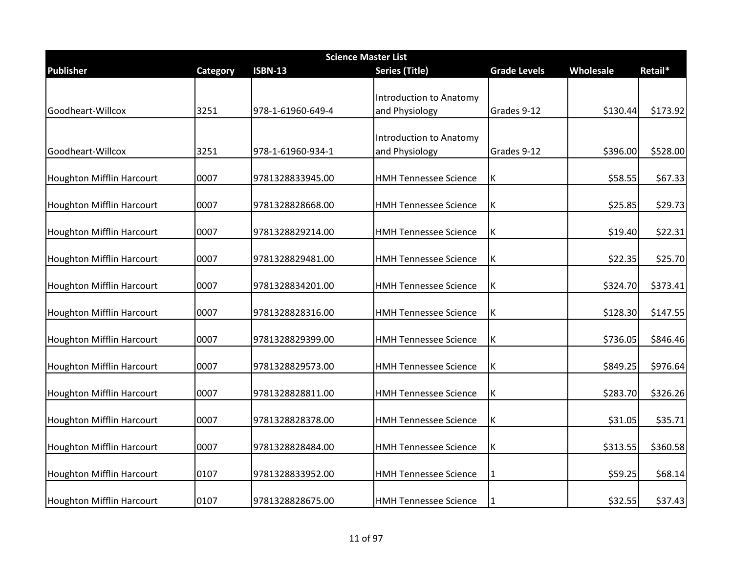| Science Master List | | | | | | |
|---|---|---|---|---|---|---|
| **Publisher** | **Category** | **ISBN-13** | **Series (Title)** | **Grade Levels** | **Wholesale** | **Retail*** |
| Goodheart-Willcox | 3251 | 978-1-61960-649-4 | Introduction to Anatomy and Physiology | Grades 9-12 | $130.44 | $173.92 |
| Goodheart-Willcox | 3251 | 978-1-61960-934-1 | Introduction to Anatomy and Physiology | Grades 9-12 | $396.00 | $528.00 |
| Houghton Mifflin Harcourt | 0007 | 9781328833945.00 | HMH Tennessee Science | K | $58.55 | $67.33 |
| Houghton Mifflin Harcourt | 0007 | 9781328828668.00 | HMH Tennessee Science | K | $25.85 | $29.73 |
| Houghton Mifflin Harcourt | 0007 | 9781328829214.00 | HMH Tennessee Science | K | $19.40 | $22.31 |
| Houghton Mifflin Harcourt | 0007 | 9781328829481.00 | HMH Tennessee Science | K | $22.35 | $25.70 |
| Houghton Mifflin Harcourt | 0007 | 9781328834201.00 | HMH Tennessee Science | K | $324.70 | $373.41 |
| Houghton Mifflin Harcourt | 0007 | 9781328828316.00 | HMH Tennessee Science | K | $128.30 | $147.55 |
| Houghton Mifflin Harcourt | 0007 | 9781328829399.00 | HMH Tennessee Science | K | $736.05 | $846.46 |
| Houghton Mifflin Harcourt | 0007 | 9781328829573.00 | HMH Tennessee Science | K | $849.25 | $976.64 |
| Houghton Mifflin Harcourt | 0007 | 9781328828811.00 | HMH Tennessee Science | K | $283.70 | $326.26 |
| Houghton Mifflin Harcourt | 0007 | 9781328828378.00 | HMH Tennessee Science | K | $31.05 | $35.71 |
| Houghton Mifflin Harcourt | 0007 | 9781328828484.00 | HMH Tennessee Science | K | $313.55 | $360.58 |
| Houghton Mifflin Harcourt | 0107 | 9781328833952.00 | HMH Tennessee Science | 1 | $59.25 | $68.14 |
| Houghton Mifflin Harcourt | 0107 | 9781328828675.00 | HMH Tennessee Science | 1 | $32.55 | $37.43 |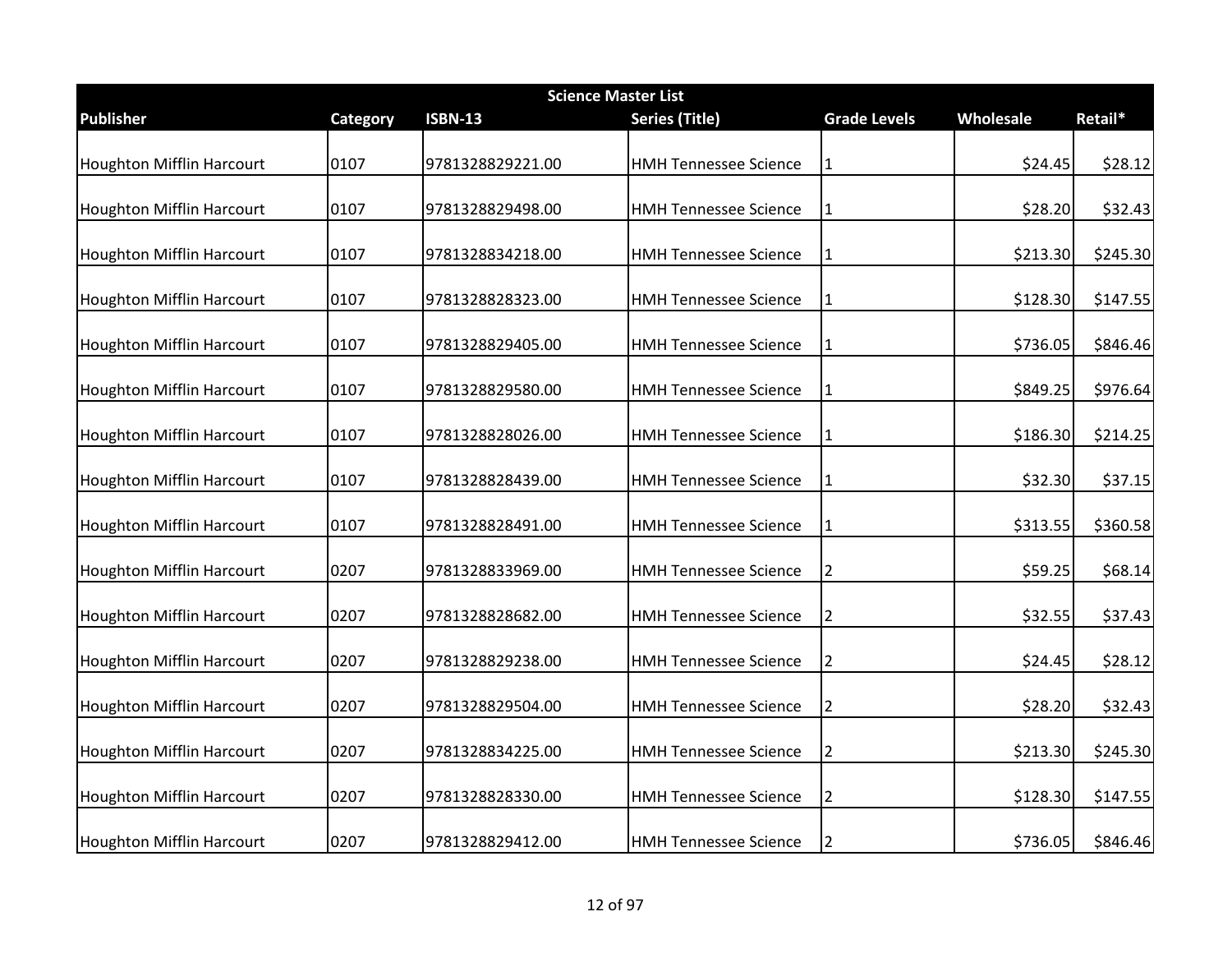| Science Master List | | | | | | |
|---|---|---|---|---|---|---|
| **Publisher** | **Category** | **ISBN-13** | **Series (Title)** | **Grade Levels** | **Wholesale** | **Retail*** |
| Houghton Mifflin Harcourt | 0107 | 9781328829221.00 | HMH Tennessee Science | 1 | $24.45 | $28.12 |
| Houghton Mifflin Harcourt | 0107 | 9781328829498.00 | HMH Tennessee Science | 1 | $28.20 | $32.43 |
| Houghton Mifflin Harcourt | 0107 | 9781328834218.00 | HMH Tennessee Science | 1 | $213.30 | $245.30 |
| Houghton Mifflin Harcourt | 0107 | 9781328828323.00 | HMH Tennessee Science | 1 | $128.30 | $147.55 |
| Houghton Mifflin Harcourt | 0107 | 9781328829405.00 | HMH Tennessee Science | 1 | $736.05 | $846.46 |
| Houghton Mifflin Harcourt | 0107 | 9781328829580.00 | HMH Tennessee Science | 1 | $849.25 | $976.64 |
| Houghton Mifflin Harcourt | 0107 | 9781328828026.00 | HMH Tennessee Science | 1 | $186.30 | $214.25 |
| Houghton Mifflin Harcourt | 0107 | 9781328828439.00 | HMH Tennessee Science | 1 | $32.30 | $37.15 |
| Houghton Mifflin Harcourt | 0107 | 9781328828491.00 | HMH Tennessee Science | 1 | $313.55 | $360.58 |
| Houghton Mifflin Harcourt | 0207 | 9781328833969.00 | HMH Tennessee Science | 2 | $59.25 | $68.14 |
| Houghton Mifflin Harcourt | 0207 | 9781328828682.00 | HMH Tennessee Science | 2 | $32.55 | $37.43 |
| Houghton Mifflin Harcourt | 0207 | 9781328829238.00 | HMH Tennessee Science | 2 | $24.45 | $28.12 |
| Houghton Mifflin Harcourt | 0207 | 9781328829504.00 | HMH Tennessee Science | 2 | $28.20 | $32.43 |
| Houghton Mifflin Harcourt | 0207 | 9781328834225.00 | HMH Tennessee Science | 2 | $213.30 | $245.30 |
| Houghton Mifflin Harcourt | 0207 | 9781328828330.00 | HMH Tennessee Science | 2 | $128.30 | $147.55 |
| Houghton Mifflin Harcourt | 0207 | 9781328829412.00 | HMH Tennessee Science | 2 | $736.05 | $846.46 |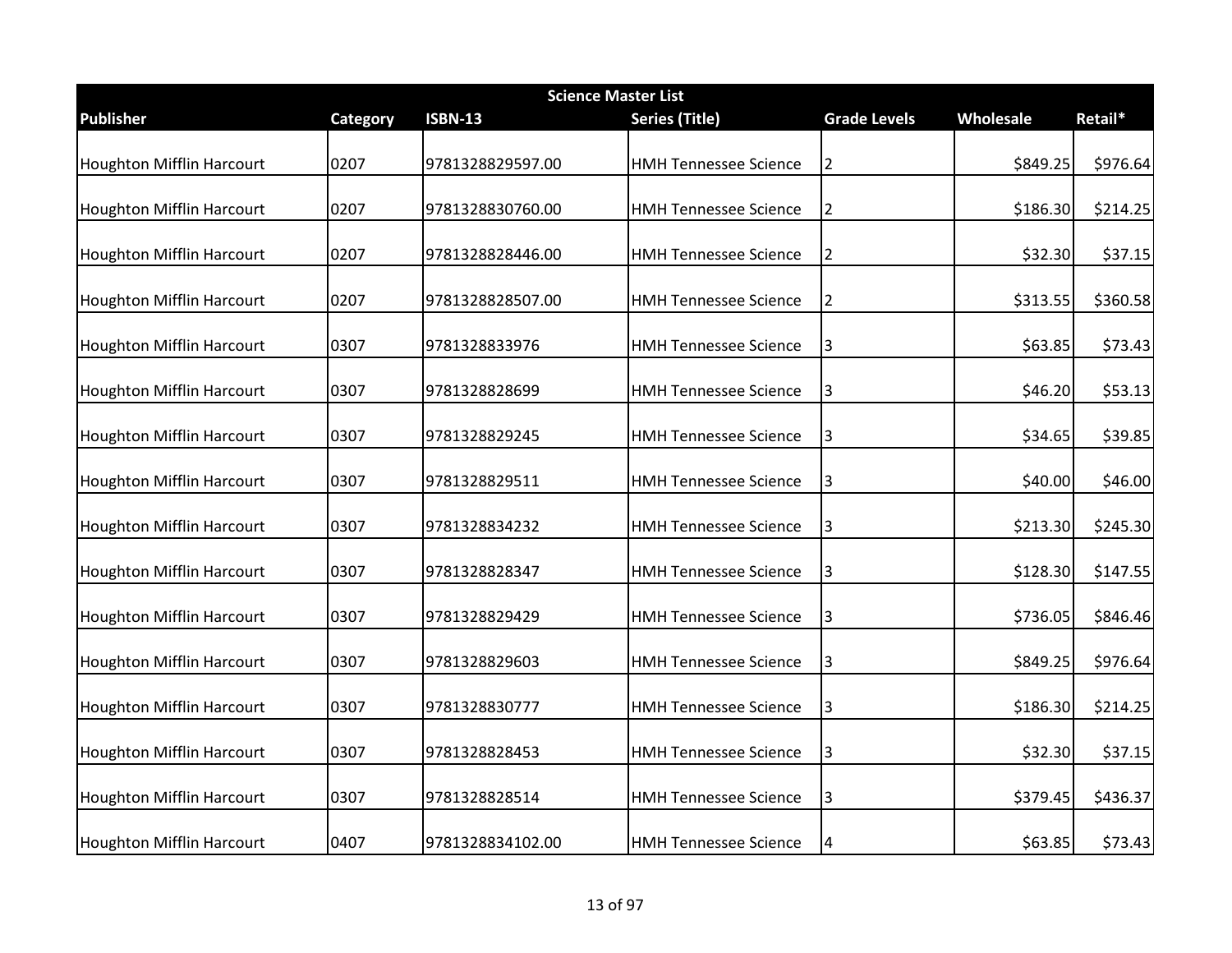| Science Master List | | | | | | |
|---|---|---|---|---|---|---|
| **Publisher** | **Category** | **ISBN-13** | **Series (Title)** | **Grade Levels** | **Wholesale** | **Retail*** |
| Houghton Mifflin Harcourt | 0207 | 9781328829597.00 | HMH Tennessee Science | 2 | $849.25 | $976.64 |
| Houghton Mifflin Harcourt | 0207 | 9781328830760.00 | HMH Tennessee Science | 2 | $186.30 | $214.25 |
| Houghton Mifflin Harcourt | 0207 | 9781328828446.00 | HMH Tennessee Science | 2 | $32.30 | $37.15 |
| Houghton Mifflin Harcourt | 0207 | 9781328828507.00 | HMH Tennessee Science | 2 | $313.55 | $360.58 |
| Houghton Mifflin Harcourt | 0307 | 9781328833976 | HMH Tennessee Science | 3 | $63.85 | $73.43 |
| Houghton Mifflin Harcourt | 0307 | 9781328828699 | HMH Tennessee Science | 3 | $46.20 | $53.13 |
| Houghton Mifflin Harcourt | 0307 | 9781328829245 | HMH Tennessee Science | 3 | $34.65 | $39.85 |
| Houghton Mifflin Harcourt | 0307 | 9781328829511 | HMH Tennessee Science | 3 | $40.00 | $46.00 |
| Houghton Mifflin Harcourt | 0307 | 9781328834232 | HMH Tennessee Science | 3 | $213.30 | $245.30 |
| Houghton Mifflin Harcourt | 0307 | 9781328828347 | HMH Tennessee Science | 3 | $128.30 | $147.55 |
| Houghton Mifflin Harcourt | 0307 | 9781328829429 | HMH Tennessee Science | 3 | $736.05 | $846.46 |
| Houghton Mifflin Harcourt | 0307 | 9781328829603 | HMH Tennessee Science | 3 | $849.25 | $976.64 |
| Houghton Mifflin Harcourt | 0307 | 9781328830777 | HMH Tennessee Science | 3 | $186.30 | $214.25 |
| Houghton Mifflin Harcourt | 0307 | 9781328828453 | HMH Tennessee Science | 3 | $32.30 | $37.15 |
| Houghton Mifflin Harcourt | 0307 | 9781328828514 | HMH Tennessee Science | 3 | $379.45 | $436.37 |
| Houghton Mifflin Harcourt | 0407 | 9781328834102.00 | HMH Tennessee Science | 4 | $63.85 | $73.43 |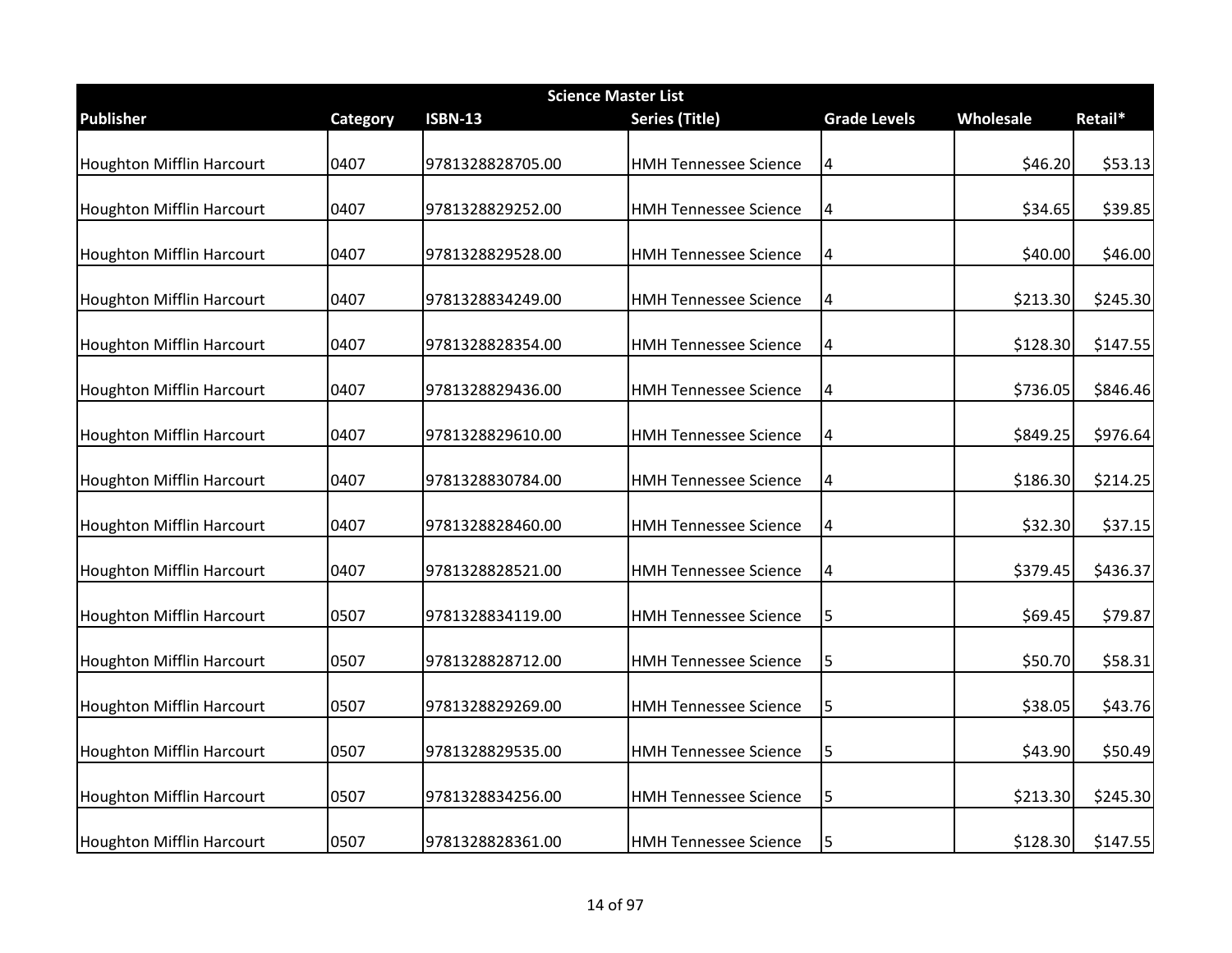| Science Master List | | | | | | |
|---|---|---|---|---|---|---|
| **Publisher** | **Category** | **ISBN-13** | **Series (Title)** | **Grade Levels** | **Wholesale** | **Retail*** |
| Houghton Mifflin Harcourt | 0407 | 9781328828705.00 | HMH Tennessee Science | 4 | $46.20 | $53.13 |
| Houghton Mifflin Harcourt | 0407 | 9781328829252.00 | HMH Tennessee Science | 4 | $34.65 | $39.85 |
| Houghton Mifflin Harcourt | 0407 | 9781328829528.00 | HMH Tennessee Science | 4 | $40.00 | $46.00 |
| Houghton Mifflin Harcourt | 0407 | 9781328834249.00 | HMH Tennessee Science | 4 | $213.30 | $245.30 |
| Houghton Mifflin Harcourt | 0407 | 9781328828354.00 | HMH Tennessee Science | 4 | $128.30 | $147.55 |
| Houghton Mifflin Harcourt | 0407 | 9781328829436.00 | HMH Tennessee Science | 4 | $736.05 | $846.46 |
| Houghton Mifflin Harcourt | 0407 | 9781328829610.00 | HMH Tennessee Science | 4 | $849.25 | $976.64 |
| Houghton Mifflin Harcourt | 0407 | 9781328830784.00 | HMH Tennessee Science | 4 | $186.30 | $214.25 |
| Houghton Mifflin Harcourt | 0407 | 9781328828460.00 | HMH Tennessee Science | 4 | $32.30 | $37.15 |
| Houghton Mifflin Harcourt | 0407 | 9781328828521.00 | HMH Tennessee Science | 4 | $379.45 | $436.37 |
| Houghton Mifflin Harcourt | 0507 | 9781328834119.00 | HMH Tennessee Science | 5 | $69.45 | $79.87 |
| Houghton Mifflin Harcourt | 0507 | 9781328828712.00 | HMH Tennessee Science | 5 | $50.70 | $58.31 |
| Houghton Mifflin Harcourt | 0507 | 9781328829269.00 | HMH Tennessee Science | 5 | $38.05 | $43.76 |
| Houghton Mifflin Harcourt | 0507 | 9781328829535.00 | HMH Tennessee Science | 5 | $43.90 | $50.49 |
| Houghton Mifflin Harcourt | 0507 | 9781328834256.00 | HMH Tennessee Science | 5 | $213.30 | $245.30 |
| Houghton Mifflin Harcourt | 0507 | 9781328828361.00 | HMH Tennessee Science | 5 | $128.30 | $147.55 |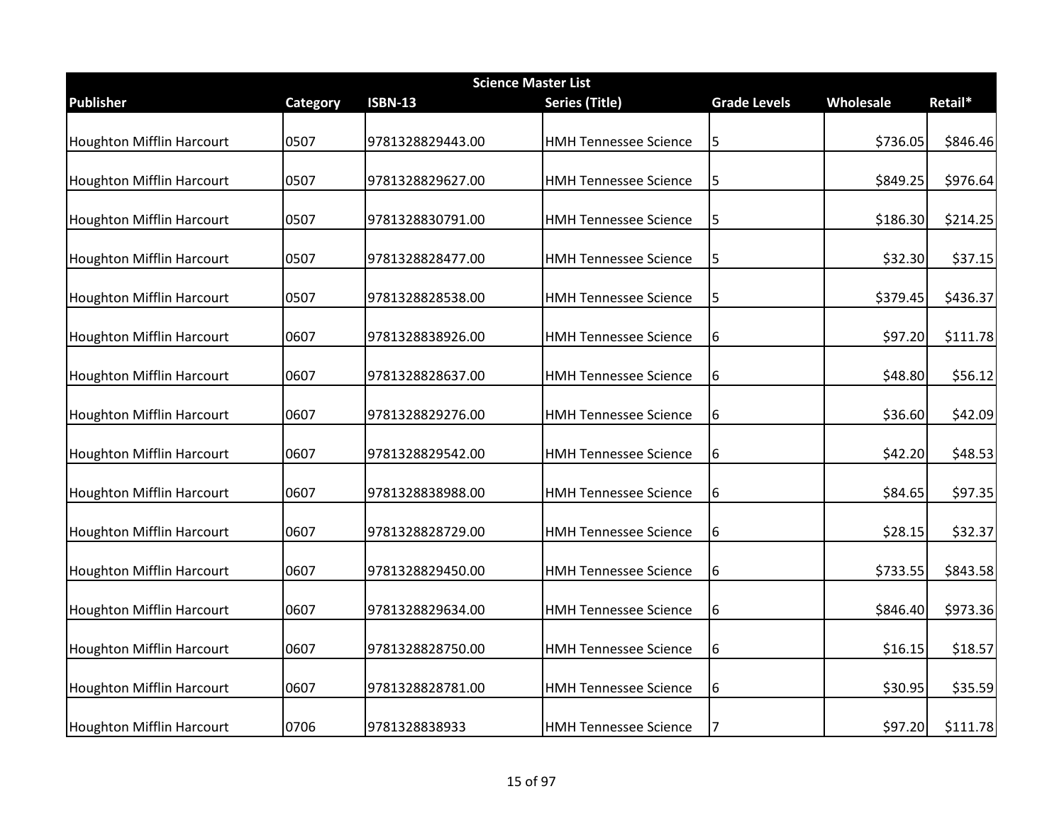| Science Master List | | | | | | |
|---|---|---|---|---|---|---|
| **Publisher** | **Category** | **ISBN-13** | **Series (Title)** | **Grade Levels** | **Wholesale** | **Retail*** |
| Houghton Mifflin Harcourt | 0507 | 9781328829443.00 | HMH Tennessee Science | 5 | $736.05 | $846.46 |
| Houghton Mifflin Harcourt | 0507 | 9781328829627.00 | HMH Tennessee Science | 5 | $849.25 | $976.64 |
| Houghton Mifflin Harcourt | 0507 | 9781328830791.00 | HMH Tennessee Science | 5 | $186.30 | $214.25 |
| Houghton Mifflin Harcourt | 0507 | 9781328828477.00 | HMH Tennessee Science | 5 | $32.30 | $37.15 |
| Houghton Mifflin Harcourt | 0507 | 9781328828538.00 | HMH Tennessee Science | 5 | $379.45 | $436.37 |
| Houghton Mifflin Harcourt | 0607 | 9781328838926.00 | HMH Tennessee Science | 6 | $97.20 | $111.78 |
| Houghton Mifflin Harcourt | 0607 | 9781328828637.00 | HMH Tennessee Science | 6 | $48.80 | $56.12 |
| Houghton Mifflin Harcourt | 0607 | 9781328829276.00 | HMH Tennessee Science | 6 | $36.60 | $42.09 |
| Houghton Mifflin Harcourt | 0607 | 9781328829542.00 | HMH Tennessee Science | 6 | $42.20 | $48.53 |
| Houghton Mifflin Harcourt | 0607 | 9781328838988.00 | HMH Tennessee Science | 6 | $84.65 | $97.35 |
| Houghton Mifflin Harcourt | 0607 | 9781328828729.00 | HMH Tennessee Science | 6 | $28.15 | $32.37 |
| Houghton Mifflin Harcourt | 0607 | 9781328829450.00 | HMH Tennessee Science | 6 | $733.55 | $843.58 |
| Houghton Mifflin Harcourt | 0607 | 9781328829634.00 | HMH Tennessee Science | 6 | $846.40 | $973.36 |
| Houghton Mifflin Harcourt | 0607 | 9781328828750.00 | HMH Tennessee Science | 6 | $16.15 | $18.57 |
| Houghton Mifflin Harcourt | 0607 | 9781328828781.00 | HMH Tennessee Science | 6 | $30.95 | $35.59 |
| Houghton Mifflin Harcourt | 0706 | 9781328838933 | HMH Tennessee Science | 7 | $97.20 | $111.78 |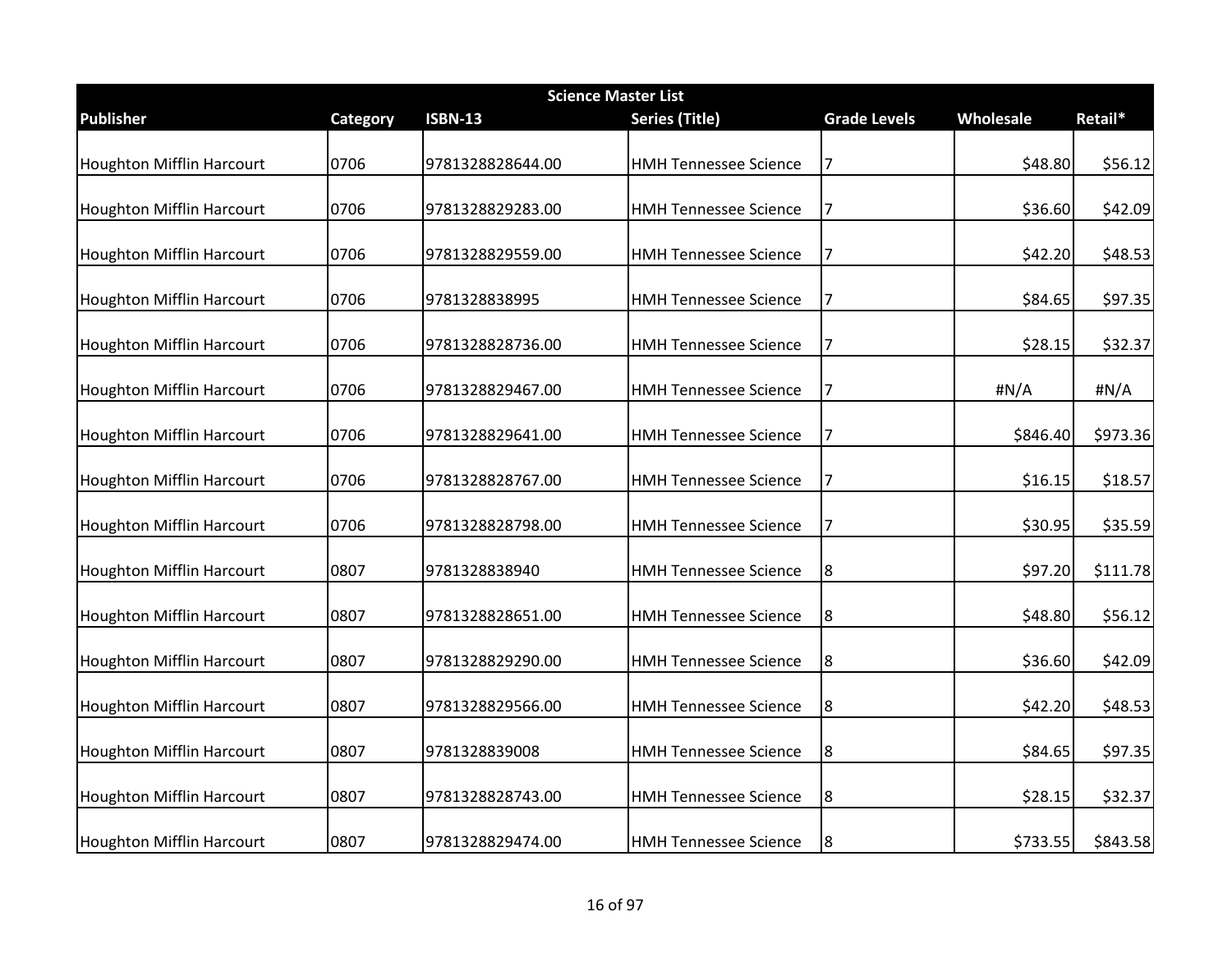| Science Master List | | | | | | |
|---|---|---|---|---|---|---|
| **Publisher** | **Category** | **ISBN-13** | **Series (Title)** | **Grade Levels** | **Wholesale** | **Retail*** |
| Houghton Mifflin Harcourt | 0706 | 9781328828644.00 | HMH Tennessee Science | 7 | $48.80 | $56.12 |
| Houghton Mifflin Harcourt | 0706 | 9781328829283.00 | HMH Tennessee Science | 7 | $36.60 | $42.09 |
| Houghton Mifflin Harcourt | 0706 | 9781328829559.00 | HMH Tennessee Science | 7 | $42.20 | $48.53 |
| Houghton Mifflin Harcourt | 0706 | 9781328838995 | HMH Tennessee Science | 7 | $84.65 | $97.35 |
| Houghton Mifflin Harcourt | 0706 | 9781328828736.00 | HMH Tennessee Science | 7 | $28.15 | $32.37 |
| Houghton Mifflin Harcourt | 0706 | 9781328829467.00 | HMH Tennessee Science | 7 | #N/A | #N/A |
| Houghton Mifflin Harcourt | 0706 | 9781328829641.00 | HMH Tennessee Science | 7 | $846.40 | $973.36 |
| Houghton Mifflin Harcourt | 0706 | 9781328828767.00 | HMH Tennessee Science | 7 | $16.15 | $18.57 |
| Houghton Mifflin Harcourt | 0706 | 9781328828798.00 | HMH Tennessee Science | 7 | $30.95 | $35.59 |
| Houghton Mifflin Harcourt | 0807 | 9781328838940 | HMH Tennessee Science | 8 | $97.20 | $111.78 |
| Houghton Mifflin Harcourt | 0807 | 9781328828651.00 | HMH Tennessee Science | 8 | $48.80 | $56.12 |
| Houghton Mifflin Harcourt | 0807 | 9781328829290.00 | HMH Tennessee Science | 8 | $36.60 | $42.09 |
| Houghton Mifflin Harcourt | 0807 | 9781328829566.00 | HMH Tennessee Science | 8 | $42.20 | $48.53 |
| Houghton Mifflin Harcourt | 0807 | 9781328839008 | HMH Tennessee Science | 8 | $84.65 | $97.35 |
| Houghton Mifflin Harcourt | 0807 | 9781328828743.00 | HMH Tennessee Science | 8 | $28.15 | $32.37 |
| Houghton Mifflin Harcourt | 0807 | 9781328829474.00 | HMH Tennessee Science | 8 | $733.55 | $843.58 |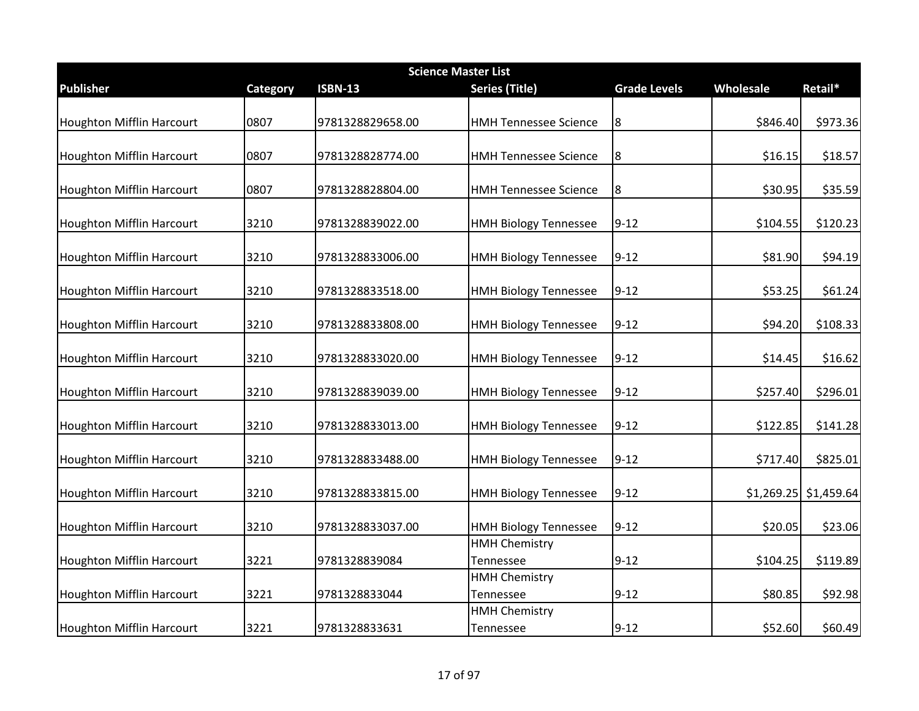| Science Master List | | | | | | |
|---|---|---|---|---|---|---|
| **Publisher** | **Category** | **ISBN-13** | **Series (Title)** | **Grade Levels** | **Wholesale** | **Retail*** |
| Houghton Mifflin Harcourt | 0807 | 9781328829658.00 | HMH Tennessee Science | 8 | $846.40 | $973.36 |
| Houghton Mifflin Harcourt | 0807 | 9781328828774.00 | HMH Tennessee Science | 8 | $16.15 | $18.57 |
| Houghton Mifflin Harcourt | 0807 | 9781328828804.00 | HMH Tennessee Science | 8 | $30.95 | $35.59 |
| Houghton Mifflin Harcourt | 3210 | 9781328839022.00 | HMH Biology Tennessee | 9-12 | $104.55 | $120.23 |
| Houghton Mifflin Harcourt | 3210 | 9781328833006.00 | HMH Biology Tennessee | 9-12 | $81.90 | $94.19 |
| Houghton Mifflin Harcourt | 3210 | 9781328833518.00 | HMH Biology Tennessee | 9-12 | $53.25 | $61.24 |
| Houghton Mifflin Harcourt | 3210 | 9781328833808.00 | HMH Biology Tennessee | 9-12 | $94.20 | $108.33 |
| Houghton Mifflin Harcourt | 3210 | 9781328833020.00 | HMH Biology Tennessee | 9-12 | $14.45 | $16.62 |
| Houghton Mifflin Harcourt | 3210 | 9781328839039.00 | HMH Biology Tennessee | 9-12 | $257.40 | $296.01 |
| Houghton Mifflin Harcourt | 3210 | 9781328833013.00 | HMH Biology Tennessee | 9-12 | $122.85 | $141.28 |
| Houghton Mifflin Harcourt | 3210 | 9781328833488.00 | HMH Biology Tennessee | 9-12 | $717.40 | $825.01 |
| Houghton Mifflin Harcourt | 3210 | 9781328833815.00 | HMH Biology Tennessee | 9-12 | $1,269.25 | $1,459.64 |
| Houghton Mifflin Harcourt | 3210 | 9781328833037.00 | HMH Biology Tennessee | 9-12 | $20.05 | $23.06 |
| Houghton Mifflin Harcourt | 3221 | 9781328839084 | HMH Chemistry Tennessee | 9-12 | $104.25 | $119.89 |
| Houghton Mifflin Harcourt | 3221 | 9781328833044 | HMH Chemistry Tennessee | 9-12 | $80.85 | $92.98 |
| Houghton Mifflin Harcourt | 3221 | 9781328833631 | HMH Chemistry Tennessee | 9-12 | $52.60 | $60.49 |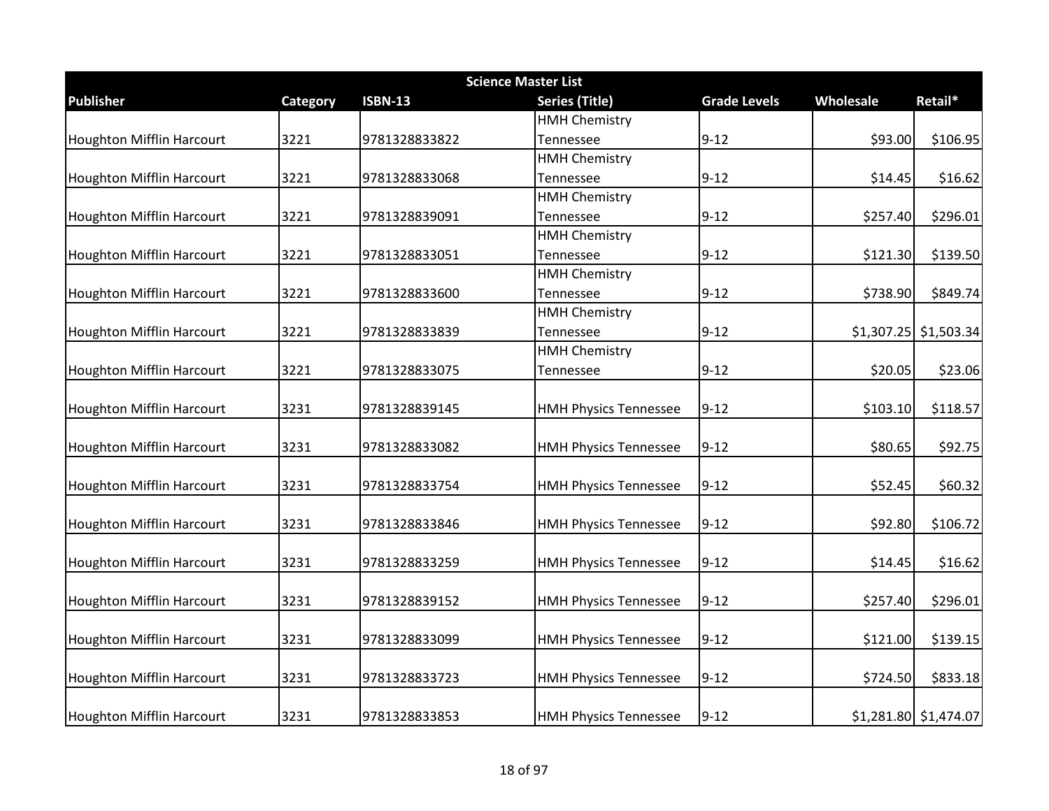| Science Master List | | | | | | |
|---|---|---|---|---|---|---|
| Publisher | Category | ISBN-13 | Series (Title) | Grade Levels | Wholesale | Retail* |
| Houghton Mifflin Harcourt | 3221 | 9781328833822 | HMH Chemistry Tennessee | 9-12 | $93.00 | $106.95 |
| Houghton Mifflin Harcourt | 3221 | 9781328833068 | HMH Chemistry Tennessee | 9-12 | $14.45 | $16.62 |
| Houghton Mifflin Harcourt | 3221 | 9781328839091 | HMH Chemistry Tennessee | 9-12 | $257.40 | $296.01 |
| Houghton Mifflin Harcourt | 3221 | 9781328833051 | HMH Chemistry Tennessee | 9-12 | $121.30 | $139.50 |
| Houghton Mifflin Harcourt | 3221 | 9781328833600 | HMH Chemistry Tennessee | 9-12 | $738.90 | $849.74 |
| Houghton Mifflin Harcourt | 3221 | 9781328833839 | HMH Chemistry Tennessee | 9-12 | $1,307.25 | $1,503.34 |
| Houghton Mifflin Harcourt | 3221 | 9781328833075 | HMH Chemistry Tennessee | 9-12 | $20.05 | $23.06 |
| Houghton Mifflin Harcourt | 3231 | 9781328839145 | HMH Physics Tennessee | 9-12 | $103.10 | $118.57 |
| Houghton Mifflin Harcourt | 3231 | 9781328833082 | HMH Physics Tennessee | 9-12 | $80.65 | $92.75 |
| Houghton Mifflin Harcourt | 3231 | 9781328833754 | HMH Physics Tennessee | 9-12 | $52.45 | $60.32 |
| Houghton Mifflin Harcourt | 3231 | 9781328833846 | HMH Physics Tennessee | 9-12 | $92.80 | $106.72 |
| Houghton Mifflin Harcourt | 3231 | 9781328833259 | HMH Physics Tennessee | 9-12 | $14.45 | $16.62 |
| Houghton Mifflin Harcourt | 3231 | 9781328839152 | HMH Physics Tennessee | 9-12 | $257.40 | $296.01 |
| Houghton Mifflin Harcourt | 3231 | 9781328833099 | HMH Physics Tennessee | 9-12 | $121.00 | $139.15 |
| Houghton Mifflin Harcourt | 3231 | 9781328833723 | HMH Physics Tennessee | 9-12 | $724.50 | $833.18 |
| Houghton Mifflin Harcourt | 3231 | 9781328833853 | HMH Physics Tennessee | 9-12 | $1,281.80 | $1,474.07 |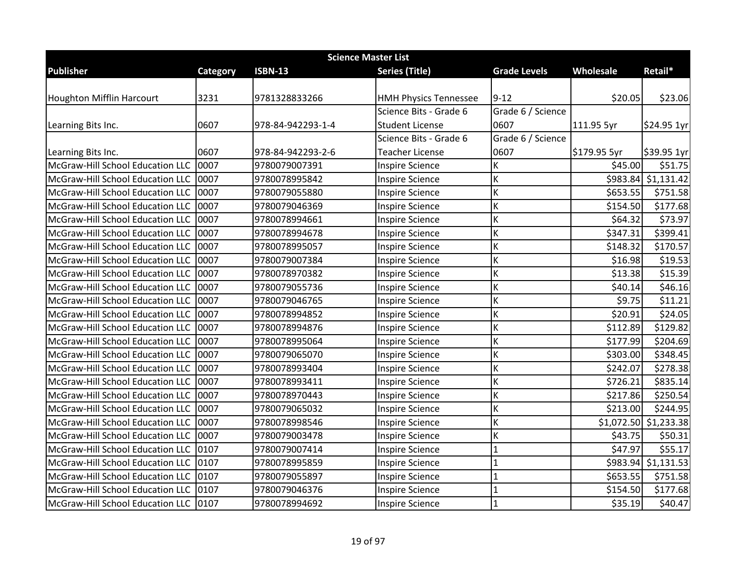| Science Master List | | | | | | |
|---|---|---|---|---|---|---|
| **Publisher** | **Category** | **ISBN-13** | **Series (Title)** | **Grade Levels** | **Wholesale** | **Retail*** |
| Houghton Mifflin Harcourt | 3231 | 9781328833266 | HMH Physics Tennessee | 9-12 | $20.05 | $23.06 |
| Learning Bits Inc. | 0607 | 978-84-942293-1-4 | Science Bits - Grade 6 Student License | Grade 6 / Science 0607 | 111.95 5yr | $24.95 1yr |
| Learning Bits Inc. | 0607 | 978-84-942293-2-6 | Science Bits - Grade 6 Teacher License | Grade 6 / Science 0607 | $179.95 5yr | $39.95 1yr |
| McGraw-Hill School Education LLC | 0007 | 9780079007391 | Inspire Science | K | $45.00 | $51.75 |
| McGraw-Hill School Education LLC | 0007 | 9780078995842 | Inspire Science | K | $983.84 | $1,131.42 |
| McGraw-Hill School Education LLC | 0007 | 9780079055880 | Inspire Science | K | $653.55 | $751.58 |
| McGraw-Hill School Education LLC | 0007 | 9780079046369 | Inspire Science | K | $154.50 | $177.68 |
| McGraw-Hill School Education LLC | 0007 | 9780078994661 | Inspire Science | K | $64.32 | $73.97 |
| McGraw-Hill School Education LLC | 0007 | 9780078994678 | Inspire Science | K | $347.31 | $399.41 |
| McGraw-Hill School Education LLC | 0007 | 9780078995057 | Inspire Science | K | $148.32 | $170.57 |
| McGraw-Hill School Education LLC | 0007 | 9780079007384 | Inspire Science | K | $16.98 | $19.53 |
| McGraw-Hill School Education LLC | 0007 | 9780078970382 | Inspire Science | K | $13.38 | $15.39 |
| McGraw-Hill School Education LLC | 0007 | 9780079055736 | Inspire Science | K | $40.14 | $46.16 |
| McGraw-Hill School Education LLC | 0007 | 9780079046765 | Inspire Science | K | $9.75 | $11.21 |
| McGraw-Hill School Education LLC | 0007 | 9780078994852 | Inspire Science | K | $20.91 | $24.05 |
| McGraw-Hill School Education LLC | 0007 | 9780078994876 | Inspire Science | K | $112.89 | $129.82 |
| McGraw-Hill School Education LLC | 0007 | 9780078995064 | Inspire Science | K | $177.99 | $204.69 |
| McGraw-Hill School Education LLC | 0007 | 9780079065070 | Inspire Science | K | $303.00 | $348.45 |
| McGraw-Hill School Education LLC | 0007 | 9780078993404 | Inspire Science | K | $242.07 | $278.38 |
| McGraw-Hill School Education LLC | 0007 | 9780078993411 | Inspire Science | K | $726.21 | $835.14 |
| McGraw-Hill School Education LLC | 0007 | 9780078970443 | Inspire Science | K | $217.86 | $250.54 |
| McGraw-Hill School Education LLC | 0007 | 9780079065032 | Inspire Science | K | $213.00 | $244.95 |
| McGraw-Hill School Education LLC | 0007 | 9780078998546 | Inspire Science | K | $1,072.50 | $1,233.38 |
| McGraw-Hill School Education LLC | 0007 | 9780079003478 | Inspire Science | K | $43.75 | $50.31 |
| McGraw-Hill School Education LLC | 0107 | 9780079007414 | Inspire Science | 1 | $47.97 | $55.17 |
| McGraw-Hill School Education LLC | 0107 | 9780078995859 | Inspire Science | 1 | $983.94 | $1,131.53 |
| McGraw-Hill School Education LLC | 0107 | 9780079055897 | Inspire Science | 1 | $653.55 | $751.58 |
| McGraw-Hill School Education LLC | 0107 | 9780079046376 | Inspire Science | 1 | $154.50 | $177.68 |
| McGraw-Hill School Education LLC | 0107 | 9780078994692 | Inspire Science | 1 | $35.19 | $40.47 |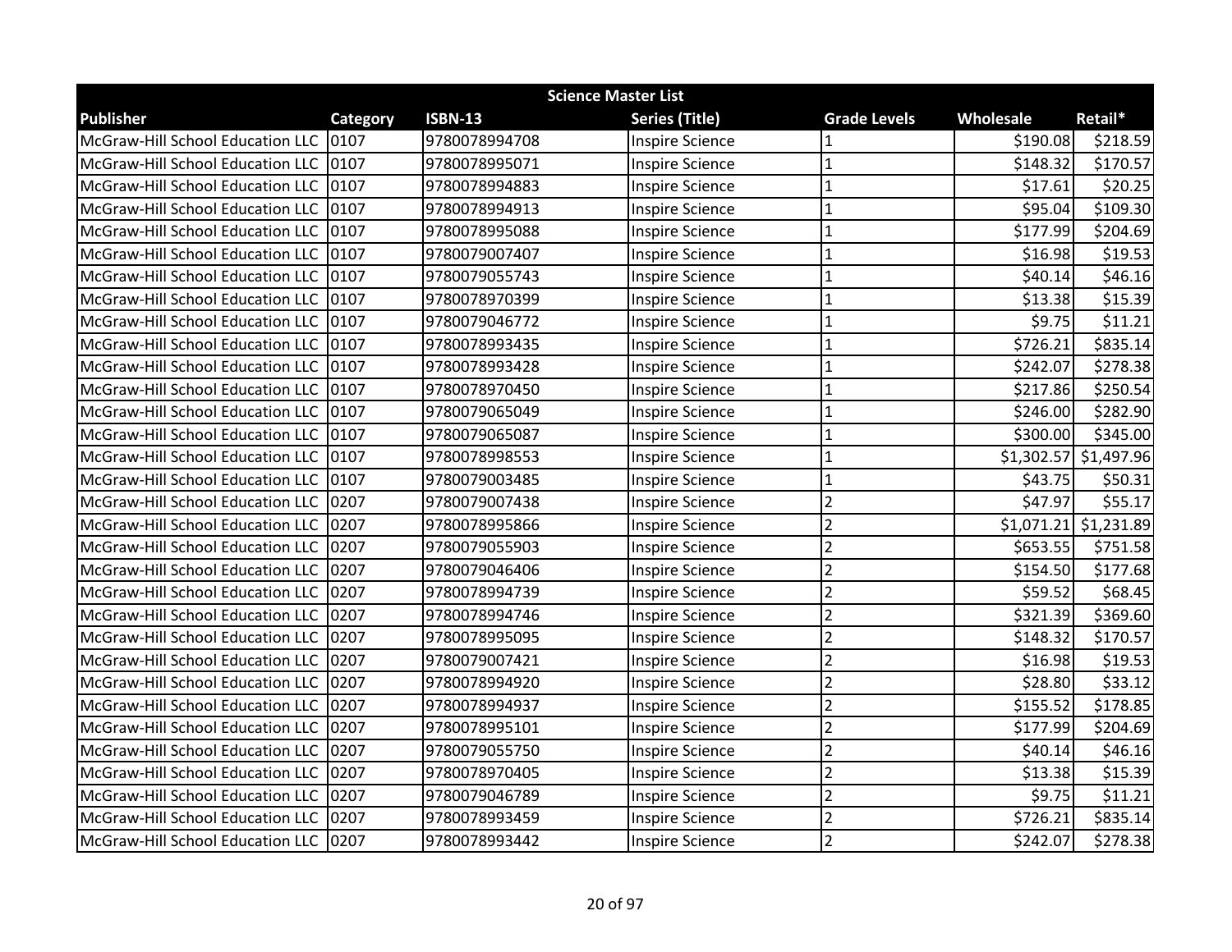| Science Master List | | | | | | |
|---|---|---|---|---|---|---|
| **Publisher** | **Category** | **ISBN-13** | **Series (Title)** | **Grade Levels** | **Wholesale** | **Retail*** |
| McGraw-Hill School Education LLC | 0107 | 9780078994708 | Inspire Science | 1 | $190.08 | $218.59 |
| McGraw-Hill School Education LLC | 0107 | 9780078995071 | Inspire Science | 1 | $148.32 | $170.57 |
| McGraw-Hill School Education LLC | 0107 | 9780078994883 | Inspire Science | 1 | $17.61 | $20.25 |
| McGraw-Hill School Education LLC | 0107 | 9780078994913 | Inspire Science | 1 | $95.04 | $109.30 |
| McGraw-Hill School Education LLC | 0107 | 9780078995088 | Inspire Science | 1 | $177.99 | $204.69 |
| McGraw-Hill School Education LLC | 0107 | 9780079007407 | Inspire Science | 1 | $16.98 | $19.53 |
| McGraw-Hill School Education LLC | 0107 | 9780079055743 | Inspire Science | 1 | $40.14 | $46.16 |
| McGraw-Hill School Education LLC | 0107 | 9780078970399 | Inspire Science | 1 | $13.38 | $15.39 |
| McGraw-Hill School Education LLC | 0107 | 9780079046772 | Inspire Science | 1 | $9.75 | $11.21 |
| McGraw-Hill School Education LLC | 0107 | 9780078993435 | Inspire Science | 1 | $726.21 | $835.14 |
| McGraw-Hill School Education LLC | 0107 | 9780078993428 | Inspire Science | 1 | $242.07 | $278.38 |
| McGraw-Hill School Education LLC | 0107 | 9780078970450 | Inspire Science | 1 | $217.86 | $250.54 |
| McGraw-Hill School Education LLC | 0107 | 9780079065049 | Inspire Science | 1 | $246.00 | $282.90 |
| McGraw-Hill School Education LLC | 0107 | 9780079065087 | Inspire Science | 1 | $300.00 | $345.00 |
| McGraw-Hill School Education LLC | 0107 | 9780078998553 | Inspire Science | 1 | $1,302.57 | $1,497.96 |
| McGraw-Hill School Education LLC | 0107 | 9780079003485 | Inspire Science | 1 | $43.75 | $50.31 |
| McGraw-Hill School Education LLC | 0207 | 9780079007438 | Inspire Science | 2 | $47.97 | $55.17 |
| McGraw-Hill School Education LLC | 0207 | 9780078995866 | Inspire Science | 2 | $1,071.21 | $1,231.89 |
| McGraw-Hill School Education LLC | 0207 | 9780079055903 | Inspire Science | 2 | $653.55 | $751.58 |
| McGraw-Hill School Education LLC | 0207 | 9780079046406 | Inspire Science | 2 | $154.50 | $177.68 |
| McGraw-Hill School Education LLC | 0207 | 9780078994739 | Inspire Science | 2 | $59.52 | $68.45 |
| McGraw-Hill School Education LLC | 0207 | 9780078994746 | Inspire Science | 2 | $321.39 | $369.60 |
| McGraw-Hill School Education LLC | 0207 | 9780078995095 | Inspire Science | 2 | $148.32 | $170.57 |
| McGraw-Hill School Education LLC | 0207 | 9780079007421 | Inspire Science | 2 | $16.98 | $19.53 |
| McGraw-Hill School Education LLC | 0207 | 9780078994920 | Inspire Science | 2 | $28.80 | $33.12 |
| McGraw-Hill School Education LLC | 0207 | 9780078994937 | Inspire Science | 2 | $155.52 | $178.85 |
| McGraw-Hill School Education LLC | 0207 | 9780078995101 | Inspire Science | 2 | $177.99 | $204.69 |
| McGraw-Hill School Education LLC | 0207 | 9780079055750 | Inspire Science | 2 | $40.14 | $46.16 |
| McGraw-Hill School Education LLC | 0207 | 9780078970405 | Inspire Science | 2 | $13.38 | $15.39 |
| McGraw-Hill School Education LLC | 0207 | 9780079046789 | Inspire Science | 2 | $9.75 | $11.21 |
| McGraw-Hill School Education LLC | 0207 | 9780078993459 | Inspire Science | 2 | $726.21 | $835.14 |
| McGraw-Hill School Education LLC | 0207 | 9780078993442 | Inspire Science | 2 | $242.07 | $278.38 |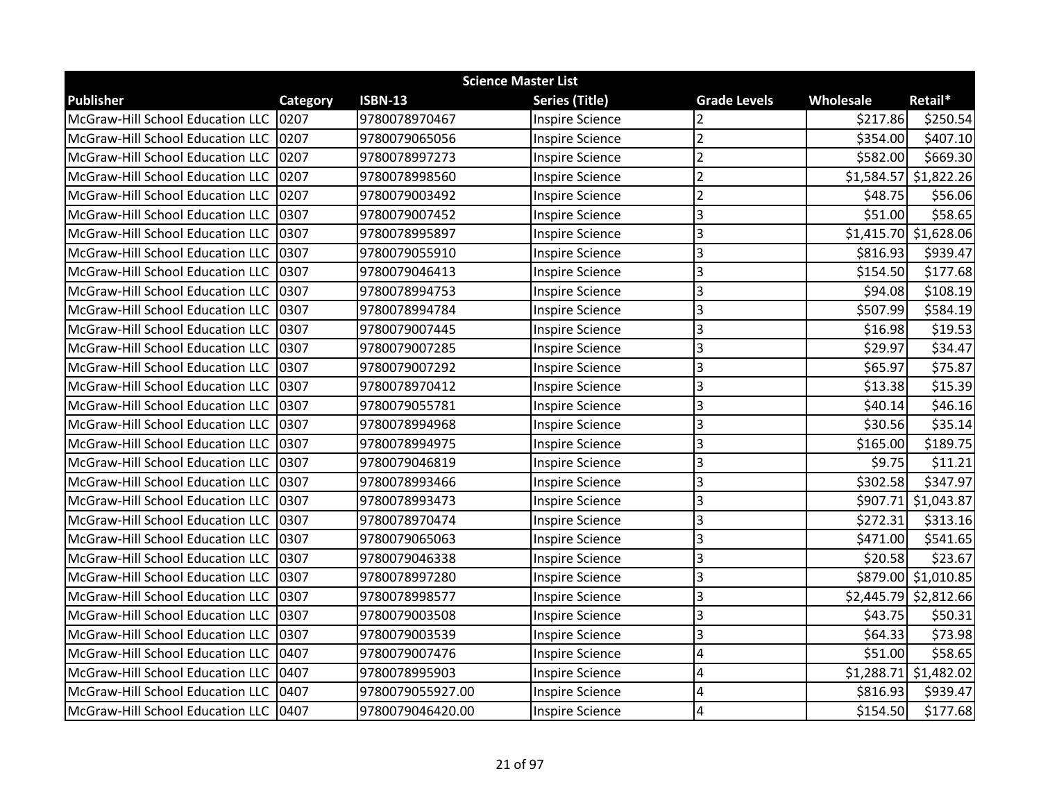| Science Master List | | | | | | |
|---|---|---|---|---|---|---|
| **Publisher** | **Category** | **ISBN-13** | **Series (Title)** | **Grade Levels** | **Wholesale** | **Retail*** |
| McGraw-Hill School Education LLC | 0207 | 9780078970467 | Inspire Science | 2 | $217.86 | $250.54 |
| McGraw-Hill School Education LLC | 0207 | 9780079065056 | Inspire Science | 2 | $354.00 | $407.10 |
| McGraw-Hill School Education LLC | 0207 | 9780078997273 | Inspire Science | 2 | $582.00 | $669.30 |
| McGraw-Hill School Education LLC | 0207 | 9780078998560 | Inspire Science | 2 | $1,584.57 | $1,822.26 |
| McGraw-Hill School Education LLC | 0207 | 9780079003492 | Inspire Science | 2 | $48.75 | $56.06 |
| McGraw-Hill School Education LLC | 0307 | 9780079007452 | Inspire Science | 3 | $51.00 | $58.65 |
| McGraw-Hill School Education LLC | 0307 | 9780078995897 | Inspire Science | 3 | $1,415.70 | $1,628.06 |
| McGraw-Hill School Education LLC | 0307 | 9780079055910 | Inspire Science | 3 | $816.93 | $939.47 |
| McGraw-Hill School Education LLC | 0307 | 9780079046413 | Inspire Science | 3 | $154.50 | $177.68 |
| McGraw-Hill School Education LLC | 0307 | 9780078994753 | Inspire Science | 3 | $94.08 | $108.19 |
| McGraw-Hill School Education LLC | 0307 | 9780078994784 | Inspire Science | 3 | $507.99 | $584.19 |
| McGraw-Hill School Education LLC | 0307 | 9780079007445 | Inspire Science | 3 | $16.98 | $19.53 |
| McGraw-Hill School Education LLC | 0307 | 9780079007285 | Inspire Science | 3 | $29.97 | $34.47 |
| McGraw-Hill School Education LLC | 0307 | 9780079007292 | Inspire Science | 3 | $65.97 | $75.87 |
| McGraw-Hill School Education LLC | 0307 | 9780078970412 | Inspire Science | 3 | $13.38 | $15.39 |
| McGraw-Hill School Education LLC | 0307 | 9780079055781 | Inspire Science | 3 | $40.14 | $46.16 |
| McGraw-Hill School Education LLC | 0307 | 9780078994968 | Inspire Science | 3 | $30.56 | $35.14 |
| McGraw-Hill School Education LLC | 0307 | 9780078994975 | Inspire Science | 3 | $165.00 | $189.75 |
| McGraw-Hill School Education LLC | 0307 | 9780079046819 | Inspire Science | 3 | $9.75 | $11.21 |
| McGraw-Hill School Education LLC | 0307 | 9780078993466 | Inspire Science | 3 | $302.58 | $347.97 |
| McGraw-Hill School Education LLC | 0307 | 9780078993473 | Inspire Science | 3 | $907.71 | $1,043.87 |
| McGraw-Hill School Education LLC | 0307 | 9780078970474 | Inspire Science | 3 | $272.31 | $313.16 |
| McGraw-Hill School Education LLC | 0307 | 9780079065063 | Inspire Science | 3 | $471.00 | $541.65 |
| McGraw-Hill School Education LLC | 0307 | 9780079046338 | Inspire Science | 3 | $20.58 | $23.67 |
| McGraw-Hill School Education LLC | 0307 | 9780078997280 | Inspire Science | 3 | $879.00 | $1,010.85 |
| McGraw-Hill School Education LLC | 0307 | 9780078998577 | Inspire Science | 3 | $2,445.79 | $2,812.66 |
| McGraw-Hill School Education LLC | 0307 | 9780079003508 | Inspire Science | 3 | $43.75 | $50.31 |
| McGraw-Hill School Education LLC | 0307 | 9780079003539 | Inspire Science | 3 | $64.33 | $73.98 |
| McGraw-Hill School Education LLC | 0407 | 9780079007476 | Inspire Science | 4 | $51.00 | $58.65 |
| McGraw-Hill School Education LLC | 0407 | 9780078995903 | Inspire Science | 4 | $1,288.71 | $1,482.02 |
| McGraw-Hill School Education LLC | 0407 | 9780079055927.00 | Inspire Science | 4 | $816.93 | $939.47 |
| McGraw-Hill School Education LLC | 0407 | 9780079046420.00 | Inspire Science | 4 | $154.50 | $177.68 |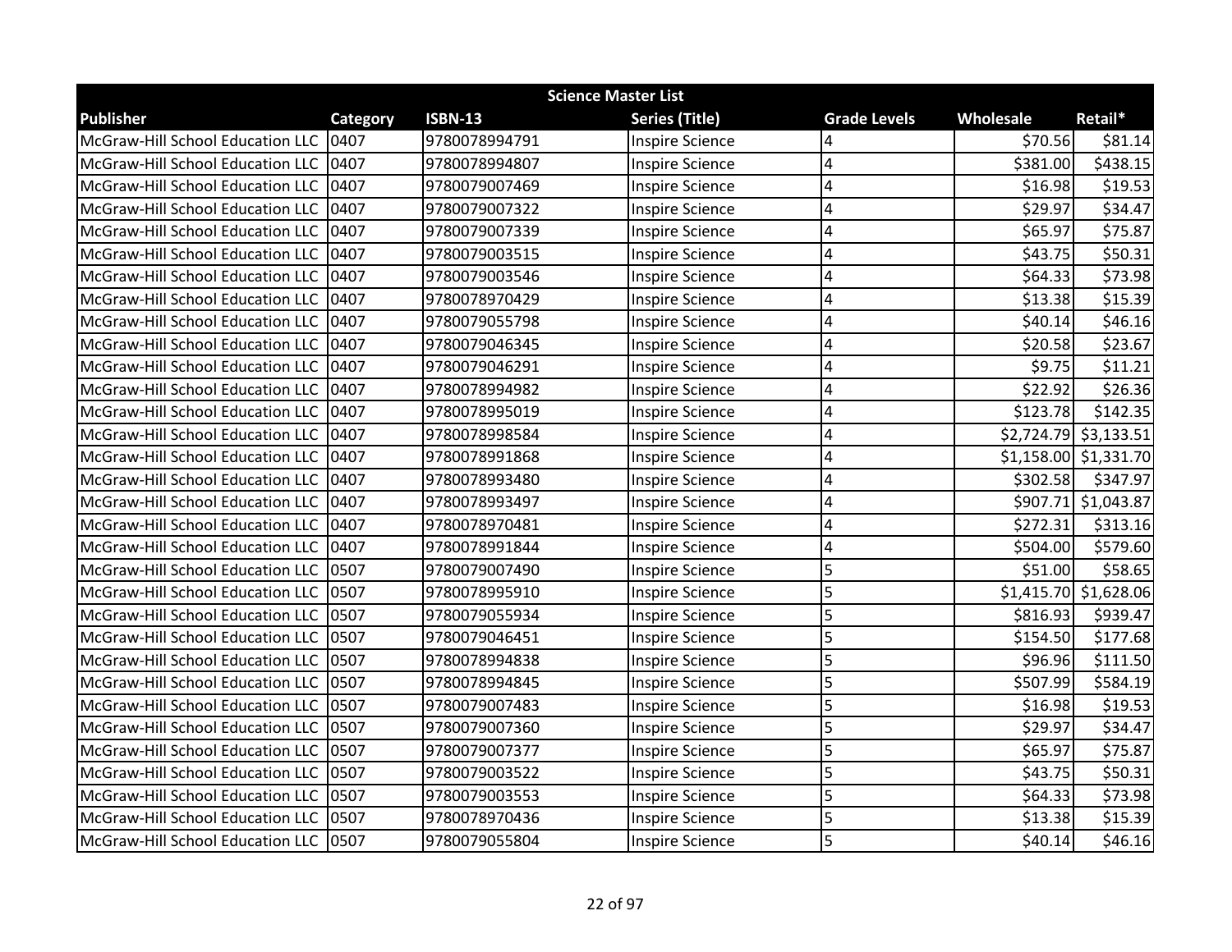| Science Master List | | | | | | |
|---|---|---|---|---|---|---|
| **Publisher** | **Category** | **ISBN-13** | **Series (Title)** | **Grade Levels** | **Wholesale** | **Retail*** |
| McGraw-Hill School Education LLC | 0407 | 9780078994791 | Inspire Science | 4 | $70.56 | $81.14 |
| McGraw-Hill School Education LLC | 0407 | 9780078994807 | Inspire Science | 4 | $381.00 | $438.15 |
| McGraw-Hill School Education LLC | 0407 | 9780079007469 | Inspire Science | 4 | $16.98 | $19.53 |
| McGraw-Hill School Education LLC | 0407 | 9780079007322 | Inspire Science | 4 | $29.97 | $34.47 |
| McGraw-Hill School Education LLC | 0407 | 9780079007339 | Inspire Science | 4 | $65.97 | $75.87 |
| McGraw-Hill School Education LLC | 0407 | 9780079003515 | Inspire Science | 4 | $43.75 | $50.31 |
| McGraw-Hill School Education LLC | 0407 | 9780079003546 | Inspire Science | 4 | $64.33 | $73.98 |
| McGraw-Hill School Education LLC | 0407 | 9780078970429 | Inspire Science | 4 | $13.38 | $15.39 |
| McGraw-Hill School Education LLC | 0407 | 9780079055798 | Inspire Science | 4 | $40.14 | $46.16 |
| McGraw-Hill School Education LLC | 0407 | 9780079046345 | Inspire Science | 4 | $20.58 | $23.67 |
| McGraw-Hill School Education LLC | 0407 | 9780079046291 | Inspire Science | 4 | $9.75 | $11.21 |
| McGraw-Hill School Education LLC | 0407 | 9780078994982 | Inspire Science | 4 | $22.92 | $26.36 |
| McGraw-Hill School Education LLC | 0407 | 9780078995019 | Inspire Science | 4 | $123.78 | $142.35 |
| McGraw-Hill School Education LLC | 0407 | 9780078998584 | Inspire Science | 4 | $2,724.79 | $3,133.51 |
| McGraw-Hill School Education LLC | 0407 | 9780078991868 | Inspire Science | 4 | $1,158.00 | $1,331.70 |
| McGraw-Hill School Education LLC | 0407 | 9780078993480 | Inspire Science | 4 | $302.58 | $347.97 |
| McGraw-Hill School Education LLC | 0407 | 9780078993497 | Inspire Science | 4 | $907.71 | $1,043.87 |
| McGraw-Hill School Education LLC | 0407 | 9780078970481 | Inspire Science | 4 | $272.31 | $313.16 |
| McGraw-Hill School Education LLC | 0407 | 9780078991844 | Inspire Science | 4 | $504.00 | $579.60 |
| McGraw-Hill School Education LLC | 0507 | 9780079007490 | Inspire Science | 5 | $51.00 | $58.65 |
| McGraw-Hill School Education LLC | 0507 | 9780078995910 | Inspire Science | 5 | $1,415.70 | $1,628.06 |
| McGraw-Hill School Education LLC | 0507 | 9780079055934 | Inspire Science | 5 | $816.93 | $939.47 |
| McGraw-Hill School Education LLC | 0507 | 9780079046451 | Inspire Science | 5 | $154.50 | $177.68 |
| McGraw-Hill School Education LLC | 0507 | 9780078994838 | Inspire Science | 5 | $96.96 | $111.50 |
| McGraw-Hill School Education LLC | 0507 | 9780078994845 | Inspire Science | 5 | $507.99 | $584.19 |
| McGraw-Hill School Education LLC | 0507 | 9780079007483 | Inspire Science | 5 | $16.98 | $19.53 |
| McGraw-Hill School Education LLC | 0507 | 9780079007360 | Inspire Science | 5 | $29.97 | $34.47 |
| McGraw-Hill School Education LLC | 0507 | 9780079007377 | Inspire Science | 5 | $65.97 | $75.87 |
| McGraw-Hill School Education LLC | 0507 | 9780079003522 | Inspire Science | 5 | $43.75 | $50.31 |
| McGraw-Hill School Education LLC | 0507 | 9780079003553 | Inspire Science | 5 | $64.33 | $73.98 |
| McGraw-Hill School Education LLC | 0507 | 9780078970436 | Inspire Science | 5 | $13.38 | $15.39 |
| McGraw-Hill School Education LLC | 0507 | 9780079055804 | Inspire Science | 5 | $40.14 | $46.16 |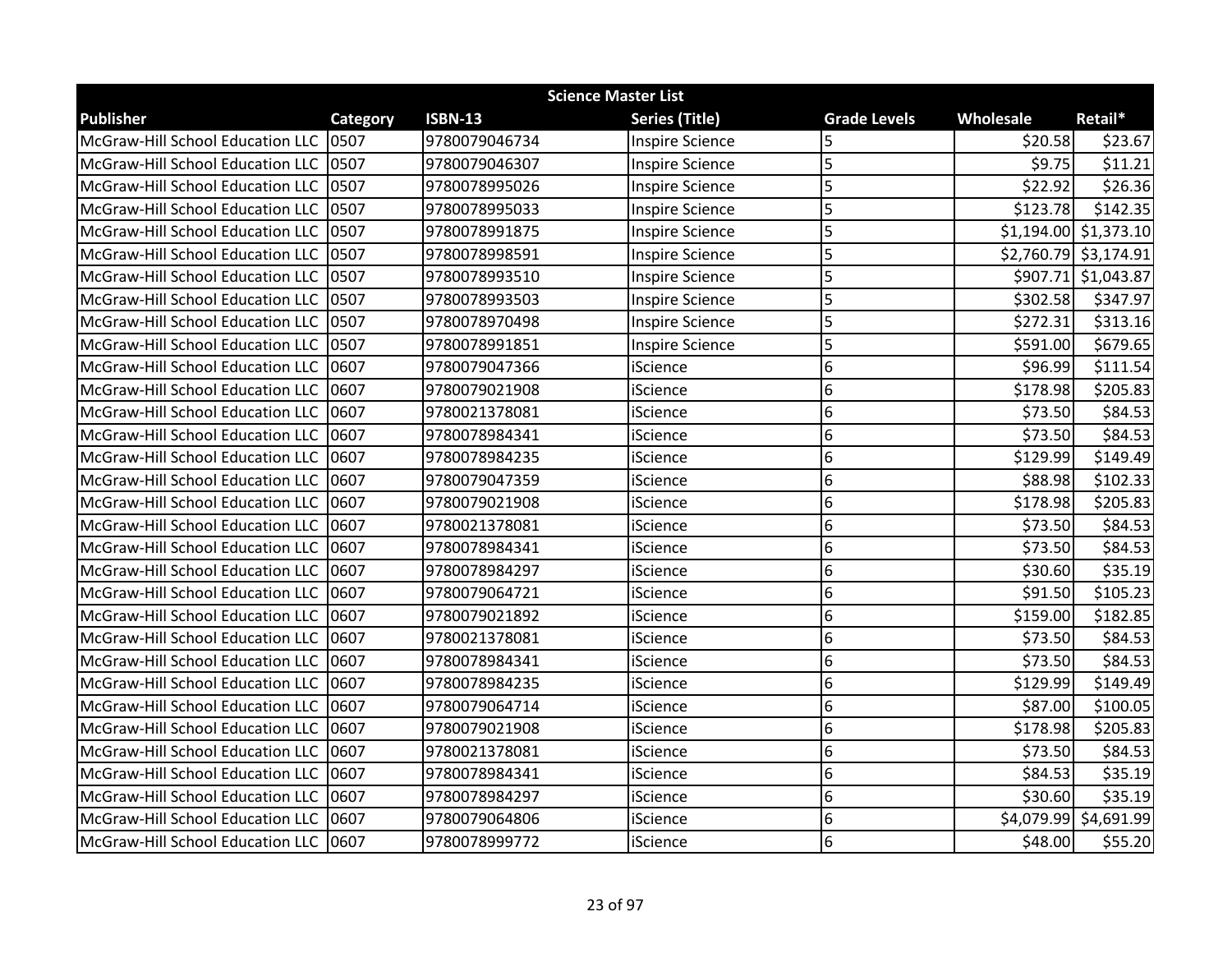| Science Master List | | | | | | |
|---|---|---|---|---|---|---|
| **Publisher** | **Category** | **ISBN-13** | **Series (Title)** | **Grade Levels** | **Wholesale** | **Retail*** |
| McGraw-Hill School Education LLC | 0507 | 9780079046734 | Inspire Science | 5 | $20.58 | $23.67 |
| McGraw-Hill School Education LLC | 0507 | 9780079046307 | Inspire Science | 5 | $9.75 | $11.21 |
| McGraw-Hill School Education LLC | 0507 | 9780078995026 | Inspire Science | 5 | $22.92 | $26.36 |
| McGraw-Hill School Education LLC | 0507 | 9780078995033 | Inspire Science | 5 | $123.78 | $142.35 |
| McGraw-Hill School Education LLC | 0507 | 9780078991875 | Inspire Science | 5 | $1,194.00 | $1,373.10 |
| McGraw-Hill School Education LLC | 0507 | 9780078998591 | Inspire Science | 5 | $2,760.79 | $3,174.91 |
| McGraw-Hill School Education LLC | 0507 | 9780078993510 | Inspire Science | 5 | $907.71 | $1,043.87 |
| McGraw-Hill School Education LLC | 0507 | 9780078993503 | Inspire Science | 5 | $302.58 | $347.97 |
| McGraw-Hill School Education LLC | 0507 | 9780078970498 | Inspire Science | 5 | $272.31 | $313.16 |
| McGraw-Hill School Education LLC | 0507 | 9780078991851 | Inspire Science | 5 | $591.00 | $679.65 |
| McGraw-Hill School Education LLC | 0607 | 9780079047366 | iScience | 6 | $96.99 | $111.54 |
| McGraw-Hill School Education LLC | 0607 | 9780079021908 | iScience | 6 | $178.98 | $205.83 |
| McGraw-Hill School Education LLC | 0607 | 9780021378081 | iScience | 6 | $73.50 | $84.53 |
| McGraw-Hill School Education LLC | 0607 | 9780078984341 | iScience | 6 | $73.50 | $84.53 |
| McGraw-Hill School Education LLC | 0607 | 9780078984235 | iScience | 6 | $129.99 | $149.49 |
| McGraw-Hill School Education LLC | 0607 | 9780079047359 | iScience | 6 | $88.98 | $102.33 |
| McGraw-Hill School Education LLC | 0607 | 9780079021908 | iScience | 6 | $178.98 | $205.83 |
| McGraw-Hill School Education LLC | 0607 | 9780021378081 | iScience | 6 | $73.50 | $84.53 |
| McGraw-Hill School Education LLC | 0607 | 9780078984341 | iScience | 6 | $73.50 | $84.53 |
| McGraw-Hill School Education LLC | 0607 | 9780078984297 | iScience | 6 | $30.60 | $35.19 |
| McGraw-Hill School Education LLC | 0607 | 9780079064721 | iScience | 6 | $91.50 | $105.23 |
| McGraw-Hill School Education LLC | 0607 | 9780079021892 | iScience | 6 | $159.00 | $182.85 |
| McGraw-Hill School Education LLC | 0607 | 9780021378081 | iScience | 6 | $73.50 | $84.53 |
| McGraw-Hill School Education LLC | 0607 | 9780078984341 | iScience | 6 | $73.50 | $84.53 |
| McGraw-Hill School Education LLC | 0607 | 9780078984235 | iScience | 6 | $129.99 | $149.49 |
| McGraw-Hill School Education LLC | 0607 | 9780079064714 | iScience | 6 | $87.00 | $100.05 |
| McGraw-Hill School Education LLC | 0607 | 9780079021908 | iScience | 6 | $178.98 | $205.83 |
| McGraw-Hill School Education LLC | 0607 | 9780021378081 | iScience | 6 | $73.50 | $84.53 |
| McGraw-Hill School Education LLC | 0607 | 9780078984341 | iScience | 6 | $84.53 | $35.19 |
| McGraw-Hill School Education LLC | 0607 | 9780078984297 | iScience | 6 | $30.60 | $35.19 |
| McGraw-Hill School Education LLC | 0607 | 9780079064806 | iScience | 6 | $4,079.99 | $4,691.99 |
| McGraw-Hill School Education LLC | 0607 | 9780078999772 | iScience | 6 | $48.00 | $55.20 |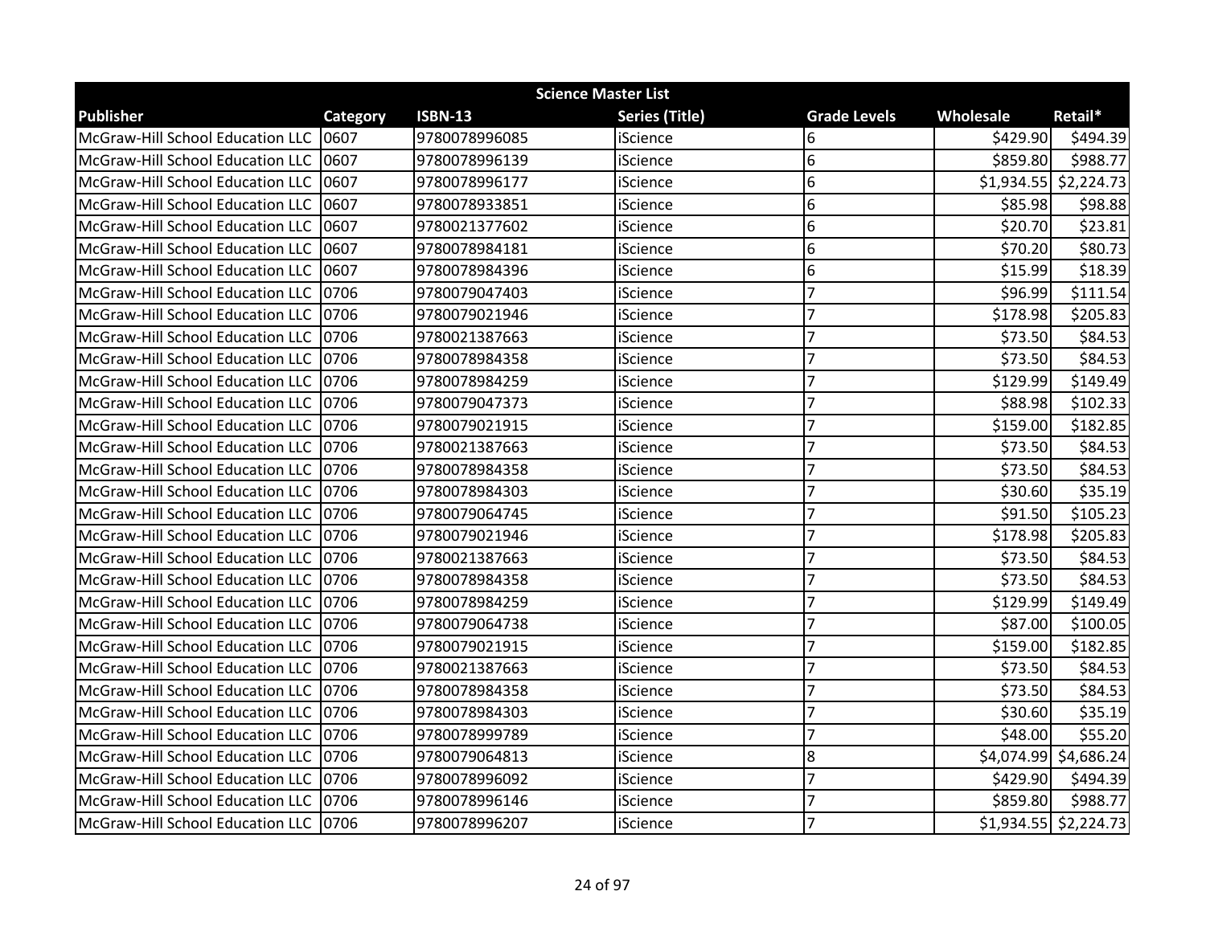| Science Master List | | | | | | |
|---|---|---|---|---|---|---|
| Publisher | Category | ISBN-13 | Series (Title) | Grade Levels | Wholesale | Retail* |
| McGraw-Hill School Education LLC | 0607 | 9780078996085 | iScience | 6 | $429.90 | $494.39 |
| McGraw-Hill School Education LLC | 0607 | 9780078996139 | iScience | 6 | $859.80 | $988.77 |
| McGraw-Hill School Education LLC | 0607 | 9780078996177 | iScience | 6 | $1,934.55 | $2,224.73 |
| McGraw-Hill School Education LLC | 0607 | 9780078933851 | iScience | 6 | $85.98 | $98.88 |
| McGraw-Hill School Education LLC | 0607 | 9780021377602 | iScience | 6 | $20.70 | $23.81 |
| McGraw-Hill School Education LLC | 0607 | 9780078984181 | iScience | 6 | $70.20 | $80.73 |
| McGraw-Hill School Education LLC | 0607 | 9780078984396 | iScience | 6 | $15.99 | $18.39 |
| McGraw-Hill School Education LLC | 0706 | 9780079047403 | iScience | 7 | $96.99 | $111.54 |
| McGraw-Hill School Education LLC | 0706 | 9780079021946 | iScience | 7 | $178.98 | $205.83 |
| McGraw-Hill School Education LLC | 0706 | 9780021387663 | iScience | 7 | $73.50 | $84.53 |
| McGraw-Hill School Education LLC | 0706 | 9780078984358 | iScience | 7 | $73.50 | $84.53 |
| McGraw-Hill School Education LLC | 0706 | 9780078984259 | iScience | 7 | $129.99 | $149.49 |
| McGraw-Hill School Education LLC | 0706 | 9780079047373 | iScience | 7 | $88.98 | $102.33 |
| McGraw-Hill School Education LLC | 0706 | 9780079021915 | iScience | 7 | $159.00 | $182.85 |
| McGraw-Hill School Education LLC | 0706 | 9780021387663 | iScience | 7 | $73.50 | $84.53 |
| McGraw-Hill School Education LLC | 0706 | 9780078984358 | iScience | 7 | $73.50 | $84.53 |
| McGraw-Hill School Education LLC | 0706 | 9780078984303 | iScience | 7 | $30.60 | $35.19 |
| McGraw-Hill School Education LLC | 0706 | 9780079064745 | iScience | 7 | $91.50 | $105.23 |
| McGraw-Hill School Education LLC | 0706 | 9780079021946 | iScience | 7 | $178.98 | $205.83 |
| McGraw-Hill School Education LLC | 0706 | 9780021387663 | iScience | 7 | $73.50 | $84.53 |
| McGraw-Hill School Education LLC | 0706 | 9780078984358 | iScience | 7 | $73.50 | $84.53 |
| McGraw-Hill School Education LLC | 0706 | 9780078984259 | iScience | 7 | $129.99 | $149.49 |
| McGraw-Hill School Education LLC | 0706 | 9780079064738 | iScience | 7 | $87.00 | $100.05 |
| McGraw-Hill School Education LLC | 0706 | 9780079021915 | iScience | 7 | $159.00 | $182.85 |
| McGraw-Hill School Education LLC | 0706 | 9780021387663 | iScience | 7 | $73.50 | $84.53 |
| McGraw-Hill School Education LLC | 0706 | 9780078984358 | iScience | 7 | $73.50 | $84.53 |
| McGraw-Hill School Education LLC | 0706 | 9780078984303 | iScience | 7 | $30.60 | $35.19 |
| McGraw-Hill School Education LLC | 0706 | 9780078999789 | iScience | 7 | $48.00 | $55.20 |
| McGraw-Hill School Education LLC | 0706 | 9780079064813 | iScience | 8 | $4,074.99 | $4,686.24 |
| McGraw-Hill School Education LLC | 0706 | 9780078996092 | iScience | 7 | $429.90 | $494.39 |
| McGraw-Hill School Education LLC | 0706 | 9780078996146 | iScience | 7 | $859.80 | $988.77 |
| McGraw-Hill School Education LLC | 0706 | 9780078996207 | iScience | 7 | $1,934.55 | $2,224.73 |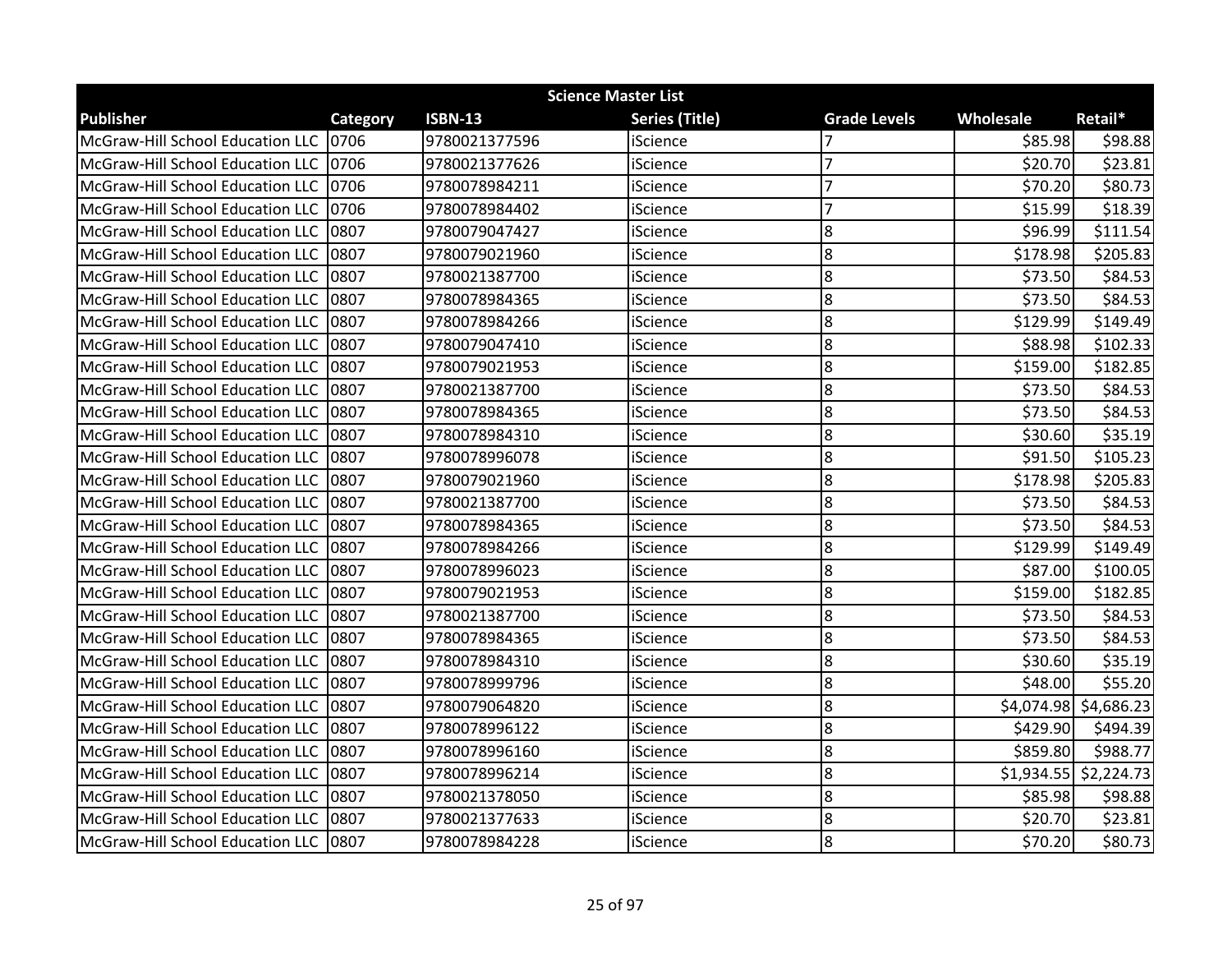| Science Master List | | | | | | |
|---|---|---|---|---|---|---|
| **Publisher** | **Category** | **ISBN-13** | **Series (Title)** | **Grade Levels** | **Wholesale** | **Retail*** |
| McGraw-Hill School Education LLC | 0706 | 9780021377596 | iScience | 7 | $85.98 | $98.88 |
| McGraw-Hill School Education LLC | 0706 | 9780021377626 | iScience | 7 | $20.70 | $23.81 |
| McGraw-Hill School Education LLC | 0706 | 9780078984211 | iScience | 7 | $70.20 | $80.73 |
| McGraw-Hill School Education LLC | 0706 | 9780078984402 | iScience | 7 | $15.99 | $18.39 |
| McGraw-Hill School Education LLC | 0807 | 9780079047427 | iScience | 8 | $96.99 | $111.54 |
| McGraw-Hill School Education LLC | 0807 | 9780079021960 | iScience | 8 | $178.98 | $205.83 |
| McGraw-Hill School Education LLC | 0807 | 9780021387700 | iScience | 8 | $73.50 | $84.53 |
| McGraw-Hill School Education LLC | 0807 | 9780078984365 | iScience | 8 | $73.50 | $84.53 |
| McGraw-Hill School Education LLC | 0807 | 9780078984266 | iScience | 8 | $129.99 | $149.49 |
| McGraw-Hill School Education LLC | 0807 | 9780079047410 | iScience | 8 | $88.98 | $102.33 |
| McGraw-Hill School Education LLC | 0807 | 9780079021953 | iScience | 8 | $159.00 | $182.85 |
| McGraw-Hill School Education LLC | 0807 | 9780021387700 | iScience | 8 | $73.50 | $84.53 |
| McGraw-Hill School Education LLC | 0807 | 9780078984365 | iScience | 8 | $73.50 | $84.53 |
| McGraw-Hill School Education LLC | 0807 | 9780078984310 | iScience | 8 | $30.60 | $35.19 |
| McGraw-Hill School Education LLC | 0807 | 9780078996078 | iScience | 8 | $91.50 | $105.23 |
| McGraw-Hill School Education LLC | 0807 | 9780079021960 | iScience | 8 | $178.98 | $205.83 |
| McGraw-Hill School Education LLC | 0807 | 9780021387700 | iScience | 8 | $73.50 | $84.53 |
| McGraw-Hill School Education LLC | 0807 | 9780078984365 | iScience | 8 | $73.50 | $84.53 |
| McGraw-Hill School Education LLC | 0807 | 9780078984266 | iScience | 8 | $129.99 | $149.49 |
| McGraw-Hill School Education LLC | 0807 | 9780078996023 | iScience | 8 | $87.00 | $100.05 |
| McGraw-Hill School Education LLC | 0807 | 9780079021953 | iScience | 8 | $159.00 | $182.85 |
| McGraw-Hill School Education LLC | 0807 | 9780021387700 | iScience | 8 | $73.50 | $84.53 |
| McGraw-Hill School Education LLC | 0807 | 9780078984365 | iScience | 8 | $73.50 | $84.53 |
| McGraw-Hill School Education LLC | 0807 | 9780078984310 | iScience | 8 | $30.60 | $35.19 |
| McGraw-Hill School Education LLC | 0807 | 9780078999796 | iScience | 8 | $48.00 | $55.20 |
| McGraw-Hill School Education LLC | 0807 | 9780079064820 | iScience | 8 | $4,074.98 | $4,686.23 |
| McGraw-Hill School Education LLC | 0807 | 9780078996122 | iScience | 8 | $429.90 | $494.39 |
| McGraw-Hill School Education LLC | 0807 | 9780078996160 | iScience | 8 | $859.80 | $988.77 |
| McGraw-Hill School Education LLC | 0807 | 9780078996214 | iScience | 8 | $1,934.55 | $2,224.73 |
| McGraw-Hill School Education LLC | 0807 | 9780021378050 | iScience | 8 | $85.98 | $98.88 |
| McGraw-Hill School Education LLC | 0807 | 9780021377633 | iScience | 8 | $20.70 | $23.81 |
| McGraw-Hill School Education LLC | 0807 | 9780078984228 | iScience | 8 | $70.20 | $80.73 |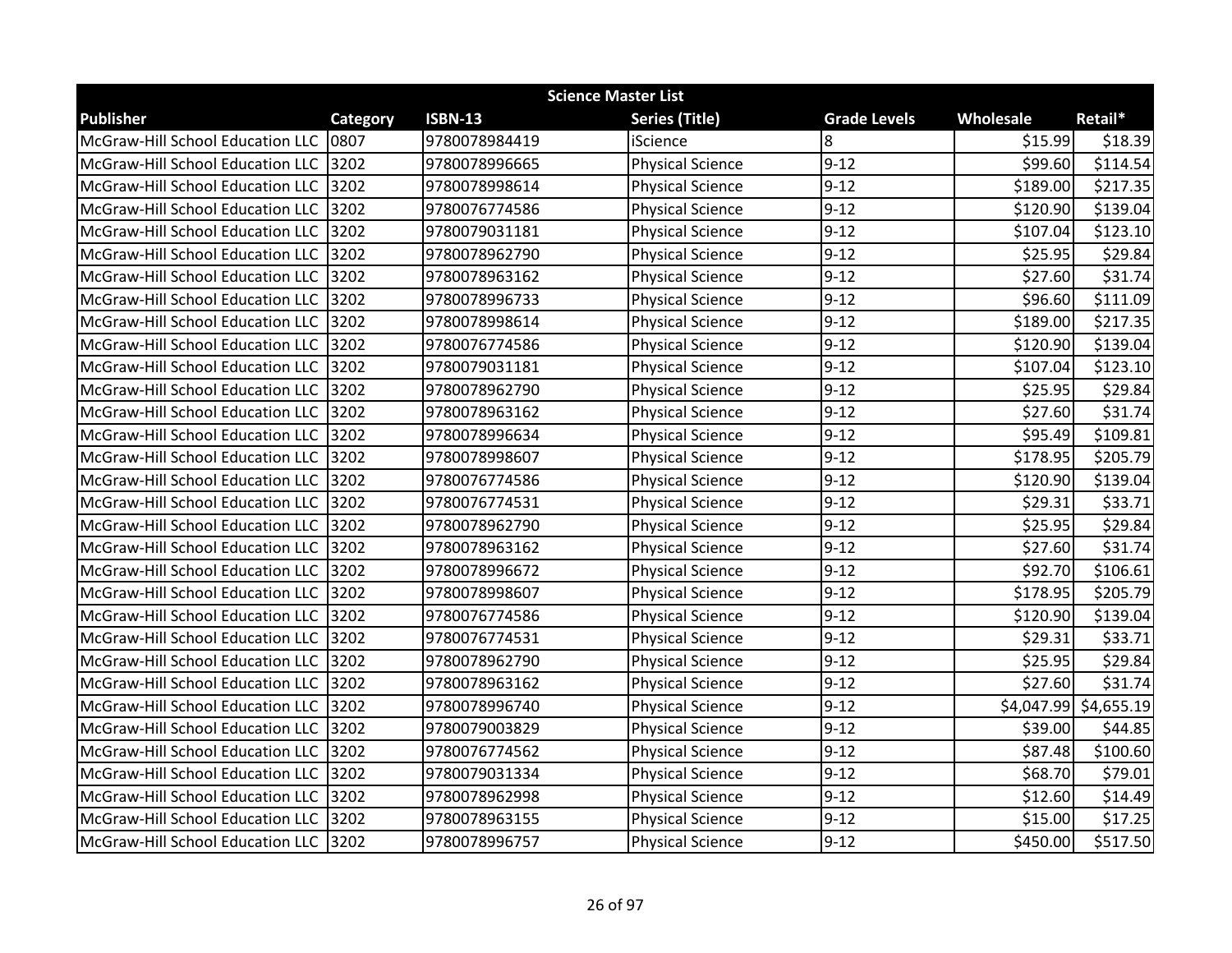| Science Master List | | | | | | |
|---|---|---|---|---|---|---|
| **Publisher** | **Category** | **ISBN-13** | **Series (Title)** | **Grade Levels** | **Wholesale** | **Retail*** |
| McGraw-Hill School Education LLC | 0807 | 9780078984419 | iScience | 8 | $15.99 | $18.39 |
| McGraw-Hill School Education LLC | 3202 | 9780078996665 | Physical Science | 9-12 | $99.60 | $114.54 |
| McGraw-Hill School Education LLC | 3202 | 9780078998614 | Physical Science | 9-12 | $189.00 | $217.35 |
| McGraw-Hill School Education LLC | 3202 | 9780076774586 | Physical Science | 9-12 | $120.90 | $139.04 |
| McGraw-Hill School Education LLC | 3202 | 9780079031181 | Physical Science | 9-12 | $107.04 | $123.10 |
| McGraw-Hill School Education LLC | 3202 | 9780078962790 | Physical Science | 9-12 | $25.95 | $29.84 |
| McGraw-Hill School Education LLC | 3202 | 9780078963162 | Physical Science | 9-12 | $27.60 | $31.74 |
| McGraw-Hill School Education LLC | 3202 | 9780078996733 | Physical Science | 9-12 | $96.60 | $111.09 |
| McGraw-Hill School Education LLC | 3202 | 9780078998614 | Physical Science | 9-12 | $189.00 | $217.35 |
| McGraw-Hill School Education LLC | 3202 | 9780076774586 | Physical Science | 9-12 | $120.90 | $139.04 |
| McGraw-Hill School Education LLC | 3202 | 9780079031181 | Physical Science | 9-12 | $107.04 | $123.10 |
| McGraw-Hill School Education LLC | 3202 | 9780078962790 | Physical Science | 9-12 | $25.95 | $29.84 |
| McGraw-Hill School Education LLC | 3202 | 9780078963162 | Physical Science | 9-12 | $27.60 | $31.74 |
| McGraw-Hill School Education LLC | 3202 | 9780078996634 | Physical Science | 9-12 | $95.49 | $109.81 |
| McGraw-Hill School Education LLC | 3202 | 9780078998607 | Physical Science | 9-12 | $178.95 | $205.79 |
| McGraw-Hill School Education LLC | 3202 | 9780076774586 | Physical Science | 9-12 | $120.90 | $139.04 |
| McGraw-Hill School Education LLC | 3202 | 9780076774531 | Physical Science | 9-12 | $29.31 | $33.71 |
| McGraw-Hill School Education LLC | 3202 | 9780078962790 | Physical Science | 9-12 | $25.95 | $29.84 |
| McGraw-Hill School Education LLC | 3202 | 9780078963162 | Physical Science | 9-12 | $27.60 | $31.74 |
| McGraw-Hill School Education LLC | 3202 | 9780078996672 | Physical Science | 9-12 | $92.70 | $106.61 |
| McGraw-Hill School Education LLC | 3202 | 9780078998607 | Physical Science | 9-12 | $178.95 | $205.79 |
| McGraw-Hill School Education LLC | 3202 | 9780076774586 | Physical Science | 9-12 | $120.90 | $139.04 |
| McGraw-Hill School Education LLC | 3202 | 9780076774531 | Physical Science | 9-12 | $29.31 | $33.71 |
| McGraw-Hill School Education LLC | 3202 | 9780078962790 | Physical Science | 9-12 | $25.95 | $29.84 |
| McGraw-Hill School Education LLC | 3202 | 9780078963162 | Physical Science | 9-12 | $27.60 | $31.74 |
| McGraw-Hill School Education LLC | 3202 | 9780078996740 | Physical Science | 9-12 | $4,047.99 | $4,655.19 |
| McGraw-Hill School Education LLC | 3202 | 9780079003829 | Physical Science | 9-12 | $39.00 | $44.85 |
| McGraw-Hill School Education LLC | 3202 | 9780076774562 | Physical Science | 9-12 | $87.48 | $100.60 |
| McGraw-Hill School Education LLC | 3202 | 9780079031334 | Physical Science | 9-12 | $68.70 | $79.01 |
| McGraw-Hill School Education LLC | 3202 | 9780078962998 | Physical Science | 9-12 | $12.60 | $14.49 |
| McGraw-Hill School Education LLC | 3202 | 9780078963155 | Physical Science | 9-12 | $15.00 | $17.25 |
| McGraw-Hill School Education LLC | 3202 | 9780078996757 | Physical Science | 9-12 | $450.00 | $517.50 |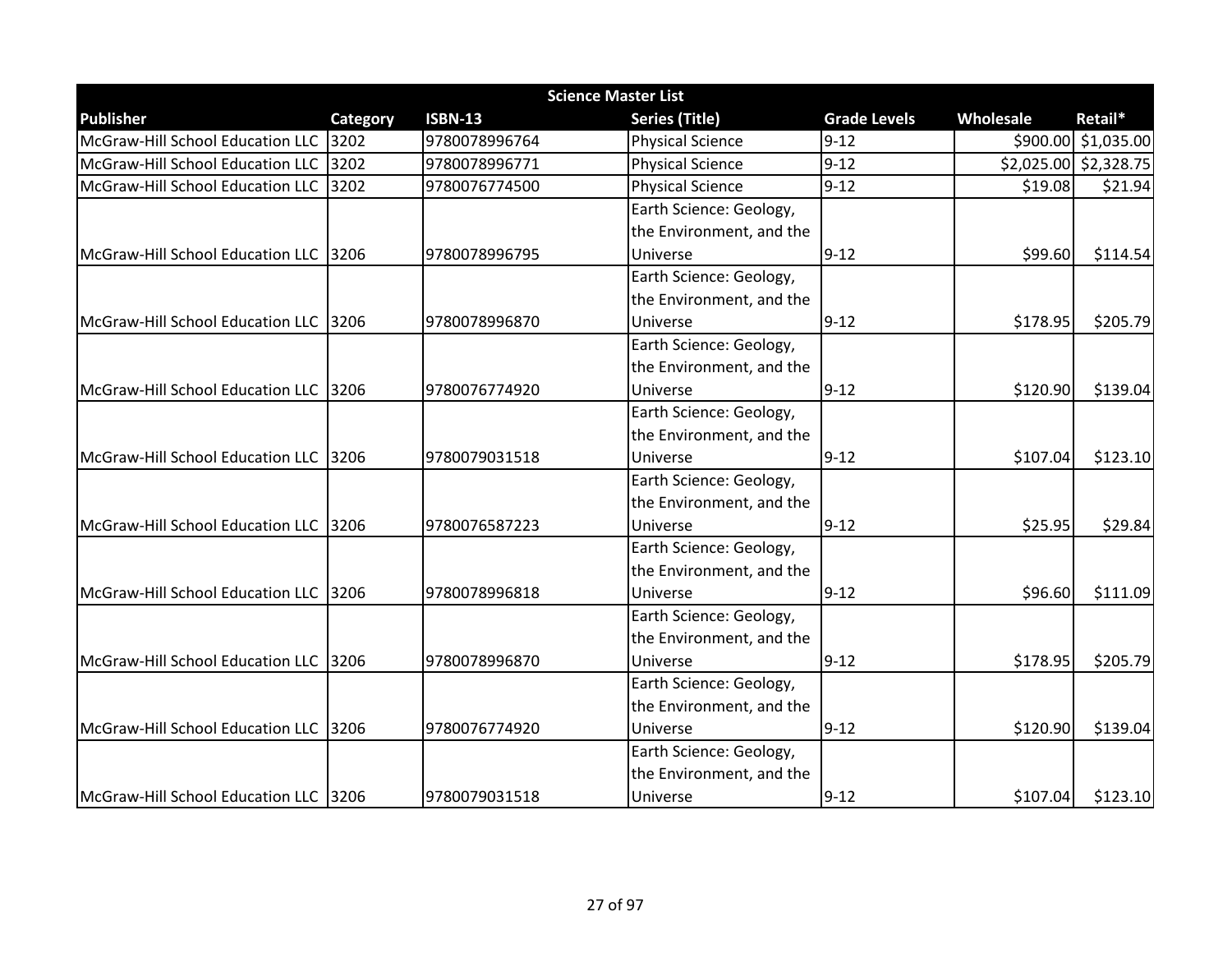| Science Master List | | | | | | |
|---|---|---|---|---|---|---|
| **Publisher** | **Category** | **ISBN-13** | **Series (Title)** | **Grade Levels** | **Wholesale** | **Retail*** |
| McGraw-Hill School Education LLC | 3202 | 9780078996764 | Physical Science | 9-12 | $900.00 | $1,035.00 |
| McGraw-Hill School Education LLC | 3202 | 9780078996771 | Physical Science | 9-12 | $2,025.00 | $2,328.75 |
| McGraw-Hill School Education LLC | 3202 | 9780076774500 | Physical Science | 9-12 | $19.08 | $21.94 |
| McGraw-Hill School Education LLC | 3206 | 9780078996795 | Earth Science: Geology, the Environment, and the Universe | 9-12 | $99.60 | $114.54 |
| McGraw-Hill School Education LLC | 3206 | 9780078996870 | Earth Science: Geology, the Environment, and the Universe | 9-12 | $178.95 | $205.79 |
| McGraw-Hill School Education LLC | 3206 | 9780076774920 | Earth Science: Geology, the Environment, and the Universe | 9-12 | $120.90 | $139.04 |
| McGraw-Hill School Education LLC | 3206 | 9780079031518 | Earth Science: Geology, the Environment, and the Universe | 9-12 | $107.04 | $123.10 |
| McGraw-Hill School Education LLC | 3206 | 9780076587223 | Earth Science: Geology, the Environment, and the Universe | 9-12 | $25.95 | $29.84 |
| McGraw-Hill School Education LLC | 3206 | 9780078996818 | Earth Science: Geology, the Environment, and the Universe | 9-12 | $96.60 | $111.09 |
| McGraw-Hill School Education LLC | 3206 | 9780078996870 | Earth Science: Geology, the Environment, and the Universe | 9-12 | $178.95 | $205.79 |
| McGraw-Hill School Education LLC | 3206 | 9780076774920 | Earth Science: Geology, the Environment, and the Universe | 9-12 | $120.90 | $139.04 |
| McGraw-Hill School Education LLC | 3206 | 9780079031518 | Earth Science: Geology, the Environment, and the Universe | 9-12 | $107.04 | $123.10 |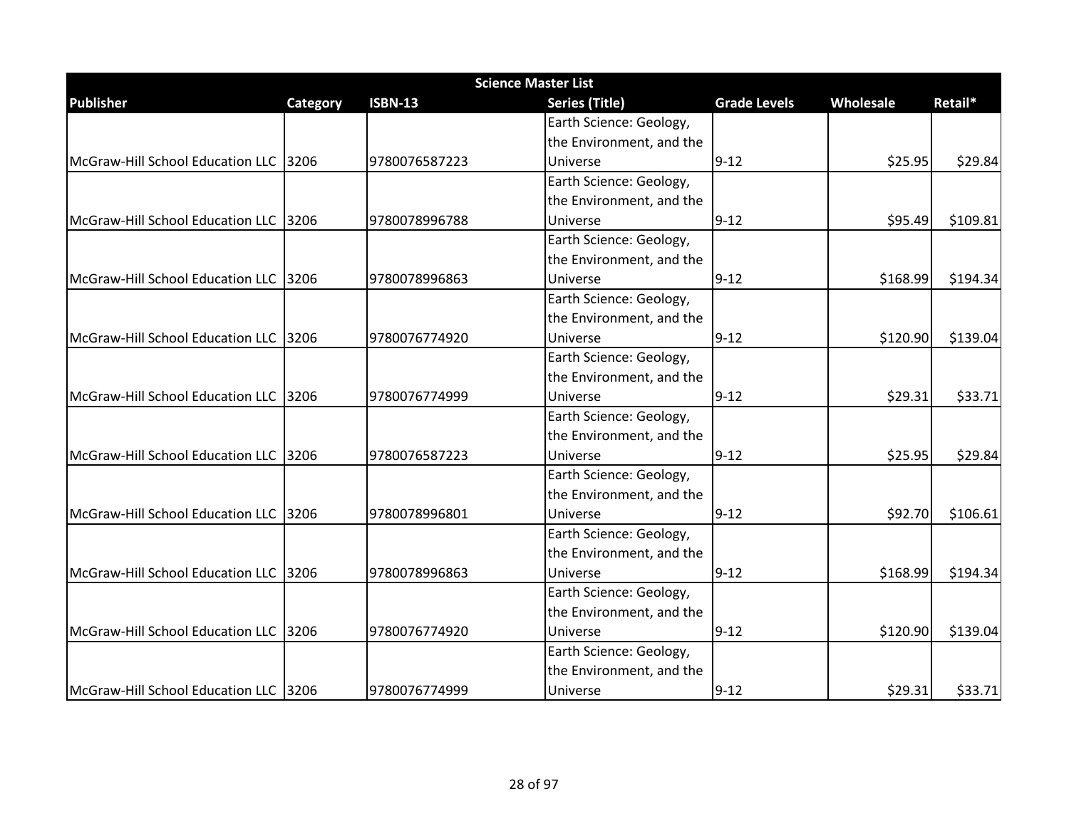| Science Master List | | | | | | |
|---|---|---|---|---|---|---|
| **Publisher** | **Category** | **ISBN-13** | **Series (Title)** | **Grade Levels** | **Wholesale** | **Retail*** |
| McGraw-Hill School Education LLC | 3206 | 9780076587223 | Earth Science: Geology, the Environment, and the Universe | 9-12 | $25.95 | $29.84 |
| McGraw-Hill School Education LLC | 3206 | 9780078996788 | Earth Science: Geology, the Environment, and the Universe | 9-12 | $95.49 | $109.81 |
| McGraw-Hill School Education LLC | 3206 | 9780078996863 | Earth Science: Geology, the Environment, and the Universe | 9-12 | $168.99 | $194.34 |
| McGraw-Hill School Education LLC | 3206 | 9780076774920 | Earth Science: Geology, the Environment, and the Universe | 9-12 | $120.90 | $139.04 |
| McGraw-Hill School Education LLC | 3206 | 9780076774999 | Earth Science: Geology, the Environment, and the Universe | 9-12 | $29.31 | $33.71 |
| McGraw-Hill School Education LLC | 3206 | 9780076587223 | Earth Science: Geology, the Environment, and the Universe | 9-12 | $25.95 | $29.84 |
| McGraw-Hill School Education LLC | 3206 | 9780078996801 | Earth Science: Geology, the Environment, and the Universe | 9-12 | $92.70 | $106.61 |
| McGraw-Hill School Education LLC | 3206 | 9780078996863 | Earth Science: Geology, the Environment, and the Universe | 9-12 | $168.99 | $194.34 |
| McGraw-Hill School Education LLC | 3206 | 9780076774920 | Earth Science: Geology, the Environment, and the Universe | 9-12 | $120.90 | $139.04 |
| McGraw-Hill School Education LLC | 3206 | 9780076774999 | Earth Science: Geology, the Environment, and the Universe | 9-12 | $29.31 | $33.71 |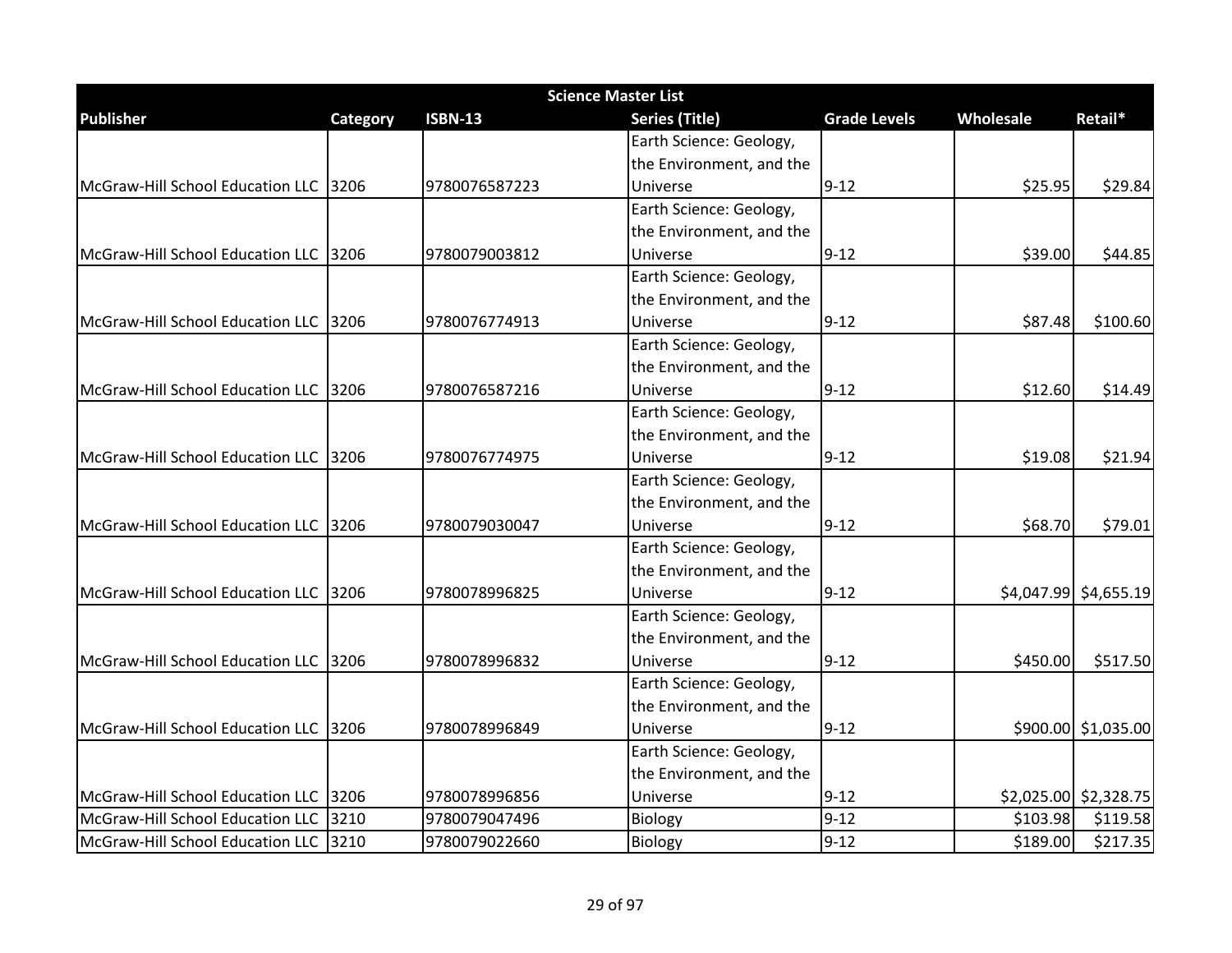| Science Master List | | | | | | |
|---|---|---|---|---|---|---|
| **Publisher** | **Category** | **ISBN-13** | **Series (Title)** | **Grade Levels** | **Wholesale** | **Retail*** |
| McGraw-Hill School Education LLC | 3206 | 9780076587223 | Earth Science: Geology, the Environment, and the Universe | 9-12 | $25.95 | $29.84 |
| McGraw-Hill School Education LLC | 3206 | 9780079003812 | Earth Science: Geology, the Environment, and the Universe | 9-12 | $39.00 | $44.85 |
| McGraw-Hill School Education LLC | 3206 | 9780076774913 | Earth Science: Geology, the Environment, and the Universe | 9-12 | $87.48 | $100.60 |
| McGraw-Hill School Education LLC | 3206 | 9780076587216 | Earth Science: Geology, the Environment, and the Universe | 9-12 | $12.60 | $14.49 |
| McGraw-Hill School Education LLC | 3206 | 9780076774975 | Earth Science: Geology, the Environment, and the Universe | 9-12 | $19.08 | $21.94 |
| McGraw-Hill School Education LLC | 3206 | 9780079030047 | Earth Science: Geology, the Environment, and the Universe | 9-12 | $68.70 | $79.01 |
| McGraw-Hill School Education LLC | 3206 | 9780078996825 | Earth Science: Geology, the Environment, and the Universe | 9-12 | $4,047.99 | $4,655.19 |
| McGraw-Hill School Education LLC | 3206 | 9780078996832 | Earth Science: Geology, the Environment, and the Universe | 9-12 | $450.00 | $517.50 |
| McGraw-Hill School Education LLC | 3206 | 9780078996849 | Earth Science: Geology, the Environment, and the Universe | 9-12 | $900.00 | $1,035.00 |
| McGraw-Hill School Education LLC | 3206 | 9780078996856 | Earth Science: Geology, the Environment, and the Universe | 9-12 | $2,025.00 | $2,328.75 |
| McGraw-Hill School Education LLC | 3210 | 9780079047496 | Biology | 9-12 | $103.98 | $119.58 |
| McGraw-Hill School Education LLC | 3210 | 9780079022660 | Biology | 9-12 | $189.00 | $217.35 |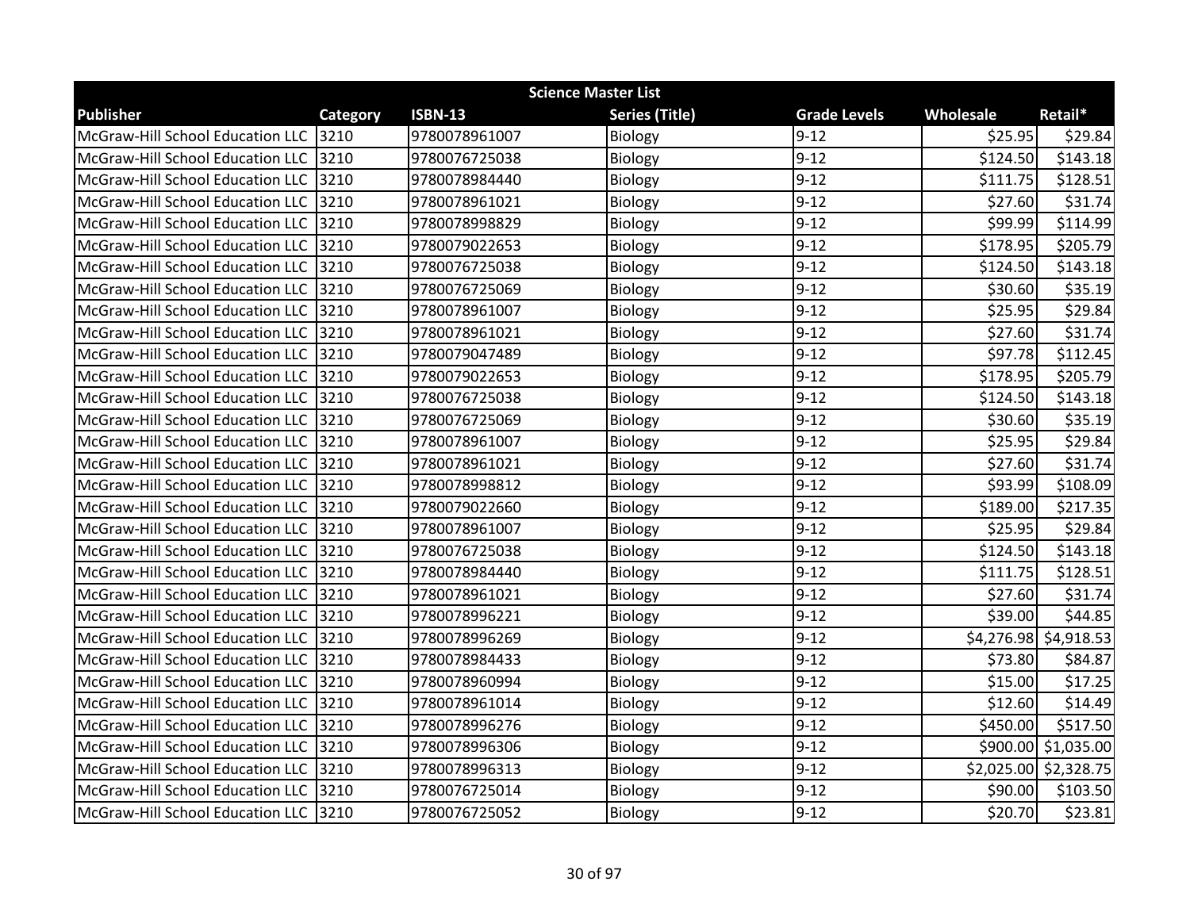| Science Master List | | | | | | |
|---|---|---|---|---|---|---|
| **Publisher** | **Category** | **ISBN-13** | **Series (Title)** | **Grade Levels** | **Wholesale** | **Retail*** |
| McGraw-Hill School Education LLC | 3210 | 9780078961007 | Biology | 9-12 | $25.95 | $29.84 |
| McGraw-Hill School Education LLC | 3210 | 9780076725038 | Biology | 9-12 | $124.50 | $143.18 |
| McGraw-Hill School Education LLC | 3210 | 9780078984440 | Biology | 9-12 | $111.75 | $128.51 |
| McGraw-Hill School Education LLC | 3210 | 9780078961021 | Biology | 9-12 | $27.60 | $31.74 |
| McGraw-Hill School Education LLC | 3210 | 9780078998829 | Biology | 9-12 | $99.99 | $114.99 |
| McGraw-Hill School Education LLC | 3210 | 9780079022653 | Biology | 9-12 | $178.95 | $205.79 |
| McGraw-Hill School Education LLC | 3210 | 9780076725038 | Biology | 9-12 | $124.50 | $143.18 |
| McGraw-Hill School Education LLC | 3210 | 9780076725069 | Biology | 9-12 | $30.60 | $35.19 |
| McGraw-Hill School Education LLC | 3210 | 9780078961007 | Biology | 9-12 | $25.95 | $29.84 |
| McGraw-Hill School Education LLC | 3210 | 9780078961021 | Biology | 9-12 | $27.60 | $31.74 |
| McGraw-Hill School Education LLC | 3210 | 9780079047489 | Biology | 9-12 | $97.78 | $112.45 |
| McGraw-Hill School Education LLC | 3210 | 9780079022653 | Biology | 9-12 | $178.95 | $205.79 |
| McGraw-Hill School Education LLC | 3210 | 9780076725038 | Biology | 9-12 | $124.50 | $143.18 |
| McGraw-Hill School Education LLC | 3210 | 9780076725069 | Biology | 9-12 | $30.60 | $35.19 |
| McGraw-Hill School Education LLC | 3210 | 9780078961007 | Biology | 9-12 | $25.95 | $29.84 |
| McGraw-Hill School Education LLC | 3210 | 9780078961021 | Biology | 9-12 | $27.60 | $31.74 |
| McGraw-Hill School Education LLC | 3210 | 9780078998812 | Biology | 9-12 | $93.99 | $108.09 |
| McGraw-Hill School Education LLC | 3210 | 9780079022660 | Biology | 9-12 | $189.00 | $217.35 |
| McGraw-Hill School Education LLC | 3210 | 9780078961007 | Biology | 9-12 | $25.95 | $29.84 |
| McGraw-Hill School Education LLC | 3210 | 9780076725038 | Biology | 9-12 | $124.50 | $143.18 |
| McGraw-Hill School Education LLC | 3210 | 9780078984440 | Biology | 9-12 | $111.75 | $128.51 |
| McGraw-Hill School Education LLC | 3210 | 9780078961021 | Biology | 9-12 | $27.60 | $31.74 |
| McGraw-Hill School Education LLC | 3210 | 9780078996221 | Biology | 9-12 | $39.00 | $44.85 |
| McGraw-Hill School Education LLC | 3210 | 9780078996269 | Biology | 9-12 | $4,276.98 | $4,918.53 |
| McGraw-Hill School Education LLC | 3210 | 9780078984433 | Biology | 9-12 | $73.80 | $84.87 |
| McGraw-Hill School Education LLC | 3210 | 9780078960994 | Biology | 9-12 | $15.00 | $17.25 |
| McGraw-Hill School Education LLC | 3210 | 9780078961014 | Biology | 9-12 | $12.60 | $14.49 |
| McGraw-Hill School Education LLC | 3210 | 9780078996276 | Biology | 9-12 | $450.00 | $517.50 |
| McGraw-Hill School Education LLC | 3210 | 9780078996306 | Biology | 9-12 | $900.00 | $1,035.00 |
| McGraw-Hill School Education LLC | 3210 | 9780078996313 | Biology | 9-12 | $2,025.00 | $2,328.75 |
| McGraw-Hill School Education LLC | 3210 | 9780076725014 | Biology | 9-12 | $90.00 | $103.50 |
| McGraw-Hill School Education LLC | 3210 | 9780076725052 | Biology | 9-12 | $20.70 | $23.81 |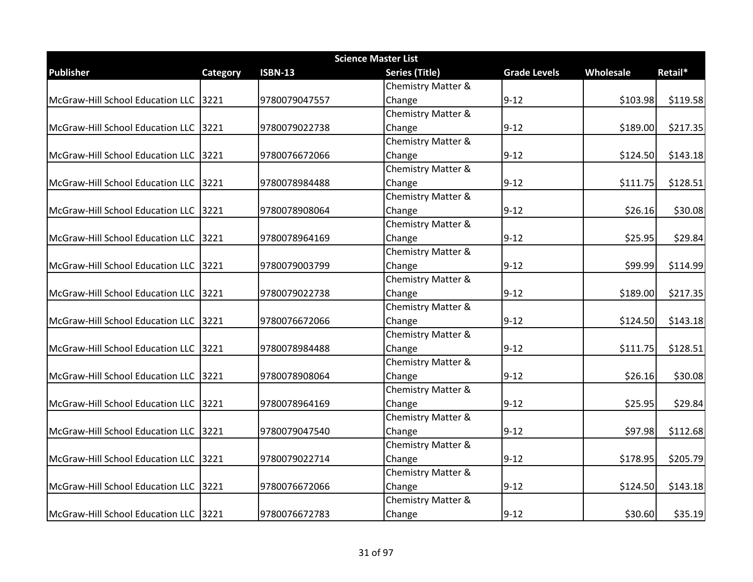| Science Master List | | | | | | |
|---|---|---|---|---|---|---|
| Publisher | Category | ISBN-13 | Series (Title) | Grade Levels | Wholesale | Retail* |
| McGraw-Hill School Education LLC | 3221 | 9780079047557 | Chemistry Matter & Change | 9-12 | $103.98 | $119.58 |
| McGraw-Hill School Education LLC | 3221 | 9780079022738 | Chemistry Matter & Change | 9-12 | $189.00 | $217.35 |
| McGraw-Hill School Education LLC | 3221 | 9780076672066 | Chemistry Matter & Change | 9-12 | $124.50 | $143.18 |
| McGraw-Hill School Education LLC | 3221 | 9780078984488 | Chemistry Matter & Change | 9-12 | $111.75 | $128.51 |
| McGraw-Hill School Education LLC | 3221 | 9780078908064 | Chemistry Matter & Change | 9-12 | $26.16 | $30.08 |
| McGraw-Hill School Education LLC | 3221 | 9780078964169 | Chemistry Matter & Change | 9-12 | $25.95 | $29.84 |
| McGraw-Hill School Education LLC | 3221 | 9780079003799 | Chemistry Matter & Change | 9-12 | $99.99 | $114.99 |
| McGraw-Hill School Education LLC | 3221 | 9780079022738 | Chemistry Matter & Change | 9-12 | $189.00 | $217.35 |
| McGraw-Hill School Education LLC | 3221 | 9780076672066 | Chemistry Matter & Change | 9-12 | $124.50 | $143.18 |
| McGraw-Hill School Education LLC | 3221 | 9780078984488 | Chemistry Matter & Change | 9-12 | $111.75 | $128.51 |
| McGraw-Hill School Education LLC | 3221 | 9780078908064 | Chemistry Matter & Change | 9-12 | $26.16 | $30.08 |
| McGraw-Hill School Education LLC | 3221 | 9780078964169 | Chemistry Matter & Change | 9-12 | $25.95 | $29.84 |
| McGraw-Hill School Education LLC | 3221 | 9780079047540 | Chemistry Matter & Change | 9-12 | $97.98 | $112.68 |
| McGraw-Hill School Education LLC | 3221 | 9780079022714 | Chemistry Matter & Change | 9-12 | $178.95 | $205.79 |
| McGraw-Hill School Education LLC | 3221 | 9780076672066 | Chemistry Matter & Change | 9-12 | $124.50 | $143.18 |
| McGraw-Hill School Education LLC | 3221 | 9780076672783 | Chemistry Matter & Change | 9-12 | $30.60 | $35.19 |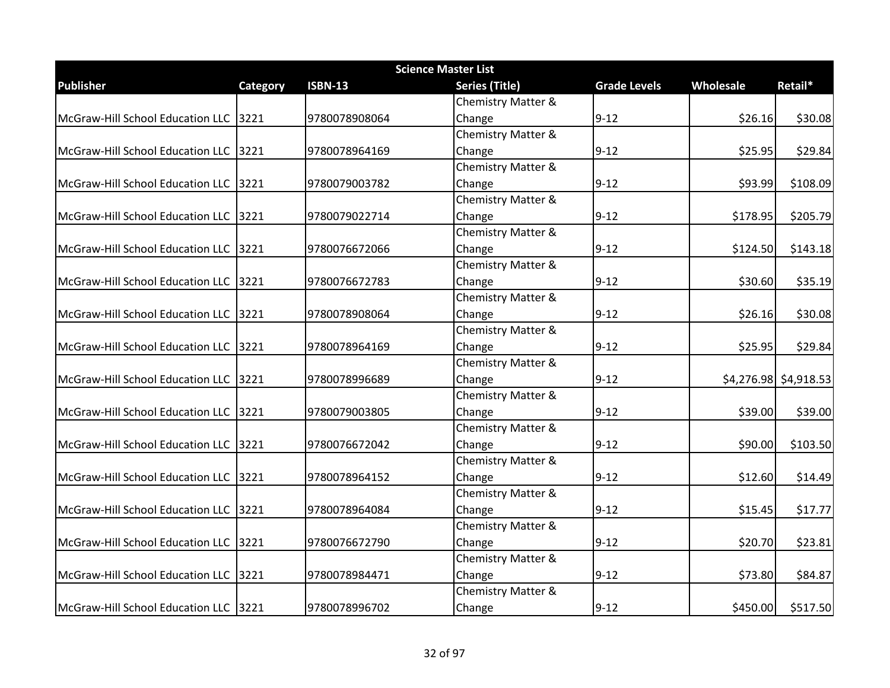| Science Master List | | | | | | |
|---|---|---|---|---|---|---|
| **Publisher** | **Category** | **ISBN-13** | **Series (Title)** | **Grade Levels** | **Wholesale** | **Retail*** |
| McGraw-Hill School Education LLC | 3221 | 9780078908064 | Chemistry Matter & Change | 9-12 | $26.16 | $30.08 |
| McGraw-Hill School Education LLC | 3221 | 9780078964169 | Chemistry Matter & Change | 9-12 | $25.95 | $29.84 |
| McGraw-Hill School Education LLC | 3221 | 9780079003782 | Chemistry Matter & Change | 9-12 | $93.99 | $108.09 |
| McGraw-Hill School Education LLC | 3221 | 9780079022714 | Chemistry Matter & Change | 9-12 | $178.95 | $205.79 |
| McGraw-Hill School Education LLC | 3221 | 9780076672066 | Chemistry Matter & Change | 9-12 | $124.50 | $143.18 |
| McGraw-Hill School Education LLC | 3221 | 9780076672783 | Chemistry Matter & Change | 9-12 | $30.60 | $35.19 |
| McGraw-Hill School Education LLC | 3221 | 9780078908064 | Chemistry Matter & Change | 9-12 | $26.16 | $30.08 |
| McGraw-Hill School Education LLC | 3221 | 9780078964169 | Chemistry Matter & Change | 9-12 | $25.95 | $29.84 |
| McGraw-Hill School Education LLC | 3221 | 9780078996689 | Chemistry Matter & Change | 9-12 | $4,276.98 | $4,918.53 |
| McGraw-Hill School Education LLC | 3221 | 9780079003805 | Chemistry Matter & Change | 9-12 | $39.00 | $39.00 |
| McGraw-Hill School Education LLC | 3221 | 9780076672042 | Chemistry Matter & Change | 9-12 | $90.00 | $103.50 |
| McGraw-Hill School Education LLC | 3221 | 9780078964152 | Chemistry Matter & Change | 9-12 | $12.60 | $14.49 |
| McGraw-Hill School Education LLC | 3221 | 9780078964084 | Chemistry Matter & Change | 9-12 | $15.45 | $17.77 |
| McGraw-Hill School Education LLC | 3221 | 9780076672790 | Chemistry Matter & Change | 9-12 | $20.70 | $23.81 |
| McGraw-Hill School Education LLC | 3221 | 9780078984471 | Chemistry Matter & Change | 9-12 | $73.80 | $84.87 |
| McGraw-Hill School Education LLC | 3221 | 9780078996702 | Chemistry Matter & Change | 9-12 | $450.00 | $517.50 |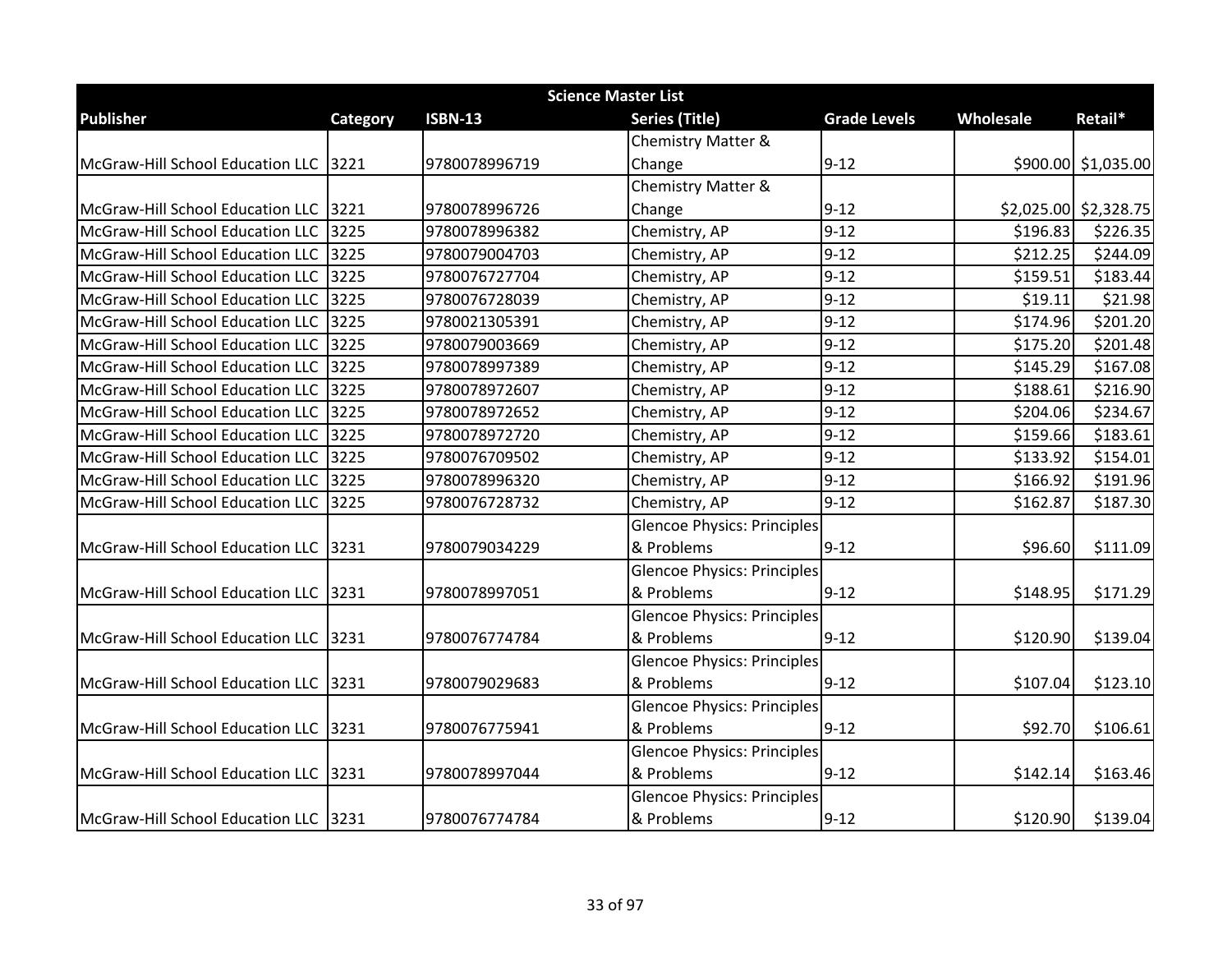| Science Master List | | | | | | |
|---|---|---|---|---|---|---|
| **Publisher** | **Category** | **ISBN-13** | **Series (Title)** | **Grade Levels** | **Wholesale** | **Retail*** |
| McGraw-Hill School Education LLC | 3221 | 9780078996719 | Chemistry Matter & Change | 9-12 | $900.00 | $1,035.00 |
| McGraw-Hill School Education LLC | 3221 | 9780078996726 | Chemistry Matter & Change | 9-12 | $2,025.00 | $2,328.75 |
| McGraw-Hill School Education LLC | 3225 | 9780078996382 | Chemistry, AP | 9-12 | $196.83 | $226.35 |
| McGraw-Hill School Education LLC | 3225 | 9780079004703 | Chemistry, AP | 9-12 | $212.25 | $244.09 |
| McGraw-Hill School Education LLC | 3225 | 9780076727704 | Chemistry, AP | 9-12 | $159.51 | $183.44 |
| McGraw-Hill School Education LLC | 3225 | 9780076728039 | Chemistry, AP | 9-12 | $19.11 | $21.98 |
| McGraw-Hill School Education LLC | 3225 | 9780021305391 | Chemistry, AP | 9-12 | $174.96 | $201.20 |
| McGraw-Hill School Education LLC | 3225 | 9780079003669 | Chemistry, AP | 9-12 | $175.20 | $201.48 |
| McGraw-Hill School Education LLC | 3225 | 9780078997389 | Chemistry, AP | 9-12 | $145.29 | $167.08 |
| McGraw-Hill School Education LLC | 3225 | 9780078972607 | Chemistry, AP | 9-12 | $188.61 | $216.90 |
| McGraw-Hill School Education LLC | 3225 | 9780078972652 | Chemistry, AP | 9-12 | $204.06 | $234.67 |
| McGraw-Hill School Education LLC | 3225 | 9780078972720 | Chemistry, AP | 9-12 | $159.66 | $183.61 |
| McGraw-Hill School Education LLC | 3225 | 9780076709502 | Chemistry, AP | 9-12 | $133.92 | $154.01 |
| McGraw-Hill School Education LLC | 3225 | 9780078996320 | Chemistry, AP | 9-12 | $166.92 | $191.96 |
| McGraw-Hill School Education LLC | 3225 | 9780076728732 | Chemistry, AP | 9-12 | $162.87 | $187.30 |
| McGraw-Hill School Education LLC | 3231 | 9780079034229 | Glencoe Physics: Principles & Problems | 9-12 | $96.60 | $111.09 |
| McGraw-Hill School Education LLC | 3231 | 9780078997051 | Glencoe Physics: Principles & Problems | 9-12 | $148.95 | $171.29 |
| McGraw-Hill School Education LLC | 3231 | 9780076774784 | Glencoe Physics: Principles & Problems | 9-12 | $120.90 | $139.04 |
| McGraw-Hill School Education LLC | 3231 | 9780079029683 | Glencoe Physics: Principles & Problems | 9-12 | $107.04 | $123.10 |
| McGraw-Hill School Education LLC | 3231 | 9780076775941 | Glencoe Physics: Principles & Problems | 9-12 | $92.70 | $106.61 |
| McGraw-Hill School Education LLC | 3231 | 9780078997044 | Glencoe Physics: Principles & Problems | 9-12 | $142.14 | $163.46 |
| McGraw-Hill School Education LLC | 3231 | 9780076774784 | Glencoe Physics: Principles & Problems | 9-12 | $120.90 | $139.04 |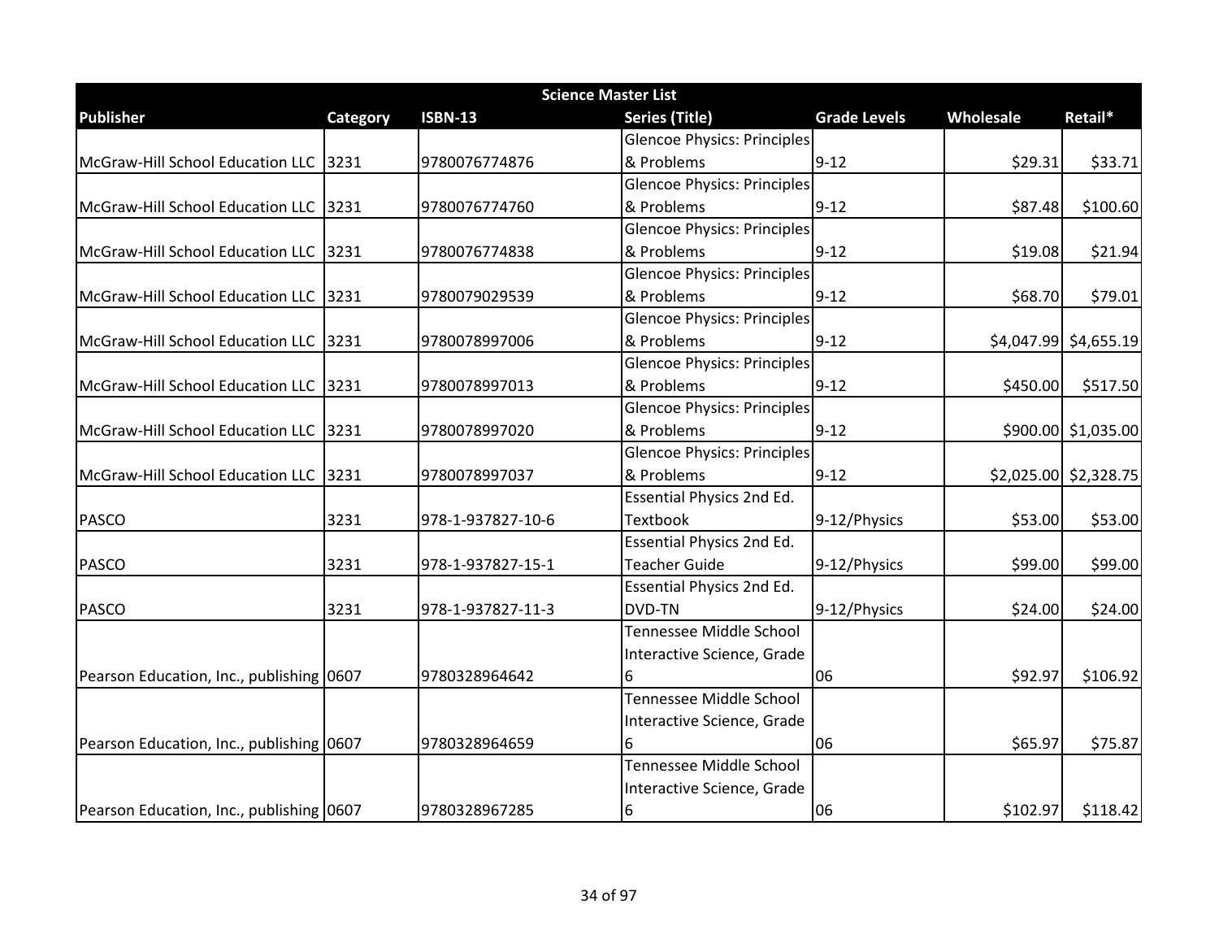| Science Master List | | | | | | |
|---|---|---|---|---|---|---|
| **Publisher** | **Category** | **ISBN-13** | **Series (Title)** | **Grade Levels** | **Wholesale** | **Retail*** |
| McGraw-Hill School Education LLC | 3231 | 9780076774876 | Glencoe Physics: Principles & Problems | 9-12 | $29.31 | $33.71 |
| McGraw-Hill School Education LLC | 3231 | 9780076774760 | Glencoe Physics: Principles & Problems | 9-12 | $87.48 | $100.60 |
| McGraw-Hill School Education LLC | 3231 | 9780076774838 | Glencoe Physics: Principles & Problems | 9-12 | $19.08 | $21.94 |
| McGraw-Hill School Education LLC | 3231 | 9780079029539 | Glencoe Physics: Principles & Problems | 9-12 | $68.70 | $79.01 |
| McGraw-Hill School Education LLC | 3231 | 9780078997006 | Glencoe Physics: Principles & Problems | 9-12 | $4,047.99 | $4,655.19 |
| McGraw-Hill School Education LLC | 3231 | 9780078997013 | Glencoe Physics: Principles & Problems | 9-12 | $450.00 | $517.50 |
| McGraw-Hill School Education LLC | 3231 | 9780078997020 | Glencoe Physics: Principles & Problems | 9-12 | $900.00 | $1,035.00 |
| McGraw-Hill School Education LLC | 3231 | 9780078997037 | Glencoe Physics: Principles & Problems | 9-12 | $2,025.00 | $2,328.75 |
| PASCO | 3231 | 978-1-937827-10-6 | Essential Physics 2nd Ed. Textbook | 9-12/Physics | $53.00 | $53.00 |
| PASCO | 3231 | 978-1-937827-15-1 | Essential Physics 2nd Ed. Teacher Guide | 9-12/Physics | $99.00 | $99.00 |
| PASCO | 3231 | 978-1-937827-11-3 | Essential Physics 2nd Ed. DVD-TN | 9-12/Physics | $24.00 | $24.00 |
| Pearson Education, Inc., publishing | 0607 | 9780328964642 | Tennessee Middle School Interactive Science, Grade 6 | 06 | $92.97 | $106.92 |
| Pearson Education, Inc., publishing | 0607 | 9780328964659 | Tennessee Middle School Interactive Science, Grade 6 | 06 | $65.97 | $75.87 |
| Pearson Education, Inc., publishing | 0607 | 9780328967285 | Tennessee Middle School Interactive Science, Grade 6 | 06 | $102.97 | $118.42 |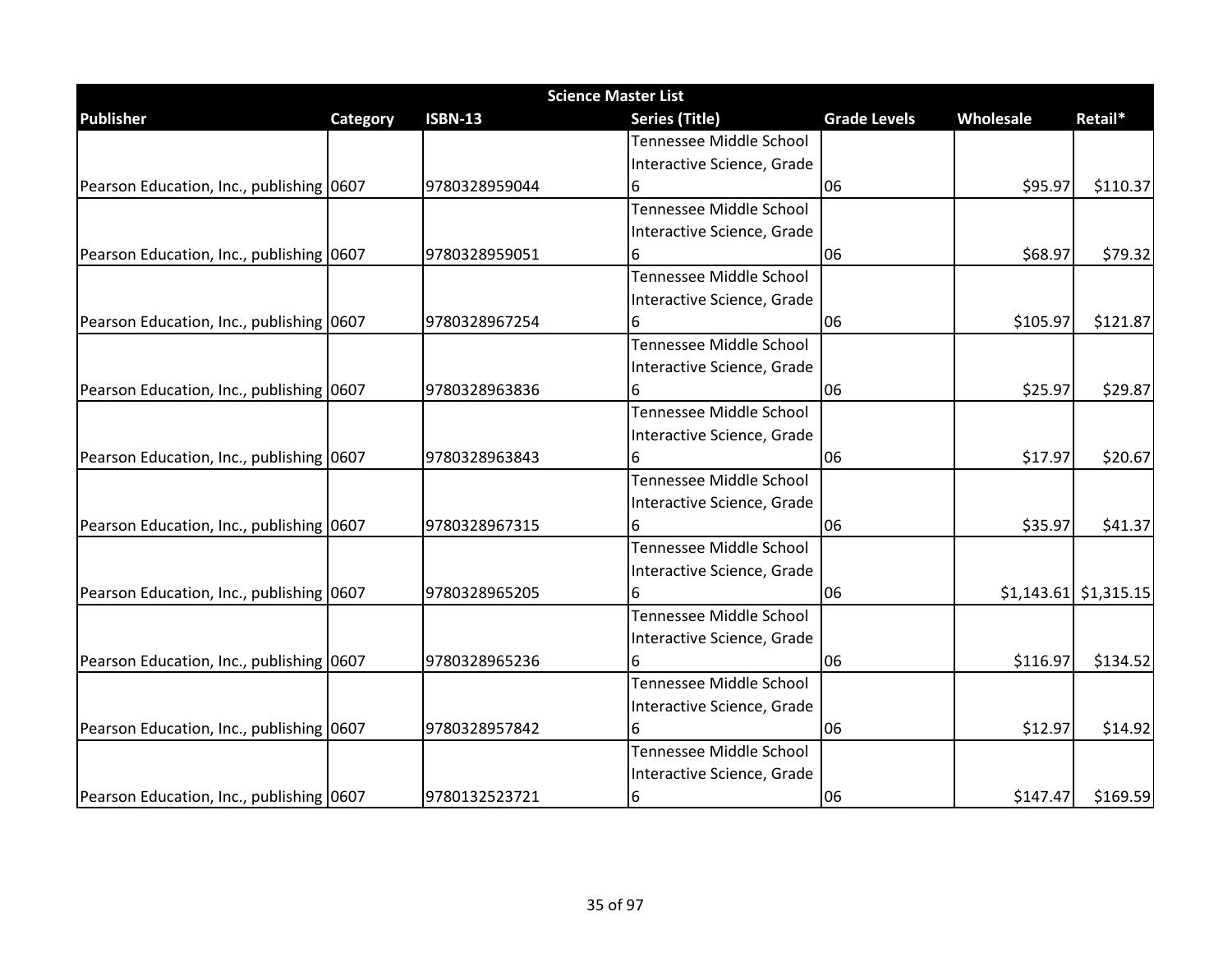| Science Master List | | | | | | |
|---|---|---|---|---|---|---|
| **Publisher** | **Category** | **ISBN-13** | **Series (Title)** | **Grade Levels** | **Wholesale** | **Retail*** |
| Pearson Education, Inc., publishing | 0607 | 9780328959044 | Tennessee Middle School Interactive Science, Grade 6 | 06 | $95.97 | $110.37 |
| Pearson Education, Inc., publishing | 0607 | 9780328959051 | Tennessee Middle School Interactive Science, Grade 6 | 06 | $68.97 | $79.32 |
| Pearson Education, Inc., publishing | 0607 | 9780328967254 | Tennessee Middle School Interactive Science, Grade 6 | 06 | $105.97 | $121.87 |
| Pearson Education, Inc., publishing | 0607 | 9780328963836 | Tennessee Middle School Interactive Science, Grade 6 | 06 | $25.97 | $29.87 |
| Pearson Education, Inc., publishing | 0607 | 9780328963843 | Tennessee Middle School Interactive Science, Grade 6 | 06 | $17.97 | $20.67 |
| Pearson Education, Inc., publishing | 0607 | 9780328967315 | Tennessee Middle School Interactive Science, Grade 6 | 06 | $35.97 | $41.37 |
| Pearson Education, Inc., publishing | 0607 | 9780328965205 | Tennessee Middle School Interactive Science, Grade 6 | 06 | $1,143.61 | $1,315.15 |
| Pearson Education, Inc., publishing | 0607 | 9780328965236 | Tennessee Middle School Interactive Science, Grade 6 | 06 | $116.97 | $134.52 |
| Pearson Education, Inc., publishing | 0607 | 9780328957842 | Tennessee Middle School Interactive Science, Grade 6 | 06 | $12.97 | $14.92 |
| Pearson Education, Inc., publishing | 0607 | 9780132523721 | Tennessee Middle School Interactive Science, Grade 6 | 06 | $147.47 | $169.59 |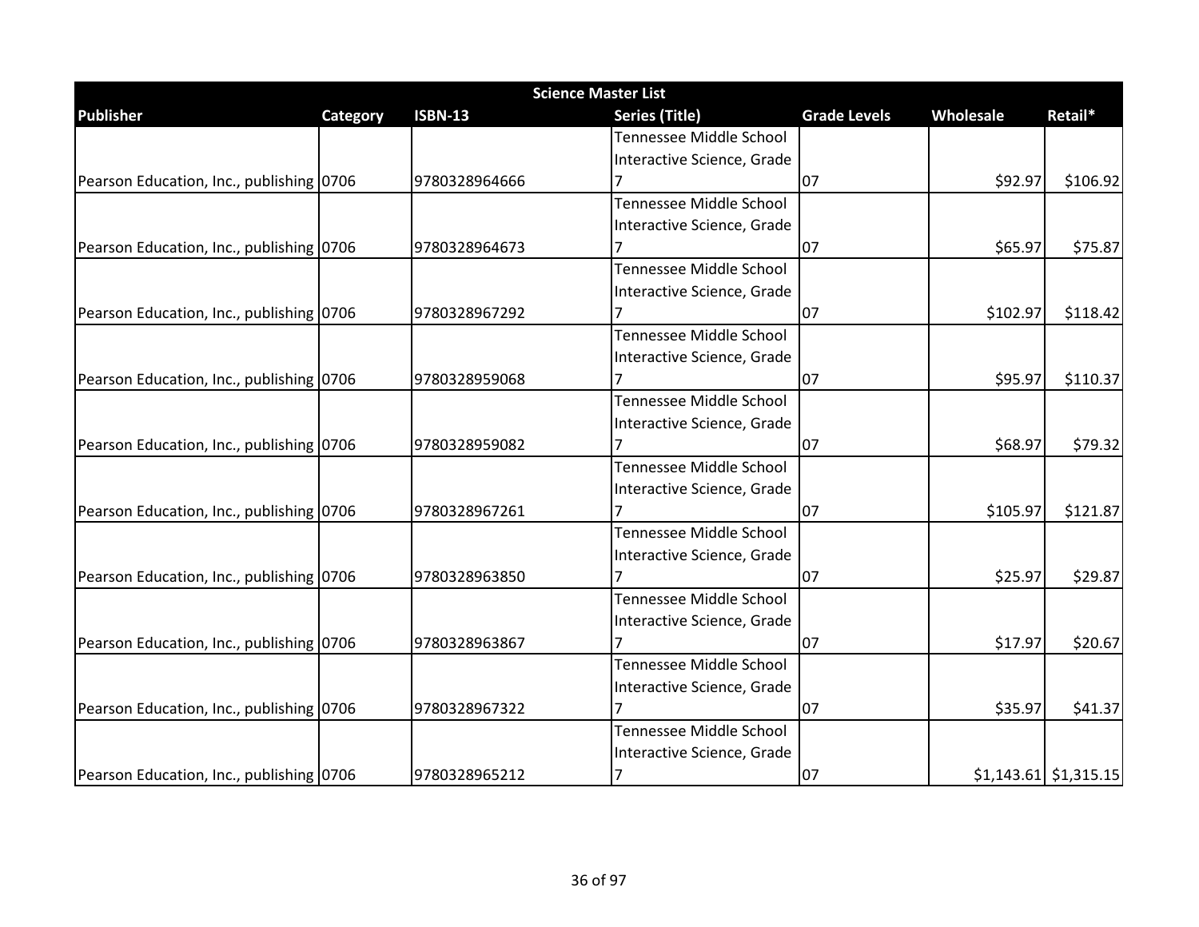| Science Master List | | | | | | |
|---|---|---|---|---|---|---|
| **Publisher** | **Category** | **ISBN-13** | **Series (Title)** | **Grade Levels** | **Wholesale** | **Retail*** |
| Pearson Education, Inc., publishing | 0706 | 9780328964666 | Tennessee Middle School Interactive Science, Grade 7 | 07 | $92.97 | $106.92 |
| Pearson Education, Inc., publishing | 0706 | 9780328964673 | Tennessee Middle School Interactive Science, Grade 7 | 07 | $65.97 | $75.87 |
| Pearson Education, Inc., publishing | 0706 | 9780328967292 | Tennessee Middle School Interactive Science, Grade 7 | 07 | $102.97 | $118.42 |
| Pearson Education, Inc., publishing | 0706 | 9780328959068 | Tennessee Middle School Interactive Science, Grade 7 | 07 | $95.97 | $110.37 |
| Pearson Education, Inc., publishing | 0706 | 9780328959082 | Tennessee Middle School Interactive Science, Grade 7 | 07 | $68.97 | $79.32 |
| Pearson Education, Inc., publishing | 0706 | 9780328967261 | Tennessee Middle School Interactive Science, Grade 7 | 07 | $105.97 | $121.87 |
| Pearson Education, Inc., publishing | 0706 | 9780328963850 | Tennessee Middle School Interactive Science, Grade 7 | 07 | $25.97 | $29.87 |
| Pearson Education, Inc., publishing | 0706 | 9780328963867 | Tennessee Middle School Interactive Science, Grade 7 | 07 | $17.97 | $20.67 |
| Pearson Education, Inc., publishing | 0706 | 9780328967322 | Tennessee Middle School Interactive Science, Grade 7 | 07 | $35.97 | $41.37 |
| Pearson Education, Inc., publishing | 0706 | 9780328965212 | Tennessee Middle School Interactive Science, Grade 7 | 07 | $1,143.61 | $1,315.15 |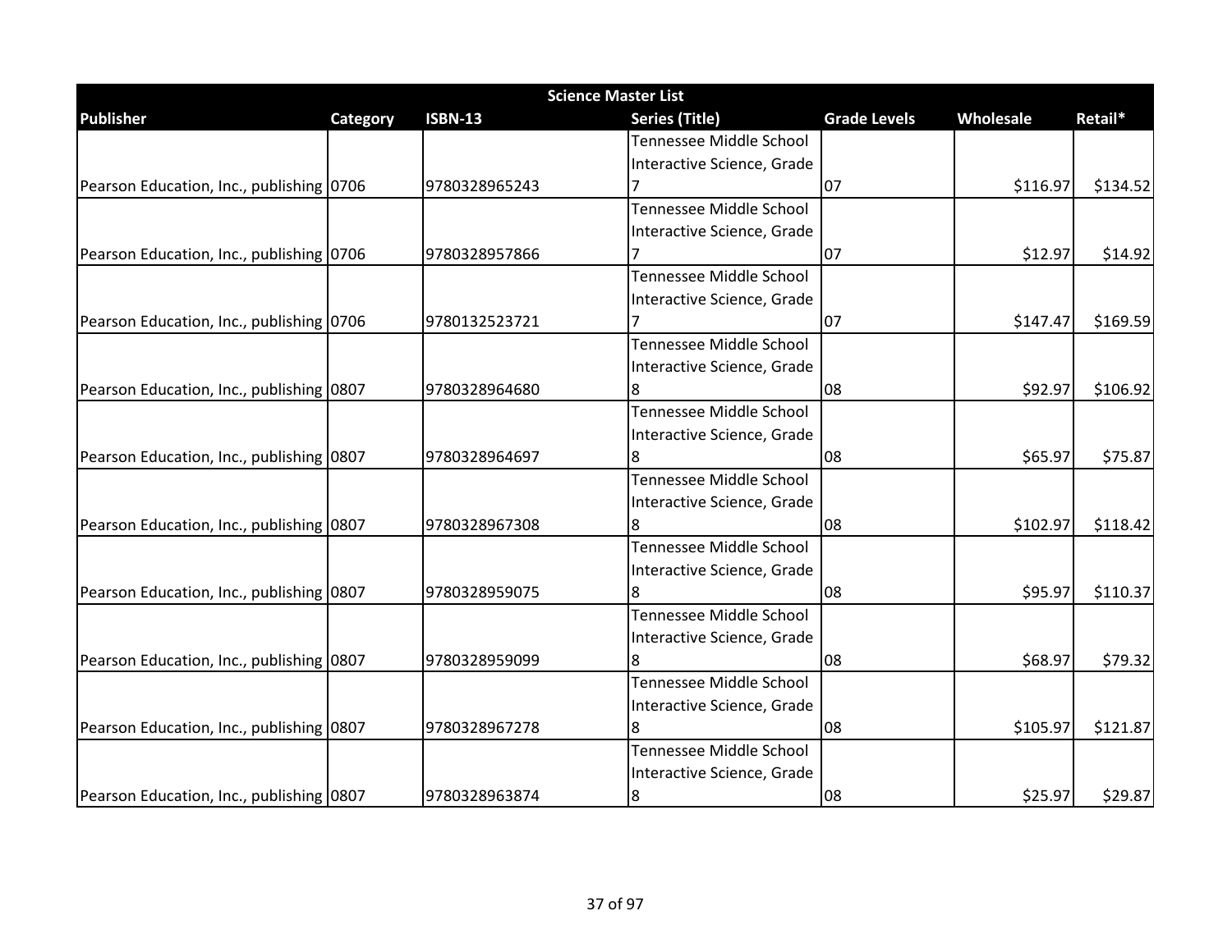| Science Master List | | | | | | |
|---|---|---|---|---|---|---|
| **Publisher** | **Category** | **ISBN-13** | **Series (Title)** | **Grade Levels** | **Wholesale** | **Retail*** |
| Pearson Education, Inc., publishing | 0706 | 9780328965243 | Tennessee Middle School Interactive Science, Grade 7 | 07 | $116.97 | $134.52 |
| Pearson Education, Inc., publishing | 0706 | 9780328957866 | Tennessee Middle School Interactive Science, Grade 7 | 07 | $12.97 | $14.92 |
| Pearson Education, Inc., publishing | 0706 | 9780132523721 | Tennessee Middle School Interactive Science, Grade 7 | 07 | $147.47 | $169.59 |
| Pearson Education, Inc., publishing | 0807 | 9780328964680 | Tennessee Middle School Interactive Science, Grade 8 | 08 | $92.97 | $106.92 |
| Pearson Education, Inc., publishing | 0807 | 9780328964697 | Tennessee Middle School Interactive Science, Grade 8 | 08 | $65.97 | $75.87 |
| Pearson Education, Inc., publishing | 0807 | 9780328967308 | Tennessee Middle School Interactive Science, Grade 8 | 08 | $102.97 | $118.42 |
| Pearson Education, Inc., publishing | 0807 | 9780328959075 | Tennessee Middle School Interactive Science, Grade 8 | 08 | $95.97 | $110.37 |
| Pearson Education, Inc., publishing | 0807 | 9780328959099 | Tennessee Middle School Interactive Science, Grade 8 | 08 | $68.97 | $79.32 |
| Pearson Education, Inc., publishing | 0807 | 9780328967278 | Tennessee Middle School Interactive Science, Grade 8 | 08 | $105.97 | $121.87 |
| Pearson Education, Inc., publishing | 0807 | 9780328963874 | Tennessee Middle School Interactive Science, Grade 8 | 08 | $25.97 | $29.87 |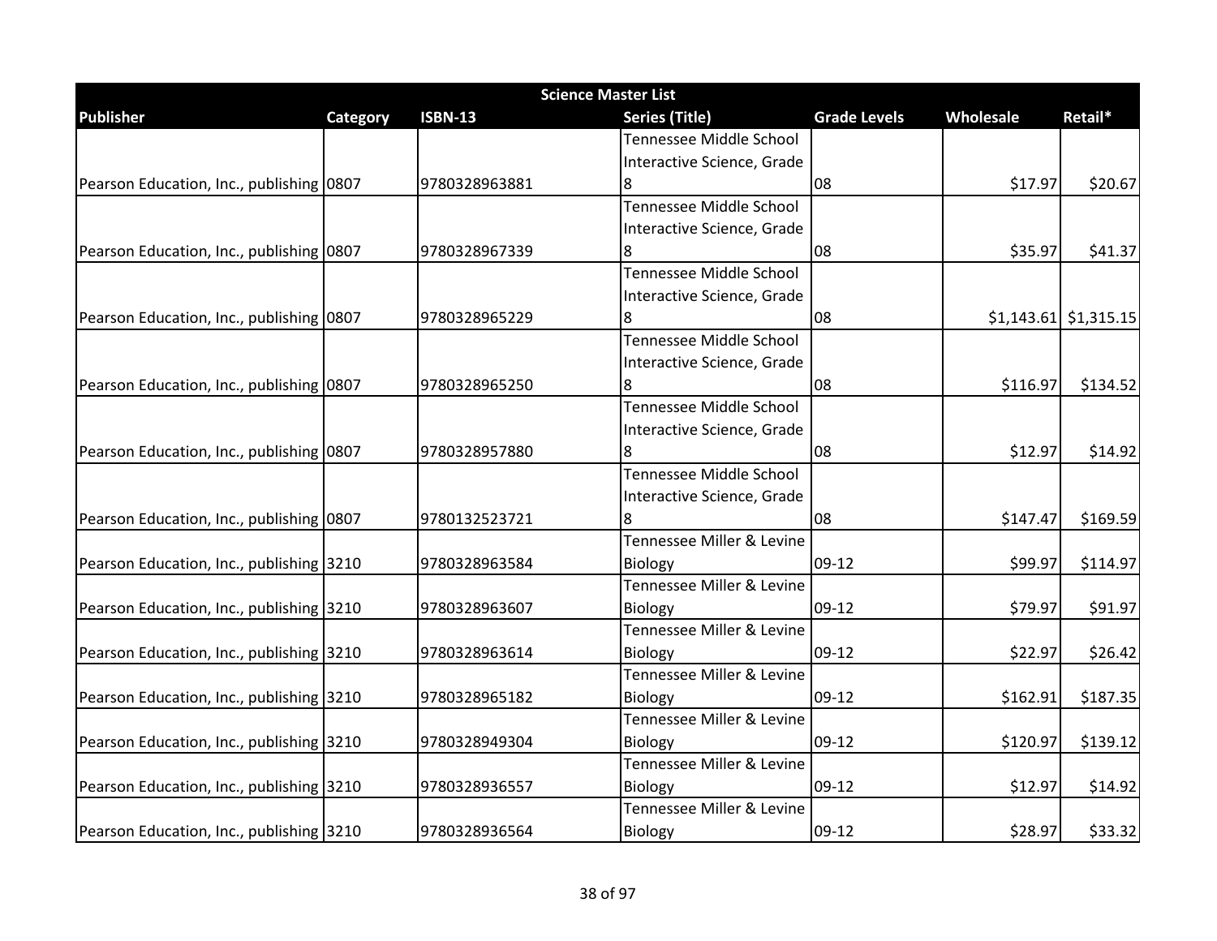| Science Master List | | | | | | |
|---|---|---|---|---|---|---|
| Publisher | Category | ISBN-13 | Series (Title) | Grade Levels | Wholesale | Retail* |
| Pearson Education, Inc., publishing | 0807 | 9780328963881 | Tennessee Middle School Interactive Science, Grade 8 | 08 | $17.97 | $20.67 |
| Pearson Education, Inc., publishing | 0807 | 9780328967339 | Tennessee Middle School Interactive Science, Grade 8 | 08 | $35.97 | $41.37 |
| Pearson Education, Inc., publishing | 0807 | 9780328965229 | Tennessee Middle School Interactive Science, Grade 8 | 08 | $1,143.61 | $1,315.15 |
| Pearson Education, Inc., publishing | 0807 | 9780328965250 | Tennessee Middle School Interactive Science, Grade 8 | 08 | $116.97 | $134.52 |
| Pearson Education, Inc., publishing | 0807 | 9780328957880 | Tennessee Middle School Interactive Science, Grade 8 | 08 | $12.97 | $14.92 |
| Pearson Education, Inc., publishing | 0807 | 9780132523721 | Tennessee Middle School Interactive Science, Grade 8 | 08 | $147.47 | $169.59 |
| Pearson Education, Inc., publishing | 3210 | 9780328963584 | Tennessee Miller & Levine Biology | 09-12 | $99.97 | $114.97 |
| Pearson Education, Inc., publishing | 3210 | 9780328963607 | Tennessee Miller & Levine Biology | 09-12 | $79.97 | $91.97 |
| Pearson Education, Inc., publishing | 3210 | 9780328963614 | Tennessee Miller & Levine Biology | 09-12 | $22.97 | $26.42 |
| Pearson Education, Inc., publishing | 3210 | 9780328965182 | Tennessee Miller & Levine Biology | 09-12 | $162.91 | $187.35 |
| Pearson Education, Inc., publishing | 3210 | 9780328949304 | Tennessee Miller & Levine Biology | 09-12 | $120.97 | $139.12 |
| Pearson Education, Inc., publishing | 3210 | 9780328936557 | Tennessee Miller & Levine Biology | 09-12 | $12.97 | $14.92 |
| Pearson Education, Inc., publishing | 3210 | 9780328936564 | Tennessee Miller & Levine Biology | 09-12 | $28.97 | $33.32 |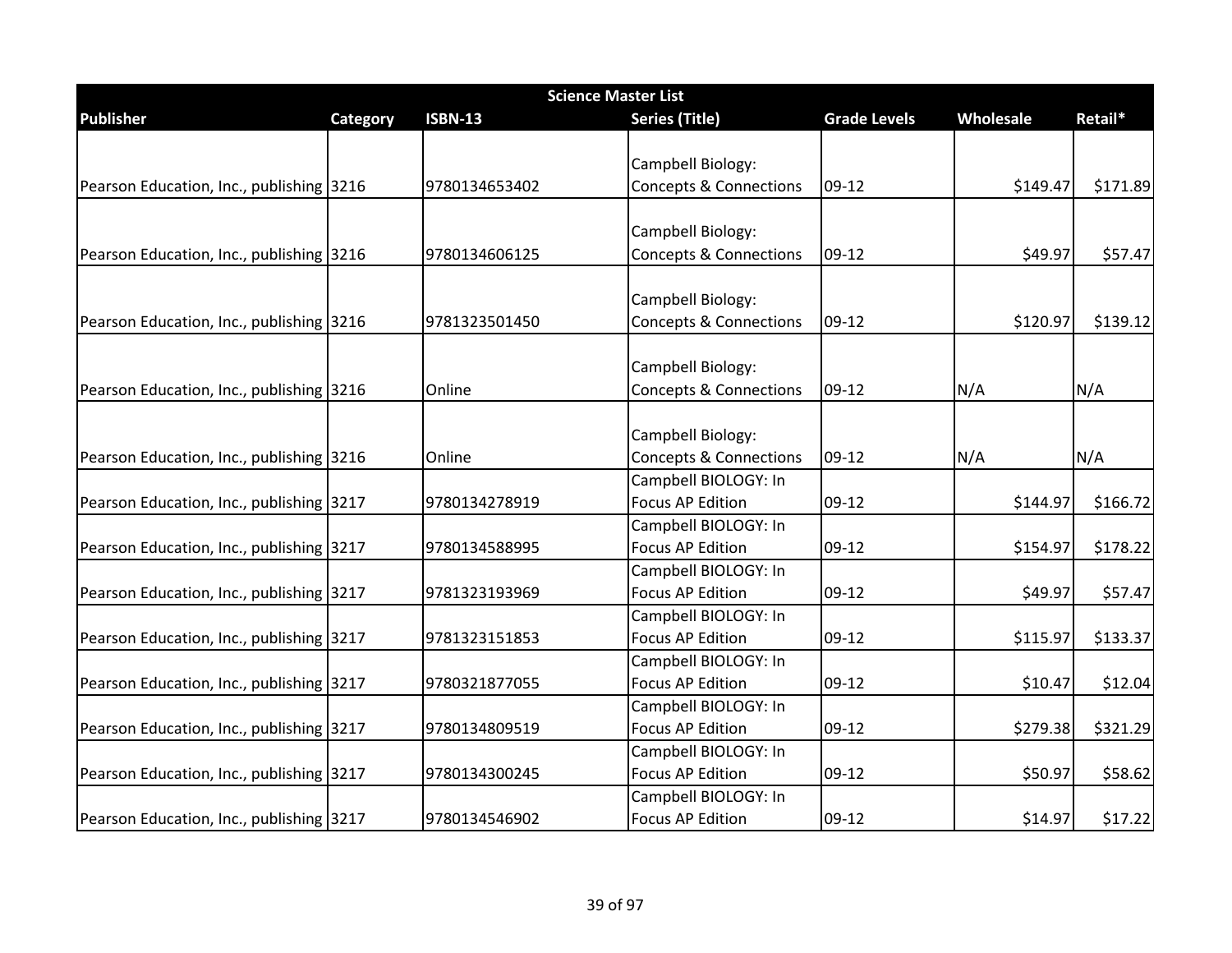| Science Master List | | | | | | |
|---|---|---|---|---|---|---|
| **Publisher** | **Category** | **ISBN-13** | **Series (Title)** | **Grade Levels** | **Wholesale** | **Retail*** |
| Pearson Education, Inc., publishing | 3216 | 9780134653402 | Campbell Biology: Concepts & Connections | 09-12 | $149.47 | $171.89 |
| Pearson Education, Inc., publishing | 3216 | 9780134606125 | Campbell Biology: Concepts & Connections | 09-12 | $49.97 | $57.47 |
| Pearson Education, Inc., publishing | 3216 | 9781323501450 | Campbell Biology: Concepts & Connections | 09-12 | $120.97 | $139.12 |
| Pearson Education, Inc., publishing | 3216 | Online | Campbell Biology: Concepts & Connections | 09-12 | N/A | N/A |
| Pearson Education, Inc., publishing | 3216 | Online | Campbell Biology: Concepts & Connections | 09-12 | N/A | N/A |
| Pearson Education, Inc., publishing | 3217 | 9780134278919 | Campbell BIOLOGY: In Focus AP Edition | 09-12 | $144.97 | $166.72 |
| Pearson Education, Inc., publishing | 3217 | 9780134588995 | Campbell BIOLOGY: In Focus AP Edition | 09-12 | $154.97 | $178.22 |
| Pearson Education, Inc., publishing | 3217 | 9781323193969 | Campbell BIOLOGY: In Focus AP Edition | 09-12 | $49.97 | $57.47 |
| Pearson Education, Inc., publishing | 3217 | 9781323151853 | Campbell BIOLOGY: In Focus AP Edition | 09-12 | $115.97 | $133.37 |
| Pearson Education, Inc., publishing | 3217 | 9780321877055 | Campbell BIOLOGY: In Focus AP Edition | 09-12 | $10.47 | $12.04 |
| Pearson Education, Inc., publishing | 3217 | 9780134809519 | Campbell BIOLOGY: In Focus AP Edition | 09-12 | $279.38 | $321.29 |
| Pearson Education, Inc., publishing | 3217 | 9780134300245 | Campbell BIOLOGY: In Focus AP Edition | 09-12 | $50.97 | $58.62 |
| Pearson Education, Inc., publishing | 3217 | 9780134546902 | Campbell BIOLOGY: In Focus AP Edition | 09-12 | $14.97 | $17.22 |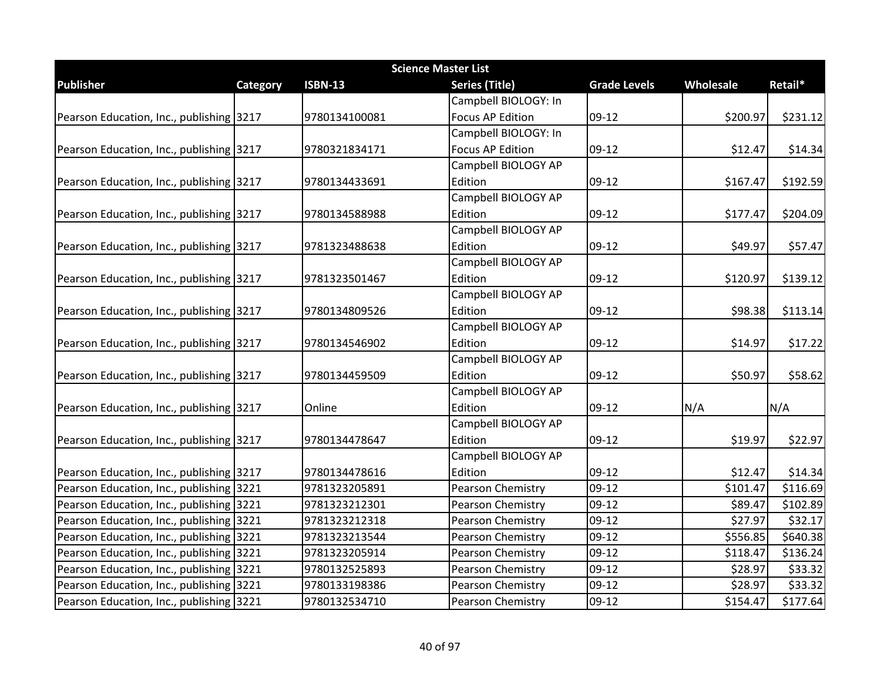| Science Master List | | | | | | |
|---|---|---|---|---|---|---|
| **Publisher** | **Category** | **ISBN-13** | **Series (Title)** | **Grade Levels** | **Wholesale** | **Retail*** |
| Pearson Education, Inc., publishing | 3217 | 9780134100081 | Campbell BIOLOGY: In Focus AP Edition | 09-12 | $200.97 | $231.12 |
| Pearson Education, Inc., publishing | 3217 | 9780321834171 | Campbell BIOLOGY: In Focus AP Edition | 09-12 | $12.47 | $14.34 |
| Pearson Education, Inc., publishing | 3217 | 9780134433691 | Campbell BIOLOGY AP Edition | 09-12 | $167.47 | $192.59 |
| Pearson Education, Inc., publishing | 3217 | 9780134588988 | Campbell BIOLOGY AP Edition | 09-12 | $177.47 | $204.09 |
| Pearson Education, Inc., publishing | 3217 | 9781323488638 | Campbell BIOLOGY AP Edition | 09-12 | $49.97 | $57.47 |
| Pearson Education, Inc., publishing | 3217 | 9781323501467 | Campbell BIOLOGY AP Edition | 09-12 | $120.97 | $139.12 |
| Pearson Education, Inc., publishing | 3217 | 9780134809526 | Campbell BIOLOGY AP Edition | 09-12 | $98.38 | $113.14 |
| Pearson Education, Inc., publishing | 3217 | 9780134546902 | Campbell BIOLOGY AP Edition | 09-12 | $14.97 | $17.22 |
| Pearson Education, Inc., publishing | 3217 | 9780134459509 | Campbell BIOLOGY AP Edition | 09-12 | $50.97 | $58.62 |
| Pearson Education, Inc., publishing | 3217 | Online | Campbell BIOLOGY AP Edition | 09-12 | N/A | N/A |
| Pearson Education, Inc., publishing | 3217 | 9780134478647 | Campbell BIOLOGY AP Edition | 09-12 | $19.97 | $22.97 |
| Pearson Education, Inc., publishing | 3217 | 9780134478616 | Campbell BIOLOGY AP Edition | 09-12 | $12.47 | $14.34 |
| Pearson Education, Inc., publishing | 3221 | 9781323205891 | Pearson Chemistry | 09-12 | $101.47 | $116.69 |
| Pearson Education, Inc., publishing | 3221 | 9781323212301 | Pearson Chemistry | 09-12 | $89.47 | $102.89 |
| Pearson Education, Inc., publishing | 3221 | 9781323212318 | Pearson Chemistry | 09-12 | $27.97 | $32.17 |
| Pearson Education, Inc., publishing | 3221 | 9781323213544 | Pearson Chemistry | 09-12 | $556.85 | $640.38 |
| Pearson Education, Inc., publishing | 3221 | 9781323205914 | Pearson Chemistry | 09-12 | $118.47 | $136.24 |
| Pearson Education, Inc., publishing | 3221 | 9780132525893 | Pearson Chemistry | 09-12 | $28.97 | $33.32 |
| Pearson Education, Inc., publishing | 3221 | 9780133198386 | Pearson Chemistry | 09-12 | $28.97 | $33.32 |
| Pearson Education, Inc., publishing | 3221 | 9780132534710 | Pearson Chemistry | 09-12 | $154.47 | $177.64 |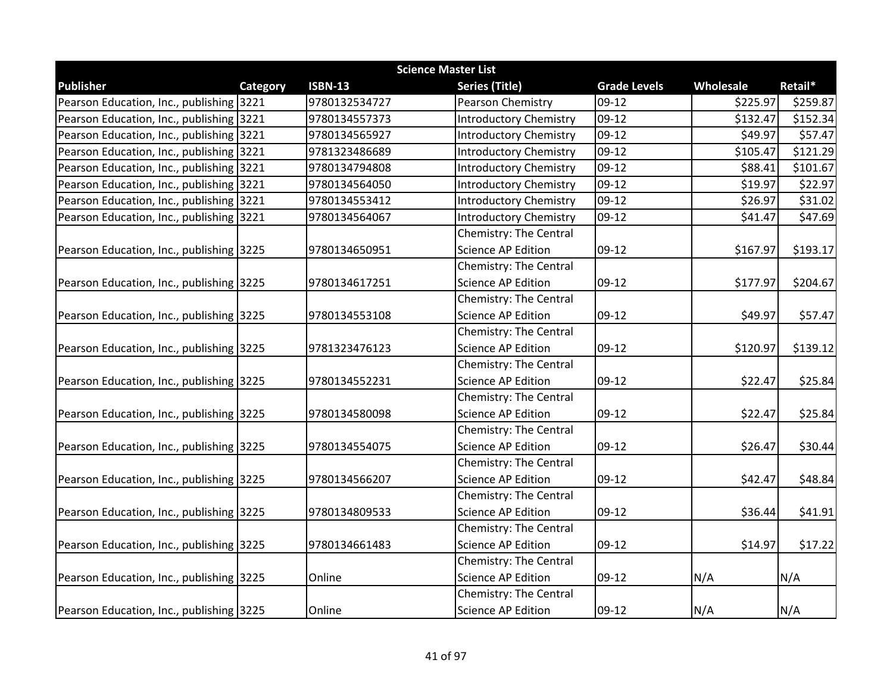| Science Master List | | | | | | |
|---|---|---|---|---|---|---|
| **Publisher** | **Category** | **ISBN-13** | **Series (Title)** | **Grade Levels** | **Wholesale** | **Retail*** |
| Pearson Education, Inc., publishing | 3221 | 9780132534727 | Pearson Chemistry | 09-12 | $225.97 | $259.87 |
| Pearson Education, Inc., publishing | 3221 | 9780134557373 | Introductory Chemistry | 09-12 | $132.47 | $152.34 |
| Pearson Education, Inc., publishing | 3221 | 9780134565927 | Introductory Chemistry | 09-12 | $49.97 | $57.47 |
| Pearson Education, Inc., publishing | 3221 | 9781323486689 | Introductory Chemistry | 09-12 | $105.47 | $121.29 |
| Pearson Education, Inc., publishing | 3221 | 9780134794808 | Introductory Chemistry | 09-12 | $88.41 | $101.67 |
| Pearson Education, Inc., publishing | 3221 | 9780134564050 | Introductory Chemistry | 09-12 | $19.97 | $22.97 |
| Pearson Education, Inc., publishing | 3221 | 9780134553412 | Introductory Chemistry | 09-12 | $26.97 | $31.02 |
| Pearson Education, Inc., publishing | 3221 | 9780134564067 | Introductory Chemistry | 09-12 | $41.47 | $47.69 |
| Pearson Education, Inc., publishing | 3225 | 9780134650951 | Chemistry: The Central Science AP Edition | 09-12 | $167.97 | $193.17 |
| Pearson Education, Inc., publishing | 3225 | 9780134617251 | Chemistry: The Central Science AP Edition | 09-12 | $177.97 | $204.67 |
| Pearson Education, Inc., publishing | 3225 | 9780134553108 | Chemistry: The Central Science AP Edition | 09-12 | $49.97 | $57.47 |
| Pearson Education, Inc., publishing | 3225 | 9781323476123 | Chemistry: The Central Science AP Edition | 09-12 | $120.97 | $139.12 |
| Pearson Education, Inc., publishing | 3225 | 9780134552231 | Chemistry: The Central Science AP Edition | 09-12 | $22.47 | $25.84 |
| Pearson Education, Inc., publishing | 3225 | 9780134580098 | Chemistry: The Central Science AP Edition | 09-12 | $22.47 | $25.84 |
| Pearson Education, Inc., publishing | 3225 | 9780134554075 | Chemistry: The Central Science AP Edition | 09-12 | $26.47 | $30.44 |
| Pearson Education, Inc., publishing | 3225 | 9780134566207 | Chemistry: The Central Science AP Edition | 09-12 | $42.47 | $48.84 |
| Pearson Education, Inc., publishing | 3225 | 9780134809533 | Chemistry: The Central Science AP Edition | 09-12 | $36.44 | $41.91 |
| Pearson Education, Inc., publishing | 3225 | 9780134661483 | Chemistry: The Central Science AP Edition | 09-12 | $14.97 | $17.22 |
| Pearson Education, Inc., publishing | 3225 | Online | Chemistry: The Central Science AP Edition | 09-12 | N/A | N/A |
| Pearson Education, Inc., publishing | 3225 | Online | Chemistry: The Central Science AP Edition | 09-12 | N/A | N/A |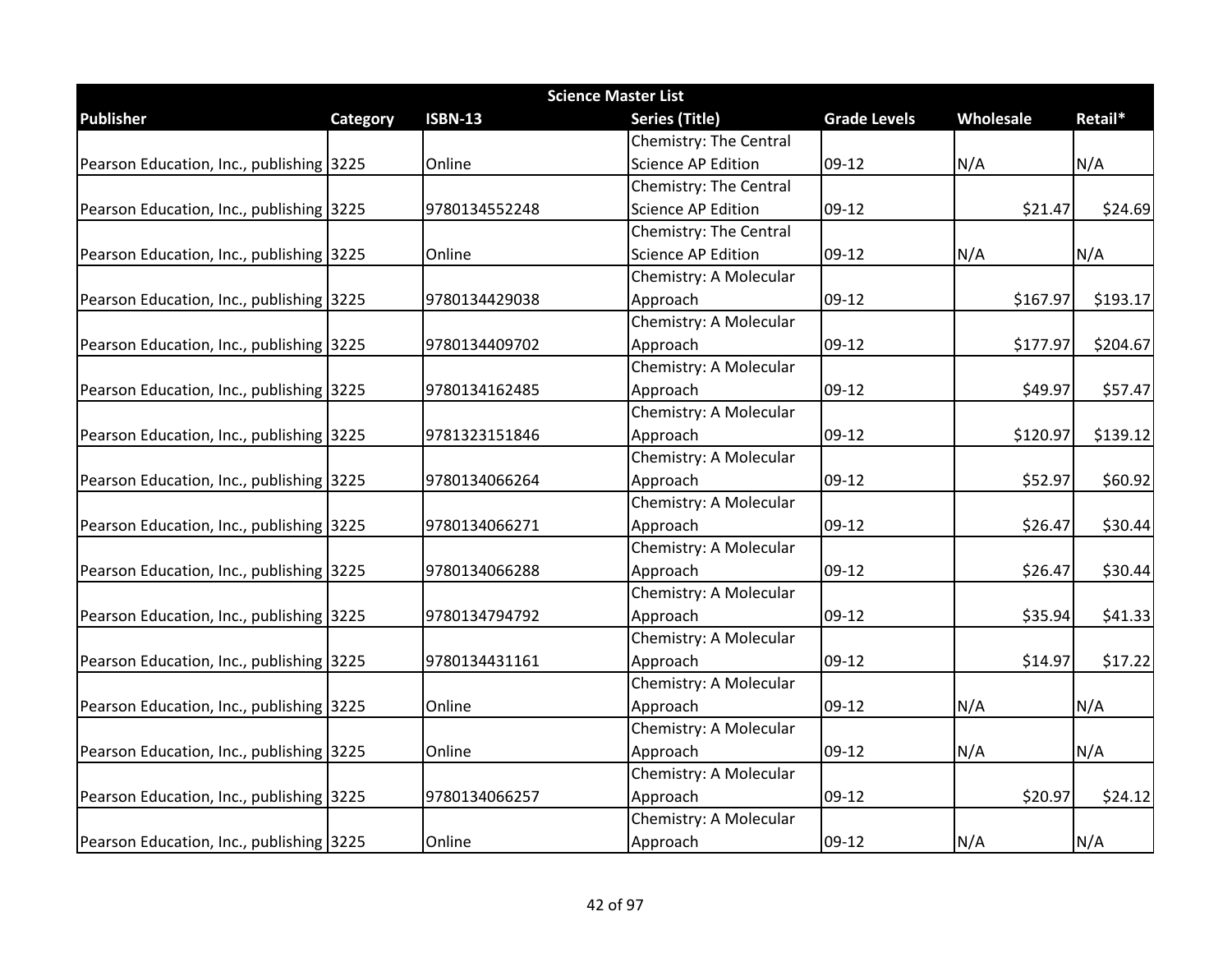| Science Master List | | | | | | |
|---|---|---|---|---|---|---|
| **Publisher** | **Category** | **ISBN-13** | **Series (Title)** | **Grade Levels** | **Wholesale** | **Retail*** |
| Pearson Education, Inc., publishing | 3225 | Online | Chemistry: The Central Science AP Edition | 09-12 | N/A | N/A |
| Pearson Education, Inc., publishing | 3225 | 9780134552248 | Chemistry: The Central Science AP Edition | 09-12 | $21.47 | $24.69 |
| Pearson Education, Inc., publishing | 3225 | Online | Chemistry: The Central Science AP Edition | 09-12 | N/A | N/A |
| Pearson Education, Inc., publishing | 3225 | 9780134429038 | Chemistry: A Molecular Approach | 09-12 | $167.97 | $193.17 |
| Pearson Education, Inc., publishing | 3225 | 9780134409702 | Chemistry: A Molecular Approach | 09-12 | $177.97 | $204.67 |
| Pearson Education, Inc., publishing | 3225 | 9780134162485 | Chemistry: A Molecular Approach | 09-12 | $49.97 | $57.47 |
| Pearson Education, Inc., publishing | 3225 | 9781323151846 | Chemistry: A Molecular Approach | 09-12 | $120.97 | $139.12 |
| Pearson Education, Inc., publishing | 3225 | 9780134066264 | Chemistry: A Molecular Approach | 09-12 | $52.97 | $60.92 |
| Pearson Education, Inc., publishing | 3225 | 9780134066271 | Chemistry: A Molecular Approach | 09-12 | $26.47 | $30.44 |
| Pearson Education, Inc., publishing | 3225 | 9780134066288 | Chemistry: A Molecular Approach | 09-12 | $26.47 | $30.44 |
| Pearson Education, Inc., publishing | 3225 | 9780134794792 | Chemistry: A Molecular Approach | 09-12 | $35.94 | $41.33 |
| Pearson Education, Inc., publishing | 3225 | 9780134431161 | Chemistry: A Molecular Approach | 09-12 | $14.97 | $17.22 |
| Pearson Education, Inc., publishing | 3225 | Online | Chemistry: A Molecular Approach | 09-12 | N/A | N/A |
| Pearson Education, Inc., publishing | 3225 | Online | Chemistry: A Molecular Approach | 09-12 | N/A | N/A |
| Pearson Education, Inc., publishing | 3225 | 9780134066257 | Chemistry: A Molecular Approach | 09-12 | $20.97 | $24.12 |
| Pearson Education, Inc., publishing | 3225 | Online | Chemistry: A Molecular Approach | 09-12 | N/A | N/A |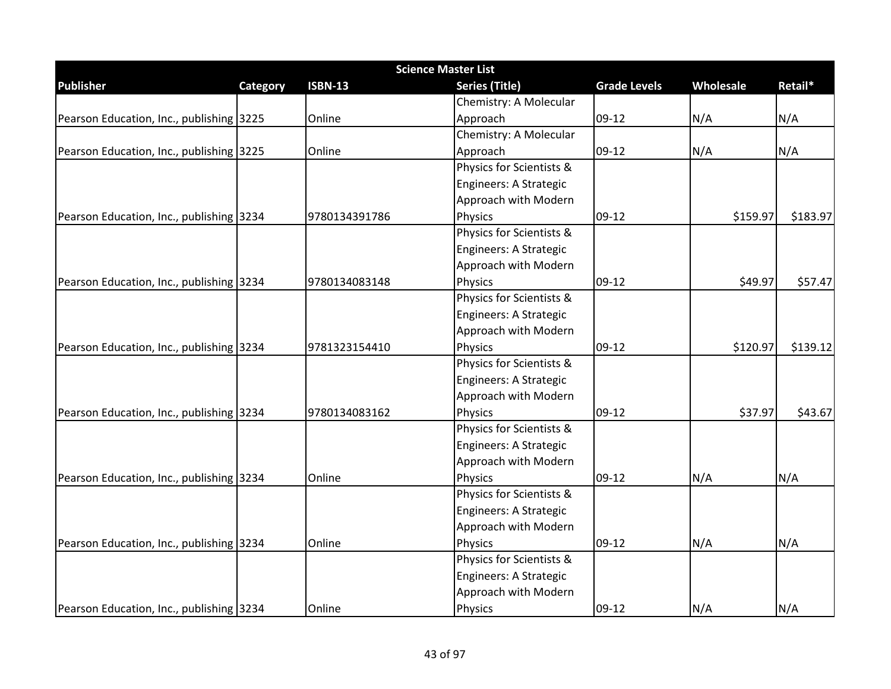| Science Master List | | | | | | |
|---|---|---|---|---|---|---|
| **Publisher** | **Category** | **ISBN-13** | **Series (Title)** | **Grade Levels** | **Wholesale** | **Retail*** |
| Pearson Education, Inc., publishing | 3225 | Online | Chemistry: A Molecular Approach | 09-12 | N/A | N/A |
| Pearson Education, Inc., publishing | 3225 | Online | Chemistry: A Molecular Approach | 09-12 | N/A | N/A |
| Pearson Education, Inc., publishing | 3234 | 9780134391786 | Physics for Scientists & Engineers: A Strategic Approach with Modern Physics | 09-12 | $159.97 | $183.97 |
| Pearson Education, Inc., publishing | 3234 | 9780134083148 | Physics for Scientists & Engineers: A Strategic Approach with Modern Physics | 09-12 | $49.97 | $57.47 |
| Pearson Education, Inc., publishing | 3234 | 9781323154410 | Physics for Scientists & Engineers: A Strategic Approach with Modern Physics | 09-12 | $120.97 | $139.12 |
| Pearson Education, Inc., publishing | 3234 | 9780134083162 | Physics for Scientists & Engineers: A Strategic Approach with Modern Physics | 09-12 | $37.97 | $43.67 |
| Pearson Education, Inc., publishing | 3234 | Online | Physics for Scientists & Engineers: A Strategic Approach with Modern Physics | 09-12 | N/A | N/A |
| Pearson Education, Inc., publishing | 3234 | Online | Physics for Scientists & Engineers: A Strategic Approach with Modern Physics | 09-12 | N/A | N/A |
| Pearson Education, Inc., publishing | 3234 | Online | Physics for Scientists & Engineers: A Strategic Approach with Modern Physics | 09-12 | N/A | N/A |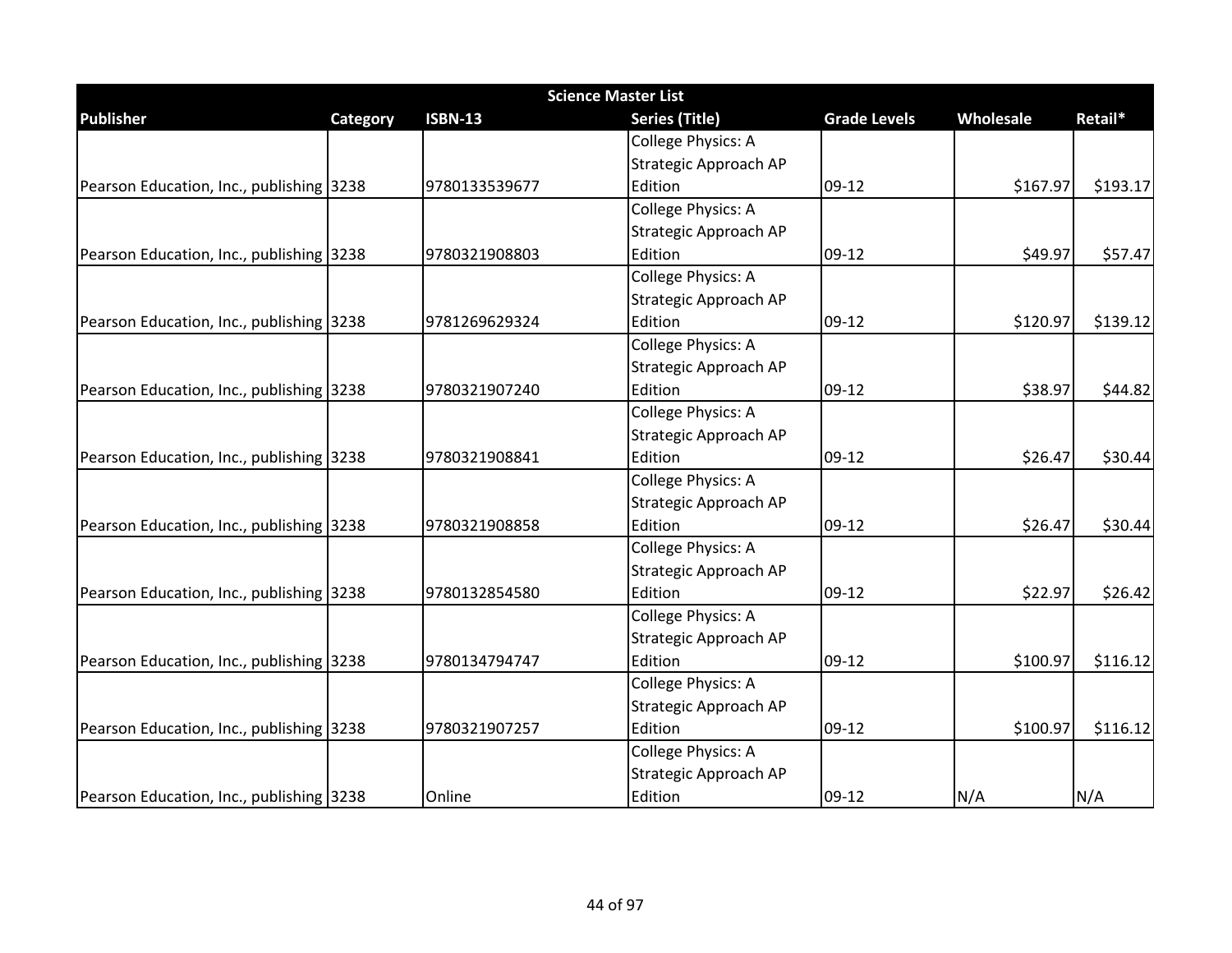| Science Master List | | | | | | |
|---|---|---|---|---|---|---|
| Publisher | Category | ISBN-13 | Series (Title) | Grade Levels | Wholesale | Retail* |
| Pearson Education, Inc., publishing | 3238 | 9780133539677 | College Physics: A Strategic Approach AP Edition | 09-12 | $167.97 | $193.17 |
| Pearson Education, Inc., publishing | 3238 | 9780321908803 | College Physics: A Strategic Approach AP Edition | 09-12 | $49.97 | $57.47 |
| Pearson Education, Inc., publishing | 3238 | 9781269629324 | College Physics: A Strategic Approach AP Edition | 09-12 | $120.97 | $139.12 |
| Pearson Education, Inc., publishing | 3238 | 9780321907240 | College Physics: A Strategic Approach AP Edition | 09-12 | $38.97 | $44.82 |
| Pearson Education, Inc., publishing | 3238 | 9780321908841 | College Physics: A Strategic Approach AP Edition | 09-12 | $26.47 | $30.44 |
| Pearson Education, Inc., publishing | 3238 | 9780321908858 | College Physics: A Strategic Approach AP Edition | 09-12 | $26.47 | $30.44 |
| Pearson Education, Inc., publishing | 3238 | 9780132854580 | College Physics: A Strategic Approach AP Edition | 09-12 | $22.97 | $26.42 |
| Pearson Education, Inc., publishing | 3238 | 9780134794747 | College Physics: A Strategic Approach AP Edition | 09-12 | $100.97 | $116.12 |
| Pearson Education, Inc., publishing | 3238 | 9780321907257 | College Physics: A Strategic Approach AP Edition | 09-12 | $100.97 | $116.12 |
| Pearson Education, Inc., publishing | 3238 | Online | College Physics: A Strategic Approach AP Edition | 09-12 | N/A | N/A |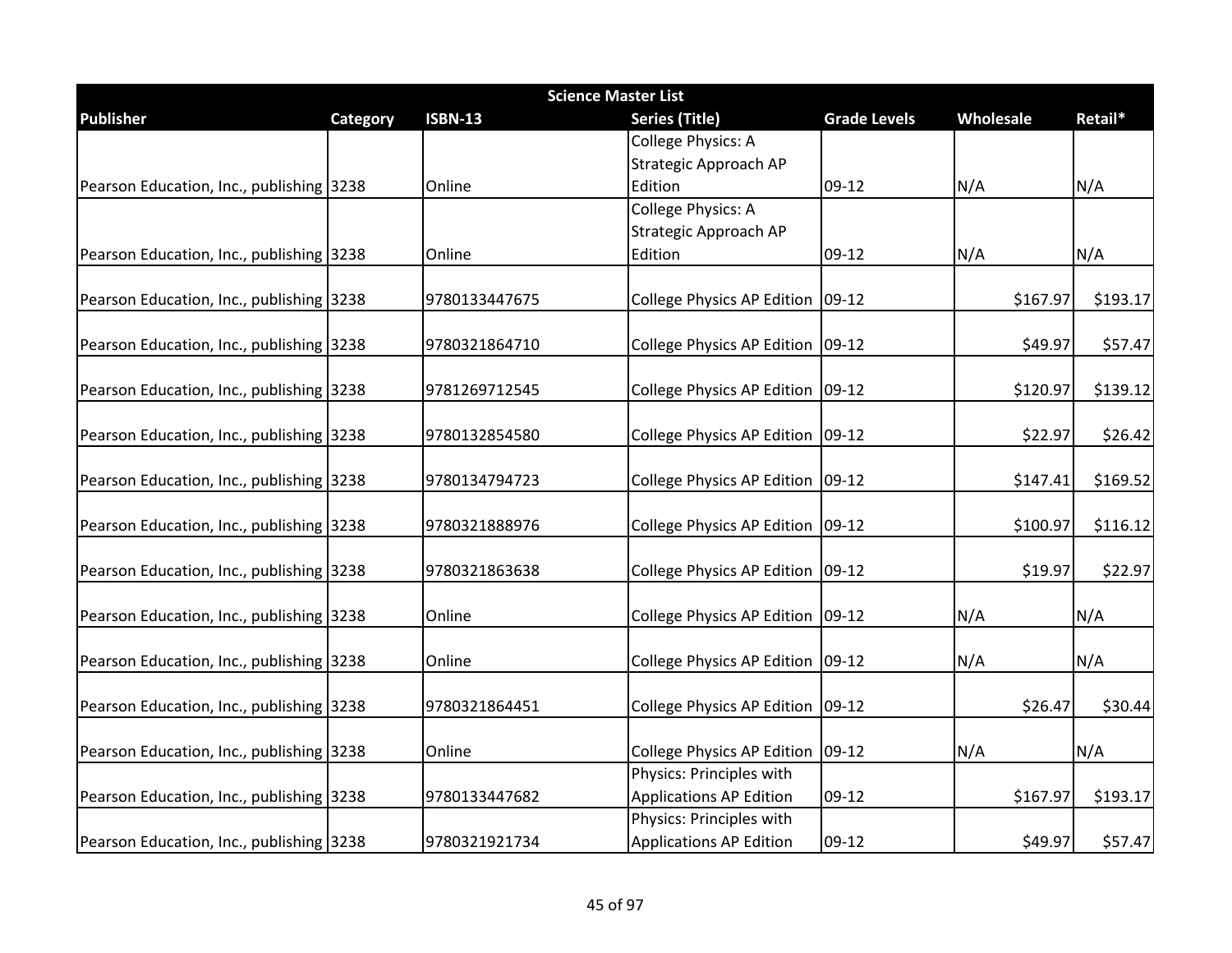| Science Master List | | | | | | |
|---|---|---|---|---|---|---|
| **Publisher** | **Category** | **ISBN-13** | **Series (Title)** | **Grade Levels** | **Wholesale** | **Retail*** |
| Pearson Education, Inc., publishing | 3238 | Online | College Physics: A Strategic Approach AP Edition | 09-12 | N/A | N/A |
| Pearson Education, Inc., publishing | 3238 | Online | College Physics: A Strategic Approach AP Edition | 09-12 | N/A | N/A |
| Pearson Education, Inc., publishing | 3238 | 9780133447675 | College Physics AP Edition | 09-12 | $167.97 | $193.17 |
| Pearson Education, Inc., publishing | 3238 | 9780321864710 | College Physics AP Edition | 09-12 | $49.97 | $57.47 |
| Pearson Education, Inc., publishing | 3238 | 9781269712545 | College Physics AP Edition | 09-12 | $120.97 | $139.12 |
| Pearson Education, Inc., publishing | 3238 | 9780132854580 | College Physics AP Edition | 09-12 | $22.97 | $26.42 |
| Pearson Education, Inc., publishing | 3238 | 9780134794723 | College Physics AP Edition | 09-12 | $147.41 | $169.52 |
| Pearson Education, Inc., publishing | 3238 | 9780321888976 | College Physics AP Edition | 09-12 | $100.97 | $116.12 |
| Pearson Education, Inc., publishing | 3238 | 9780321863638 | College Physics AP Edition | 09-12 | $19.97 | $22.97 |
| Pearson Education, Inc., publishing | 3238 | Online | College Physics AP Edition | 09-12 | N/A | N/A |
| Pearson Education, Inc., publishing | 3238 | Online | College Physics AP Edition | 09-12 | N/A | N/A |
| Pearson Education, Inc., publishing | 3238 | 9780321864451 | College Physics AP Edition | 09-12 | $26.47 | $30.44 |
| Pearson Education, Inc., publishing | 3238 | Online | College Physics AP Edition | 09-12 | N/A | N/A |
| Pearson Education, Inc., publishing | 3238 | 9780133447682 | Physics: Principles with Applications AP Edition | 09-12 | $167.97 | $193.17 |
| Pearson Education, Inc., publishing | 3238 | 9780321921734 | Physics: Principles with Applications AP Edition | 09-12 | $49.97 | $57.47 |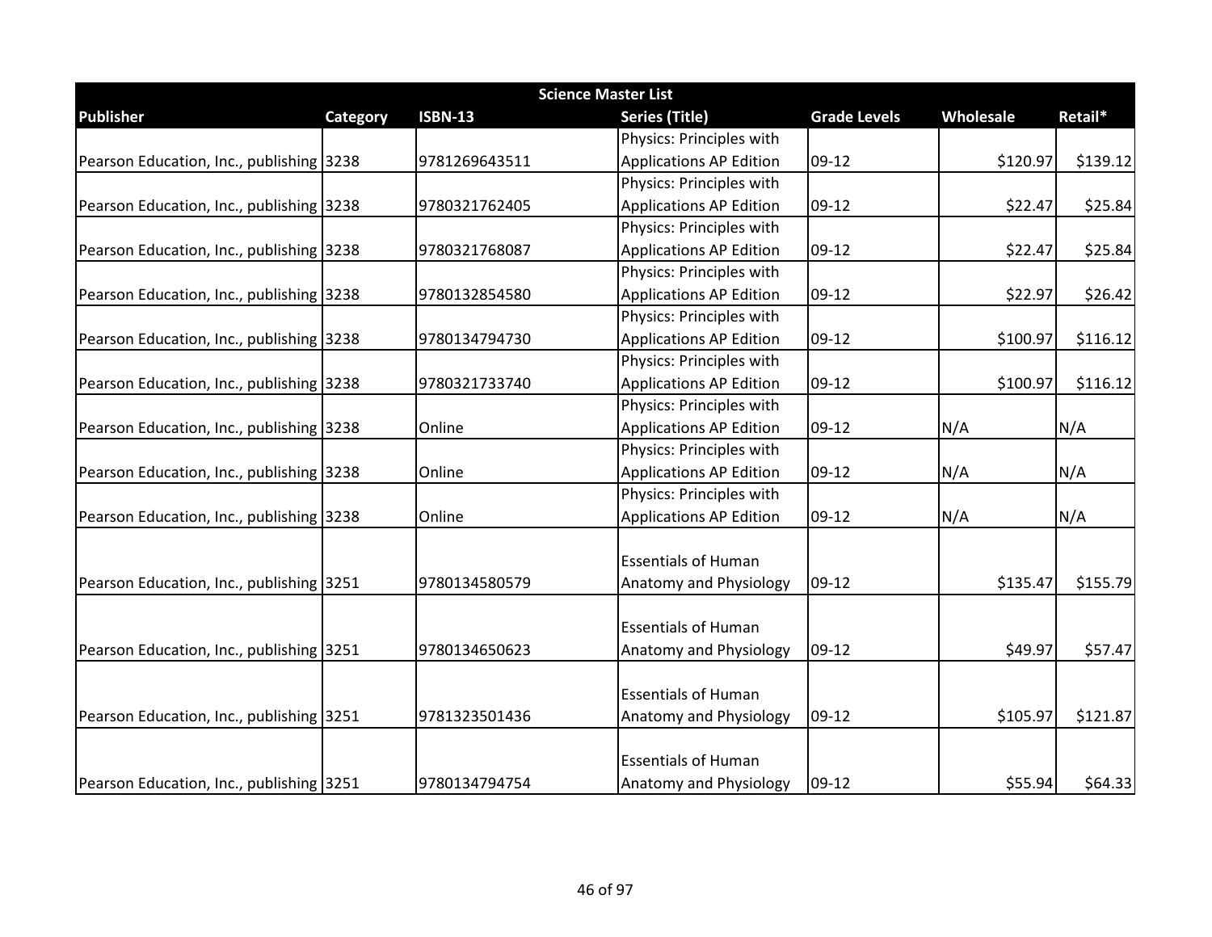| Science Master List | | | | | | |
|---|---|---|---|---|---|---|
| **Publisher** | **Category** | **ISBN-13** | **Series (Title)** | **Grade Levels** | **Wholesale** | **Retail*** |
| Pearson Education, Inc., publishing | 3238 | 9781269643511 | Physics: Principles with Applications AP Edition | 09-12 | $120.97 | $139.12 |
| Pearson Education, Inc., publishing | 3238 | 9780321762405 | Physics: Principles with Applications AP Edition | 09-12 | $22.47 | $25.84 |
| Pearson Education, Inc., publishing | 3238 | 9780321768087 | Physics: Principles with Applications AP Edition | 09-12 | $22.47 | $25.84 |
| Pearson Education, Inc., publishing | 3238 | 9780132854580 | Physics: Principles with Applications AP Edition | 09-12 | $22.97 | $26.42 |
| Pearson Education, Inc., publishing | 3238 | 9780134794730 | Physics: Principles with Applications AP Edition | 09-12 | $100.97 | $116.12 |
| Pearson Education, Inc., publishing | 3238 | 9780321733740 | Physics: Principles with Applications AP Edition | 09-12 | $100.97 | $116.12 |
| Pearson Education, Inc., publishing | 3238 | Online | Physics: Principles with Applications AP Edition | 09-12 | N/A | N/A |
| Pearson Education, Inc., publishing | 3238 | Online | Physics: Principles with Applications AP Edition | 09-12 | N/A | N/A |
| Pearson Education, Inc., publishing | 3238 | Online | Physics: Principles with Applications AP Edition | 09-12 | N/A | N/A |
| Pearson Education, Inc., publishing | 3251 | 9780134580579 | Essentials of Human Anatomy and Physiology | 09-12 | $135.47 | $155.79 |
| Pearson Education, Inc., publishing | 3251 | 9780134650623 | Essentials of Human Anatomy and Physiology | 09-12 | $49.97 | $57.47 |
| Pearson Education, Inc., publishing | 3251 | 9781323501436 | Essentials of Human Anatomy and Physiology | 09-12 | $105.97 | $121.87 |
| Pearson Education, Inc., publishing | 3251 | 9780134794754 | Essentials of Human Anatomy and Physiology | 09-12 | $55.94 | $64.33 |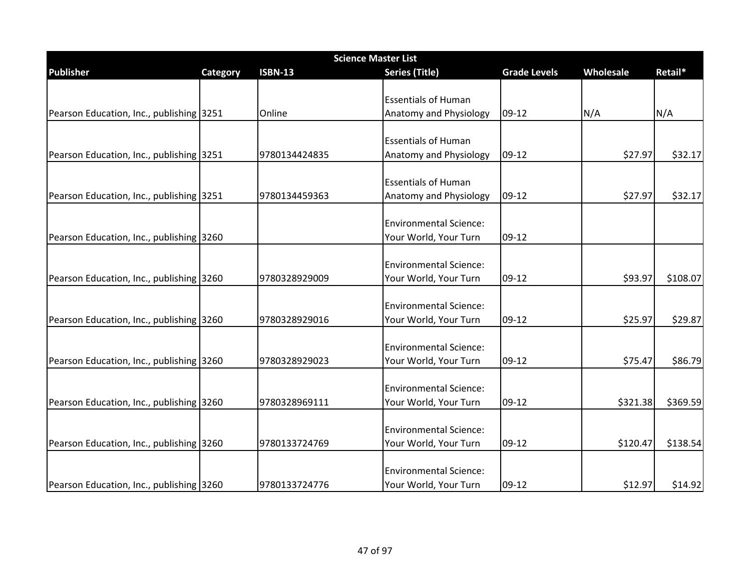| Science Master List | | | | | | |
|---|---|---|---|---|---|---|
| **Publisher** | **Category** | **ISBN-13** | **Series (Title)** | **Grade Levels** | **Wholesale** | **Retail*** |
| Pearson Education, Inc., publishing | 3251 | Online | Essentials of Human Anatomy and Physiology | 09-12 | N/A | N/A |
| Pearson Education, Inc., publishing | 3251 | 9780134424835 | Essentials of Human Anatomy and Physiology | 09-12 | $27.97 | $32.17 |
| Pearson Education, Inc., publishing | 3251 | 9780134459363 | Essentials of Human Anatomy and Physiology | 09-12 | $27.97 | $32.17 |
| Pearson Education, Inc., publishing | 3260 | | Environmental Science: Your World, Your Turn | 09-12 | | |
| Pearson Education, Inc., publishing | 3260 | 9780328929009 | Environmental Science: Your World, Your Turn | 09-12 | $93.97 | $108.07 |
| Pearson Education, Inc., publishing | 3260 | 9780328929016 | Environmental Science: Your World, Your Turn | 09-12 | $25.97 | $29.87 |
| Pearson Education, Inc., publishing | 3260 | 9780328929023 | Environmental Science: Your World, Your Turn | 09-12 | $75.47 | $86.79 |
| Pearson Education, Inc., publishing | 3260 | 9780328969111 | Environmental Science: Your World, Your Turn | 09-12 | $321.38 | $369.59 |
| Pearson Education, Inc., publishing | 3260 | 9780133724769 | Environmental Science: Your World, Your Turn | 09-12 | $120.47 | $138.54 |
| Pearson Education, Inc., publishing | 3260 | 9780133724776 | Environmental Science: Your World, Your Turn | 09-12 | $12.97 | $14.92 |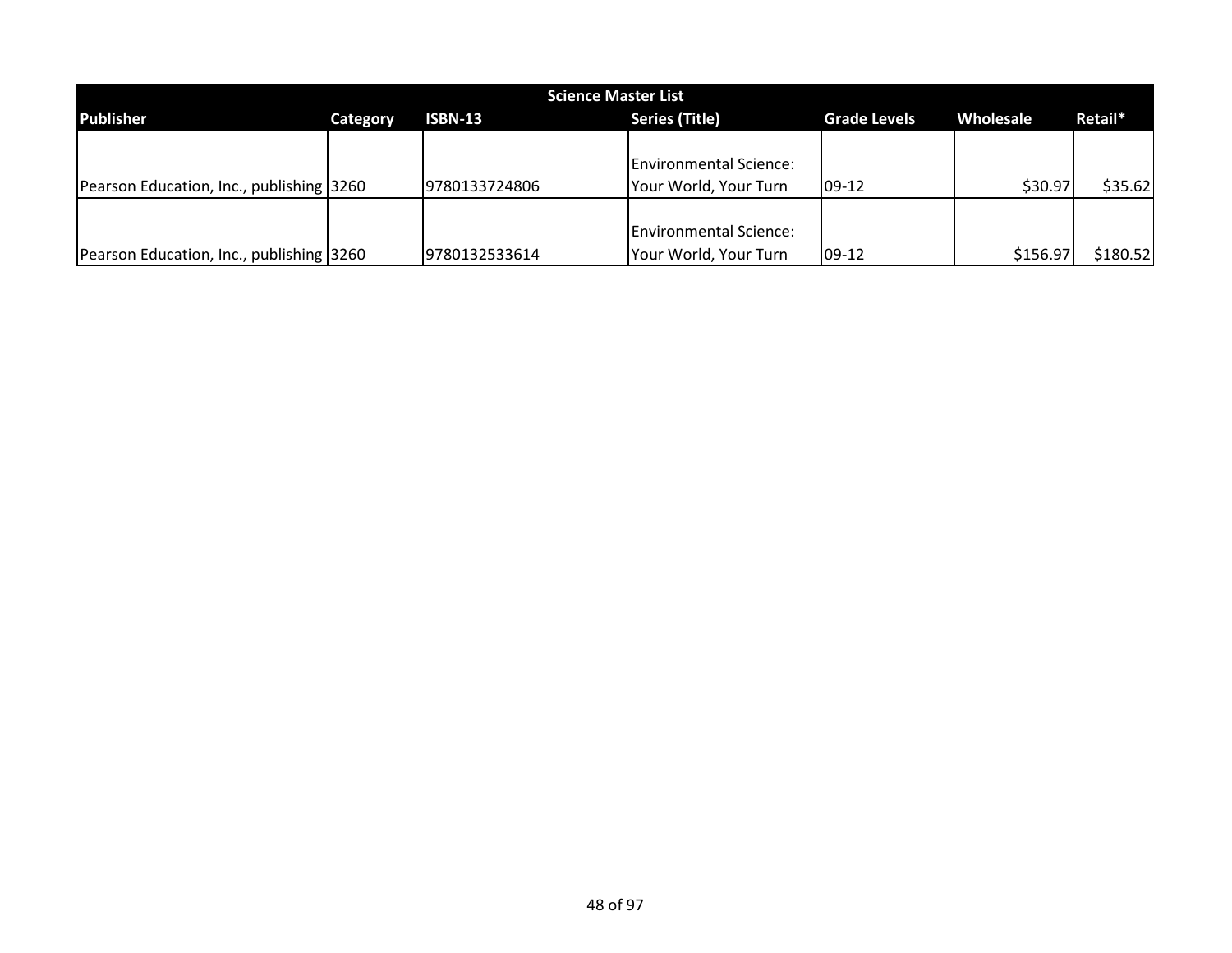| Science Master List | | | | | | |
|---|---|---|---|---|---|---|
| Publisher | Category | ISBN-13 | Series (Title) | Grade Levels | Wholesale | Retail* |
| Pearson Education, Inc., publishing | 3260 | 9780133724806 | Environmental Science: Your World, Your Turn | 09-12 | $30.97 | $35.62 |
| Pearson Education, Inc., publishing | 3260 | 9780132533614 | Environmental Science: Your World, Your Turn | 09-12 | $156.97 | $180.52 |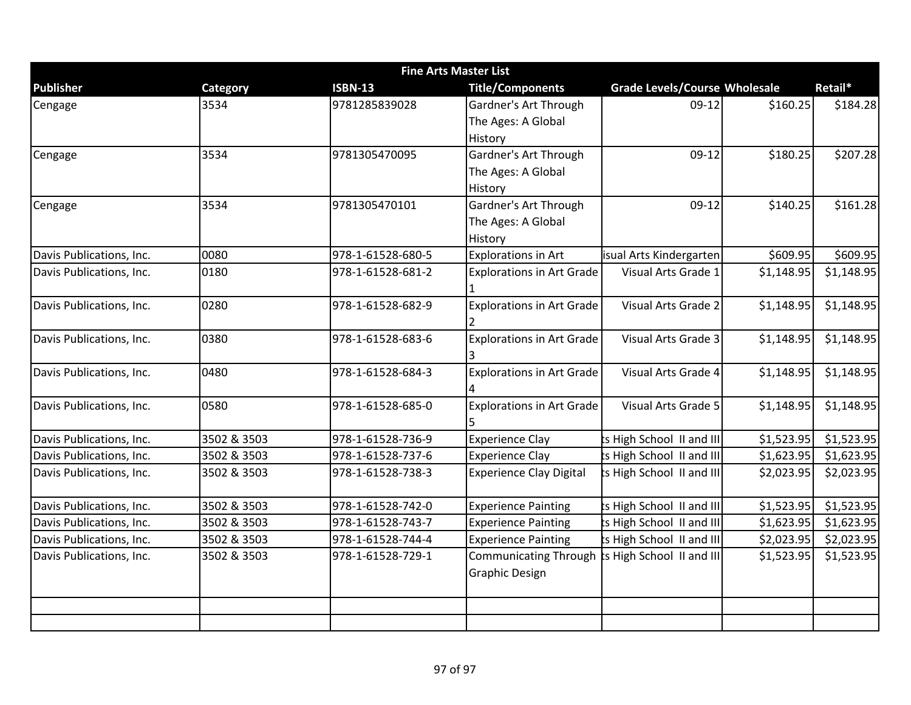| Fine Arts Master List | | | | | | |
|---|---|---|---|---|---|---|
| **Publisher** | **Category** | **ISBN-13** | **Title/Components** | **Grade Levels/Course** | **Wholesale** | **Retail*** |
| Cengage | 3534 | 9781285839028 | Gardner's Art Through The Ages: A Global History | 09-12 | $160.25 | $184.28 |
| Cengage | 3534 | 9781305470095 | Gardner's Art Through The Ages: A Global History | 09-12 | $180.25 | $207.28 |
| Cengage | 3534 | 9781305470101 | Gardner's Art Through The Ages: A Global History | 09-12 | $140.25 | $161.28 |
| Davis Publications, Inc. | 0080 | 978-1-61528-680-5 | Explorations in Art | isual Arts Kindergarten | $609.95 | $609.95 |
| Davis Publications, Inc. | 0180 | 978-1-61528-681-2 | Explorations in Art Grade 1 | Visual Arts Grade 1 | $1,148.95 | $1,148.95 |
| Davis Publications, Inc. | 0280 | 978-1-61528-682-9 | Explorations in Art Grade 2 | Visual Arts Grade 2 | $1,148.95 | $1,148.95 |
| Davis Publications, Inc. | 0380 | 978-1-61528-683-6 | Explorations in Art Grade 3 | Visual Arts Grade 3 | $1,148.95 | $1,148.95 |
| Davis Publications, Inc. | 0480 | 978-1-61528-684-3 | Explorations in Art Grade 4 | Visual Arts Grade 4 | $1,148.95 | $1,148.95 |
| Davis Publications, Inc. | 0580 | 978-1-61528-685-0 | Explorations in Art Grade 5 | Visual Arts Grade 5 | $1,148.95 | $1,148.95 |
| Davis Publications, Inc. | 3502 & 3503 | 978-1-61528-736-9 | Experience Clay | ts High School II and III | $1,523.95 | $1,523.95 |
| Davis Publications, Inc. | 3502 & 3503 | 978-1-61528-737-6 | Experience Clay | ts High School II and III | $1,623.95 | $1,623.95 |
| Davis Publications, Inc. | 3502 & 3503 | 978-1-61528-738-3 | Experience Clay Digital | ts High School II and III | $2,023.95 | $2,023.95 |
| Davis Publications, Inc. | 3502 & 3503 | 978-1-61528-742-0 | Experience Painting | ts High School II and III | $1,523.95 | $1,523.95 |
| Davis Publications, Inc. | 3502 & 3503 | 978-1-61528-743-7 | Experience Painting | ts High School II and III | $1,623.95 | $1,623.95 |
| Davis Publications, Inc. | 3502 & 3503 | 978-1-61528-744-4 | Experience Painting | ts High School II and III | $2,023.95 | $2,023.95 |
| Davis Publications, Inc. | 3502 & 3503 | 978-1-61528-729-1 | Communicating Through Graphic Design | ts High School II and III | $1,523.95 | $1,523.95 |
| | | | | | | |
| | | | | | | |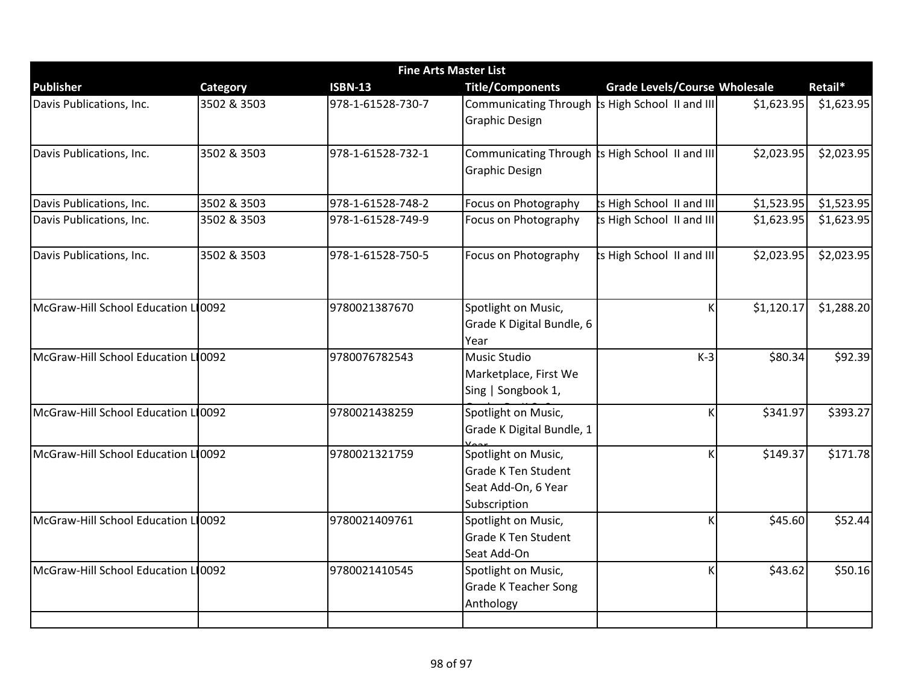| Fine Arts Master List | | | | | | |
|---|---|---|---|---|---|---|
| **Publisher** | **Category** | **ISBN-13** | **Title/Components** | **Grade Levels/Course** | **Wholesale** | **Retail*** |
| Davis Publications, Inc. | 3502 & 3503 | 978-1-61528-730-7 | Communicating Through Graphic Design | ts High School II and III | $1,623.95 | $1,623.95 |
| Davis Publications, Inc. | 3502 & 3503 | 978-1-61528-732-1 | Communicating Through Graphic Design | ts High School II and III | $2,023.95 | $2,023.95 |
| Davis Publications, Inc. | 3502 & 3503 | 978-1-61528-748-2 | Focus on Photography | ts High School II and III | $1,523.95 | $1,523.95 |
| Davis Publications, Inc. | 3502 & 3503 | 978-1-61528-749-9 | Focus on Photography | ts High School II and III | $1,623.95 | $1,623.95 |
| Davis Publications, Inc. | 3502 & 3503 | 978-1-61528-750-5 | Focus on Photography | ts High School II and III | $2,023.95 | $2,023.95 |
| McGraw-Hill School Education LI | 0092 | 9780021387670 | Spotlight on Music, Grade K Digital Bundle, 6 Year | K | $1,120.17 | $1,288.20 |
| McGraw-Hill School Education LI | 0092 | 9780076782543 | Music Studio Marketplace, First We Sing \| Songbook 1, | K-3 | $80.34 | $92.39 |
| McGraw-Hill School Education LI | 0092 | 9780021438259 | Spotlight on Music, Grade K Digital Bundle, 1 | K | $341.97 | $393.27 |
| McGraw-Hill School Education LI | 0092 | 9780021321759 | Spotlight on Music, Grade K Ten Student Seat Add-On, 6 Year Subscription | K | $149.37 | $171.78 |
| McGraw-Hill School Education LI | 0092 | 9780021409761 | Spotlight on Music, Grade K Ten Student Seat Add-On | K | $45.60 | $52.44 |
| McGraw-Hill School Education LI | 0092 | 9780021410545 | Spotlight on Music, Grade K Teacher Song Anthology | K | $43.62 | $50.16 |
| | | | | | | |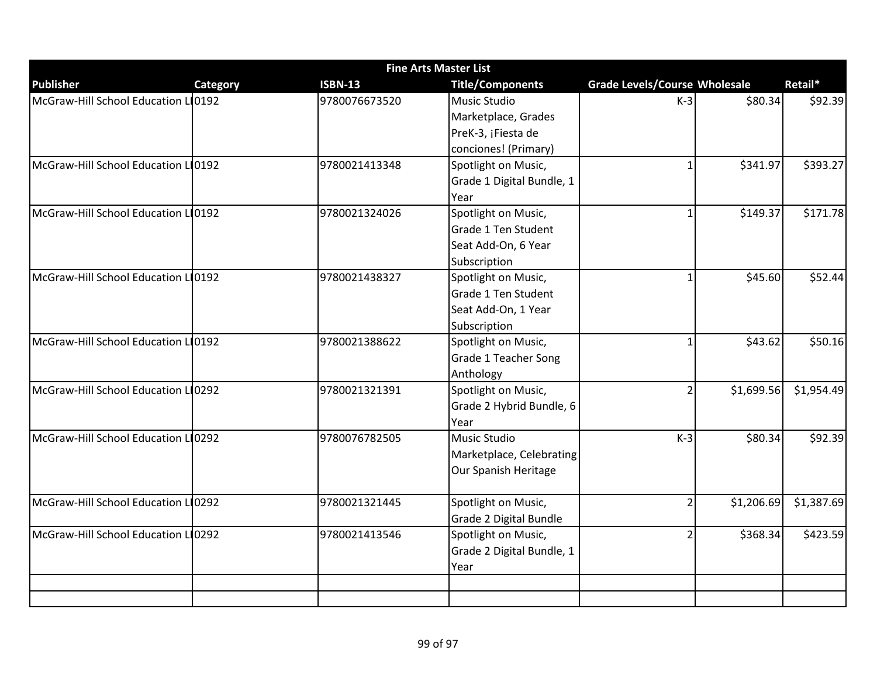| Fine Arts Master List | | | | | | |
|---|---|---|---|---|---|---|
| **Publisher** | **Category** | **ISBN-13** | **Title/Components** | **Grade Levels/Course** | **Wholesale** | **Retail*** |
| McGraw-Hill School Education LI | 0192 | 9780076673520 | Music Studio Marketplace, Grades PreK-3, ¡Fiesta de conciones! (Primary) | K-3 | $80.34 | $92.39 |
| McGraw-Hill School Education LI | 0192 | 9780021413348 | Spotlight on Music, Grade 1 Digital Bundle, 1 Year | 1 | $341.97 | $393.27 |
| McGraw-Hill School Education LI | 0192 | 9780021324026 | Spotlight on Music, Grade 1 Ten Student Seat Add-On, 6 Year Subscription | 1 | $149.37 | $171.78 |
| McGraw-Hill School Education LI | 0192 | 9780021438327 | Spotlight on Music, Grade 1 Ten Student Seat Add-On, 1 Year Subscription | 1 | $45.60 | $52.44 |
| McGraw-Hill School Education LI | 0192 | 9780021388622 | Spotlight on Music, Grade 1 Teacher Song Anthology | 1 | $43.62 | $50.16 |
| McGraw-Hill School Education LI | 0292 | 9780021321391 | Spotlight on Music, Grade 2 Hybrid Bundle, 6 Year | 2 | $1,699.56 | $1,954.49 |
| McGraw-Hill School Education LI | 0292 | 9780076782505 | Music Studio Marketplace, Celebrating Our Spanish Heritage | K-3 | $80.34 | $92.39 |
| McGraw-Hill School Education LI | 0292 | 9780021321445 | Spotlight on Music, Grade 2 Digital Bundle | 2 | $1,206.69 | $1,387.69 |
| McGraw-Hill School Education LI | 0292 | 9780021413546 | Spotlight on Music, Grade 2 Digital Bundle, 1 Year | 2 | $368.34 | $423.59 |
| | | | | | | |
| | | | | | | |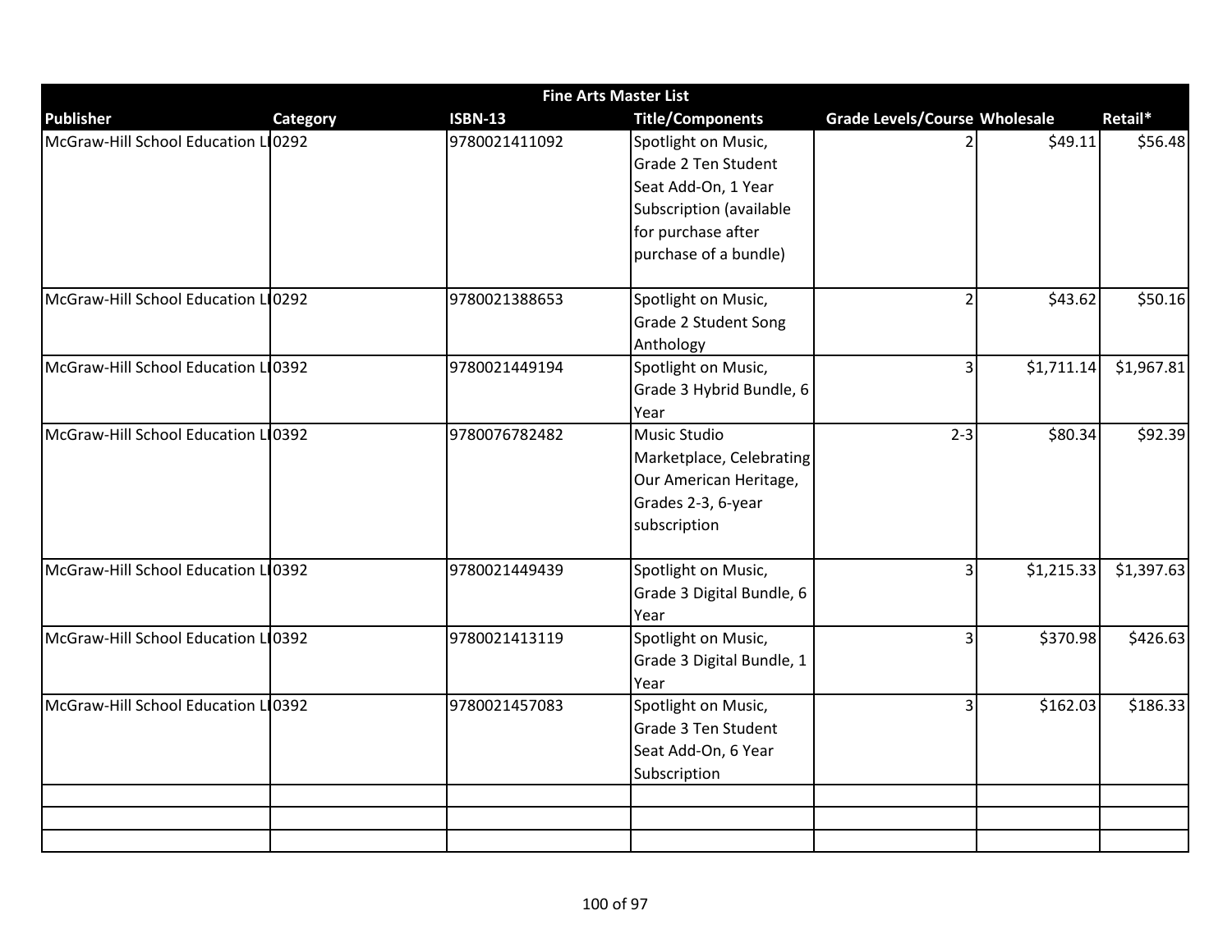| Fine Arts Master List | | | | | | |
|---|---|---|---|---|---|---|
| **Publisher** | **Category** | **ISBN-13** | **Title/Components** | **Grade Levels/Course** | **Wholesale** | **Retail*** |
| McGraw-Hill School Education LI | 0292 | 9780021411092 | Spotlight on Music, Grade 2 Ten Student Seat Add-On, 1 Year Subscription (available for purchase after purchase of a bundle) | 2 | $49.11 | $56.48 |
| McGraw-Hill School Education LI | 0292 | 9780021388653 | Spotlight on Music, Grade 2 Student Song Anthology | 2 | $43.62 | $50.16 |
| McGraw-Hill School Education LI | 0392 | 9780021449194 | Spotlight on Music, Grade 3 Hybrid Bundle, 6 Year | 3 | $1,711.14 | $1,967.81 |
| McGraw-Hill School Education LI | 0392 | 9780076782482 | Music Studio Marketplace, Celebrating Our American Heritage, Grades 2-3, 6-year subscription | 2-3 | $80.34 | $92.39 |
| McGraw-Hill School Education LI | 0392 | 9780021449439 | Spotlight on Music, Grade 3 Digital Bundle, 6 Year | 3 | $1,215.33 | $1,397.63 |
| McGraw-Hill School Education LI | 0392 | 9780021413119 | Spotlight on Music, Grade 3 Digital Bundle, 1 Year | 3 | $370.98 | $426.63 |
| McGraw-Hill School Education LI | 0392 | 9780021457083 | Spotlight on Music, Grade 3 Ten Student Seat Add-On, 6 Year Subscription | 3 | $162.03 | $186.33 |
| | | | | | | |
| | | | | | | |
| | | | | | | |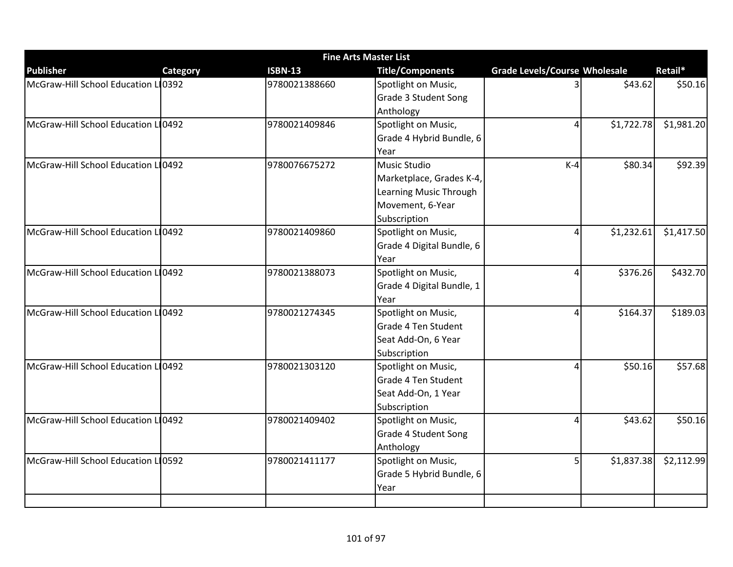| Fine Arts Master List | | | | | | |
|---|---|---|---|---|---|---|
| Publisher | Category | ISBN-13 | Title/Components | Grade Levels/Course | Wholesale | Retail* |
| McGraw-Hill School Education LI | 0392 | 9780021388660 | Spotlight on Music, Grade 3 Student Song Anthology | 3 | $43.62 | $50.16 |
| McGraw-Hill School Education LI | 0492 | 9780021409846 | Spotlight on Music, Grade 4 Hybrid Bundle, 6 Year | 4 | $1,722.78 | $1,981.20 |
| McGraw-Hill School Education LI | 0492 | 9780076675272 | Music Studio Marketplace, Grades K-4, Learning Music Through Movement, 6-Year Subscription | K-4 | $80.34 | $92.39 |
| McGraw-Hill School Education LI | 0492 | 9780021409860 | Spotlight on Music, Grade 4 Digital Bundle, 6 Year | 4 | $1,232.61 | $1,417.50 |
| McGraw-Hill School Education LI | 0492 | 9780021388073 | Spotlight on Music, Grade 4 Digital Bundle, 1 Year | 4 | $376.26 | $432.70 |
| McGraw-Hill School Education LI | 0492 | 9780021274345 | Spotlight on Music, Grade 4 Ten Student Seat Add-On, 6 Year Subscription | 4 | $164.37 | $189.03 |
| McGraw-Hill School Education LI | 0492 | 9780021303120 | Spotlight on Music, Grade 4 Ten Student Seat Add-On, 1 Year Subscription | 4 | $50.16 | $57.68 |
| McGraw-Hill School Education LI | 0492 | 9780021409402 | Spotlight on Music, Grade 4 Student Song Anthology | 4 | $43.62 | $50.16 |
| McGraw-Hill School Education LI | 0592 | 9780021411177 | Spotlight on Music, Grade 5 Hybrid Bundle, 6 Year | 5 | $1,837.38 | $2,112.99 |
| | | | | | | |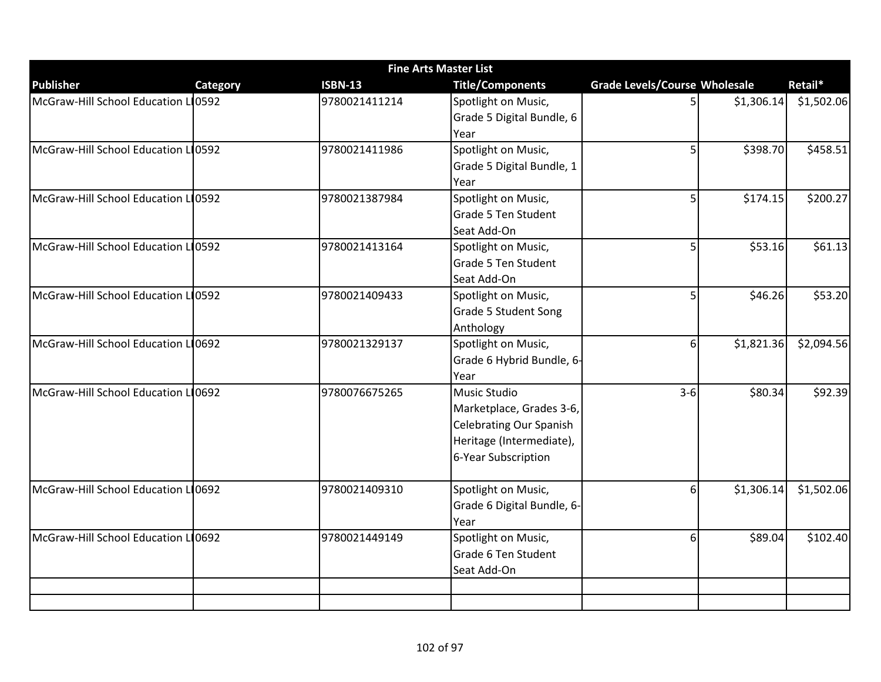| Fine Arts Master List | | | | | | |
|---|---|---|---|---|---|---|
| **Publisher** | **Category** | **ISBN-13** | **Title/Components** | **Grade Levels/Course** | **Wholesale** | **Retail*** |
| McGraw-Hill School Education LI | 0592 | 9780021411214 | Spotlight on Music, Grade 5 Digital Bundle, 6 Year | 5 | $1,306.14 | $1,502.06 |
| McGraw-Hill School Education LI | 0592 | 9780021411986 | Spotlight on Music, Grade 5 Digital Bundle, 1 Year | 5 | $398.70 | $458.51 |
| McGraw-Hill School Education LI | 0592 | 9780021387984 | Spotlight on Music, Grade 5 Ten Student Seat Add-On | 5 | $174.15 | $200.27 |
| McGraw-Hill School Education LI | 0592 | 9780021413164 | Spotlight on Music, Grade 5 Ten Student Seat Add-On | 5 | $53.16 | $61.13 |
| McGraw-Hill School Education LI | 0592 | 9780021409433 | Spotlight on Music, Grade 5 Student Song Anthology | 5 | $46.26 | $53.20 |
| McGraw-Hill School Education LI | 0692 | 9780021329137 | Spotlight on Music, Grade 6 Hybrid Bundle, 6-Year | 6 | $1,821.36 | $2,094.56 |
| McGraw-Hill School Education LI | 0692 | 9780076675265 | Music Studio Marketplace, Grades 3-6, Celebrating Our Spanish Heritage (Intermediate), 6-Year Subscription | 3-6 | $80.34 | $92.39 |
| McGraw-Hill School Education LI | 0692 | 9780021409310 | Spotlight on Music, Grade 6 Digital Bundle, 6-Year | 6 | $1,306.14 | $1,502.06 |
| McGraw-Hill School Education LI | 0692 | 9780021449149 | Spotlight on Music, Grade 6 Ten Student Seat Add-On | 6 | $89.04 | $102.40 |
| | | | | | | |
| | | | | | | |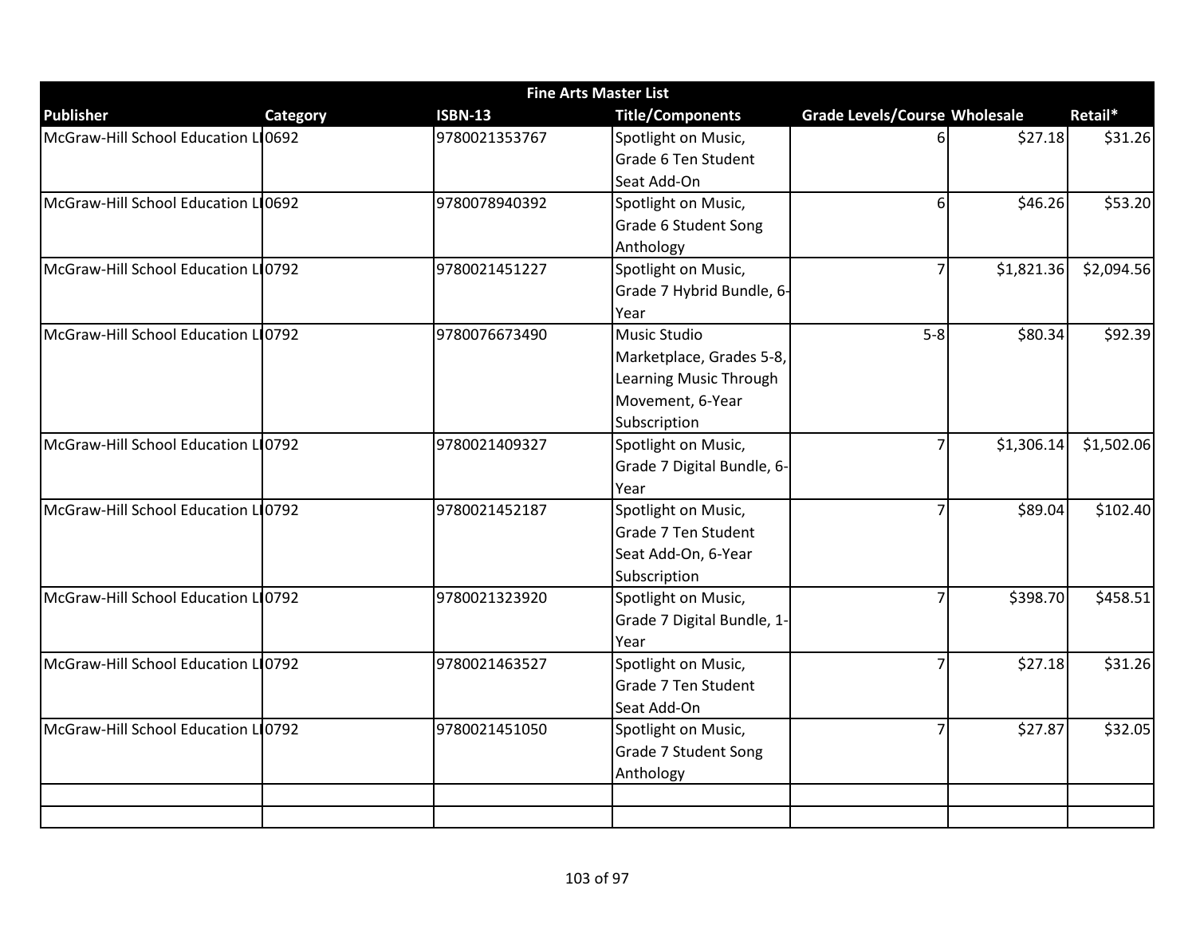| Fine Arts Master List | | | | | | |
|---|---|---|---|---|---|---|
| **Publisher** | **Category** | **ISBN-13** | **Title/Components** | **Grade Levels/Course** | **Wholesale** | **Retail*** |
| McGraw-Hill School Education LI | 0692 | 9780021353767 | Spotlight on Music, Grade 6 Ten Student Seat Add-On | 6 | $27.18 | $31.26 |
| McGraw-Hill School Education LI | 0692 | 9780078940392 | Spotlight on Music, Grade 6 Student Song Anthology | 6 | $46.26 | $53.20 |
| McGraw-Hill School Education LI | 0792 | 9780021451227 | Spotlight on Music, Grade 7 Hybrid Bundle, 6-Year | 7 | $1,821.36 | $2,094.56 |
| McGraw-Hill School Education LI | 0792 | 9780076673490 | Music Studio Marketplace, Grades 5-8, Learning Music Through Movement, 6-Year Subscription | 5-8 | $80.34 | $92.39 |
| McGraw-Hill School Education LI | 0792 | 9780021409327 | Spotlight on Music, Grade 7 Digital Bundle, 6-Year | 7 | $1,306.14 | $1,502.06 |
| McGraw-Hill School Education LI | 0792 | 9780021452187 | Spotlight on Music, Grade 7 Ten Student Seat Add-On, 6-Year Subscription | 7 | $89.04 | $102.40 |
| McGraw-Hill School Education LI | 0792 | 9780021323920 | Spotlight on Music, Grade 7 Digital Bundle, 1-Year | 7 | $398.70 | $458.51 |
| McGraw-Hill School Education LI | 0792 | 9780021463527 | Spotlight on Music, Grade 7 Ten Student Seat Add-On | 7 | $27.18 | $31.26 |
| McGraw-Hill School Education LI | 0792 | 9780021451050 | Spotlight on Music, Grade 7 Student Song Anthology | 7 | $27.87 | $32.05 |
| | | | | | | |
| | | | | | | |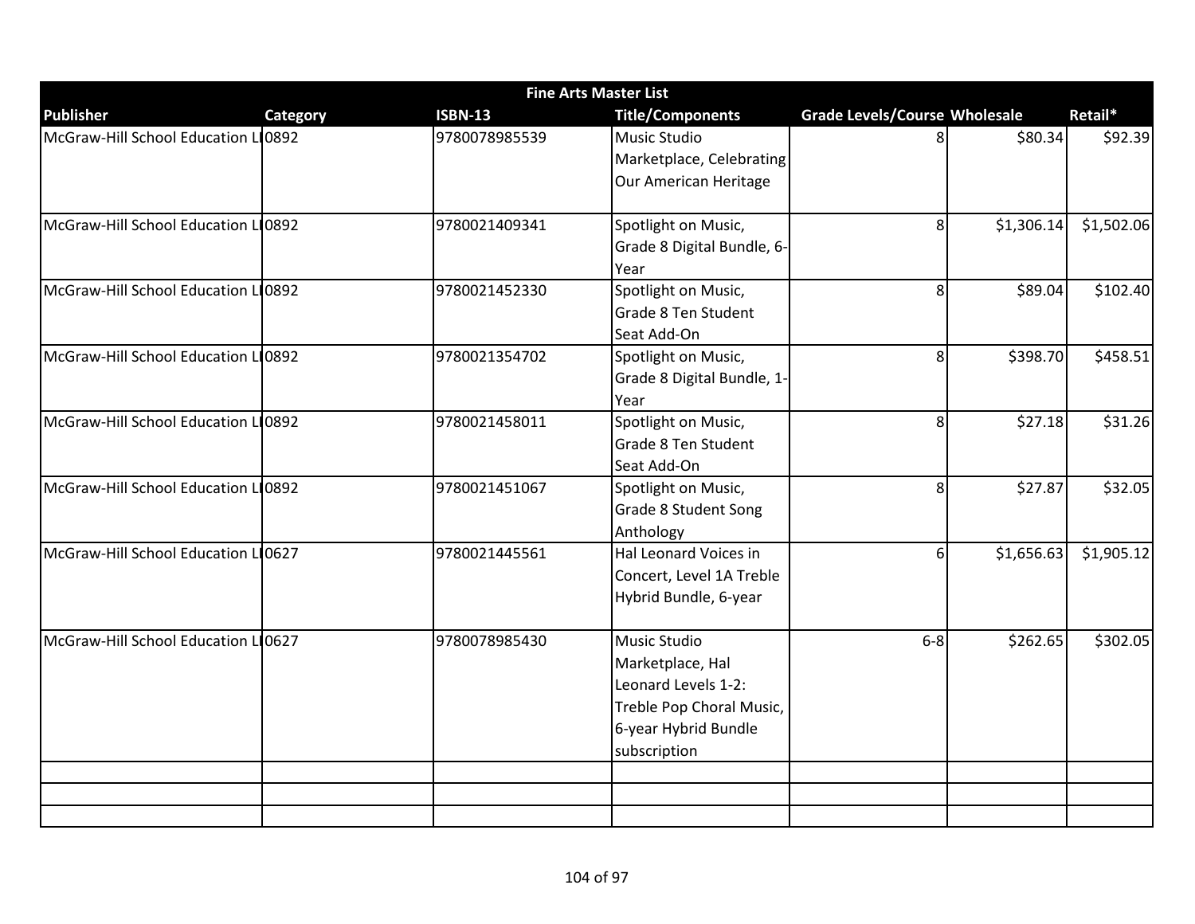| Fine Arts Master List | | | | | | |
|---|---|---|---|---|---|---|
| Publisher | Category | ISBN-13 | Title/Components | Grade Levels/Course | Wholesale | Retail* |
| McGraw-Hill School Education LI | 0892 | 9780078985539 | Music Studio Marketplace, Celebrating Our American Heritage | 8 | $80.34 | $92.39 |
| McGraw-Hill School Education LI | 0892 | 9780021409341 | Spotlight on Music, Grade 8 Digital Bundle, 6-Year | 8 | $1,306.14 | $1,502.06 |
| McGraw-Hill School Education LI | 0892 | 9780021452330 | Spotlight on Music, Grade 8 Ten Student Seat Add-On | 8 | $89.04 | $102.40 |
| McGraw-Hill School Education LI | 0892 | 9780021354702 | Spotlight on Music, Grade 8 Digital Bundle, 1-Year | 8 | $398.70 | $458.51 |
| McGraw-Hill School Education LI | 0892 | 9780021458011 | Spotlight on Music, Grade 8 Ten Student Seat Add-On | 8 | $27.18 | $31.26 |
| McGraw-Hill School Education LI | 0892 | 9780021451067 | Spotlight on Music, Grade 8 Student Song Anthology | 8 | $27.87 | $32.05 |
| McGraw-Hill School Education LI | 0627 | 9780021445561 | Hal Leonard Voices in Concert, Level 1A Treble Hybrid Bundle, 6-year | 6 | $1,656.63 | $1,905.12 |
| McGraw-Hill School Education LI | 0627 | 9780078985430 | Music Studio Marketplace, Hal Leonard Levels 1-2: Treble Pop Choral Music, 6-year Hybrid Bundle subscription | 6-8 | $262.65 | $302.05 |
| | | | | | | |
| | | | | | | |
| | | | | | | |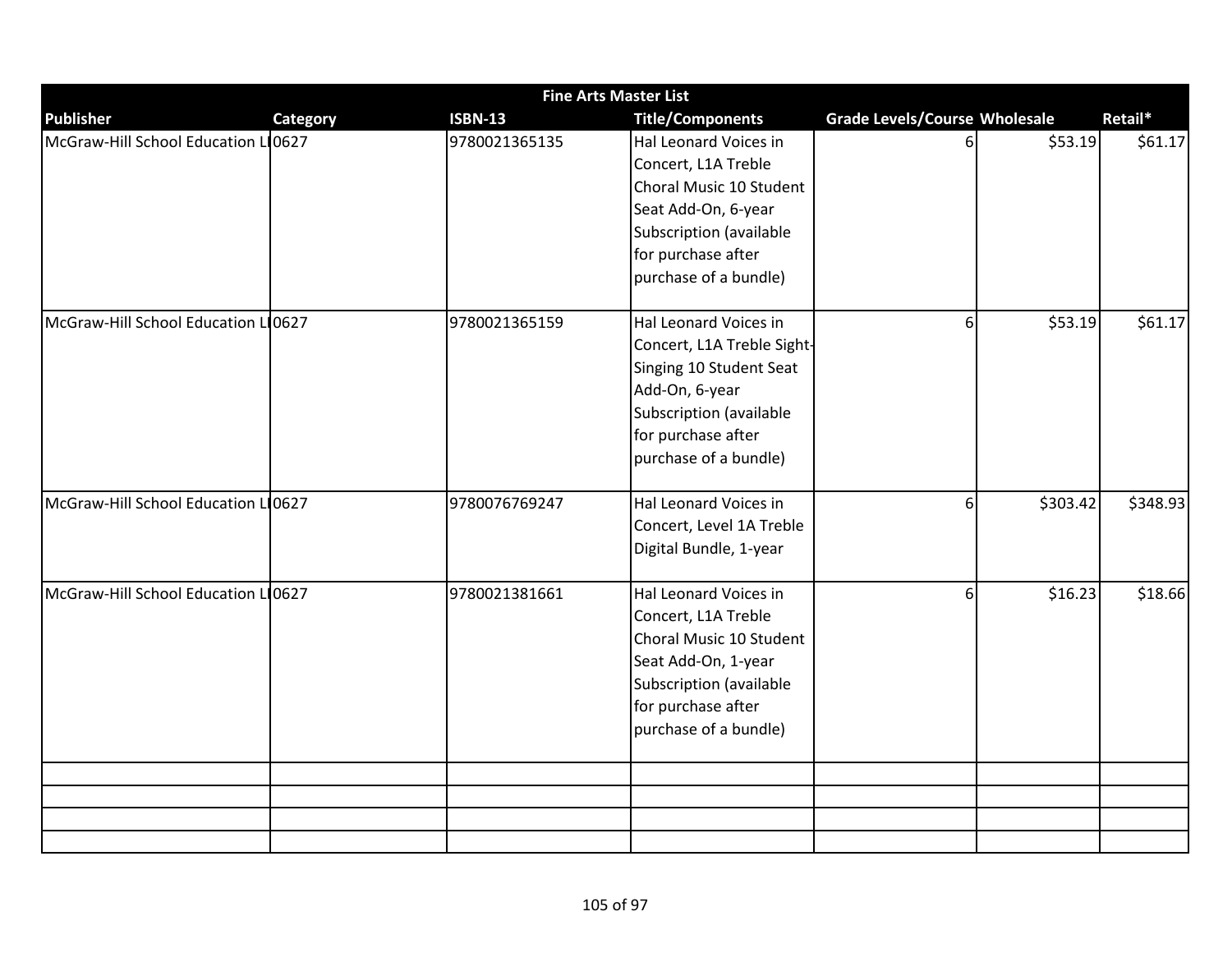| Fine Arts Master List | | | | | | |
|---|---|---|---|---|---|---|
| **Publisher** | **Category** | **ISBN-13** | **Title/Components** | **Grade Levels/Course** | **Wholesale** | **Retail*** |
| McGraw-Hill School Education LI | 0627 | 9780021365135 | Hal Leonard Voices in Concert, L1A Treble Choral Music 10 Student Seat Add-On, 6-year Subscription (available for purchase after purchase of a bundle) | 6 | $53.19 | $61.17 |
| McGraw-Hill School Education LI | 0627 | 9780021365159 | Hal Leonard Voices in Concert, L1A Treble Sight-Singing 10 Student Seat Add-On, 6-year Subscription (available for purchase after purchase of a bundle) | 6 | $53.19 | $61.17 |
| McGraw-Hill School Education LI | 0627 | 9780076769247 | Hal Leonard Voices in Concert, Level 1A Treble Digital Bundle, 1-year | 6 | $303.42 | $348.93 |
| McGraw-Hill School Education LI | 0627 | 9780021381661 | Hal Leonard Voices in Concert, L1A Treble Choral Music 10 Student Seat Add-On, 1-year Subscription (available for purchase after purchase of a bundle) | 6 | $16.23 | $18.66 |
| | | | | | | |
| | | | | | | |
| | | | | | | |
| | | | | | | |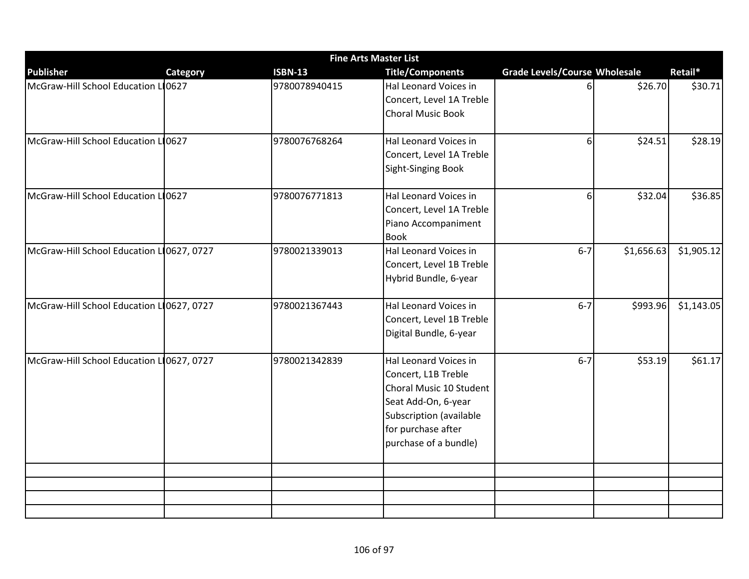| Fine Arts Master List | | | | | | |
|---|---|---|---|---|---|---|
| **Publisher** | **Category** | **ISBN-13** | **Title/Components** | **Grade Levels/Course** | **Wholesale** | **Retail*** |
| McGraw-Hill School Education LI | 0627 | 9780078940415 | Hal Leonard Voices in Concert, Level 1A Treble Choral Music Book | 6 | $26.70 | $30.71 |
| McGraw-Hill School Education LI | 0627 | 9780076768264 | Hal Leonard Voices in Concert, Level 1A Treble Sight-Singing Book | 6 | $24.51 | $28.19 |
| McGraw-Hill School Education LI | 0627 | 9780076771813 | Hal Leonard Voices in Concert, Level 1A Treble Piano Accompaniment Book | 6 | $32.04 | $36.85 |
| McGraw-Hill School Education LI | 0627, 0727 | 9780021339013 | Hal Leonard Voices in Concert, Level 1B Treble Hybrid Bundle, 6-year | 6-7 | $1,656.63 | $1,905.12 |
| McGraw-Hill School Education LI | 0627, 0727 | 9780021367443 | Hal Leonard Voices in Concert, Level 1B Treble Digital Bundle, 6-year | 6-7 | $993.96 | $1,143.05 |
| McGraw-Hill School Education LI | 0627, 0727 | 9780021342839 | Hal Leonard Voices in Concert, L1B Treble Choral Music 10 Student Seat Add-On, 6-year Subscription (available for purchase after purchase of a bundle) | 6-7 | $53.19 | $61.17 |
| | | | | | | |
| | | | | | | |
| | | | | | | |
| | | | | | | |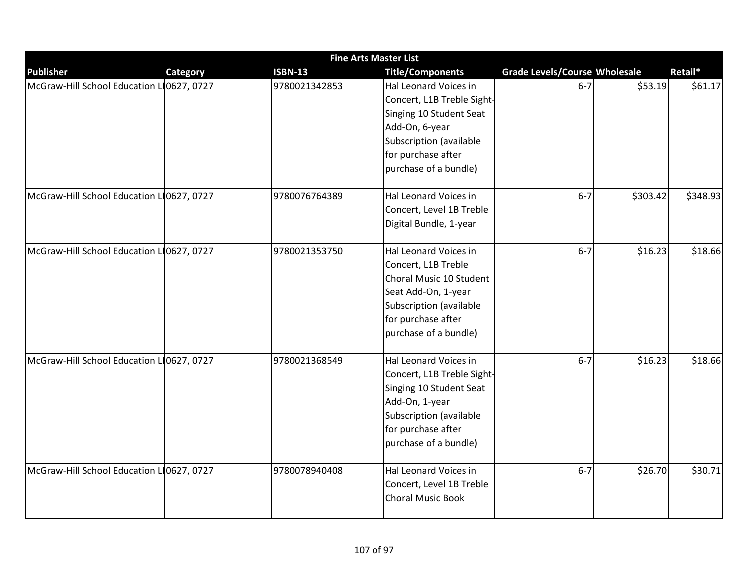| Fine Arts Master List | | | | | | |
|---|---|---|---|---|---|---|
| **Publisher** | **Category** | **ISBN-13** | **Title/Components** | **Grade Levels/Course** | **Wholesale** | **Retail*** |
| McGraw-Hill School Education LI | 0627, 0727 | 9780021342853 | Hal Leonard Voices in Concert, L1B Treble Sight-Singing 10 Student Seat Add-On, 6-year Subscription (available for purchase after purchase of a bundle) | 6-7 | $53.19 | $61.17 |
| McGraw-Hill School Education LI | 0627, 0727 | 9780076764389 | Hal Leonard Voices in Concert, Level 1B Treble Digital Bundle, 1-year | 6-7 | $303.42 | $348.93 |
| McGraw-Hill School Education LI | 0627, 0727 | 9780021353750 | Hal Leonard Voices in Concert, L1B Treble Choral Music 10 Student Seat Add-On, 1-year Subscription (available for purchase after purchase of a bundle) | 6-7 | $16.23 | $18.66 |
| McGraw-Hill School Education LI | 0627, 0727 | 9780021368549 | Hal Leonard Voices in Concert, L1B Treble Sight-Singing 10 Student Seat Add-On, 1-year Subscription (available for purchase after purchase of a bundle) | 6-7 | $16.23 | $18.66 |
| McGraw-Hill School Education LI | 0627, 0727 | 9780078940408 | Hal Leonard Voices in Concert, Level 1B Treble Choral Music Book | 6-7 | $26.70 | $30.71 |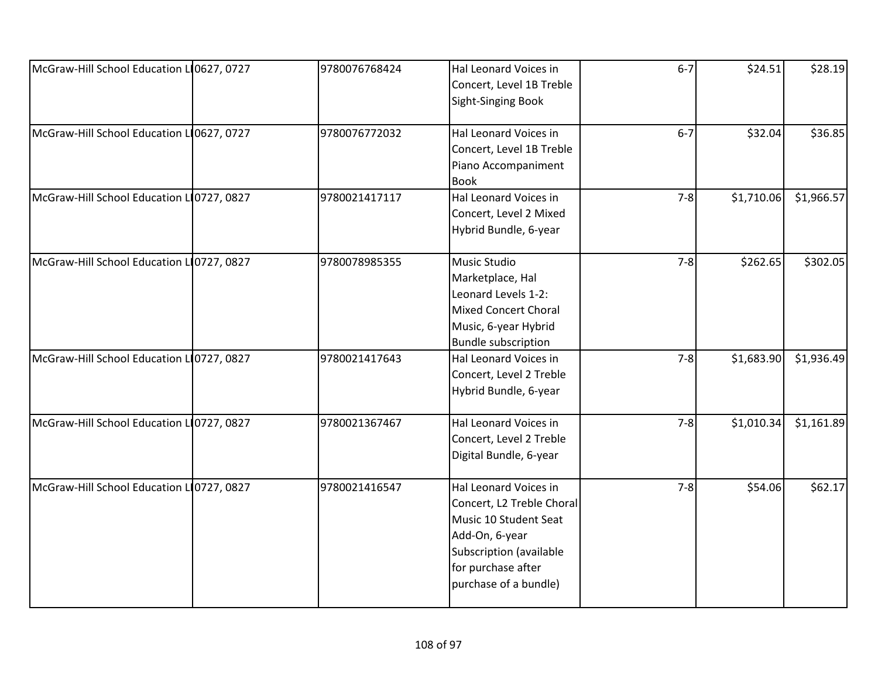| | | | | | | |
|---|---|---|---|---|---|---|
| McGraw-Hill School Education LI | 0627, 0727 | 9780076768424 | Hal Leonard Voices in Concert, Level 1B Treble Sight-Singing Book | 6-7 | $24.51 | $28.19 |
| McGraw-Hill School Education LI | 0627, 0727 | 9780076772032 | Hal Leonard Voices in Concert, Level 1B Treble Piano Accompaniment Book | 6-7 | $32.04 | $36.85 |
| McGraw-Hill School Education LI | 0727, 0827 | 9780021417117 | Hal Leonard Voices in Concert, Level 2 Mixed Hybrid Bundle, 6-year | 7-8 | $1,710.06 | $1,966.57 |
| McGraw-Hill School Education LI | 0727, 0827 | 9780078985355 | Music Studio Marketplace, Hal Leonard Levels 1-2: Mixed Concert Choral Music, 6-year Hybrid Bundle subscription | 7-8 | $262.65 | $302.05 |
| McGraw-Hill School Education LI | 0727, 0827 | 9780021417643 | Hal Leonard Voices in Concert, Level 2 Treble Hybrid Bundle, 6-year | 7-8 | $1,683.90 | $1,936.49 |
| McGraw-Hill School Education LI | 0727, 0827 | 9780021367467 | Hal Leonard Voices in Concert, Level 2 Treble Digital Bundle, 6-year | 7-8 | $1,010.34 | $1,161.89 |
| McGraw-Hill School Education LI | 0727, 0827 | 9780021416547 | Hal Leonard Voices in Concert, L2 Treble Choral Music 10 Student Seat Add-On, 6-year Subscription (available for purchase after purchase of a bundle) | 7-8 | $54.06 | $62.17 |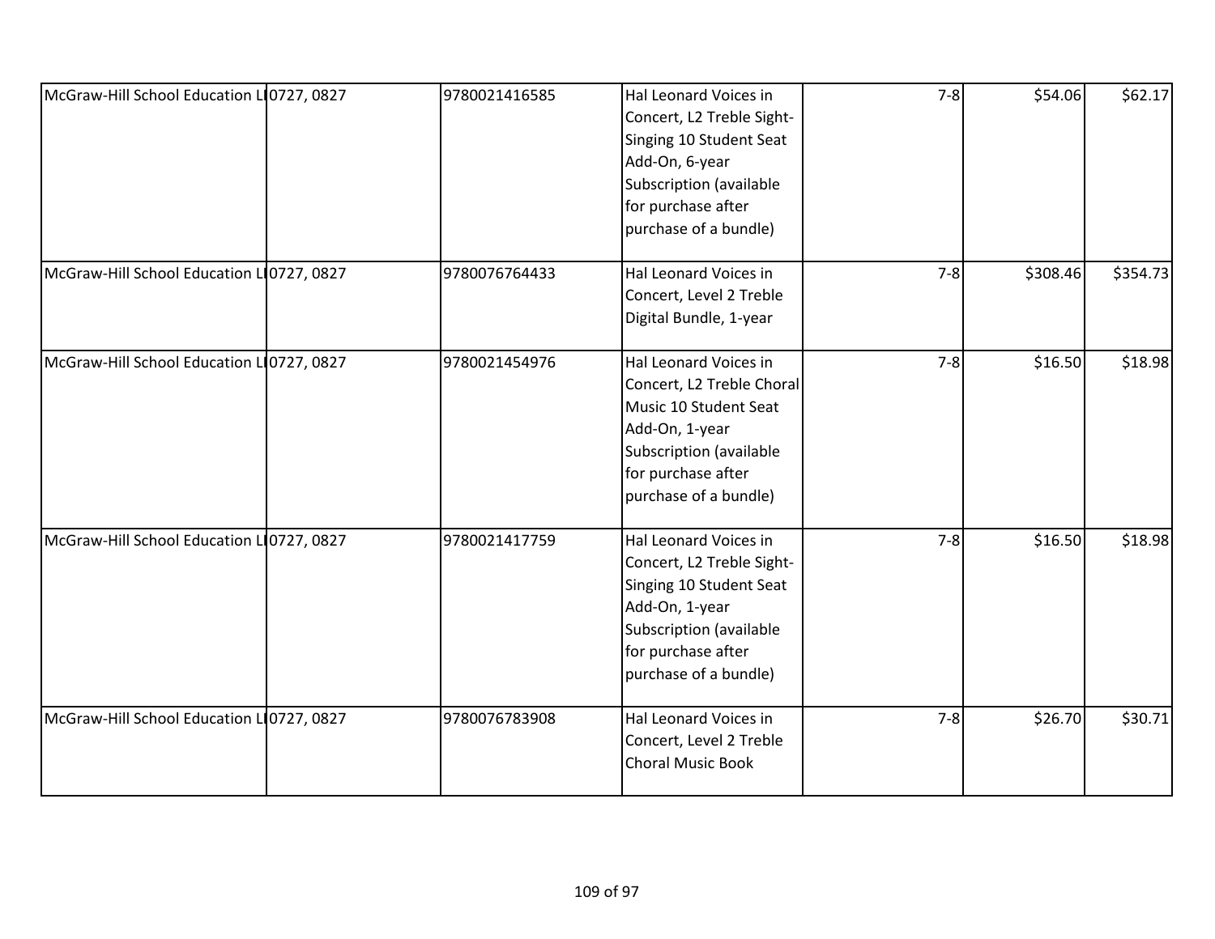| | | | | | | |
|---|---|---|---|---|---|---|
| McGraw-Hill School Education LI | 0727, 0827 | 9780021416585 | Hal Leonard Voices in Concert, L2 Treble Sight-Singing 10 Student Seat Add-On, 6-year Subscription (available for purchase after purchase of a bundle) | 7-8 | \$54.06 | \$62.17 |
| McGraw-Hill School Education LI | 0727, 0827 | 9780076764433 | Hal Leonard Voices in Concert, Level 2 Treble Digital Bundle, 1-year | 7-8 | \$308.46 | \$354.73 |
| McGraw-Hill School Education LI | 0727, 0827 | 9780021454976 | Hal Leonard Voices in Concert, L2 Treble Choral Music 10 Student Seat Add-On, 1-year Subscription (available for purchase after purchase of a bundle) | 7-8 | \$16.50 | \$18.98 |
| McGraw-Hill School Education LI | 0727, 0827 | 9780021417759 | Hal Leonard Voices in Concert, L2 Treble Sight-Singing 10 Student Seat Add-On, 1-year Subscription (available for purchase after purchase of a bundle) | 7-8 | \$16.50 | \$18.98 |
| McGraw-Hill School Education LI | 0727, 0827 | 9780076783908 | Hal Leonard Voices in Concert, Level 2 Treble Choral Music Book | 7-8 | \$26.70 | \$30.71 |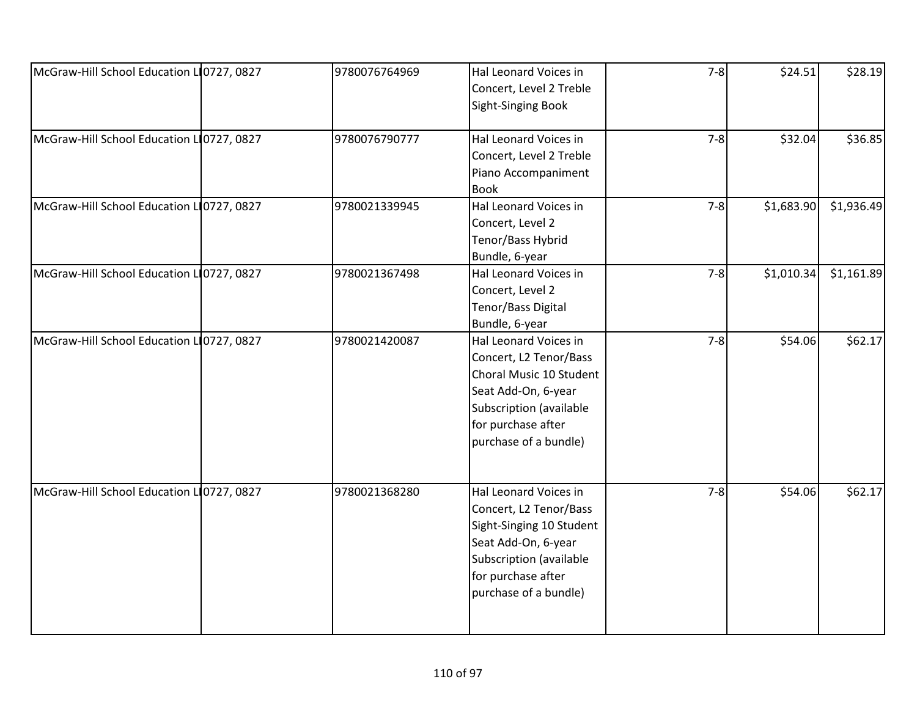| | | | | | | |
|---|---|---|---|---|---|---|
| McGraw-Hill School Education LI | 0727, 0827 | 9780076764969 | Hal Leonard Voices in Concert, Level 2 Treble Sight-Singing Book | 7-8 | $24.51 | $28.19 |
| McGraw-Hill School Education LI | 0727, 0827 | 9780076790777 | Hal Leonard Voices in Concert, Level 2 Treble Piano Accompaniment Book | 7-8 | $32.04 | $36.85 |
| McGraw-Hill School Education LI | 0727, 0827 | 9780021339945 | Hal Leonard Voices in Concert, Level 2 Tenor/Bass Hybrid Bundle, 6-year | 7-8 | $1,683.90 | $1,936.49 |
| McGraw-Hill School Education LI | 0727, 0827 | 9780021367498 | Hal Leonard Voices in Concert, Level 2 Tenor/Bass Digital Bundle, 6-year | 7-8 | $1,010.34 | $1,161.89 |
| McGraw-Hill School Education LI | 0727, 0827 | 9780021420087 | Hal Leonard Voices in Concert, L2 Tenor/Bass Choral Music 10 Student Seat Add-On, 6-year Subscription (available for purchase after purchase of a bundle) | 7-8 | $54.06 | $62.17 |
| McGraw-Hill School Education LI | 0727, 0827 | 9780021368280 | Hal Leonard Voices in Concert, L2 Tenor/Bass Sight-Singing 10 Student Seat Add-On, 6-year Subscription (available for purchase after purchase of a bundle) | 7-8 | $54.06 | $62.17 |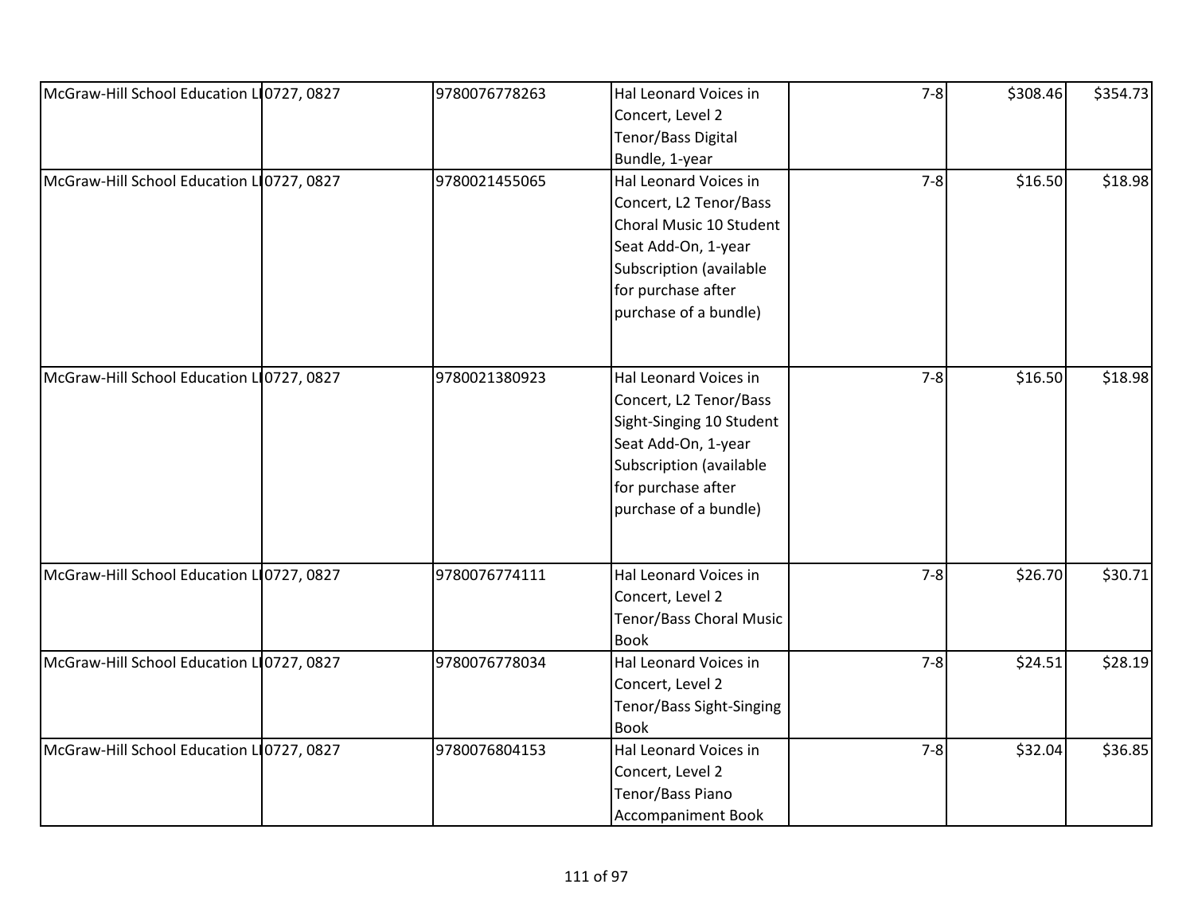| | | | | | | |
|---|---|---|---|---|---|---|
| McGraw-Hill School Education LI | 0727, 0827 | 9780076778263 | Hal Leonard Voices in Concert, Level 2 Tenor/Bass Digital Bundle, 1-year | 7-8 | $308.46 | $354.73 |
| McGraw-Hill School Education LI | 0727, 0827 | 9780021455065 | Hal Leonard Voices in Concert, L2 Tenor/Bass Choral Music 10 Student Seat Add-On, 1-year Subscription (available for purchase after purchase of a bundle) | 7-8 | $16.50 | $18.98 |
| McGraw-Hill School Education LI | 0727, 0827 | 9780021380923 | Hal Leonard Voices in Concert, L2 Tenor/Bass Sight-Singing 10 Student Seat Add-On, 1-year Subscription (available for purchase after purchase of a bundle) | 7-8 | $16.50 | $18.98 |
| McGraw-Hill School Education LI | 0727, 0827 | 9780076774111 | Hal Leonard Voices in Concert, Level 2 Tenor/Bass Choral Music Book | 7-8 | $26.70 | $30.71 |
| McGraw-Hill School Education LI | 0727, 0827 | 9780076778034 | Hal Leonard Voices in Concert, Level 2 Tenor/Bass Sight-Singing Book | 7-8 | $24.51 | $28.19 |
| McGraw-Hill School Education LI | 0727, 0827 | 9780076804153 | Hal Leonard Voices in Concert, Level 2 Tenor/Bass Piano Accompaniment Book | 7-8 | $32.04 | $36.85 |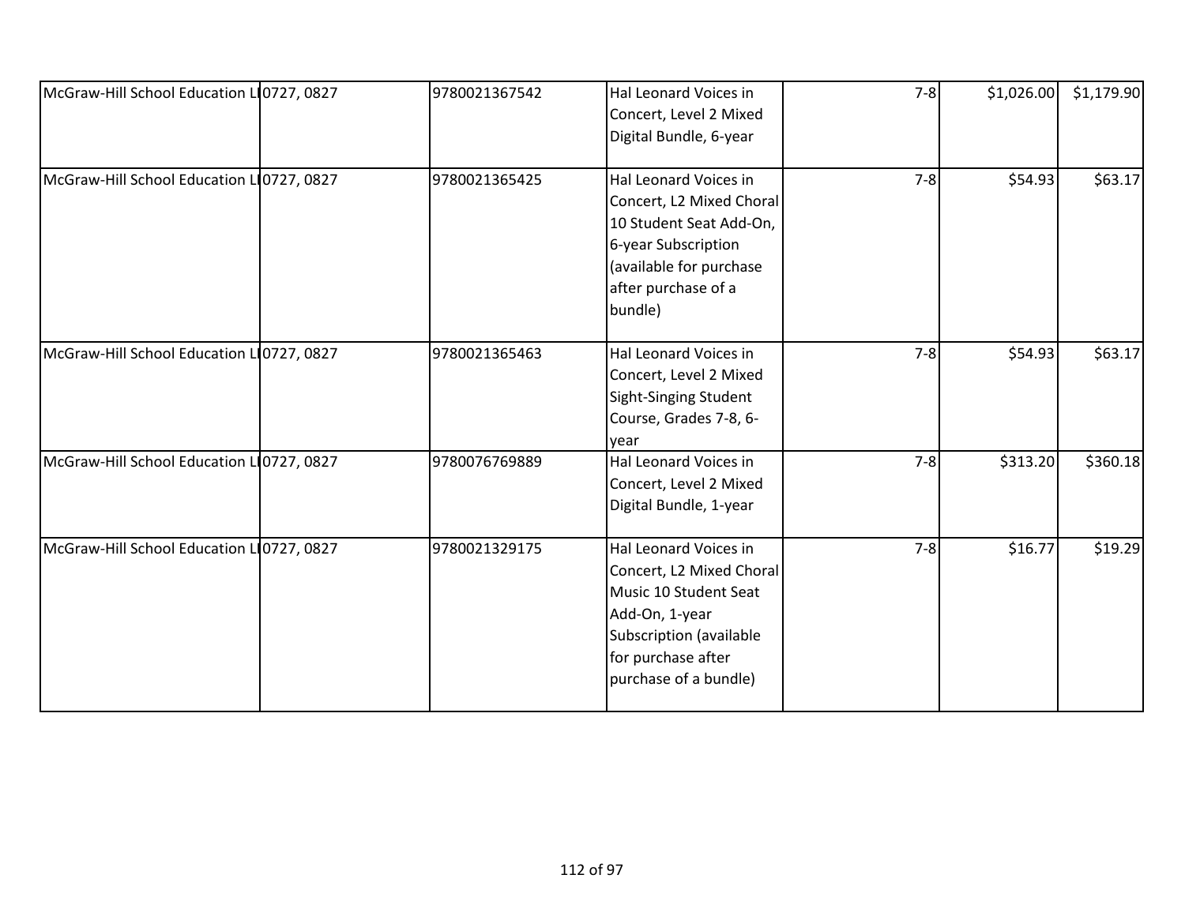| | | | | | | |
|---|---|---|---|---|---|---|
| McGraw-Hill School Education LI | 0727, 0827 | 9780021367542 | Hal Leonard Voices in Concert, Level 2 Mixed Digital Bundle, 6-year | 7-8 | $1,026.00 | $1,179.90 |
| McGraw-Hill School Education LI | 0727, 0827 | 9780021365425 | Hal Leonard Voices in Concert, L2 Mixed Choral 10 Student Seat Add-On, 6-year Subscription (available for purchase after purchase of a bundle) | 7-8 | $54.93 | $63.17 |
| McGraw-Hill School Education LI | 0727, 0827 | 9780021365463 | Hal Leonard Voices in Concert, Level 2 Mixed Sight-Singing Student Course, Grades 7-8, 6-year | 7-8 | $54.93 | $63.17 |
| McGraw-Hill School Education LI | 0727, 0827 | 9780076769889 | Hal Leonard Voices in Concert, Level 2 Mixed Digital Bundle, 1-year | 7-8 | $313.20 | $360.18 |
| McGraw-Hill School Education LI | 0727, 0827 | 9780021329175 | Hal Leonard Voices in Concert, L2 Mixed Choral Music 10 Student Seat Add-On, 1-year Subscription (available for purchase after purchase of a bundle) | 7-8 | $16.77 | $19.29 |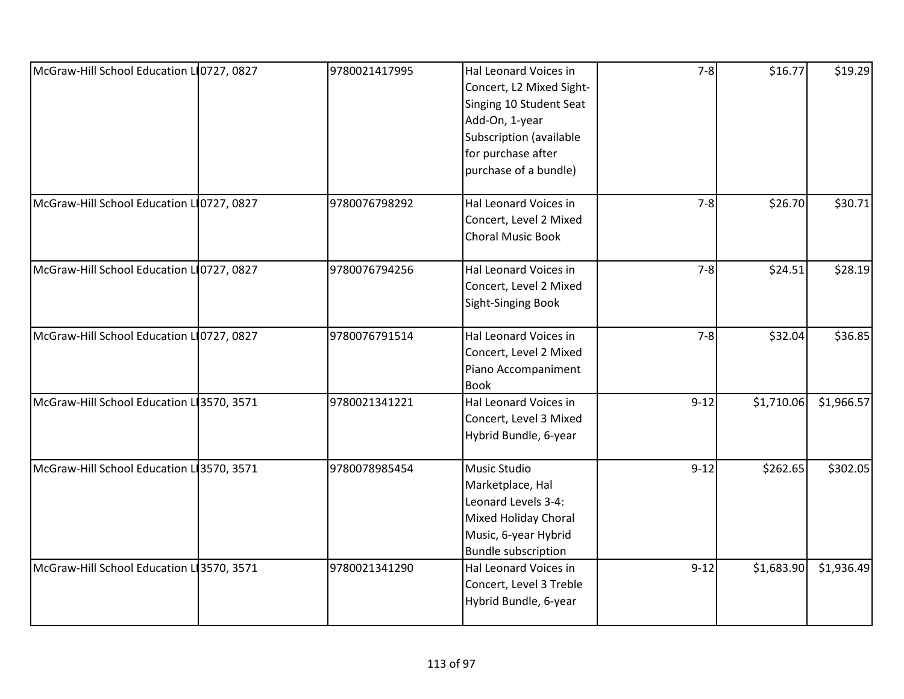| | | | | | | |
|---|---|---|---|---|---|---|
| McGraw-Hill School Education LI | 0727, 0827 | 9780021417995 | Hal Leonard Voices in Concert, L2 Mixed Sight-Singing 10 Student Seat Add-On, 1-year Subscription (available for purchase after purchase of a bundle) | 7-8 | $16.77 | $19.29 |
| McGraw-Hill School Education LI | 0727, 0827 | 9780076798292 | Hal Leonard Voices in Concert, Level 2 Mixed Choral Music Book | 7-8 | $26.70 | $30.71 |
| McGraw-Hill School Education LI | 0727, 0827 | 9780076794256 | Hal Leonard Voices in Concert, Level 2 Mixed Sight-Singing Book | 7-8 | $24.51 | $28.19 |
| McGraw-Hill School Education LI | 0727, 0827 | 9780076791514 | Hal Leonard Voices in Concert, Level 2 Mixed Piano Accompaniment Book | 7-8 | $32.04 | $36.85 |
| McGraw-Hill School Education LI | 3570, 3571 | 9780021341221 | Hal Leonard Voices in Concert, Level 3 Mixed Hybrid Bundle, 6-year | 9-12 | $1,710.06 | $1,966.57 |
| McGraw-Hill School Education LI | 3570, 3571 | 9780078985454 | Music Studio Marketplace, Hal Leonard Levels 3-4: Mixed Holiday Choral Music, 6-year Hybrid Bundle subscription | 9-12 | $262.65 | $302.05 |
| McGraw-Hill School Education LI | 3570, 3571 | 9780021341290 | Hal Leonard Voices in Concert, Level 3 Treble Hybrid Bundle, 6-year | 9-12 | $1,683.90 | $1,936.49 |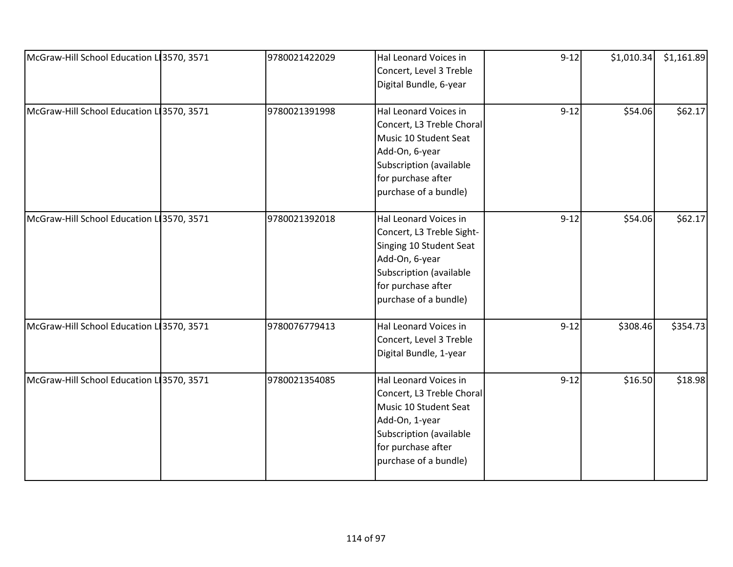| | | | | | | |
|---|---|---|---|---|---|---|
| McGraw-Hill School Education LI | 3570, 3571 | 9780021422029 | Hal Leonard Voices in Concert, Level 3 Treble Digital Bundle, 6-year | 9-12 | $1,010.34 | $1,161.89 |
| McGraw-Hill School Education LI | 3570, 3571 | 9780021391998 | Hal Leonard Voices in Concert, L3 Treble Choral Music 10 Student Seat Add-On, 6-year Subscription (available for purchase after purchase of a bundle) | 9-12 | $54.06 | $62.17 |
| McGraw-Hill School Education LI | 3570, 3571 | 9780021392018 | Hal Leonard Voices in Concert, L3 Treble Sight-Singing 10 Student Seat Add-On, 6-year Subscription (available for purchase after purchase of a bundle) | 9-12 | $54.06 | $62.17 |
| McGraw-Hill School Education LI | 3570, 3571 | 9780076779413 | Hal Leonard Voices in Concert, Level 3 Treble Digital Bundle, 1-year | 9-12 | $308.46 | $354.73 |
| McGraw-Hill School Education LI | 3570, 3571 | 9780021354085 | Hal Leonard Voices in Concert, L3 Treble Choral Music 10 Student Seat Add-On, 1-year Subscription (available for purchase after purchase of a bundle) | 9-12 | $16.50 | $18.98 |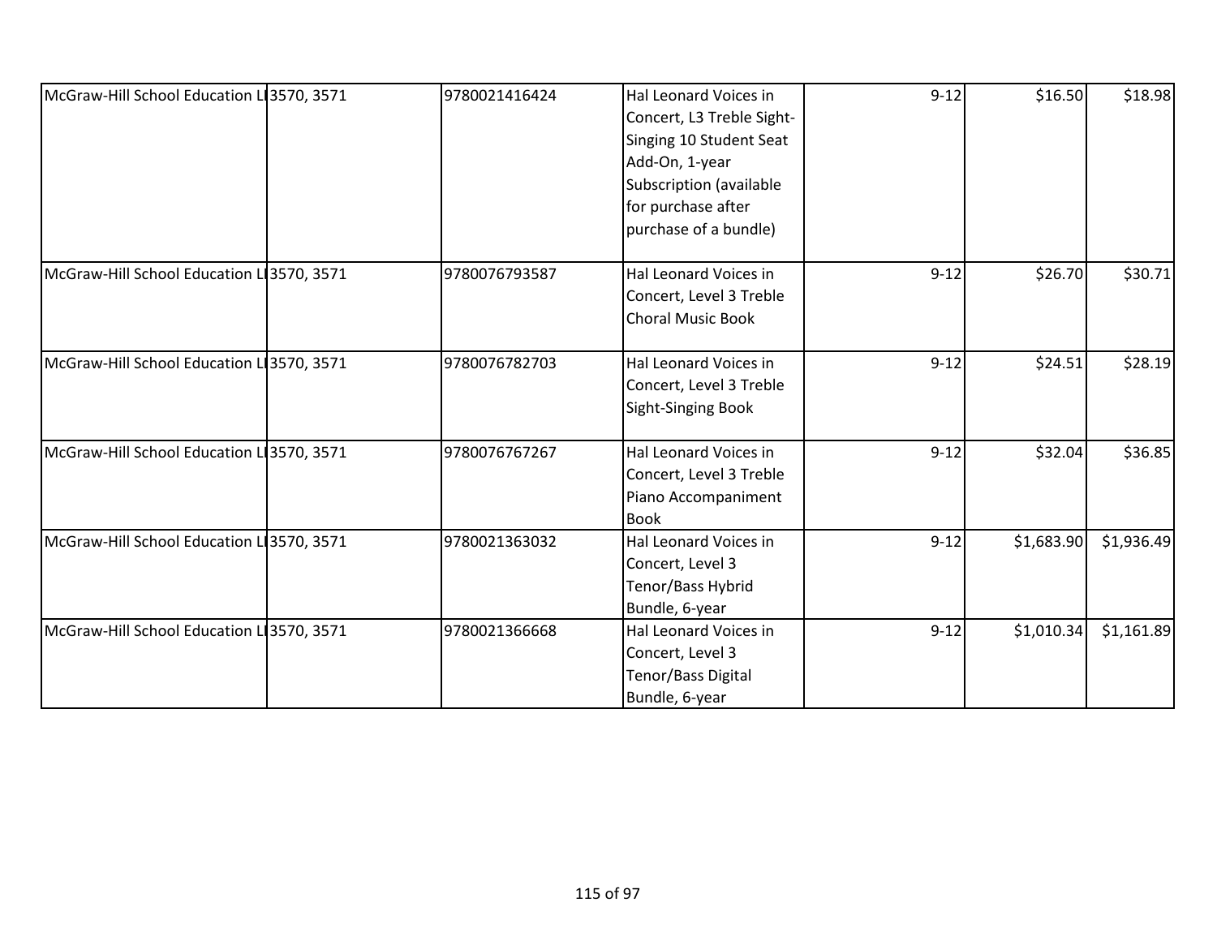| | | | | | | |
|---|---|---|---|---|---|---|
| McGraw-Hill School Education LI | 3570, 3571 | 9780021416424 | Hal Leonard Voices in Concert, L3 Treble Sight-Singing 10 Student Seat Add-On, 1-year Subscription (available for purchase after purchase of a bundle) | 9-12 | $16.50 | $18.98 |
| McGraw-Hill School Education LI | 3570, 3571 | 9780076793587 | Hal Leonard Voices in Concert, Level 3 Treble Choral Music Book | 9-12 | $26.70 | $30.71 |
| McGraw-Hill School Education LI | 3570, 3571 | 9780076782703 | Hal Leonard Voices in Concert, Level 3 Treble Sight-Singing Book | 9-12 | $24.51 | $28.19 |
| McGraw-Hill School Education LI | 3570, 3571 | 9780076767267 | Hal Leonard Voices in Concert, Level 3 Treble Piano Accompaniment Book | 9-12 | $32.04 | $36.85 |
| McGraw-Hill School Education LI | 3570, 3571 | 9780021363032 | Hal Leonard Voices in Concert, Level 3 Tenor/Bass Hybrid Bundle, 6-year | 9-12 | $1,683.90 | $1,936.49 |
| McGraw-Hill School Education LI | 3570, 3571 | 9780021366668 | Hal Leonard Voices in Concert, Level 3 Tenor/Bass Digital Bundle, 6-year | 9-12 | $1,010.34 | $1,161.89 |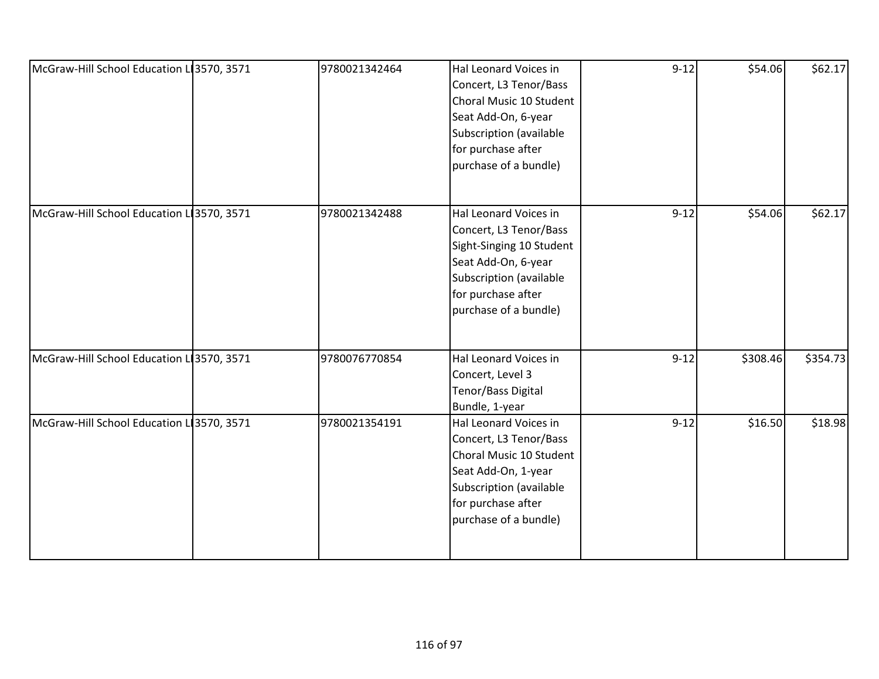| | | | | | | |
|---|---|---|---|---|---|---|
| McGraw-Hill School Education LI | 3570, 3571 | 9780021342464 | Hal Leonard Voices in Concert, L3 Tenor/Bass Choral Music 10 Student Seat Add-On, 6-year Subscription (available for purchase after purchase of a bundle) | 9-12 | $54.06 | $62.17 |
| McGraw-Hill School Education LI | 3570, 3571 | 9780021342488 | Hal Leonard Voices in Concert, L3 Tenor/Bass Sight-Singing 10 Student Seat Add-On, 6-year Subscription (available for purchase after purchase of a bundle) | 9-12 | $54.06 | $62.17 |
| McGraw-Hill School Education LI | 3570, 3571 | 9780076770854 | Hal Leonard Voices in Concert, Level 3 Tenor/Bass Digital Bundle, 1-year | 9-12 | $308.46 | $354.73 |
| McGraw-Hill School Education LI | 3570, 3571 | 9780021354191 | Hal Leonard Voices in Concert, L3 Tenor/Bass Choral Music 10 Student Seat Add-On, 1-year Subscription (available for purchase after purchase of a bundle) | 9-12 | $16.50 | $18.98 |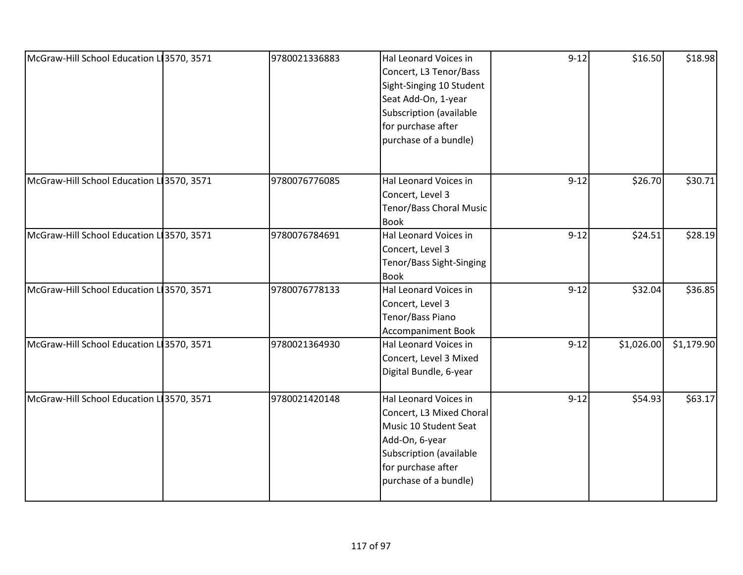| | | | | | | |
|---|---|---|---|---|---|---|
| McGraw-Hill School Education LI | 3570, 3571 | 9780021336883 | Hal Leonard Voices in Concert, L3 Tenor/Bass Sight-Singing 10 Student Seat Add-On, 1-year Subscription (available for purchase after purchase of a bundle) | 9-12 | $16.50 | $18.98 |
| McGraw-Hill School Education LI | 3570, 3571 | 9780076776085 | Hal Leonard Voices in Concert, Level 3 Tenor/Bass Choral Music Book | 9-12 | $26.70 | $30.71 |
| McGraw-Hill School Education LI | 3570, 3571 | 9780076784691 | Hal Leonard Voices in Concert, Level 3 Tenor/Bass Sight-Singing Book | 9-12 | $24.51 | $28.19 |
| McGraw-Hill School Education LI | 3570, 3571 | 9780076778133 | Hal Leonard Voices in Concert, Level 3 Tenor/Bass Piano Accompaniment Book | 9-12 | $32.04 | $36.85 |
| McGraw-Hill School Education LI | 3570, 3571 | 9780021364930 | Hal Leonard Voices in Concert, Level 3 Mixed Digital Bundle, 6-year | 9-12 | $1,026.00 | $1,179.90 |
| McGraw-Hill School Education LI | 3570, 3571 | 9780021420148 | Hal Leonard Voices in Concert, L3 Mixed Choral Music 10 Student Seat Add-On, 6-year Subscription (available for purchase after purchase of a bundle) | 9-12 | $54.93 | $63.17 |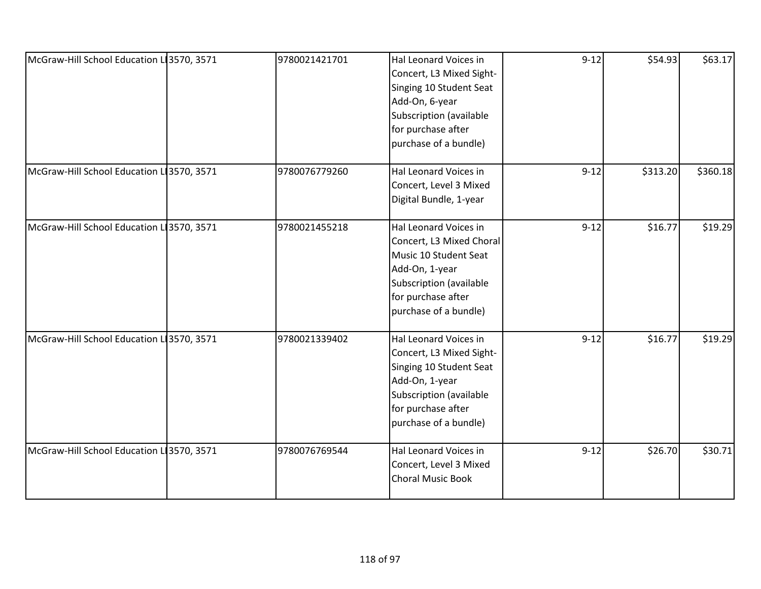| | | | | | | |
|---|---|---|---|---|---|---|
| McGraw-Hill School Education LI | 3570, 3571 | 9780021421701 | Hal Leonard Voices in Concert, L3 Mixed Sight-Singing 10 Student Seat Add-On, 6-year Subscription (available for purchase after purchase of a bundle) | 9-12 | $54.93 | $63.17 |
| McGraw-Hill School Education LI | 3570, 3571 | 9780076779260 | Hal Leonard Voices in Concert, Level 3 Mixed Digital Bundle, 1-year | 9-12 | $313.20 | $360.18 |
| McGraw-Hill School Education LI | 3570, 3571 | 9780021455218 | Hal Leonard Voices in Concert, L3 Mixed Choral Music 10 Student Seat Add-On, 1-year Subscription (available for purchase after purchase of a bundle) | 9-12 | $16.77 | $19.29 |
| McGraw-Hill School Education LI | 3570, 3571 | 9780021339402 | Hal Leonard Voices in Concert, L3 Mixed Sight-Singing 10 Student Seat Add-On, 1-year Subscription (available for purchase after purchase of a bundle) | 9-12 | $16.77 | $19.29 |
| McGraw-Hill School Education LI | 3570, 3571 | 9780076769544 | Hal Leonard Voices in Concert, Level 3 Mixed Choral Music Book | 9-12 | $26.70 | $30.71 |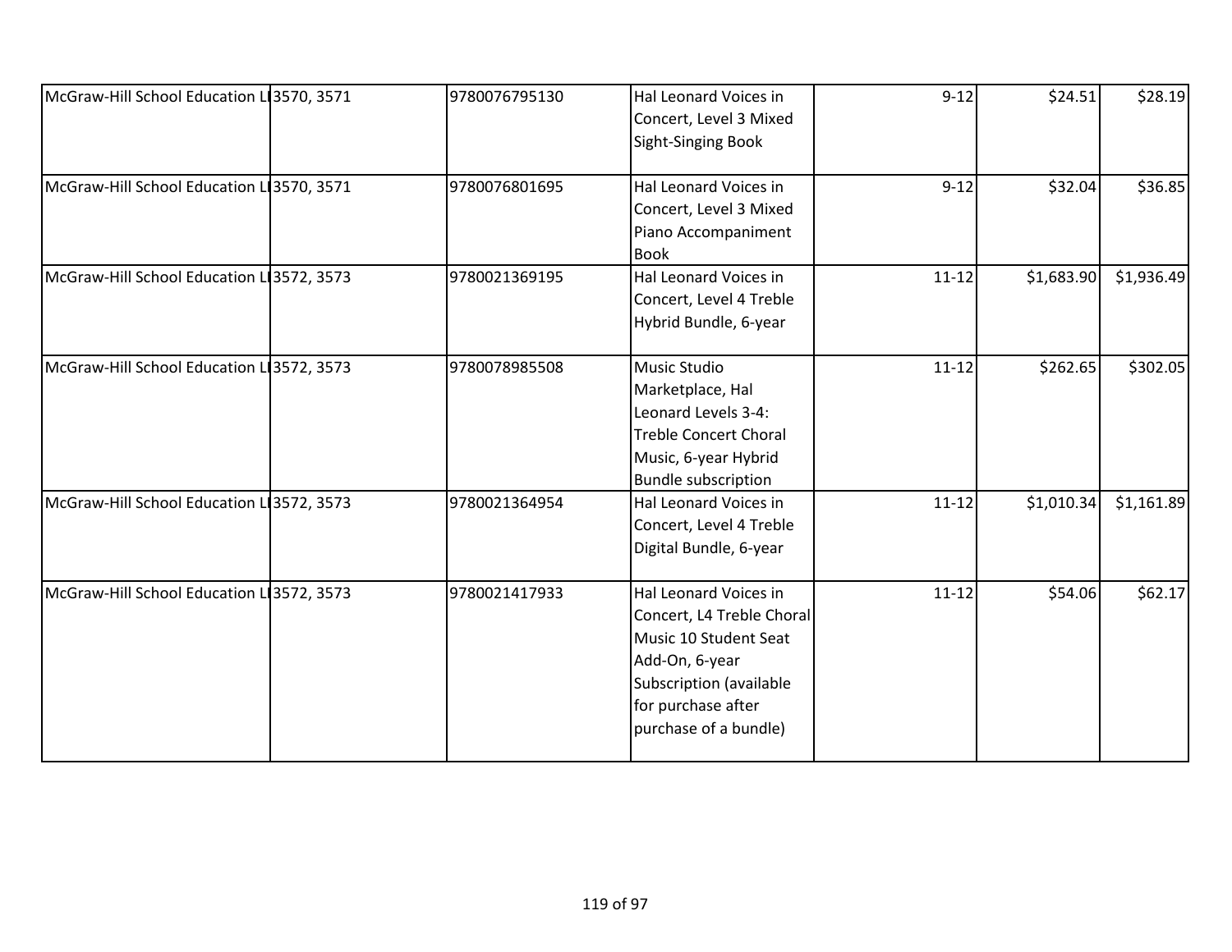| | | | | | | |
|---|---|---|---|---|---|---|
| McGraw-Hill School Education LI | 3570, 3571 | 9780076795130 | Hal Leonard Voices in Concert, Level 3 Mixed Sight-Singing Book | 9-12 | $24.51 | $28.19 |
| McGraw-Hill School Education LI | 3570, 3571 | 9780076801695 | Hal Leonard Voices in Concert, Level 3 Mixed Piano Accompaniment Book | 9-12 | $32.04 | $36.85 |
| McGraw-Hill School Education LI | 3572, 3573 | 9780021369195 | Hal Leonard Voices in Concert, Level 4 Treble Hybrid Bundle, 6-year | 11-12 | $1,683.90 | $1,936.49 |
| McGraw-Hill School Education LI | 3572, 3573 | 9780078985508 | Music Studio Marketplace, Hal Leonard Levels 3-4: Treble Concert Choral Music, 6-year Hybrid Bundle subscription | 11-12 | $262.65 | $302.05 |
| McGraw-Hill School Education LI | 3572, 3573 | 9780021364954 | Hal Leonard Voices in Concert, Level 4 Treble Digital Bundle, 6-year | 11-12 | $1,010.34 | $1,161.89 |
| McGraw-Hill School Education LI | 3572, 3573 | 9780021417933 | Hal Leonard Voices in Concert, L4 Treble Choral Music 10 Student Seat Add-On, 6-year Subscription (available for purchase after purchase of a bundle) | 11-12 | $54.06 | $62.17 |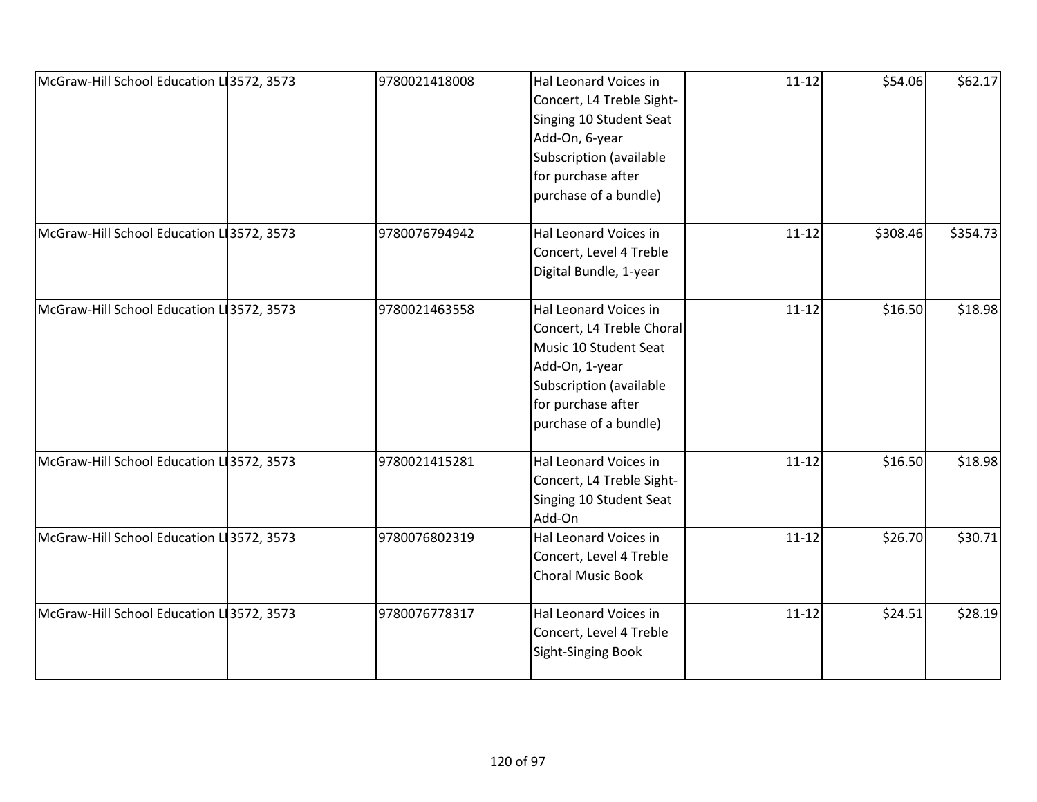| | | | | | | |
|---|---|---|---|---|---|---|
| McGraw-Hill School Education LI | 3572, 3573 | 9780021418008 | Hal Leonard Voices in Concert, L4 Treble Sight-Singing 10 Student Seat Add-On, 6-year Subscription (available for purchase after purchase of a bundle) | 11-12 | $54.06 | $62.17 |
| McGraw-Hill School Education LI | 3572, 3573 | 9780076794942 | Hal Leonard Voices in Concert, Level 4 Treble Digital Bundle, 1-year | 11-12 | $308.46 | $354.73 |
| McGraw-Hill School Education LI | 3572, 3573 | 9780021463558 | Hal Leonard Voices in Concert, L4 Treble Choral Music 10 Student Seat Add-On, 1-year Subscription (available for purchase after purchase of a bundle) | 11-12 | $16.50 | $18.98 |
| McGraw-Hill School Education LI | 3572, 3573 | 9780021415281 | Hal Leonard Voices in Concert, L4 Treble Sight-Singing 10 Student Seat Add-On | 11-12 | $16.50 | $18.98 |
| McGraw-Hill School Education LI | 3572, 3573 | 9780076802319 | Hal Leonard Voices in Concert, Level 4 Treble Choral Music Book | 11-12 | $26.70 | $30.71 |
| McGraw-Hill School Education LI | 3572, 3573 | 9780076778317 | Hal Leonard Voices in Concert, Level 4 Treble Sight-Singing Book | 11-12 | $24.51 | $28.19 |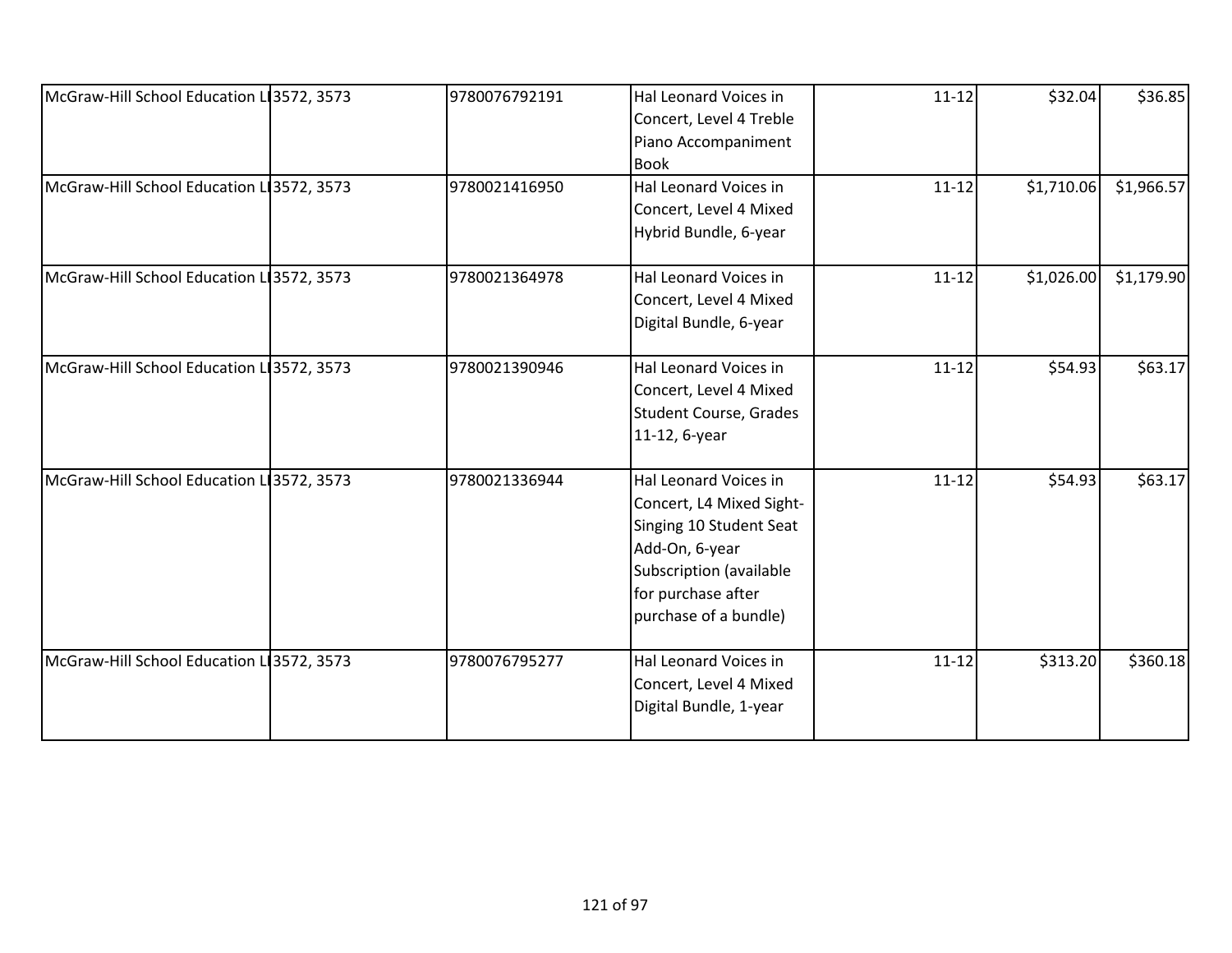| | | | | | | |
|---|---|---|---|---|---|---|
| McGraw-Hill School Education LI | 3572, 3573 | 9780076792191 | Hal Leonard Voices in Concert, Level 4 Treble Piano Accompaniment Book | 11-12 | $32.04 | $36.85 |
| McGraw-Hill School Education LI | 3572, 3573 | 9780021416950 | Hal Leonard Voices in Concert, Level 4 Mixed Hybrid Bundle, 6-year | 11-12 | $1,710.06 | $1,966.57 |
| McGraw-Hill School Education LI | 3572, 3573 | 9780021364978 | Hal Leonard Voices in Concert, Level 4 Mixed Digital Bundle, 6-year | 11-12 | $1,026.00 | $1,179.90 |
| McGraw-Hill School Education LI | 3572, 3573 | 9780021390946 | Hal Leonard Voices in Concert, Level 4 Mixed Student Course, Grades 11-12, 6-year | 11-12 | $54.93 | $63.17 |
| McGraw-Hill School Education LI | 3572, 3573 | 9780021336944 | Hal Leonard Voices in Concert, L4 Mixed Sight-Singing 10 Student Seat Add-On, 6-year Subscription (available for purchase after purchase of a bundle) | 11-12 | $54.93 | $63.17 |
| McGraw-Hill School Education LI | 3572, 3573 | 9780076795277 | Hal Leonard Voices in Concert, Level 4 Mixed Digital Bundle, 1-year | 11-12 | $313.20 | $360.18 |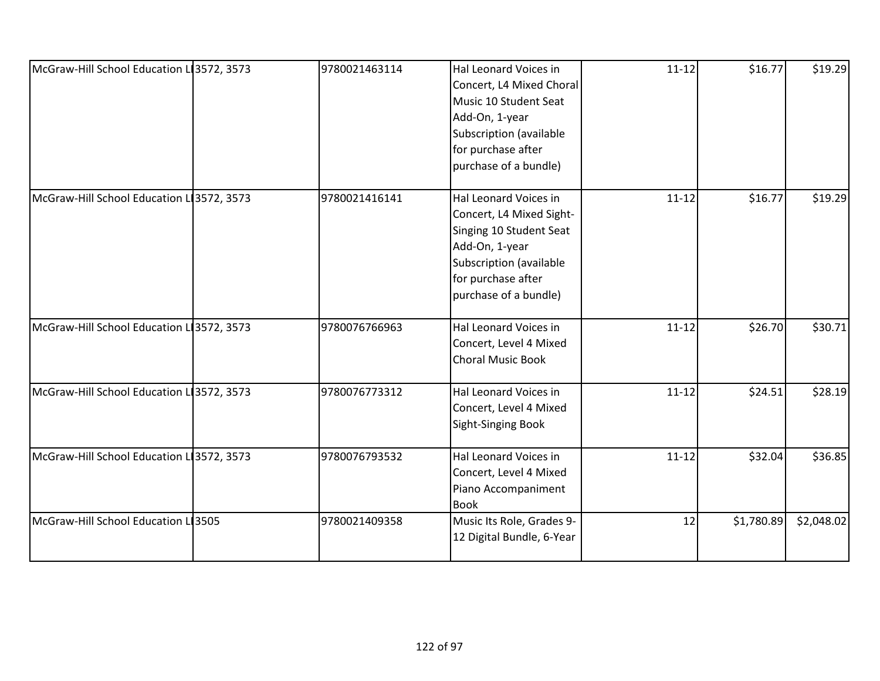| | | | | | | |
|---|---|---|---|---|---|---|
| McGraw-Hill School Education LI | 3572, 3573 | 9780021463114 | Hal Leonard Voices in Concert, L4 Mixed Choral Music 10 Student Seat Add-On, 1-year Subscription (available for purchase after purchase of a bundle) | 11-12 | $16.77 | $19.29 |
| McGraw-Hill School Education LI | 3572, 3573 | 9780021416141 | Hal Leonard Voices in Concert, L4 Mixed Sight-Singing 10 Student Seat Add-On, 1-year Subscription (available for purchase after purchase of a bundle) | 11-12 | $16.77 | $19.29 |
| McGraw-Hill School Education LI | 3572, 3573 | 9780076766963 | Hal Leonard Voices in Concert, Level 4 Mixed Choral Music Book | 11-12 | $26.70 | $30.71 |
| McGraw-Hill School Education LI | 3572, 3573 | 9780076773312 | Hal Leonard Voices in Concert, Level 4 Mixed Sight-Singing Book | 11-12 | $24.51 | $28.19 |
| McGraw-Hill School Education LI | 3572, 3573 | 9780076793532 | Hal Leonard Voices in Concert, Level 4 Mixed Piano Accompaniment Book | 11-12 | $32.04 | $36.85 |
| McGraw-Hill School Education LI | 3505 | 9780021409358 | Music Its Role, Grades 9-12 Digital Bundle, 6-Year | 12 | $1,780.89 | $2,048.02 |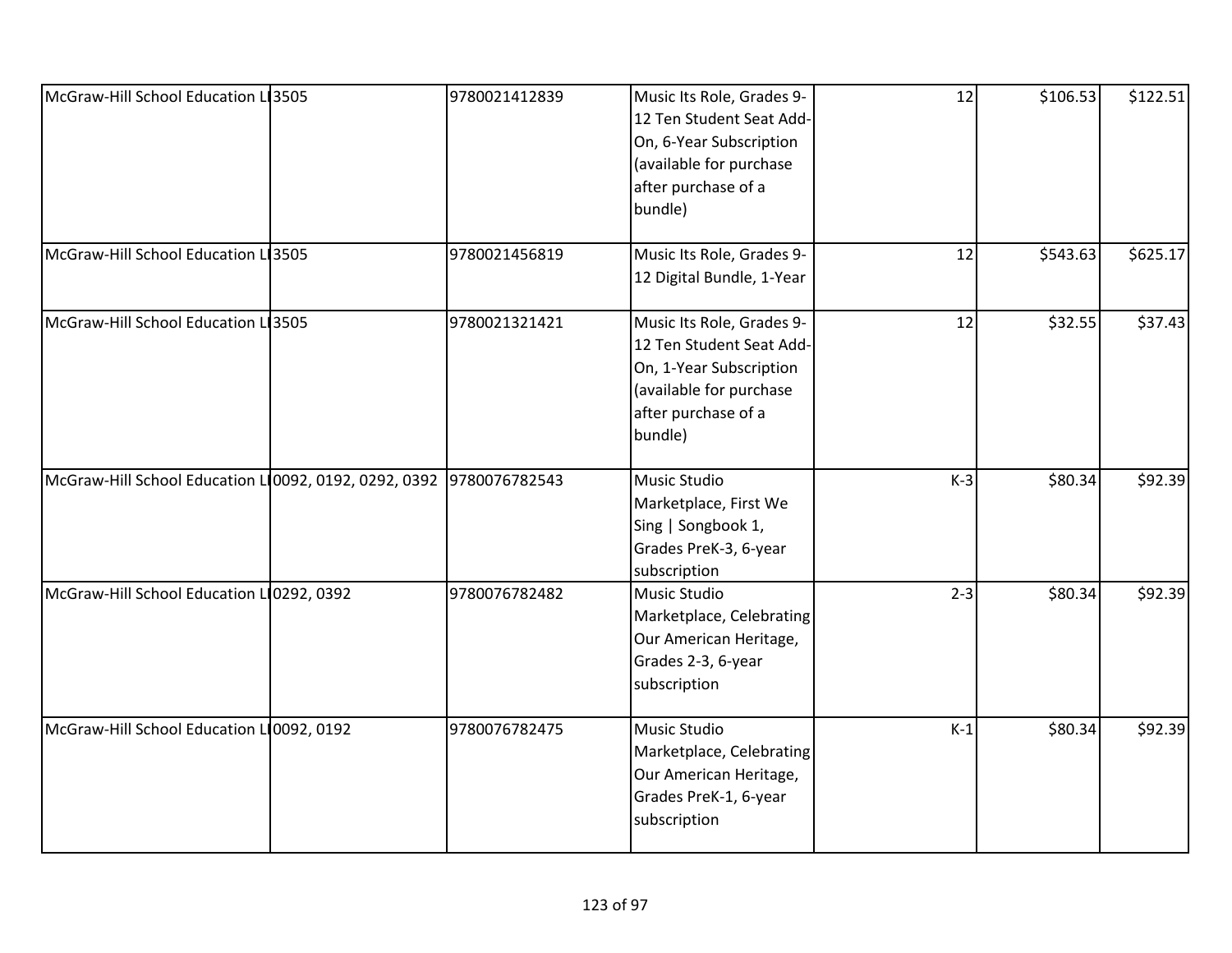| | | | | | | |
|---|---|---|---|---|---|---|
| McGraw-Hill School Education LL | 3505 | 9780021412839 | Music Its Role, Grades 9-12 Ten Student Seat Add-On, 6-Year Subscription (available for purchase after purchase of a bundle) | 12 | $106.53 | $122.51 |
| McGraw-Hill School Education LL | 3505 | 9780021456819 | Music Its Role, Grades 9-12 Digital Bundle, 1-Year | 12 | $543.63 | $625.17 |
| McGraw-Hill School Education LL | 3505 | 9780021321421 | Music Its Role, Grades 9-12 Ten Student Seat Add-On, 1-Year Subscription (available for purchase after purchase of a bundle) | 12 | $32.55 | $37.43 |
| McGraw-Hill School Education LL | 0092, 0192, 0292, 0392 | 9780076782543 | Music Studio Marketplace, First We Sing \| Songbook 1, Grades PreK-3, 6-year subscription | K-3 | $80.34 | $92.39 |
| McGraw-Hill School Education LL | 0292, 0392 | 9780076782482 | Music Studio Marketplace, Celebrating Our American Heritage, Grades 2-3, 6-year subscription | 2-3 | $80.34 | $92.39 |
| McGraw-Hill School Education LL | 0092, 0192 | 9780076782475 | Music Studio Marketplace, Celebrating Our American Heritage, Grades PreK-1, 6-year subscription | K-1 | $80.34 | $92.39 |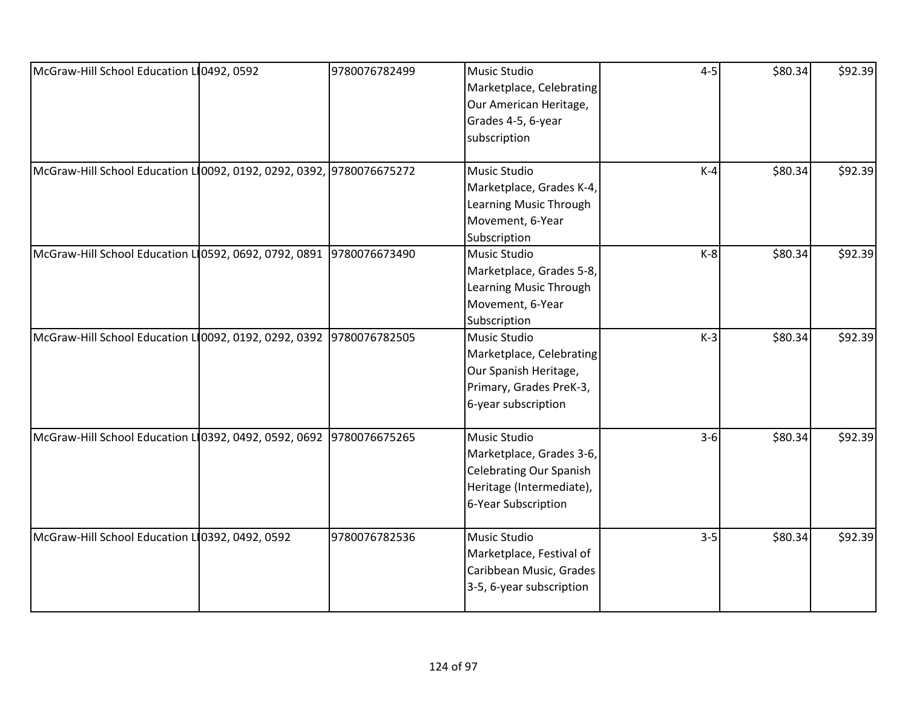| | | | | | | |
|---|---|---|---|---|---|---|
| McGraw-Hill School Education LI | 0492, 0592 | 9780076782499 | Music Studio Marketplace, Celebrating Our American Heritage, Grades 4-5, 6-year subscription | 4-5 | $80.34 | $92.39 |
| McGraw-Hill School Education LI | 0092, 0192, 0292, 0392, | 9780076675272 | Music Studio Marketplace, Grades K-4, Learning Music Through Movement, 6-Year Subscription | K-4 | $80.34 | $92.39 |
| McGraw-Hill School Education LI | 0592, 0692, 0792, 0891 | 9780076673490 | Music Studio Marketplace, Grades 5-8, Learning Music Through Movement, 6-Year Subscription | K-8 | $80.34 | $92.39 |
| McGraw-Hill School Education LI | 0092, 0192, 0292, 0392 | 9780076782505 | Music Studio Marketplace, Celebrating Our Spanish Heritage, Primary, Grades PreK-3, 6-year subscription | K-3 | $80.34 | $92.39 |
| McGraw-Hill School Education LI | 0392, 0492, 0592, 0692 | 9780076675265 | Music Studio Marketplace, Grades 3-6, Celebrating Our Spanish Heritage (Intermediate), 6-Year Subscription | 3-6 | $80.34 | $92.39 |
| McGraw-Hill School Education LI | 0392, 0492, 0592 | 9780076782536 | Music Studio Marketplace, Festival of Caribbean Music, Grades 3-5, 6-year subscription | 3-5 | $80.34 | $92.39 |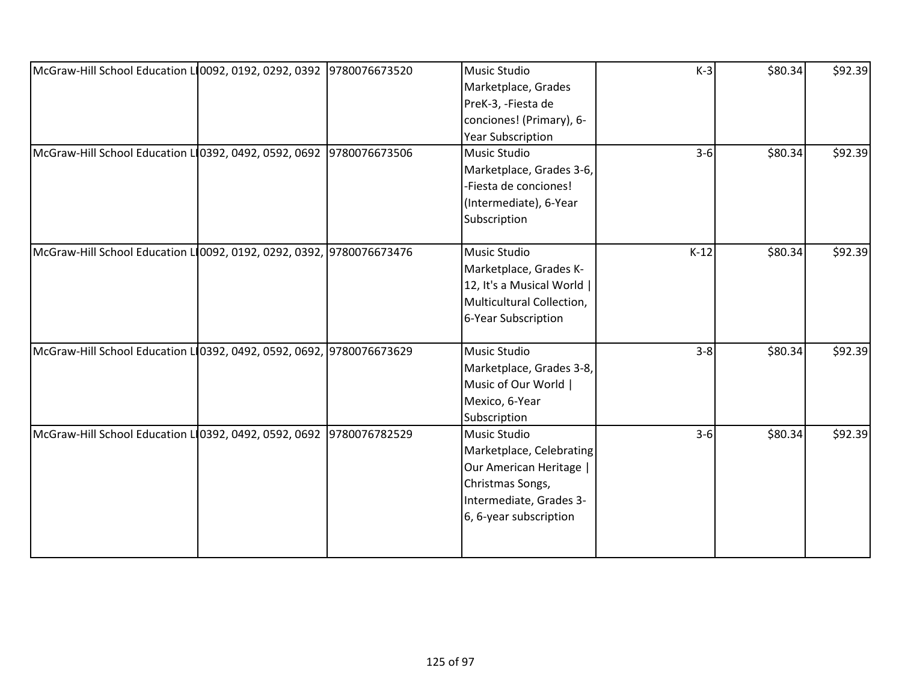| | | | | | | |
|---|---|---|---|---|---|---|
| McGraw-Hill School Education LI | 0092, 0192, 0292, 0392 | 9780076673520 | Music Studio Marketplace, Grades PreK-3, -Fiesta de conciones! (Primary), 6-Year Subscription | K-3 | $80.34 | $92.39 |
| McGraw-Hill School Education LI | 0392, 0492, 0592, 0692 | 9780076673506 | Music Studio Marketplace, Grades 3-6, -Fiesta de conciones! (Intermediate), 6-Year Subscription | 3-6 | $80.34 | $92.39 |
| McGraw-Hill School Education LI | 0092, 0192, 0292, 0392, | 9780076673476 | Music Studio Marketplace, Grades K-12, It's a Musical World \| Multicultural Collection, 6-Year Subscription | K-12 | $80.34 | $92.39 |
| McGraw-Hill School Education LI | 0392, 0492, 0592, 0692, | 9780076673629 | Music Studio Marketplace, Grades 3-8, Music of Our World \| Mexico, 6-Year Subscription | 3-8 | $80.34 | $92.39 |
| McGraw-Hill School Education LI | 0392, 0492, 0592, 0692 | 9780076782529 | Music Studio Marketplace, Celebrating Our American Heritage \| Christmas Songs, Intermediate, Grades 3-6, 6-year subscription | 3-6 | $80.34 | $92.39 |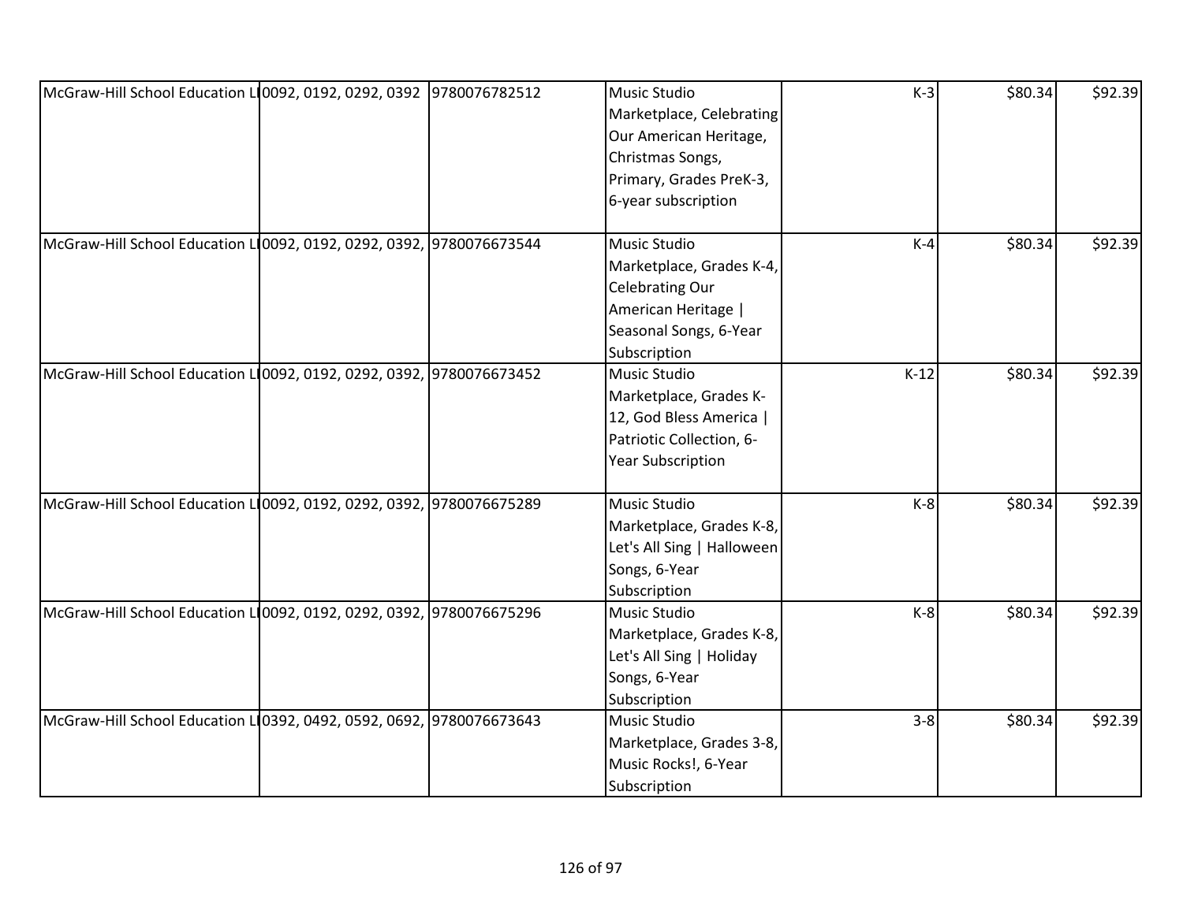| | | | | | | |
|---|---|---|---|---|---|---|
| McGraw-Hill School Education LL | 0092, 0192, 0292, 0392 | 9780076782512 | Music Studio Marketplace, Celebrating Our American Heritage, Christmas Songs, Primary, Grades PreK-3, 6-year subscription | K-3 | $80.34 | $92.39 |
| McGraw-Hill School Education LL | 0092, 0192, 0292, 0392, | 9780076673544 | Music Studio Marketplace, Grades K-4, Celebrating Our American Heritage \| Seasonal Songs, 6-Year Subscription | K-4 | $80.34 | $92.39 |
| McGraw-Hill School Education LL | 0092, 0192, 0292, 0392, | 9780076673452 | Music Studio Marketplace, Grades K-12, God Bless America \| Patriotic Collection, 6-Year Subscription | K-12 | $80.34 | $92.39 |
| McGraw-Hill School Education LL | 0092, 0192, 0292, 0392, | 9780076675289 | Music Studio Marketplace, Grades K-8, Let's All Sing \| Halloween Songs, 6-Year Subscription | K-8 | $80.34 | $92.39 |
| McGraw-Hill School Education LL | 0092, 0192, 0292, 0392, | 9780076675296 | Music Studio Marketplace, Grades K-8, Let's All Sing \| Holiday Songs, 6-Year Subscription | K-8 | $80.34 | $92.39 |
| McGraw-Hill School Education LL | 0392, 0492, 0592, 0692, | 9780076673643 | Music Studio Marketplace, Grades 3-8, Music Rocks!, 6-Year Subscription | 3-8 | $80.34 | $92.39 |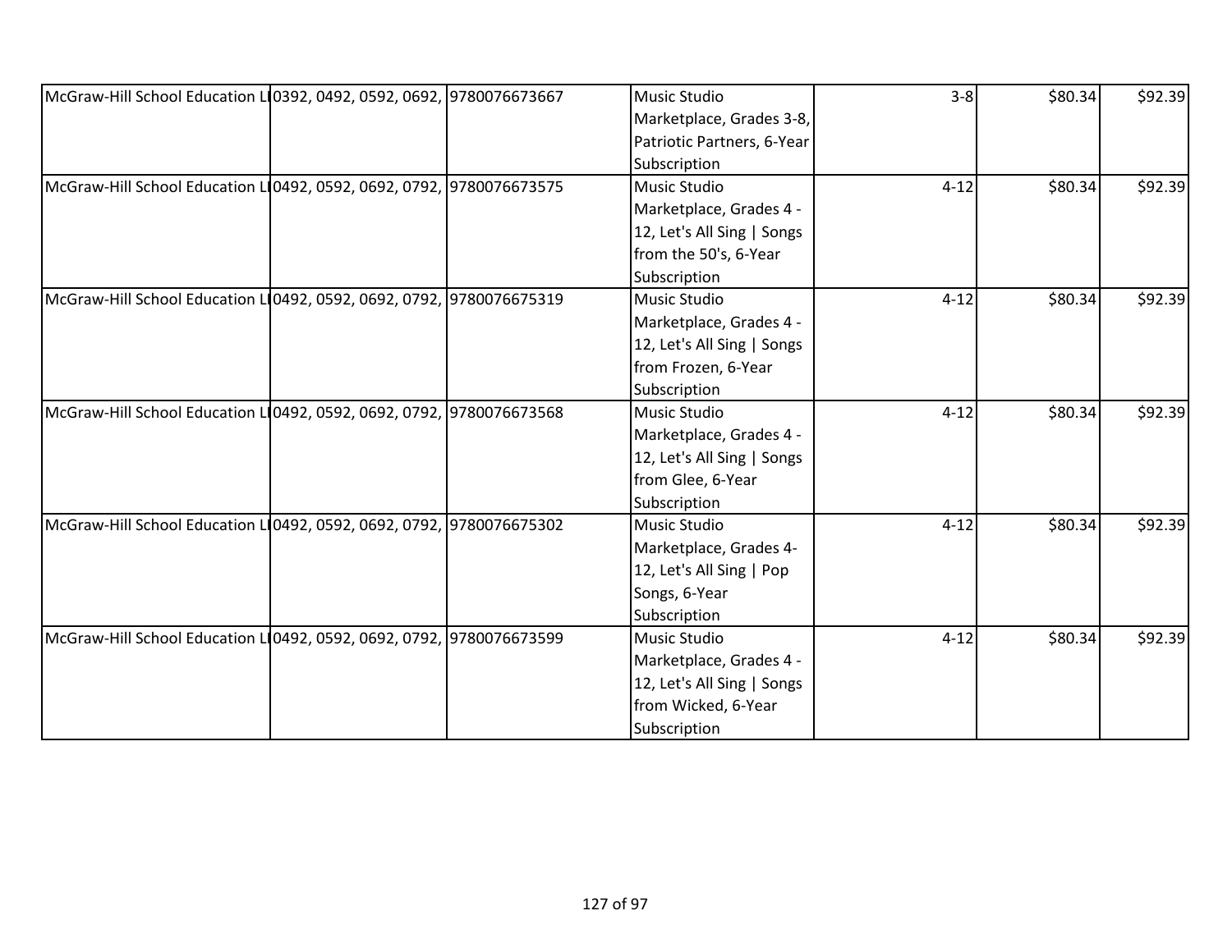| McGraw-Hill School Education LI | 0392, 0492, 0592, 0692, | 9780076673667 | Music Studio Marketplace, Grades 3-8, Patriotic Partners, 6-Year Subscription | 3-8 | $80.34 | $92.39 |
|---|---|---|---|---|---|---|
| McGraw-Hill School Education LI | 0492, 0592, 0692, 0792, | 9780076673575 | Music Studio Marketplace, Grades 4 - 12, Let's All Sing \| Songs from the 50's, 6-Year Subscription | 4-12 | $80.34 | $92.39 |
| McGraw-Hill School Education LI | 0492, 0592, 0692, 0792, | 9780076675319 | Music Studio Marketplace, Grades 4 - 12, Let's All Sing \| Songs from Frozen, 6-Year Subscription | 4-12 | $80.34 | $92.39 |
| McGraw-Hill School Education LI | 0492, 0592, 0692, 0792, | 9780076673568 | Music Studio Marketplace, Grades 4 - 12, Let's All Sing \| Songs from Glee, 6-Year Subscription | 4-12 | $80.34 | $92.39 |
| McGraw-Hill School Education LI | 0492, 0592, 0692, 0792, | 9780076675302 | Music Studio Marketplace, Grades 4- 12, Let's All Sing \| Pop Songs, 6-Year Subscription | 4-12 | $80.34 | $92.39 |
| McGraw-Hill School Education LI | 0492, 0592, 0692, 0792, | 9780076673599 | Music Studio Marketplace, Grades 4 - 12, Let's All Sing \| Songs from Wicked, 6-Year Subscription | 4-12 | $80.34 | $92.39 |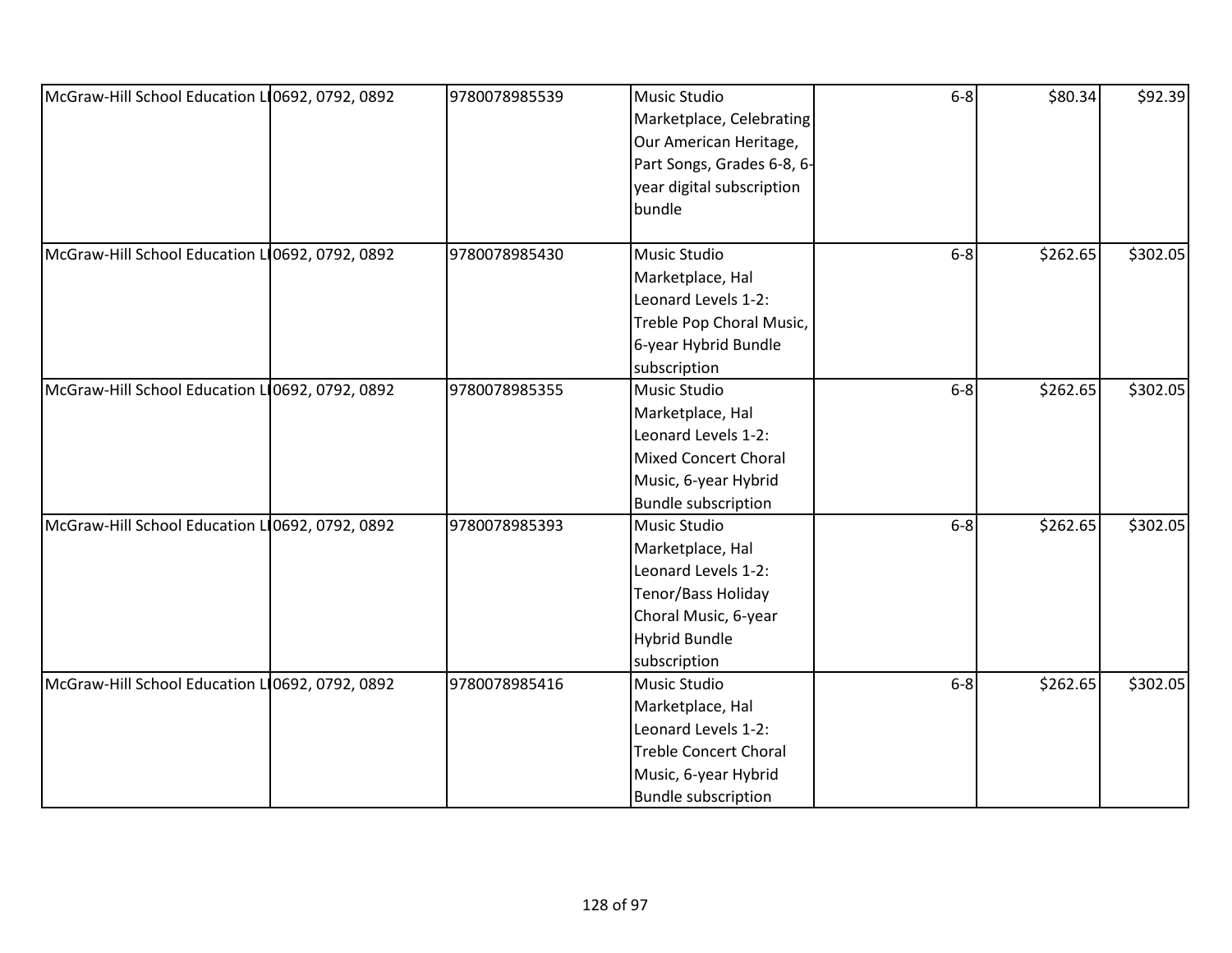| McGraw-Hill School Education LI | 0692, 0792, 0892 | 9780078985539 | Music Studio Marketplace, Celebrating Our American Heritage, Part Songs, Grades 6-8, 6-year digital subscription bundle | 6-8 | $80.34 | $92.39 |
|---|---|---|---|---|---|---|
| McGraw-Hill School Education LI | 0692, 0792, 0892 | 9780078985430 | Music Studio Marketplace, Hal Leonard Levels 1-2: Treble Pop Choral Music, 6-year Hybrid Bundle subscription | 6-8 | $262.65 | $302.05 |
| McGraw-Hill School Education LI | 0692, 0792, 0892 | 9780078985355 | Music Studio Marketplace, Hal Leonard Levels 1-2: Mixed Concert Choral Music, 6-year Hybrid Bundle subscription | 6-8 | $262.65 | $302.05 |
| McGraw-Hill School Education LI | 0692, 0792, 0892 | 9780078985393 | Music Studio Marketplace, Hal Leonard Levels 1-2: Tenor/Bass Holiday Choral Music, 6-year Hybrid Bundle subscription | 6-8 | $262.65 | $302.05 |
| McGraw-Hill School Education LI | 0692, 0792, 0892 | 9780078985416 | Music Studio Marketplace, Hal Leonard Levels 1-2: Treble Concert Choral Music, 6-year Hybrid Bundle subscription | 6-8 | $262.65 | $302.05 |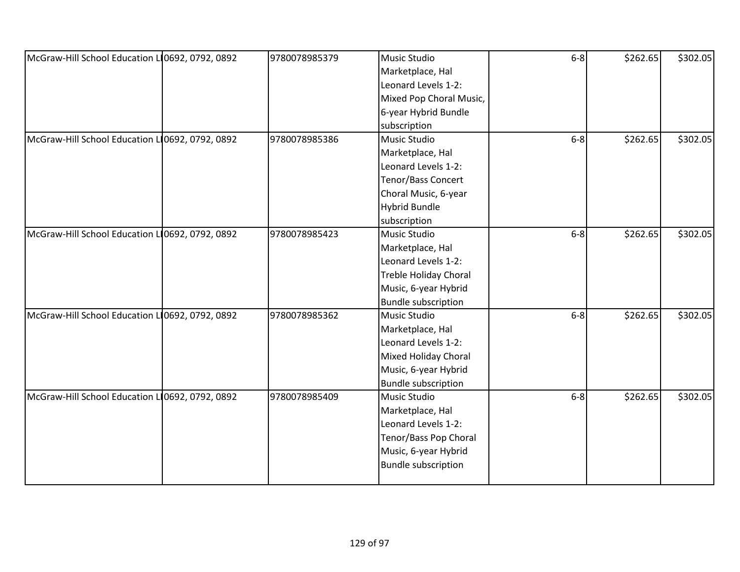| | | | | | | |
|---|---|---|---|---|---|---|
| McGraw-Hill School Education LI | 0692, 0792, 0892 | 9780078985379 | Music Studio Marketplace, Hal Leonard Levels 1-2: Mixed Pop Choral Music, 6-year Hybrid Bundle subscription | 6-8 | $262.65 | $302.05 |
| McGraw-Hill School Education LI | 0692, 0792, 0892 | 9780078985386 | Music Studio Marketplace, Hal Leonard Levels 1-2: Tenor/Bass Concert Choral Music, 6-year Hybrid Bundle subscription | 6-8 | $262.65 | $302.05 |
| McGraw-Hill School Education LI | 0692, 0792, 0892 | 9780078985423 | Music Studio Marketplace, Hal Leonard Levels 1-2: Treble Holiday Choral Music, 6-year Hybrid Bundle subscription | 6-8 | $262.65 | $302.05 |
| McGraw-Hill School Education LI | 0692, 0792, 0892 | 9780078985362 | Music Studio Marketplace, Hal Leonard Levels 1-2: Mixed Holiday Choral Music, 6-year Hybrid Bundle subscription | 6-8 | $262.65 | $302.05 |
| McGraw-Hill School Education LI | 0692, 0792, 0892 | 9780078985409 | Music Studio Marketplace, Hal Leonard Levels 1-2: Tenor/Bass Pop Choral Music, 6-year Hybrid Bundle subscription | 6-8 | $262.65 | $302.05 |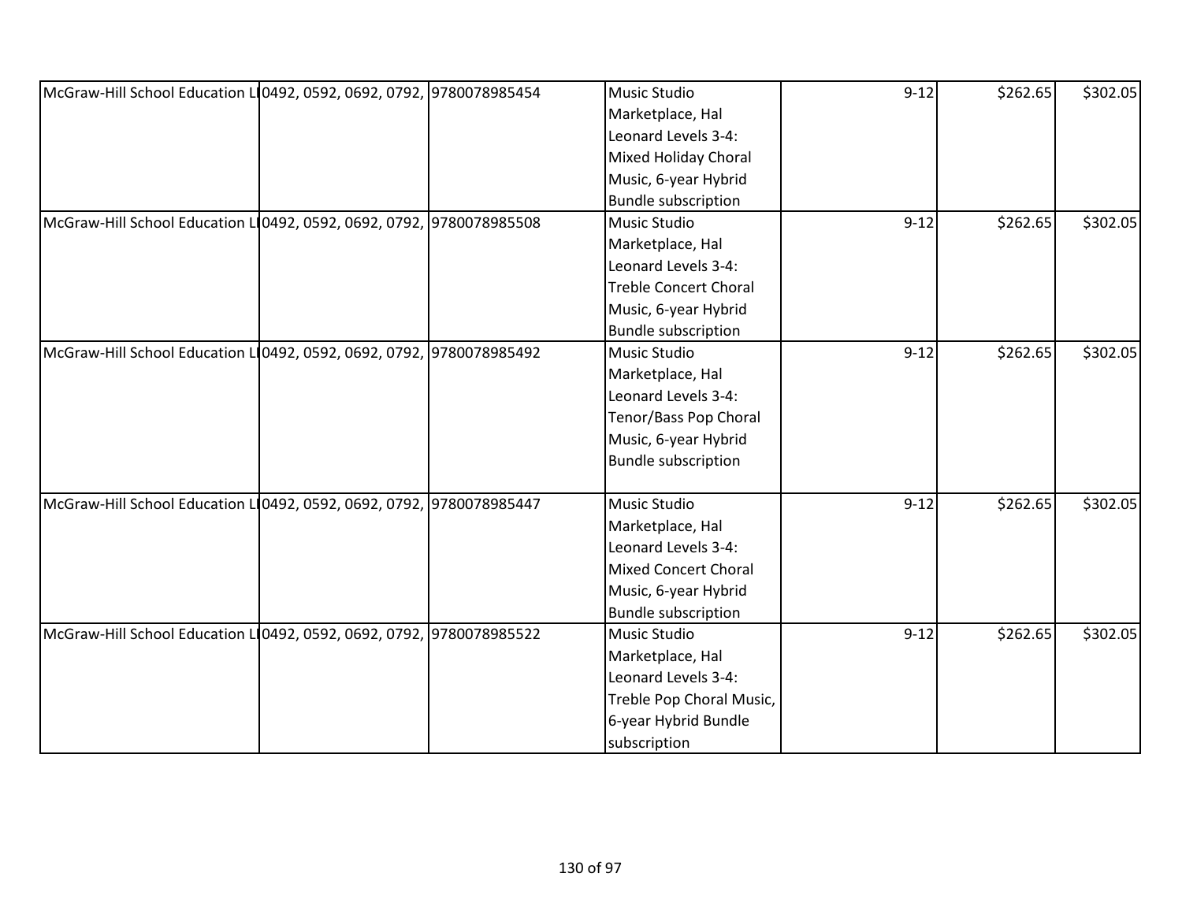| | | | | | | |
|---|---|---|---|---|---|---|
| McGraw-Hill School Education LI | 0492, 0592, 0692, 0792, | 9780078985454 | Music Studio Marketplace, Hal Leonard Levels 3-4: Mixed Holiday Choral Music, 6-year Hybrid Bundle subscription | 9-12 | $262.65 | $302.05 |
| McGraw-Hill School Education LI | 0492, 0592, 0692, 0792, | 9780078985508 | Music Studio Marketplace, Hal Leonard Levels 3-4: Treble Concert Choral Music, 6-year Hybrid Bundle subscription | 9-12 | $262.65 | $302.05 |
| McGraw-Hill School Education LI | 0492, 0592, 0692, 0792, | 9780078985492 | Music Studio Marketplace, Hal Leonard Levels 3-4: Tenor/Bass Pop Choral Music, 6-year Hybrid Bundle subscription | 9-12 | $262.65 | $302.05 |
| McGraw-Hill School Education LI | 0492, 0592, 0692, 0792, | 9780078985447 | Music Studio Marketplace, Hal Leonard Levels 3-4: Mixed Concert Choral Music, 6-year Hybrid Bundle subscription | 9-12 | $262.65 | $302.05 |
| McGraw-Hill School Education LI | 0492, 0592, 0692, 0792, | 9780078985522 | Music Studio Marketplace, Hal Leonard Levels 3-4: Treble Pop Choral Music, 6-year Hybrid Bundle subscription | 9-12 | $262.65 | $302.05 |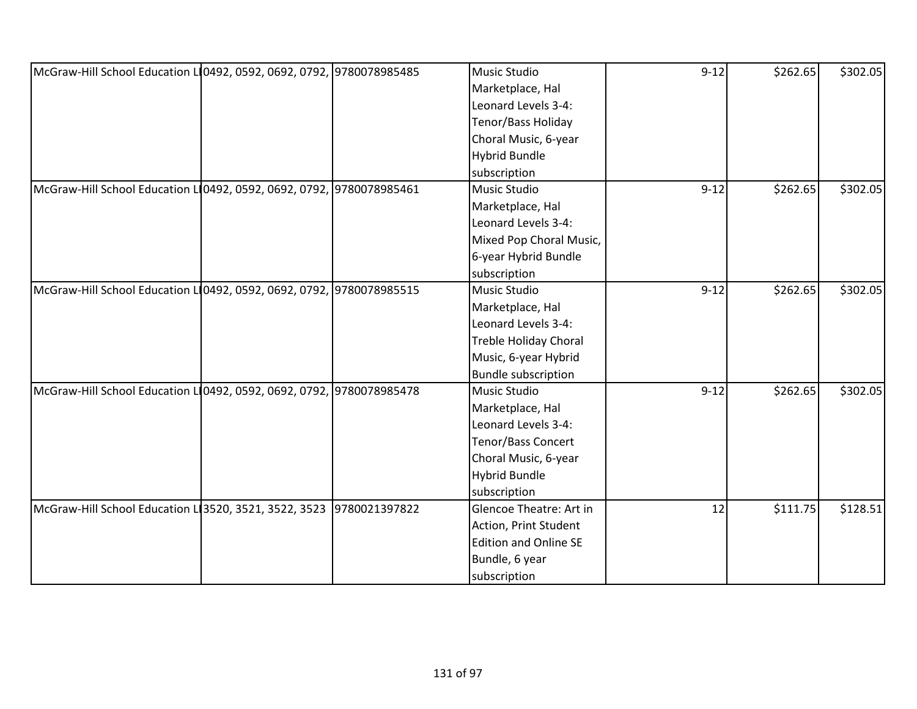| | | | | | | |
|---|---|---|---|---|---|---|
| McGraw-Hill School Education Ll | 0492, 0592, 0692, 0792, | 9780078985485 | Music Studio Marketplace, Hal Leonard Levels 3-4: Tenor/Bass Holiday Choral Music, 6-year Hybrid Bundle subscription | 9-12 | $262.65 | $302.05 |
| McGraw-Hill School Education Ll | 0492, 0592, 0692, 0792, | 9780078985461 | Music Studio Marketplace, Hal Leonard Levels 3-4: Mixed Pop Choral Music, 6-year Hybrid Bundle subscription | 9-12 | $262.65 | $302.05 |
| McGraw-Hill School Education Ll | 0492, 0592, 0692, 0792, | 9780078985515 | Music Studio Marketplace, Hal Leonard Levels 3-4: Treble Holiday Choral Music, 6-year Hybrid Bundle subscription | 9-12 | $262.65 | $302.05 |
| McGraw-Hill School Education Ll | 0492, 0592, 0692, 0792, | 9780078985478 | Music Studio Marketplace, Hal Leonard Levels 3-4: Tenor/Bass Concert Choral Music, 6-year Hybrid Bundle subscription | 9-12 | $262.65 | $302.05 |
| McGraw-Hill School Education Ll | 3520, 3521, 3522, 3523 | 9780021397822 | Glencoe Theatre: Art in Action, Print Student Edition and Online SE Bundle, 6 year subscription | 12 | $111.75 | $128.51 |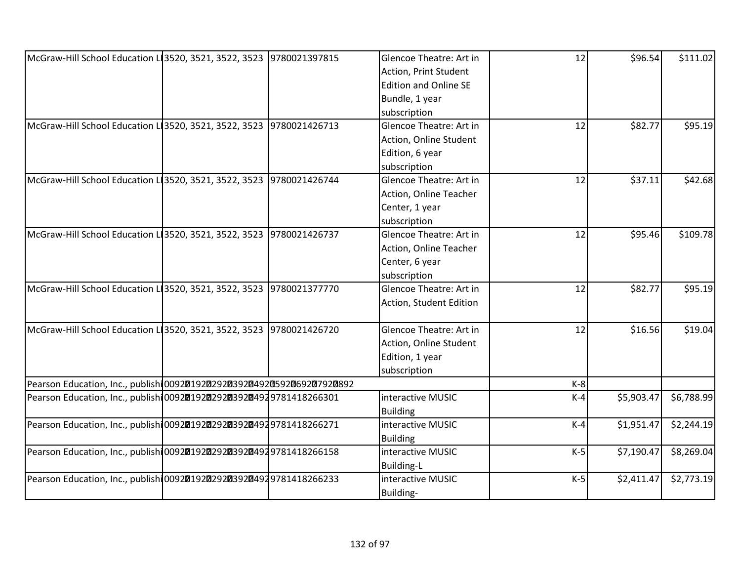| McGraw-Hill School Education LI | 3520, 3521, 3522, 3523 | 9780021397815 | Glencoe Theatre: Art in Action, Print Student Edition and Online SE Bundle, 1 year subscription | 12 | $96.54 | $111.02 |
|---|---|---|---|---|---|---|
| McGraw-Hill School Education LI | 3520, 3521, 3522, 3523 | 9780021426713 | Glencoe Theatre: Art in Action, Online Student Edition, 6 year subscription | 12 | $82.77 | $95.19 |
| McGraw-Hill School Education LI | 3520, 3521, 3522, 3523 | 9780021426744 | Glencoe Theatre: Art in Action, Online Teacher Center, 1 year subscription | 12 | $37.11 | $42.68 |
| McGraw-Hill School Education LI | 3520, 3521, 3522, 3523 | 9780021426737 | Glencoe Theatre: Art in Action, Online Teacher Center, 6 year subscription | 12 | $95.46 | $109.78 |
| McGraw-Hill School Education LI | 3520, 3521, 3522, 3523 | 9780021377770 | Glencoe Theatre: Art in Action, Student Edition | 12 | $82.77 | $95.19 |
| McGraw-Hill School Education LI | 3520, 3521, 3522, 3523 | 9780021426720 | Glencoe Theatre: Art in Action, Online Student Edition, 1 year subscription | 12 | $16.56 | $19.04 |
| Pearson Education, Inc., publishi | 0092019202920392049205920692079208920 | | | K-8 | | |
| Pearson Education, Inc., publishi | 00920192029203920492 | 9781418266301 | interactive MUSIC Building | K-4 | $5,903.47 | $6,788.99 |
| Pearson Education, Inc., publishi | 00920192029203920492 | 9781418266271 | interactive MUSIC Building | K-4 | $1,951.47 | $2,244.19 |
| Pearson Education, Inc., publishi | 00920192029203920492 | 9781418266158 | interactive MUSIC Building-L | K-5 | $7,190.47 | $8,269.04 |
| Pearson Education, Inc., publishi | 00920192029203920492 | 9781418266233 | interactive MUSIC Building- | K-5 | $2,411.47 | $2,773.19 |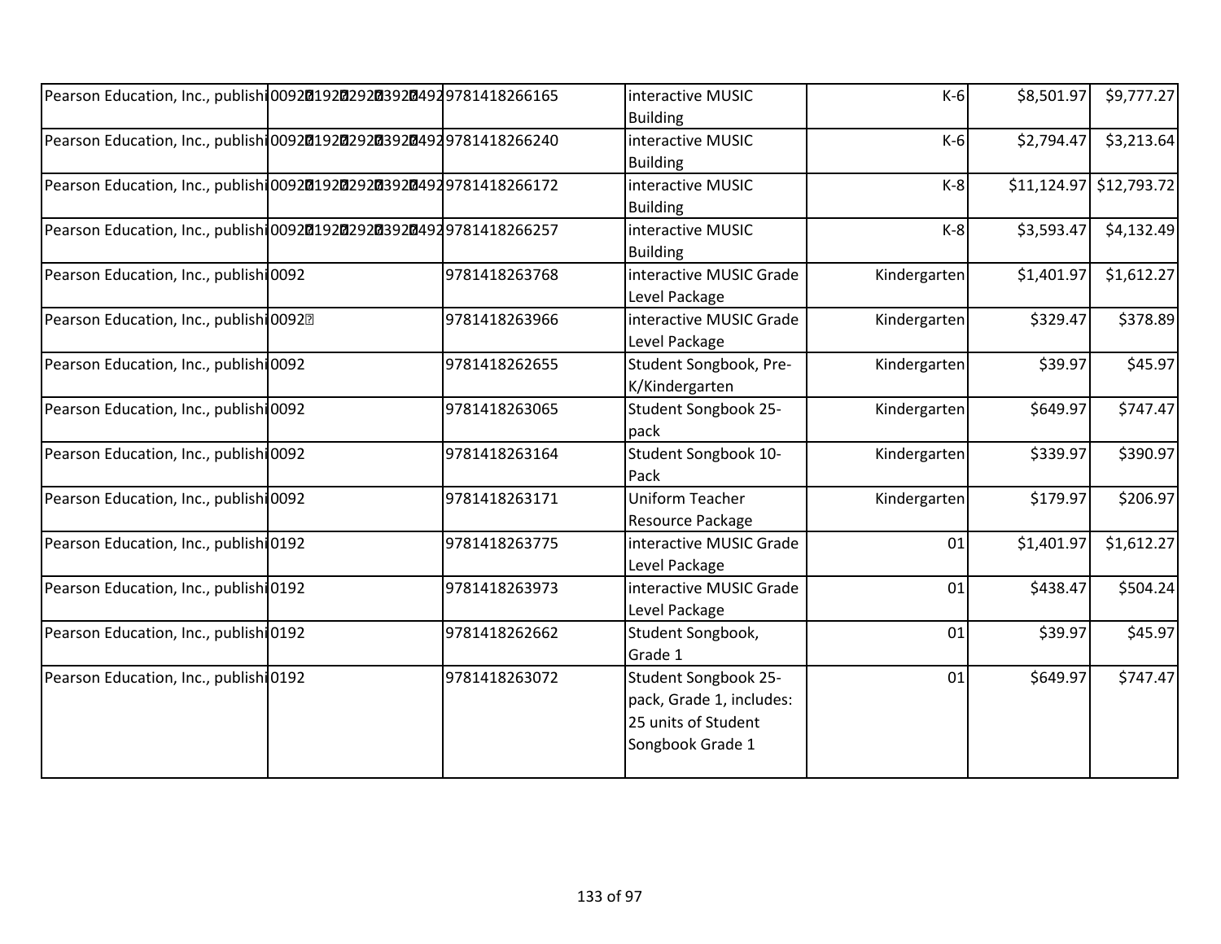| | | | | | | |
|---|---|---|---|---|---|---|
| Pearson Education, Inc., publishi | 0092?0192?0292?0392?0492 | 9781418266165 | interactive MUSIC Building | K-6 | $8,501.97 | $9,777.27 |
| Pearson Education, Inc., publishi | 0092?0192?0292?0392?0492 | 9781418266240 | interactive MUSIC Building | K-6 | $2,794.47 | $3,213.64 |
| Pearson Education, Inc., publishi | 0092?0192?0292?0392?0492 | 9781418266172 | interactive MUSIC Building | K-8 | $11,124.97 | $12,793.72 |
| Pearson Education, Inc., publishi | 0092?0192?0292?0392?0492 | 9781418266257 | interactive MUSIC Building | K-8 | $3,593.47 | $4,132.49 |
| Pearson Education, Inc., publishi | 0092 | 9781418263768 | interactive MUSIC Grade Level Package | Kindergarten | $1,401.97 | $1,612.27 |
| Pearson Education, Inc., publishi | 0092? | 9781418263966 | interactive MUSIC Grade Level Package | Kindergarten | $329.47 | $378.89 |
| Pearson Education, Inc., publishi | 0092 | 9781418262655 | Student Songbook, Pre-K/Kindergarten | Kindergarten | $39.97 | $45.97 |
| Pearson Education, Inc., publishi | 0092 | 9781418263065 | Student Songbook 25-pack | Kindergarten | $649.97 | $747.47 |
| Pearson Education, Inc., publishi | 0092 | 9781418263164 | Student Songbook 10-Pack | Kindergarten | $339.97 | $390.97 |
| Pearson Education, Inc., publishi | 0092 | 9781418263171 | Uniform Teacher Resource Package | Kindergarten | $179.97 | $206.97 |
| Pearson Education, Inc., publishi | 0192 | 9781418263775 | interactive MUSIC Grade Level Package | 01 | $1,401.97 | $1,612.27 |
| Pearson Education, Inc., publishi | 0192 | 9781418263973 | interactive MUSIC Grade Level Package | 01 | $438.47 | $504.24 |
| Pearson Education, Inc., publishi | 0192 | 9781418262662 | Student Songbook, Grade 1 | 01 | $39.97 | $45.97 |
| Pearson Education, Inc., publishi | 0192 | 9781418263072 | Student Songbook 25-pack, Grade 1, includes: 25 units of Student Songbook Grade 1 | 01 | $649.97 | $747.47 |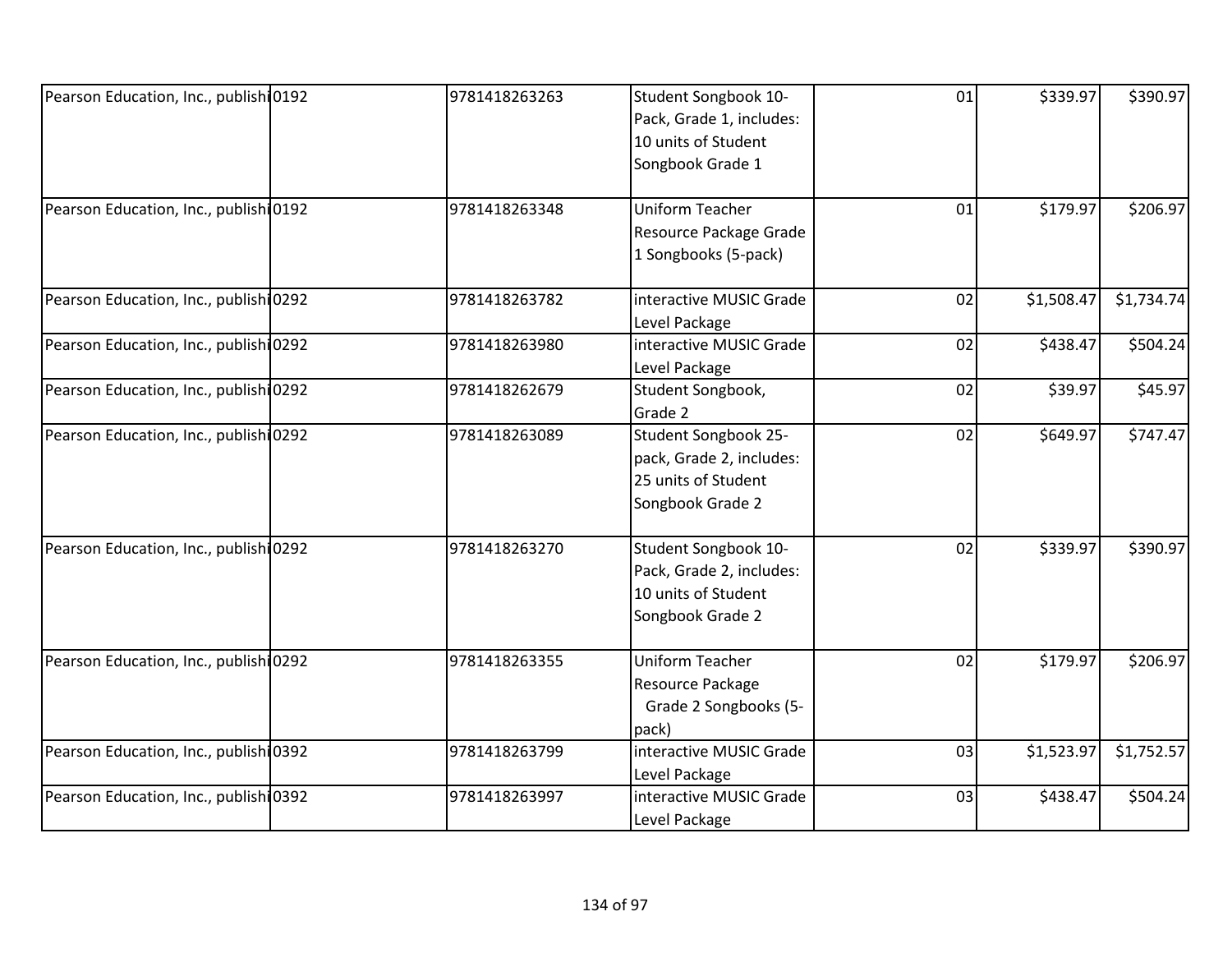| | | | | | | |
|---|---|---|---|---|---|---|
| Pearson Education, Inc., publishi | 0192 | 9781418263263 | Student Songbook 10-Pack, Grade 1, includes: 10 units of Student Songbook Grade 1 | 01 | $339.97 | $390.97 |
| Pearson Education, Inc., publishi | 0192 | 9781418263348 | Uniform Teacher Resource Package Grade 1 Songbooks (5-pack) | 01 | $179.97 | $206.97 |
| Pearson Education, Inc., publishi | 0292 | 9781418263782 | interactive MUSIC Grade Level Package | 02 | $1,508.47 | $1,734.74 |
| Pearson Education, Inc., publishi | 0292 | 9781418263980 | interactive MUSIC Grade Level Package | 02 | $438.47 | $504.24 |
| Pearson Education, Inc., publishi | 0292 | 9781418262679 | Student Songbook, Grade 2 | 02 | $39.97 | $45.97 |
| Pearson Education, Inc., publishi | 0292 | 9781418263089 | Student Songbook 25-pack, Grade 2, includes: 25 units of Student Songbook Grade 2 | 02 | $649.97 | $747.47 |
| Pearson Education, Inc., publishi | 0292 | 9781418263270 | Student Songbook 10-Pack, Grade 2, includes: 10 units of Student Songbook Grade 2 | 02 | $339.97 | $390.97 |
| Pearson Education, Inc., publishi | 0292 | 9781418263355 | Uniform Teacher Resource Package Grade 2 Songbooks (5-pack) | 02 | $179.97 | $206.97 |
| Pearson Education, Inc., publishi | 0392 | 9781418263799 | interactive MUSIC Grade Level Package | 03 | $1,523.97 | $1,752.57 |
| Pearson Education, Inc., publishi | 0392 | 9781418263997 | interactive MUSIC Grade Level Package | 03 | $438.47 | $504.24 |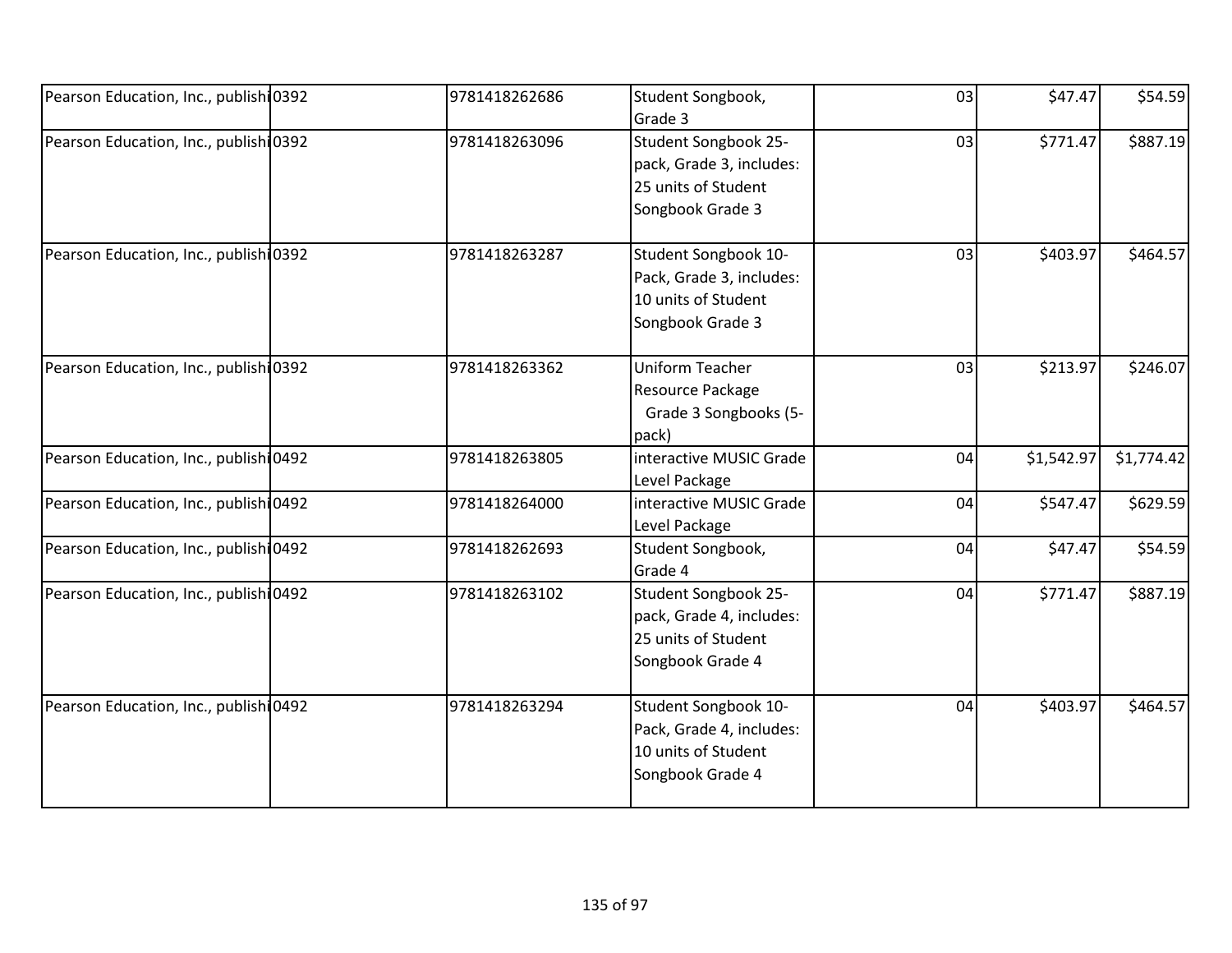| | | | | | | |
|---|---|---|---|---|---|---|
| Pearson Education, Inc., publishi | 0392 | 9781418262686 | Student Songbook, Grade 3 | 03 | $47.47 | $54.59 |
| Pearson Education, Inc., publishi | 0392 | 9781418263096 | Student Songbook 25-pack, Grade 3, includes: 25 units of Student Songbook Grade 3 | 03 | $771.47 | $887.19 |
| Pearson Education, Inc., publishi | 0392 | 9781418263287 | Student Songbook 10-Pack, Grade 3, includes: 10 units of Student Songbook Grade 3 | 03 | $403.97 | $464.57 |
| Pearson Education, Inc., publishi | 0392 | 9781418263362 | Uniform Teacher Resource Package Grade 3 Songbooks (5-pack) | 03 | $213.97 | $246.07 |
| Pearson Education, Inc., publishi | 0492 | 9781418263805 | interactive MUSIC Grade Level Package | 04 | $1,542.97 | $1,774.42 |
| Pearson Education, Inc., publishi | 0492 | 9781418264000 | interactive MUSIC Grade Level Package | 04 | $547.47 | $629.59 |
| Pearson Education, Inc., publishi | 0492 | 9781418262693 | Student Songbook, Grade 4 | 04 | $47.47 | $54.59 |
| Pearson Education, Inc., publishi | 0492 | 9781418263102 | Student Songbook 25-pack, Grade 4, includes: 25 units of Student Songbook Grade 4 | 04 | $771.47 | $887.19 |
| Pearson Education, Inc., publishi | 0492 | 9781418263294 | Student Songbook 10-Pack, Grade 4, includes: 10 units of Student Songbook Grade 4 | 04 | $403.97 | $464.57 |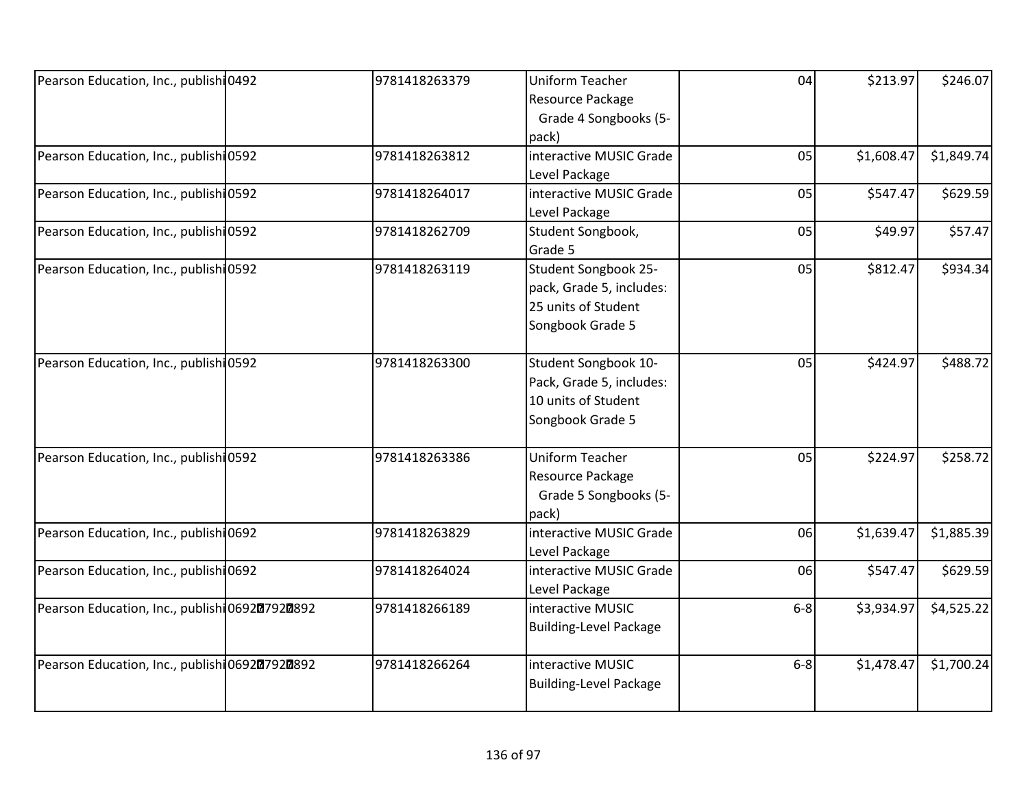| | | | | | | |
|---|---|---|---|---|---|---|
| Pearson Education, Inc., publishi | 0492 | 9781418263379 | Uniform Teacher Resource Package Grade 4 Songbooks (5-pack) | 04 | $213.97 | $246.07 |
| Pearson Education, Inc., publishi | 0592 | 9781418263812 | interactive MUSIC Grade Level Package | 05 | $1,608.47 | $1,849.74 |
| Pearson Education, Inc., publishi | 0592 | 9781418264017 | interactive MUSIC Grade Level Package | 05 | $547.47 | $629.59 |
| Pearson Education, Inc., publishi | 0592 | 9781418262709 | Student Songbook, Grade 5 | 05 | $49.97 | $57.47 |
| Pearson Education, Inc., publishi | 0592 | 9781418263119 | Student Songbook 25-pack, Grade 5, includes: 25 units of Student Songbook Grade 5 | 05 | $812.47 | $934.34 |
| Pearson Education, Inc., publishi | 0592 | 9781418263300 | Student Songbook 10-Pack, Grade 5, includes: 10 units of Student Songbook Grade 5 | 05 | $424.97 | $488.72 |
| Pearson Education, Inc., publishi | 0592 | 9781418263386 | Uniform Teacher Resource Package Grade 5 Songbooks (5-pack) | 05 | $224.97 | $258.72 |
| Pearson Education, Inc., publishi | 0692 | 9781418263829 | interactive MUSIC Grade Level Package | 06 | $1,639.47 | $1,885.39 |
| Pearson Education, Inc., publishi | 0692 | 9781418264024 | interactive MUSIC Grade Level Package | 06 | $547.47 | $629.59 |
| Pearson Education, Inc., publishi | 0692�0792�0892 | 9781418266189 | interactive MUSIC Building-Level Package | 6-8 | $3,934.97 | $4,525.22 |
| Pearson Education, Inc., publishi | 0692�0792�0892 | 9781418266264 | interactive MUSIC Building-Level Package | 6-8 | $1,478.47 | $1,700.24 |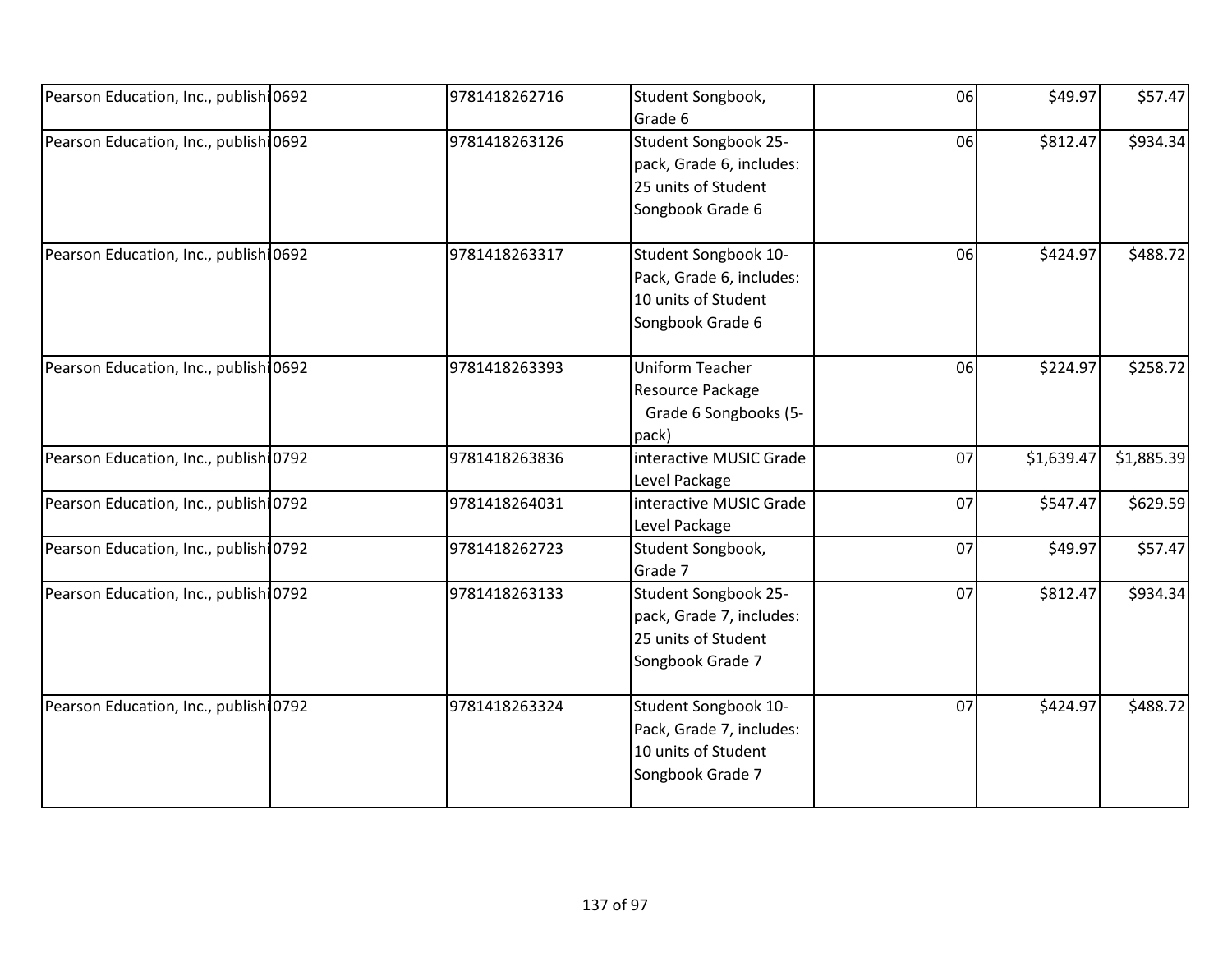| | | | | | | |
|---|---|---|---|---|---|---|
| Pearson Education, Inc., publishi | 0692 | 9781418262716 | Student Songbook, Grade 6 | 06 | $49.97 | $57.47 |
| Pearson Education, Inc., publishi | 0692 | 9781418263126 | Student Songbook 25-pack, Grade 6, includes: 25 units of Student Songbook Grade 6 | 06 | $812.47 | $934.34 |
| Pearson Education, Inc., publishi | 0692 | 9781418263317 | Student Songbook 10-Pack, Grade 6, includes: 10 units of Student Songbook Grade 6 | 06 | $424.97 | $488.72 |
| Pearson Education, Inc., publishi | 0692 | 9781418263393 | Uniform Teacher Resource Package Grade 6 Songbooks (5-pack) | 06 | $224.97 | $258.72 |
| Pearson Education, Inc., publishi | 0792 | 9781418263836 | interactive MUSIC Grade Level Package | 07 | $1,639.47 | $1,885.39 |
| Pearson Education, Inc., publishi | 0792 | 9781418264031 | interactive MUSIC Grade Level Package | 07 | $547.47 | $629.59 |
| Pearson Education, Inc., publishi | 0792 | 9781418262723 | Student Songbook, Grade 7 | 07 | $49.97 | $57.47 |
| Pearson Education, Inc., publishi | 0792 | 9781418263133 | Student Songbook 25-pack, Grade 7, includes: 25 units of Student Songbook Grade 7 | 07 | $812.47 | $934.34 |
| Pearson Education, Inc., publishi | 0792 | 9781418263324 | Student Songbook 10-Pack, Grade 7, includes: 10 units of Student Songbook Grade 7 | 07 | $424.97 | $488.72 |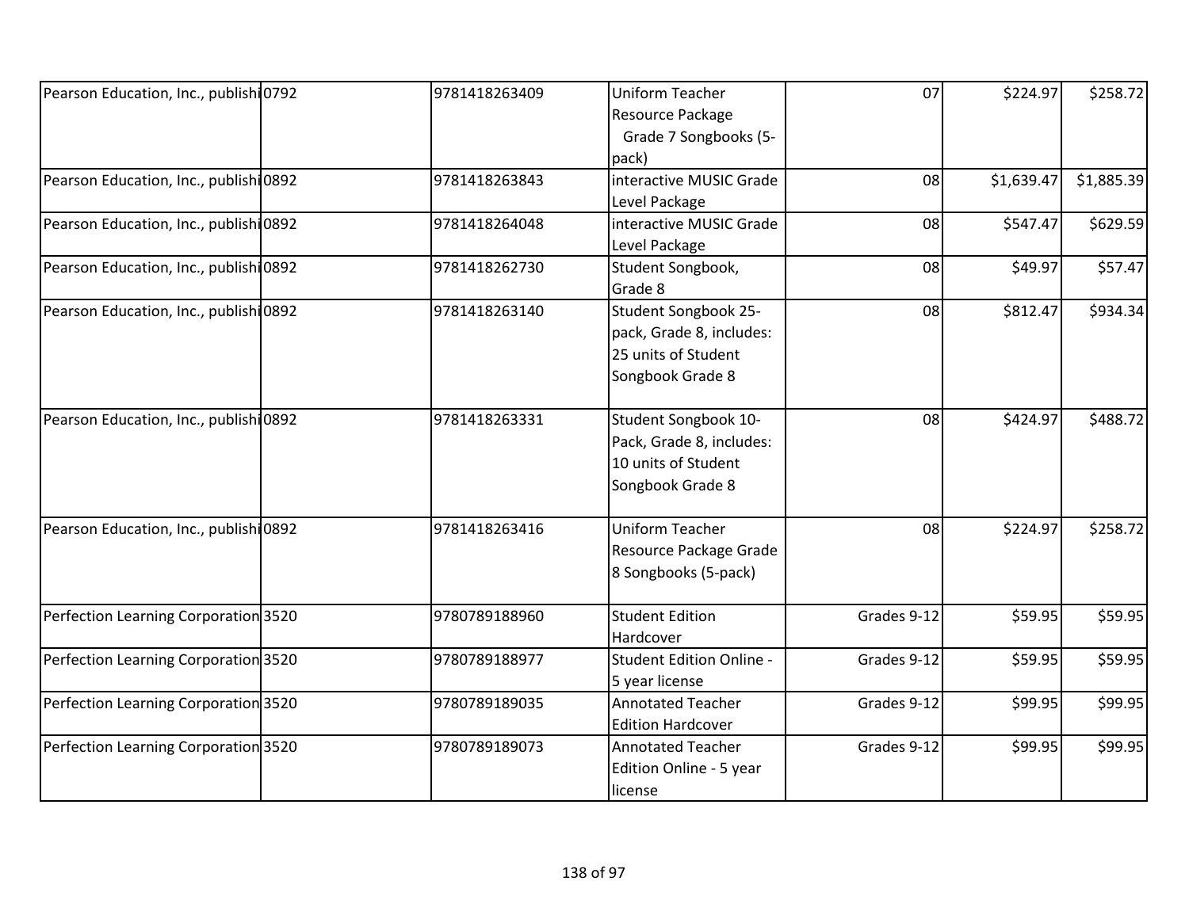| | | | | | | |
|---|---|---|---|---|---|---|
| Pearson Education, Inc., publishi | 0792 | 9781418263409 | Uniform Teacher Resource Package Grade 7 Songbooks (5-pack) | 07 | $224.97 | $258.72 |
| Pearson Education, Inc., publishi | 0892 | 9781418263843 | interactive MUSIC Grade Level Package | 08 | $1,639.47 | $1,885.39 |
| Pearson Education, Inc., publishi | 0892 | 9781418264048 | interactive MUSIC Grade Level Package | 08 | $547.47 | $629.59 |
| Pearson Education, Inc., publishi | 0892 | 9781418262730 | Student Songbook, Grade 8 | 08 | $49.97 | $57.47 |
| Pearson Education, Inc., publishi | 0892 | 9781418263140 | Student Songbook 25-pack, Grade 8, includes: 25 units of Student Songbook Grade 8 | 08 | $812.47 | $934.34 |
| Pearson Education, Inc., publishi | 0892 | 9781418263331 | Student Songbook 10-Pack, Grade 8, includes: 10 units of Student Songbook Grade 8 | 08 | $424.97 | $488.72 |
| Pearson Education, Inc., publishi | 0892 | 9781418263416 | Uniform Teacher Resource Package Grade 8 Songbooks (5-pack) | 08 | $224.97 | $258.72 |
| Perfection Learning Corporation | 3520 | 9780789188960 | Student Edition Hardcover | Grades 9-12 | $59.95 | $59.95 |
| Perfection Learning Corporation | 3520 | 9780789188977 | Student Edition Online - 5 year license | Grades 9-12 | $59.95 | $59.95 |
| Perfection Learning Corporation | 3520 | 9780789189035 | Annotated Teacher Edition Hardcover | Grades 9-12 | $99.95 | $99.95 |
| Perfection Learning Corporation | 3520 | 9780789189073 | Annotated Teacher Edition Online - 5 year license | Grades 9-12 | $99.95 | $99.95 |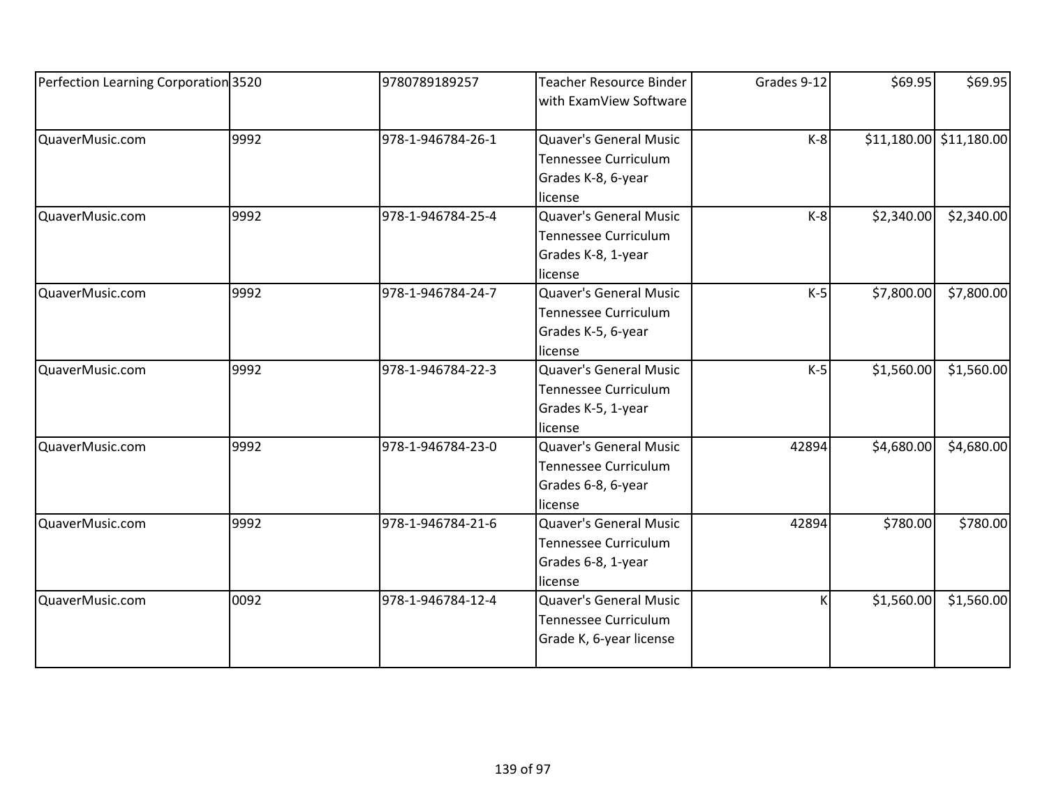| | | | | | | |
|---|---|---|---|---|---|---|
| Perfection Learning Corporation | 3520 | 9780789189257 | Teacher Resource Binder with ExamView Software | Grades 9-12 | $69.95 | $69.95 |
| QuaverMusic.com | 9992 | 978-1-946784-26-1 | Quaver's General Music Tennessee Curriculum Grades K-8, 6-year license | K-8 | $11,180.00 | $11,180.00 |
| QuaverMusic.com | 9992 | 978-1-946784-25-4 | Quaver's General Music Tennessee Curriculum Grades K-8, 1-year license | K-8 | $2,340.00 | $2,340.00 |
| QuaverMusic.com | 9992 | 978-1-946784-24-7 | Quaver's General Music Tennessee Curriculum Grades K-5, 6-year license | K-5 | $7,800.00 | $7,800.00 |
| QuaverMusic.com | 9992 | 978-1-946784-22-3 | Quaver's General Music Tennessee Curriculum Grades K-5, 1-year license | K-5 | $1,560.00 | $1,560.00 |
| QuaverMusic.com | 9992 | 978-1-946784-23-0 | Quaver's General Music Tennessee Curriculum Grades 6-8, 6-year license | 42894 | $4,680.00 | $4,680.00 |
| QuaverMusic.com | 9992 | 978-1-946784-21-6 | Quaver's General Music Tennessee Curriculum Grades 6-8, 1-year license | 42894 | $780.00 | $780.00 |
| QuaverMusic.com | 0092 | 978-1-946784-12-4 | Quaver's General Music Tennessee Curriculum Grade K, 6-year license | K | $1,560.00 | $1,560.00 |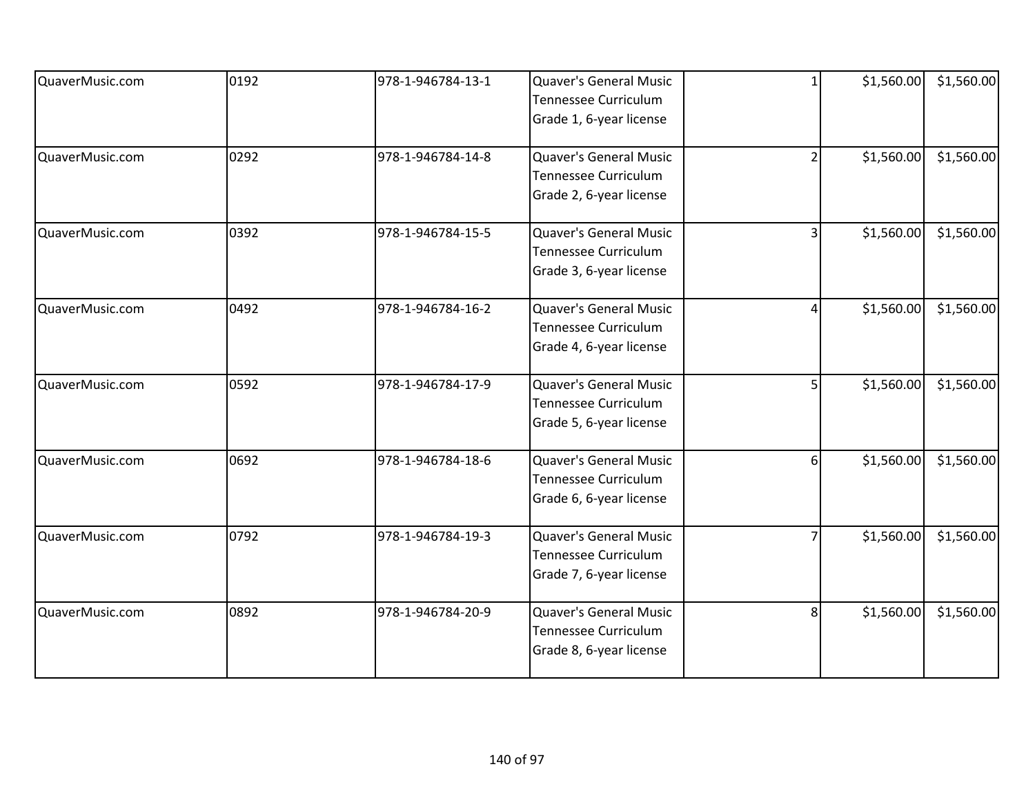| | | | | | | |
|---|---|---|---|---|---|---|
| QuaverMusic.com | 0192 | 978-1-946784-13-1 | Quaver's General Music Tennessee Curriculum Grade 1, 6-year license | 1 | $1,560.00 | $1,560.00 |
| QuaverMusic.com | 0292 | 978-1-946784-14-8 | Quaver's General Music Tennessee Curriculum Grade 2, 6-year license | 2 | $1,560.00 | $1,560.00 |
| QuaverMusic.com | 0392 | 978-1-946784-15-5 | Quaver's General Music Tennessee Curriculum Grade 3, 6-year license | 3 | $1,560.00 | $1,560.00 |
| QuaverMusic.com | 0492 | 978-1-946784-16-2 | Quaver's General Music Tennessee Curriculum Grade 4, 6-year license | 4 | $1,560.00 | $1,560.00 |
| QuaverMusic.com | 0592 | 978-1-946784-17-9 | Quaver's General Music Tennessee Curriculum Grade 5, 6-year license | 5 | $1,560.00 | $1,560.00 |
| QuaverMusic.com | 0692 | 978-1-946784-18-6 | Quaver's General Music Tennessee Curriculum Grade 6, 6-year license | 6 | $1,560.00 | $1,560.00 |
| QuaverMusic.com | 0792 | 978-1-946784-19-3 | Quaver's General Music Tennessee Curriculum Grade 7, 6-year license | 7 | $1,560.00 | $1,560.00 |
| QuaverMusic.com | 0892 | 978-1-946784-20-9 | Quaver's General Music Tennessee Curriculum Grade 8, 6-year license | 8 | $1,560.00 | $1,560.00 |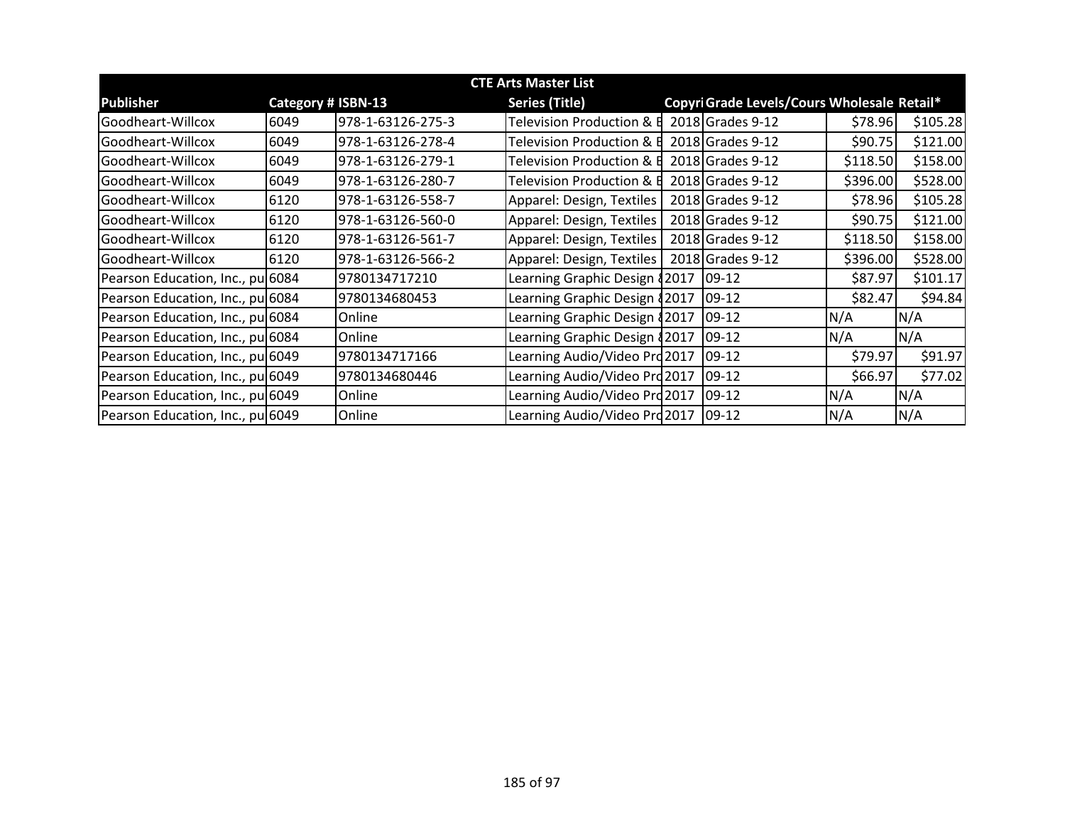| CTE Arts Master List | | | | | | | |
|---|---|---|---|---|---|---|---|
| **Publisher** | **Category #** | **ISBN-13** | **Series (Title)** | **Copyri** | **Grade Levels/Cours** | **Wholesale** | **Retail*** |
| Goodheart-Willcox | 6049 | 978-1-63126-275-3 | Television Production & E | 2018 | Grades 9-12 | $78.96 | $105.28 |
| Goodheart-Willcox | 6049 | 978-1-63126-278-4 | Television Production & E | 2018 | Grades 9-12 | $90.75 | $121.00 |
| Goodheart-Willcox | 6049 | 978-1-63126-279-1 | Television Production & E | 2018 | Grades 9-12 | $118.50 | $158.00 |
| Goodheart-Willcox | 6049 | 978-1-63126-280-7 | Television Production & E | 2018 | Grades 9-12 | $396.00 | $528.00 |
| Goodheart-Willcox | 6120 | 978-1-63126-558-7 | Apparel: Design, Textiles | 2018 | Grades 9-12 | $78.96 | $105.28 |
| Goodheart-Willcox | 6120 | 978-1-63126-560-0 | Apparel: Design, Textiles | 2018 | Grades 9-12 | $90.75 | $121.00 |
| Goodheart-Willcox | 6120 | 978-1-63126-561-7 | Apparel: Design, Textiles | 2018 | Grades 9-12 | $118.50 | $158.00 |
| Goodheart-Willcox | 6120 | 978-1-63126-566-2 | Apparel: Design, Textiles | 2018 | Grades 9-12 | $396.00 | $528.00 |
| Pearson Education, Inc., pu | 6084 | 9780134717210 | Learning Graphic Design & | 2017 | 09-12 | $87.97 | $101.17 |
| Pearson Education, Inc., pu | 6084 | 9780134680453 | Learning Graphic Design & | 2017 | 09-12 | $82.47 | $94.84 |
| Pearson Education, Inc., pu | 6084 | Online | Learning Graphic Design & | 2017 | 09-12 | N/A | N/A |
| Pearson Education, Inc., pu | 6084 | Online | Learning Graphic Design & | 2017 | 09-12 | N/A | N/A |
| Pearson Education, Inc., pu | 6049 | 9780134717166 | Learning Audio/Video Pro | 2017 | 09-12 | $79.97 | $91.97 |
| Pearson Education, Inc., pu | 6049 | 9780134680446 | Learning Audio/Video Pro | 2017 | 09-12 | $66.97 | $77.02 |
| Pearson Education, Inc., pu | 6049 | Online | Learning Audio/Video Pro | 2017 | 09-12 | N/A | N/A |
| Pearson Education, Inc., pu | 6049 | Online | Learning Audio/Video Pro | 2017 | 09-12 | N/A | N/A |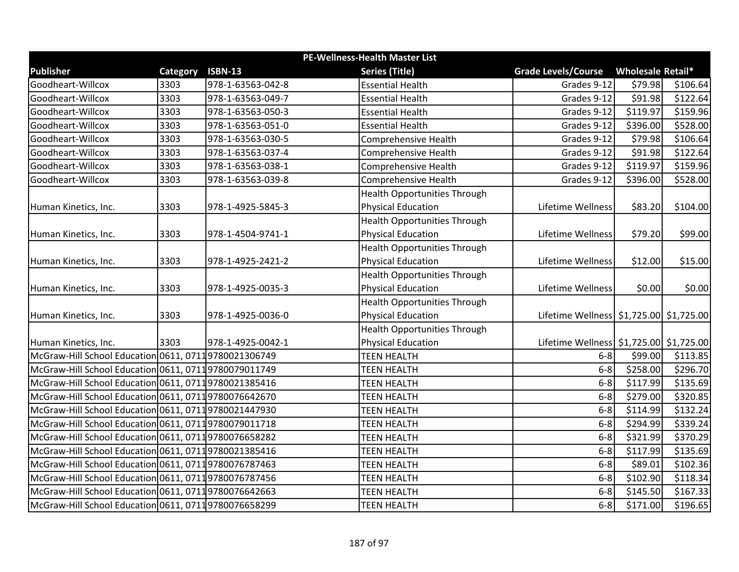| PE-Wellness-Health Master List | | | | | | |
|---|---|---|---|---|---|---|
| **Publisher** | **Category** | **ISBN-13** | **Series (Title)** | **Grade Levels/Course** | **Wholesale** | **Retail*** |
| Goodheart-Willcox | 3303 | 978-1-63563-042-8 | Essential Health | Grades 9-12 | $79.98 | $106.64 |
| Goodheart-Willcox | 3303 | 978-1-63563-049-7 | Essential Health | Grades 9-12 | $91.98 | $122.64 |
| Goodheart-Willcox | 3303 | 978-1-63563-050-3 | Essential Health | Grades 9-12 | $119.97 | $159.96 |
| Goodheart-Willcox | 3303 | 978-1-63563-051-0 | Essential Health | Grades 9-12 | $396.00 | $528.00 |
| Goodheart-Willcox | 3303 | 978-1-63563-030-5 | Comprehensive Health | Grades 9-12 | $79.98 | $106.64 |
| Goodheart-Willcox | 3303 | 978-1-63563-037-4 | Comprehensive Health | Grades 9-12 | $91.98 | $122.64 |
| Goodheart-Willcox | 3303 | 978-1-63563-038-1 | Comprehensive Health | Grades 9-12 | $119.97 | $159.96 |
| Goodheart-Willcox | 3303 | 978-1-63563-039-8 | Comprehensive Health | Grades 9-12 | $396.00 | $528.00 |
| Human Kinetics, Inc. | 3303 | 978-1-4925-5845-3 | Health Opportunities Through Physical Education | Lifetime Wellness | $83.20 | $104.00 |
| Human Kinetics, Inc. | 3303 | 978-1-4504-9741-1 | Health Opportunities Through Physical Education | Lifetime Wellness | $79.20 | $99.00 |
| Human Kinetics, Inc. | 3303 | 978-1-4925-2421-2 | Health Opportunities Through Physical Education | Lifetime Wellness | $12.00 | $15.00 |
| Human Kinetics, Inc. | 3303 | 978-1-4925-0035-3 | Health Opportunities Through Physical Education | Lifetime Wellness | $0.00 | $0.00 |
| Human Kinetics, Inc. | 3303 | 978-1-4925-0036-0 | Health Opportunities Through Physical Education | Lifetime Wellness | $1,725.00 | $1,725.00 |
| Human Kinetics, Inc. | 3303 | 978-1-4925-0042-1 | Health Opportunities Through Physical Education | Lifetime Wellness | $1,725.00 | $1,725.00 |
| McGraw-Hill School Education | 0611, 0711 | 9780021306749 | TEEN HEALTH | 6-8 | $99.00 | $113.85 |
| McGraw-Hill School Education | 0611, 0711 | 9780079011749 | TEEN HEALTH | 6-8 | $258.00 | $296.70 |
| McGraw-Hill School Education | 0611, 0711 | 9780021385416 | TEEN HEALTH | 6-8 | $117.99 | $135.69 |
| McGraw-Hill School Education | 0611, 0711 | 9780076642670 | TEEN HEALTH | 6-8 | $279.00 | $320.85 |
| McGraw-Hill School Education | 0611, 0711 | 9780021447930 | TEEN HEALTH | 6-8 | $114.99 | $132.24 |
| McGraw-Hill School Education | 0611, 0711 | 9780079011718 | TEEN HEALTH | 6-8 | $294.99 | $339.24 |
| McGraw-Hill School Education | 0611, 0711 | 9780076658282 | TEEN HEALTH | 6-8 | $321.99 | $370.29 |
| McGraw-Hill School Education | 0611, 0711 | 9780021385416 | TEEN HEALTH | 6-8 | $117.99 | $135.69 |
| McGraw-Hill School Education | 0611, 0711 | 9780076787463 | TEEN HEALTH | 6-8 | $89.01 | $102.36 |
| McGraw-Hill School Education | 0611, 0711 | 9780076787456 | TEEN HEALTH | 6-8 | $102.90 | $118.34 |
| McGraw-Hill School Education | 0611, 0711 | 9780076642663 | TEEN HEALTH | 6-8 | $145.50 | $167.33 |
| McGraw-Hill School Education | 0611, 0711 | 9780076658299 | TEEN HEALTH | 6-8 | $171.00 | $196.65 |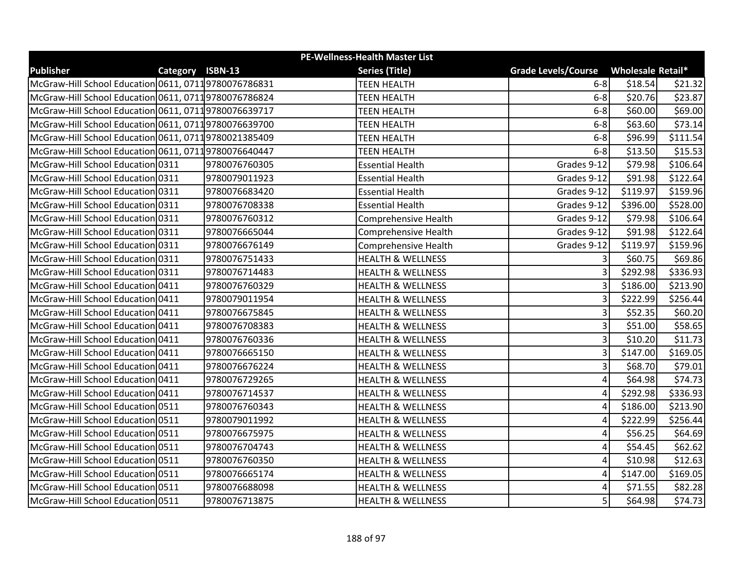| PE-Wellness-Health Master List | | | | | | |
|---|---|---|---|---|---|---|
| **Publisher** | **Category** | **ISBN-13** | **Series (Title)** | **Grade Levels/Course** | **Wholesale** | **Retail*** |
| McGraw-Hill School Education | 0611, 0711 | 9780076786831 | TEEN HEALTH | 6-8 | $18.54 | $21.32 |
| McGraw-Hill School Education | 0611, 0711 | 9780076786824 | TEEN HEALTH | 6-8 | $20.76 | $23.87 |
| McGraw-Hill School Education | 0611, 0711 | 9780076639717 | TEEN HEALTH | 6-8 | $60.00 | $69.00 |
| McGraw-Hill School Education | 0611, 0711 | 9780076639700 | TEEN HEALTH | 6-8 | $63.60 | $73.14 |
| McGraw-Hill School Education | 0611, 0711 | 9780021385409 | TEEN HEALTH | 6-8 | $96.99 | $111.54 |
| McGraw-Hill School Education | 0611, 0711 | 9780076640447 | TEEN HEALTH | 6-8 | $13.50 | $15.53 |
| McGraw-Hill School Education | 0311 | 9780076760305 | Essential Health | Grades 9-12 | $79.98 | $106.64 |
| McGraw-Hill School Education | 0311 | 9780079011923 | Essential Health | Grades 9-12 | $91.98 | $122.64 |
| McGraw-Hill School Education | 0311 | 9780076683420 | Essential Health | Grades 9-12 | $119.97 | $159.96 |
| McGraw-Hill School Education | 0311 | 9780076708338 | Essential Health | Grades 9-12 | $396.00 | $528.00 |
| McGraw-Hill School Education | 0311 | 9780076760312 | Comprehensive Health | Grades 9-12 | $79.98 | $106.64 |
| McGraw-Hill School Education | 0311 | 9780076665044 | Comprehensive Health | Grades 9-12 | $91.98 | $122.64 |
| McGraw-Hill School Education | 0311 | 9780076676149 | Comprehensive Health | Grades 9-12 | $119.97 | $159.96 |
| McGraw-Hill School Education | 0311 | 9780076751433 | HEALTH & WELLNESS | 3 | $60.75 | $69.86 |
| McGraw-Hill School Education | 0311 | 9780076714483 | HEALTH & WELLNESS | 3 | $292.98 | $336.93 |
| McGraw-Hill School Education | 0411 | 9780076760329 | HEALTH & WELLNESS | 3 | $186.00 | $213.90 |
| McGraw-Hill School Education | 0411 | 9780079011954 | HEALTH & WELLNESS | 3 | $222.99 | $256.44 |
| McGraw-Hill School Education | 0411 | 9780076675845 | HEALTH & WELLNESS | 3 | $52.35 | $60.20 |
| McGraw-Hill School Education | 0411 | 9780076708383 | HEALTH & WELLNESS | 3 | $51.00 | $58.65 |
| McGraw-Hill School Education | 0411 | 9780076760336 | HEALTH & WELLNESS | 3 | $10.20 | $11.73 |
| McGraw-Hill School Education | 0411 | 9780076665150 | HEALTH & WELLNESS | 3 | $147.00 | $169.05 |
| McGraw-Hill School Education | 0411 | 9780076676224 | HEALTH & WELLNESS | 3 | $68.70 | $79.01 |
| McGraw-Hill School Education | 0411 | 9780076729265 | HEALTH & WELLNESS | 4 | $64.98 | $74.73 |
| McGraw-Hill School Education | 0411 | 9780076714537 | HEALTH & WELLNESS | 4 | $292.98 | $336.93 |
| McGraw-Hill School Education | 0511 | 9780076760343 | HEALTH & WELLNESS | 4 | $186.00 | $213.90 |
| McGraw-Hill School Education | 0511 | 9780079011992 | HEALTH & WELLNESS | 4 | $222.99 | $256.44 |
| McGraw-Hill School Education | 0511 | 9780076675975 | HEALTH & WELLNESS | 4 | $56.25 | $64.69 |
| McGraw-Hill School Education | 0511 | 9780076704743 | HEALTH & WELLNESS | 4 | $54.45 | $62.62 |
| McGraw-Hill School Education | 0511 | 9780076760350 | HEALTH & WELLNESS | 4 | $10.98 | $12.63 |
| McGraw-Hill School Education | 0511 | 9780076665174 | HEALTH & WELLNESS | 4 | $147.00 | $169.05 |
| McGraw-Hill School Education | 0511 | 9780076688098 | HEALTH & WELLNESS | 4 | $71.55 | $82.28 |
| McGraw-Hill School Education | 0511 | 9780076713875 | HEALTH & WELLNESS | 5 | $64.98 | $74.73 |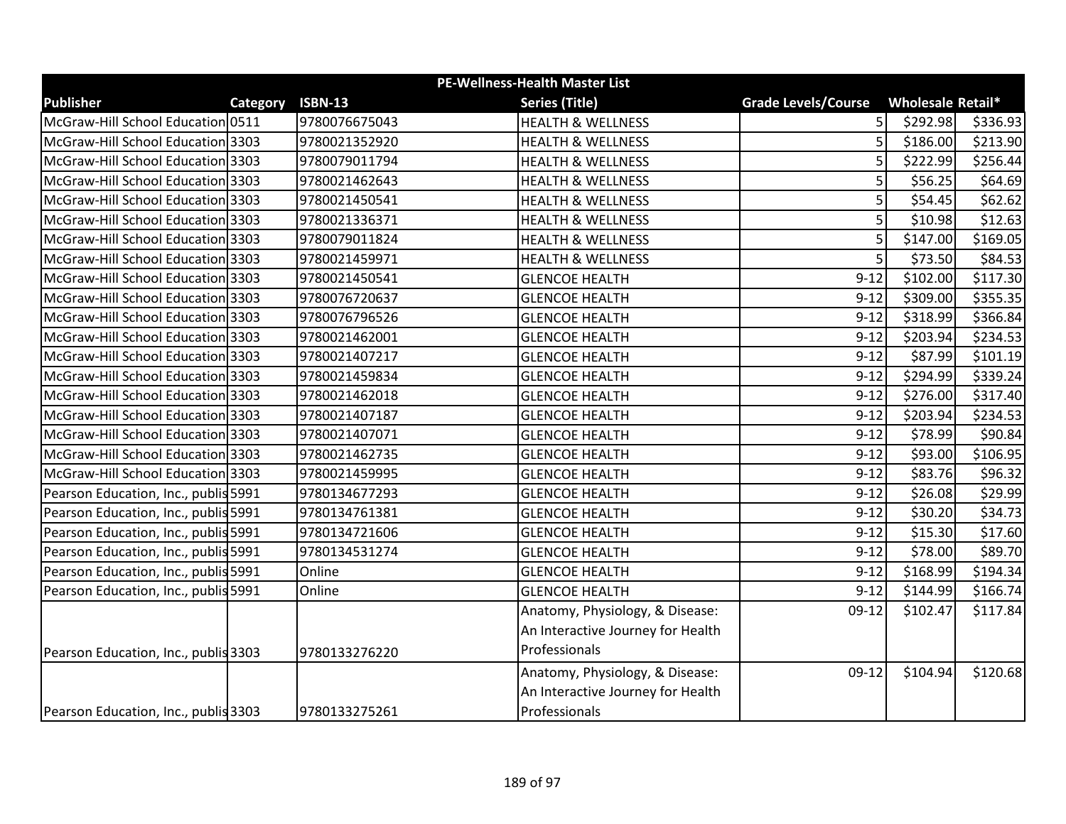| PE-Wellness-Health Master List | | | | | | |
|---|---|---|---|---|---|---|
| **Publisher** | **Category** | **ISBN-13** | **Series (Title)** | **Grade Levels/Course** | **Wholesale** | **Retail*** |
| McGraw-Hill School Education | 0511 | 9780076675043 | HEALTH & WELLNESS | 5 | $292.98 | $336.93 |
| McGraw-Hill School Education | 3303 | 9780021352920 | HEALTH & WELLNESS | 5 | $186.00 | $213.90 |
| McGraw-Hill School Education | 3303 | 9780079011794 | HEALTH & WELLNESS | 5 | $222.99 | $256.44 |
| McGraw-Hill School Education | 3303 | 9780021462643 | HEALTH & WELLNESS | 5 | $56.25 | $64.69 |
| McGraw-Hill School Education | 3303 | 9780021450541 | HEALTH & WELLNESS | 5 | $54.45 | $62.62 |
| McGraw-Hill School Education | 3303 | 9780021336371 | HEALTH & WELLNESS | 5 | $10.98 | $12.63 |
| McGraw-Hill School Education | 3303 | 9780079011824 | HEALTH & WELLNESS | 5 | $147.00 | $169.05 |
| McGraw-Hill School Education | 3303 | 9780021459971 | HEALTH & WELLNESS | 5 | $73.50 | $84.53 |
| McGraw-Hill School Education | 3303 | 9780021450541 | GLENCOE HEALTH | 9-12 | $102.00 | $117.30 |
| McGraw-Hill School Education | 3303 | 9780076720637 | GLENCOE HEALTH | 9-12 | $309.00 | $355.35 |
| McGraw-Hill School Education | 3303 | 9780076796526 | GLENCOE HEALTH | 9-12 | $318.99 | $366.84 |
| McGraw-Hill School Education | 3303 | 9780021462001 | GLENCOE HEALTH | 9-12 | $203.94 | $234.53 |
| McGraw-Hill School Education | 3303 | 9780021407217 | GLENCOE HEALTH | 9-12 | $87.99 | $101.19 |
| McGraw-Hill School Education | 3303 | 9780021459834 | GLENCOE HEALTH | 9-12 | $294.99 | $339.24 |
| McGraw-Hill School Education | 3303 | 9780021462018 | GLENCOE HEALTH | 9-12 | $276.00 | $317.40 |
| McGraw-Hill School Education | 3303 | 9780021407187 | GLENCOE HEALTH | 9-12 | $203.94 | $234.53 |
| McGraw-Hill School Education | 3303 | 9780021407071 | GLENCOE HEALTH | 9-12 | $78.99 | $90.84 |
| McGraw-Hill School Education | 3303 | 9780021462735 | GLENCOE HEALTH | 9-12 | $93.00 | $106.95 |
| McGraw-Hill School Education | 3303 | 9780021459995 | GLENCOE HEALTH | 9-12 | $83.76 | $96.32 |
| Pearson Education, Inc., publis | 5991 | 9780134677293 | GLENCOE HEALTH | 9-12 | $26.08 | $29.99 |
| Pearson Education, Inc., publis | 5991 | 9780134761381 | GLENCOE HEALTH | 9-12 | $30.20 | $34.73 |
| Pearson Education, Inc., publis | 5991 | 9780134721606 | GLENCOE HEALTH | 9-12 | $15.30 | $17.60 |
| Pearson Education, Inc., publis | 5991 | 9780134531274 | GLENCOE HEALTH | 9-12 | $78.00 | $89.70 |
| Pearson Education, Inc., publis | 5991 | Online | GLENCOE HEALTH | 9-12 | $168.99 | $194.34 |
| Pearson Education, Inc., publis | 5991 | Online | GLENCOE HEALTH | 9-12 | $144.99 | $166.74 |
| Pearson Education, Inc., publis | 3303 | 9780133276220 | Anatomy, Physiology, & Disease: An Interactive Journey for Health Professionals | 09-12 | $102.47 | $117.84 |
| Pearson Education, Inc., publis | 3303 | 9780133275261 | Anatomy, Physiology, & Disease: An Interactive Journey for Health Professionals | 09-12 | $104.94 | $120.68 |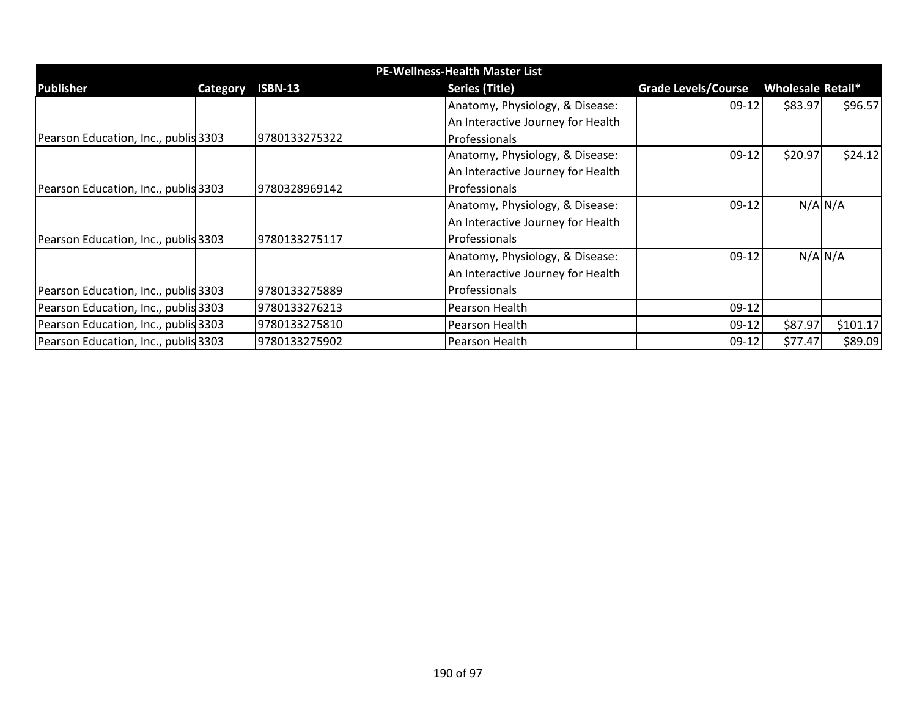| PE-Wellness-Health Master List | | | | | | |
|---|---|---|---|---|---|---|
| **Publisher** | **Category** | **ISBN-13** | **Series (Title)** | **Grade Levels/Course** | **Wholesale** | **Retail*** |
| Pearson Education, Inc., publis | 3303 | 9780133275322 | Anatomy, Physiology, & Disease: An Interactive Journey for Health Professionals | 09-12 | $83.97 | $96.57 |
| Pearson Education, Inc., publis | 3303 | 9780328969142 | Anatomy, Physiology, & Disease: An Interactive Journey for Health Professionals | 09-12 | $20.97 | $24.12 |
| Pearson Education, Inc., publis | 3303 | 9780133275117 | Anatomy, Physiology, & Disease: An Interactive Journey for Health Professionals | 09-12 | N/A | N/A |
| Pearson Education, Inc., publis | 3303 | 9780133275889 | Anatomy, Physiology, & Disease: An Interactive Journey for Health Professionals | 09-12 | N/A | N/A |
| Pearson Education, Inc., publis | 3303 | 9780133276213 | Pearson Health | 09-12 | | |
| Pearson Education, Inc., publis | 3303 | 9780133275810 | Pearson Health | 09-12 | $87.97 | $101.17 |
| Pearson Education, Inc., publis | 3303 | 9780133275902 | Pearson Health | 09-12 | $77.47 | $89.09 |